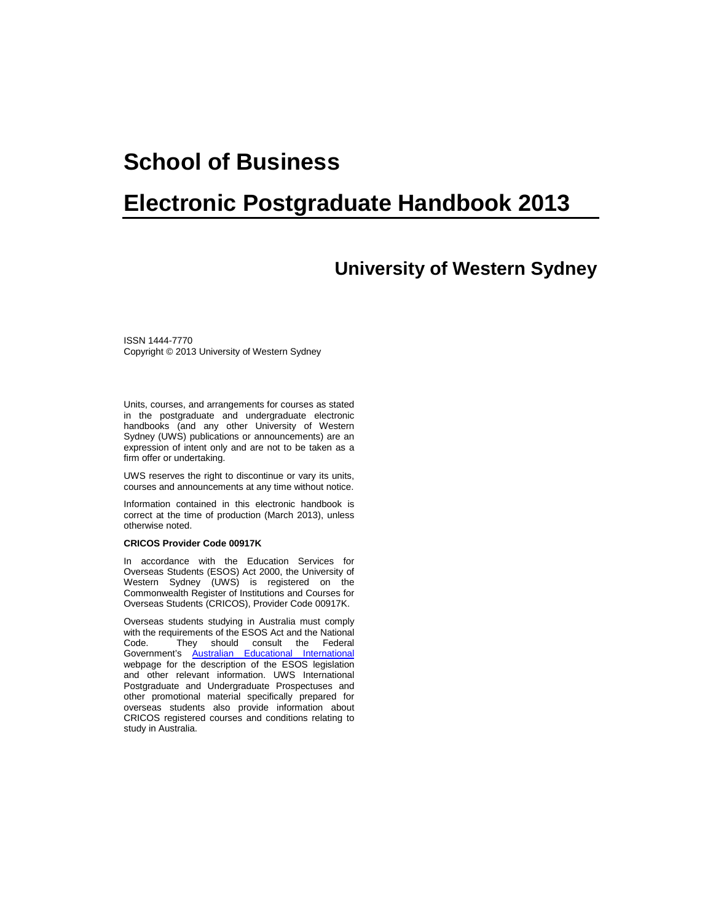# School of Business

# Electronic Postgraduate Handbook 2013

## University of Western Sydney

ISSN 1444-7770
Copyright © 2013 University of Western Sydney

Units, courses, and arrangements for courses as stated in the postgraduate and undergraduate electronic handbooks (and any other University of Western Sydney (UWS) publications or announcements) are an expression of intent only and are not to be taken as a firm offer or undertaking.

UWS reserves the right to discontinue or vary its units, courses and announcements at any time without notice.

Information contained in this electronic handbook is correct at the time of production (March 2013), unless otherwise noted.

**CRICOS Provider Code 00917K**

In accordance with the Education Services for Overseas Students (ESOS) Act 2000, the University of Western Sydney (UWS) is registered on the Commonwealth Register of Institutions and Courses for Overseas Students (CRICOS), Provider Code 00917K.

Overseas students studying in Australia must comply with the requirements of the ESOS Act and the National Code. They should consult the Federal Government's Australian Educational International webpage for the description of the ESOS legislation and other relevant information. UWS International Postgraduate and Undergraduate Prospectuses and other promotional material specifically prepared for overseas students also provide information about CRICOS registered courses and conditions relating to study in Australia.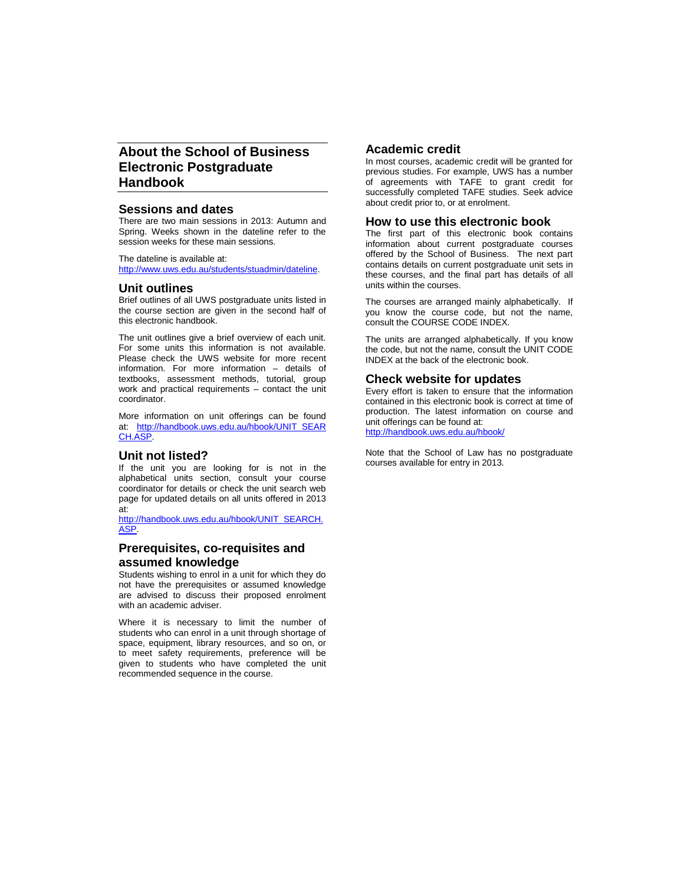# About the School of Business Electronic Postgraduate Handbook

## Sessions and dates

There are two main sessions in 2013: Autumn and Spring. Weeks shown in the dateline refer to the session weeks for these main sessions.

The dateline is available at:
http://www.uws.edu.au/students/stuadmin/dateline.

## Unit outlines

Brief outlines of all UWS postgraduate units listed in the course section are given in the second half of this electronic handbook.

The unit outlines give a brief overview of each unit. For some units this information is not available. Please check the UWS website for more recent information. For more information – details of textbooks, assessment methods, tutorial, group work and practical requirements – contact the unit coordinator.

More information on unit offerings can be found at: http://handbook.uws.edu.au/hbook/UNIT_SEARCH.ASP.

## Unit not listed?

If the unit you are looking for is not in the alphabetical units section, consult your course coordinator for details or check the unit search web page for updated details on all units offered in 2013 at:
http://handbook.uws.edu.au/hbook/UNIT_SEARCH.ASP.

## Prerequisites, co-requisites and assumed knowledge

Students wishing to enrol in a unit for which they do not have the prerequisites or assumed knowledge are advised to discuss their proposed enrolment with an academic adviser.

Where it is necessary to limit the number of students who can enrol in a unit through shortage of space, equipment, library resources, and so on, or to meet safety requirements, preference will be given to students who have completed the unit recommended sequence in the course.

## Academic credit

In most courses, academic credit will be granted for previous studies. For example, UWS has a number of agreements with TAFE to grant credit for successfully completed TAFE studies. Seek advice about credit prior to, or at enrolment.

## How to use this electronic book

The first part of this electronic book contains information about current postgraduate courses offered by the School of Business. The next part contains details on current postgraduate unit sets in these courses, and the final part has details of all units within the courses.

The courses are arranged mainly alphabetically. If you know the course code, but not the name, consult the COURSE CODE INDEX.

The units are arranged alphabetically. If you know the code, but not the name, consult the UNIT CODE INDEX at the back of the electronic book.

## Check website for updates

Every effort is taken to ensure that the information contained in this electronic book is correct at time of production. The latest information on course and unit offerings can be found at:
http://handbook.uws.edu.au/hbook/

Note that the School of Law has no postgraduate courses available for entry in 2013.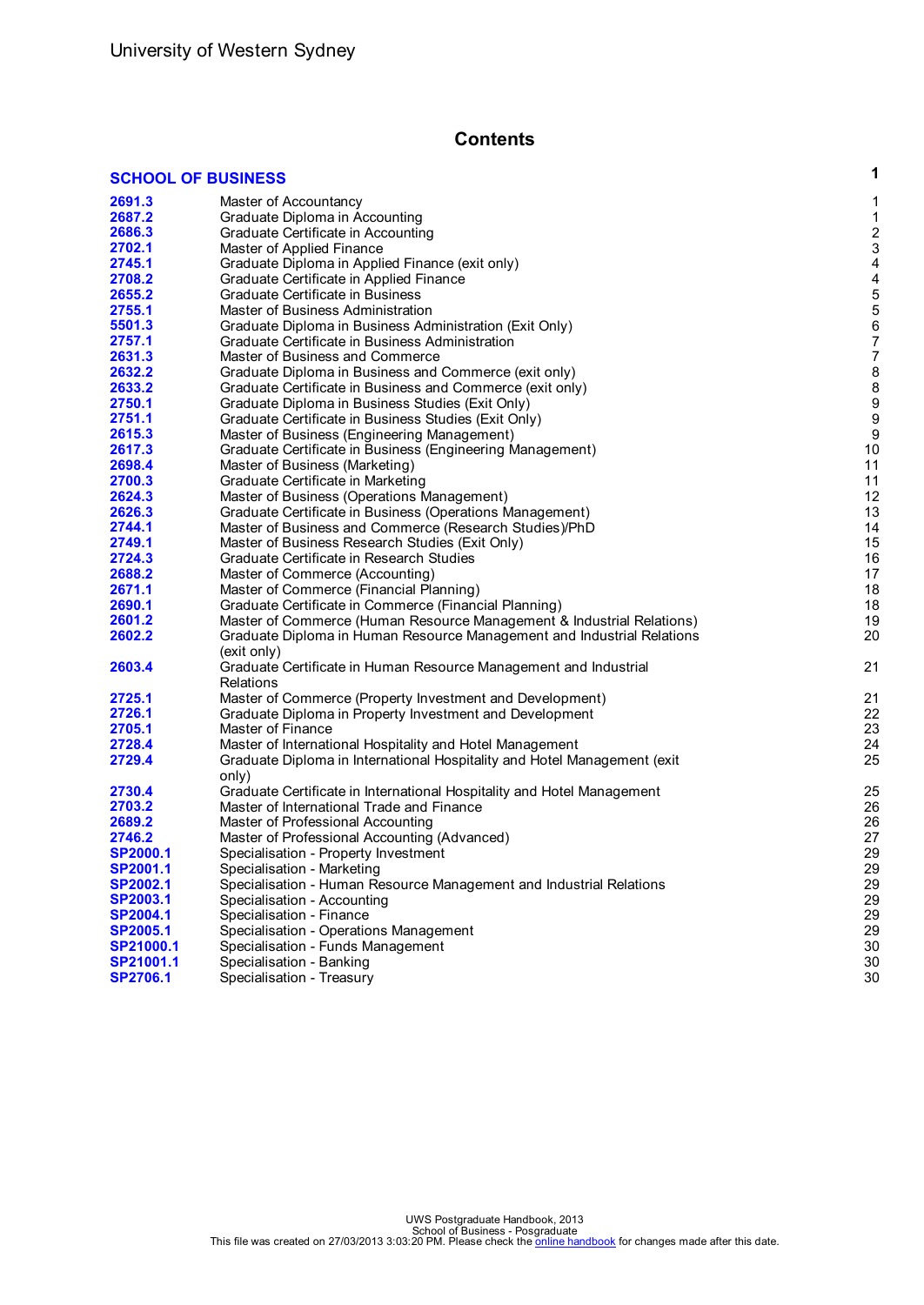# Contents

| | | |
|---|---|---|
| **SCHOOL OF BUSINESS** | | **1** |
| **2691.3** | Master of Accountancy | 1 |
| **2687.2** | Graduate Diploma in Accounting | 1 |
| **2686.3** | Graduate Certificate in Accounting | 2 |
| **2702.1** | Master of Applied Finance | 3 |
| **2745.1** | Graduate Diploma in Applied Finance (exit only) | 4 |
| **2708.2** | Graduate Certificate in Applied Finance | 4 |
| **2655.2** | Graduate Certificate in Business | 5 |
| **2755.1** | Master of Business Administration | 5 |
| **5501.3** | Graduate Diploma in Business Administration (Exit Only) | 6 |
| **2757.1** | Graduate Certificate in Business Administration | 7 |
| **2631.3** | Master of Business and Commerce | 7 |
| **2632.2** | Graduate Diploma in Business and Commerce (exit only) | 8 |
| **2633.2** | Graduate Certificate in Business and Commerce (exit only) | 8 |
| **2750.1** | Graduate Diploma in Business Studies (Exit Only) | 9 |
| **2751.1** | Graduate Certificate in Business Studies (Exit Only) | 9 |
| **2615.3** | Master of Business (Engineering Management) | 9 |
| **2617.3** | Graduate Certificate in Business (Engineering Management) | 10 |
| **2698.4** | Master of Business (Marketing) | 11 |
| **2700.3** | Graduate Certificate in Marketing | 11 |
| **2624.3** | Master of Business (Operations Management) | 12 |
| **2626.3** | Graduate Certificate in Business (Operations Management) | 13 |
| **2744.1** | Master of Business and Commerce (Research Studies)/PhD | 14 |
| **2749.1** | Master of Business Research Studies (Exit Only) | 15 |
| **2724.3** | Graduate Certificate in Research Studies | 16 |
| **2688.2** | Master of Commerce (Accounting) | 17 |
| **2671.1** | Master of Commerce (Financial Planning) | 18 |
| **2690.1** | Graduate Certificate in Commerce (Financial Planning) | 18 |
| **2601.2** | Master of Commerce (Human Resource Management & Industrial Relations) | 19 |
| **2602.2** | Graduate Diploma in Human Resource Management and Industrial Relations (exit only) | 20 |
| **2603.4** | Graduate Certificate in Human Resource Management and Industrial Relations | 21 |
| **2725.1** | Master of Commerce (Property Investment and Development) | 21 |
| **2726.1** | Graduate Diploma in Property Investment and Development | 22 |
| **2705.1** | Master of Finance | 23 |
| **2728.4** | Master of International Hospitality and Hotel Management | 24 |
| **2729.4** | Graduate Diploma in International Hospitality and Hotel Management (exit only) | 25 |
| **2730.4** | Graduate Certificate in International Hospitality and Hotel Management | 25 |
| **2703.2** | Master of International Trade and Finance | 26 |
| **2689.2** | Master of Professional Accounting | 26 |
| **2746.2** | Master of Professional Accounting (Advanced) | 27 |
| **SP2000.1** | Specialisation - Property Investment | 29 |
| **SP2001.1** | Specialisation - Marketing | 29 |
| **SP2002.1** | Specialisation - Human Resource Management and Industrial Relations | 29 |
| **SP2003.1** | Specialisation - Accounting | 29 |
| **SP2004.1** | Specialisation - Finance | 29 |
| **SP2005.1** | Specialisation - Operations Management | 29 |
| **SP21000.1** | Specialisation - Funds Management | 30 |
| **SP21001.1** | Specialisation - Banking | 30 |
| **SP2706.1** | Specialisation - Treasury | 30 |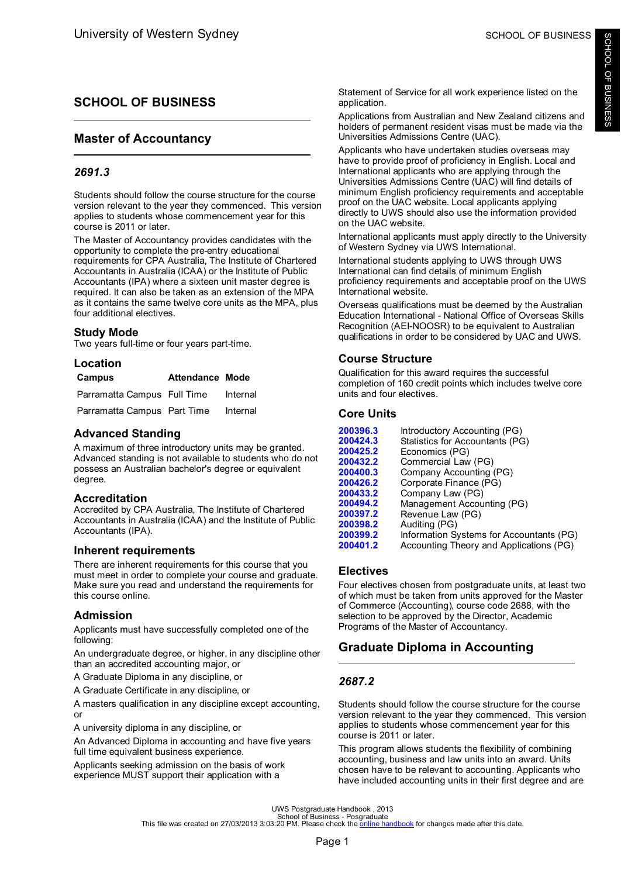# SCHOOL OF BUSINESS

## Master of Accountancy

### *2691.3*

Students should follow the course structure for the course version relevant to the year they commenced. This version applies to students whose commencement year for this course is 2011 or later.

The Master of Accountancy provides candidates with the opportunity to complete the pre-entry educational requirements for CPA Australia, The Institute of Chartered Accountants in Australia (ICAA) or the Institute of Public Accountants (IPA) where a sixteen unit master degree is required. It can also be taken as an extension of the MPA as it contains the same twelve core units as the MPA, plus four additional electives.

### Study Mode

Two years full-time or four years part-time.

### Location

| Campus | Attendance | Mode |
|---|---|---|
| Parramatta Campus | Full Time | Internal |
| Parramatta Campus | Part Time | Internal |

### Advanced Standing

A maximum of three introductory units may be granted. Advanced standing is not available to students who do not possess an Australian bachelor's degree or equivalent degree.

### Accreditation

Accredited by CPA Australia, The Institute of Chartered Accountants in Australia (ICAA) and the Institute of Public Accountants (IPA).

### Inherent requirements

There are inherent requirements for this course that you must meet in order to complete your course and graduate. Make sure you read and understand the requirements for this course online.

### Admission

Applicants must have successfully completed one of the following:

An undergraduate degree, or higher, in any discipline other than an accredited accounting major, or

A Graduate Diploma in any discipline, or

A Graduate Certificate in any discipline, or

A masters qualification in any discipline except accounting, or

A university diploma in any discipline, or

An Advanced Diploma in accounting and have five years full time equivalent business experience.

Applicants seeking admission on the basis of work experience MUST support their application with a Statement of Service for all work experience listed on the application.

Applications from Australian and New Zealand citizens and holders of permanent resident visas must be made via the Universities Admissions Centre (UAC).

Applicants who have undertaken studies overseas may have to provide proof of proficiency in English. Local and International applicants who are applying through the Universities Admissions Centre (UAC) will find details of minimum English proficiency requirements and acceptable proof on the UAC website. Local applicants applying directly to UWS should also use the information provided on the UAC website.

International applicants must apply directly to the University of Western Sydney via UWS International.

International students applying to UWS through UWS International can find details of minimum English proficiency requirements and acceptable proof on the UWS International website.

Overseas qualifications must be deemed by the Australian Education International - National Office of Overseas Skills Recognition (AEI-NOOSR) to be equivalent to Australian qualifications in order to be considered by UAC and UWS.

### Course Structure

Qualification for this award requires the successful completion of 160 credit points which includes twelve core units and four electives.

### Core Units

| | |
|---|---|
| 200396.3 | Introductory Accounting (PG) |
| 200424.3 | Statistics for Accountants (PG) |
| 200425.2 | Economics (PG) |
| 200432.2 | Commercial Law (PG) |
| 200400.3 | Company Accounting (PG) |
| 200426.2 | Corporate Finance (PG) |
| 200433.2 | Company Law (PG) |
| 200494.2 | Management Accounting (PG) |
| 200397.2 | Revenue Law (PG) |
| 200398.2 | Auditing (PG) |
| 200399.2 | Information Systems for Accountants (PG) |
| 200401.2 | Accounting Theory and Applications (PG) |

### Electives

Four electives chosen from postgraduate units, at least two of which must be taken from units approved for the Master of Commerce (Accounting), course code 2688, with the selection to be approved by the Director, Academic Programs of the Master of Accountancy.

## Graduate Diploma in Accounting

### *2687.2*

Students should follow the course structure for the course version relevant to the year they commenced. This version applies to students whose commencement year for this course is 2011 or later.

This program allows students the flexibility of combining accounting, business and law units into an award. Units chosen have to be relevant to accounting. Applicants who have included accounting units in their first degree and are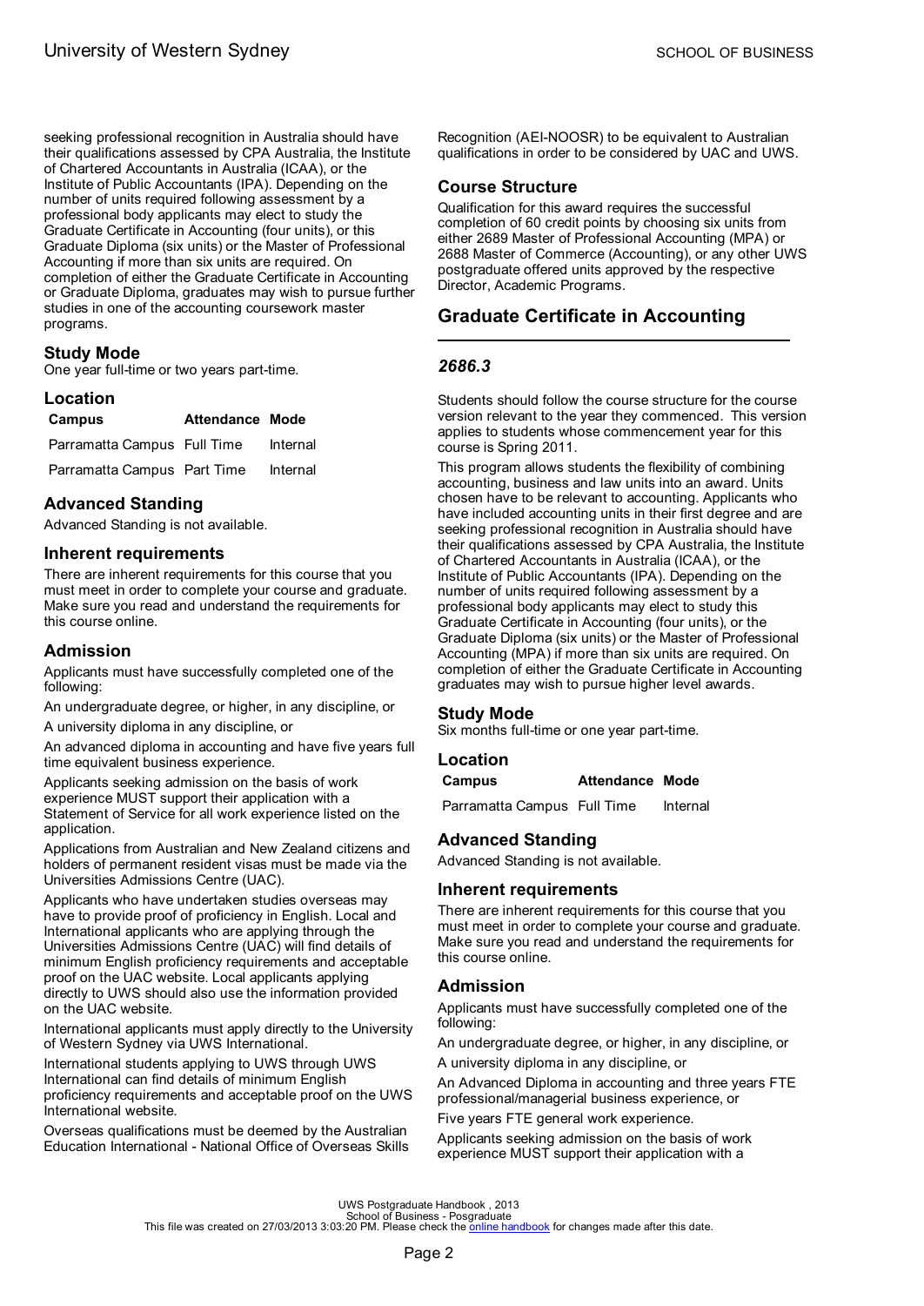seeking professional recognition in Australia should have their qualifications assessed by CPA Australia, the Institute of Chartered Accountants in Australia (ICAA), or the Institute of Public Accountants (IPA). Depending on the number of units required following assessment by a professional body applicants may elect to study the Graduate Certificate in Accounting (four units), or this Graduate Diploma (six units) or the Master of Professional Accounting if more than six units are required. On completion of either the Graduate Certificate in Accounting or Graduate Diploma, graduates may wish to pursue further studies in one of the accounting coursework master programs.

### Study Mode

One year full-time or two years part-time.

### Location

| Campus | Attendance | Mode |
|---|---|---|
| Parramatta Campus | Full Time | Internal |
| Parramatta Campus | Part Time | Internal |

### Advanced Standing

Advanced Standing is not available.

### Inherent requirements

There are inherent requirements for this course that you must meet in order to complete your course and graduate. Make sure you read and understand the requirements for this course online.

### Admission

Applicants must have successfully completed one of the following:

An undergraduate degree, or higher, in any discipline, or

A university diploma in any discipline, or

An advanced diploma in accounting and have five years full time equivalent business experience.

Applicants seeking admission on the basis of work experience MUST support their application with a Statement of Service for all work experience listed on the application.

Applications from Australian and New Zealand citizens and holders of permanent resident visas must be made via the Universities Admissions Centre (UAC).

Applicants who have undertaken studies overseas may have to provide proof of proficiency in English. Local and International applicants who are applying through the Universities Admissions Centre (UAC) will find details of minimum English proficiency requirements and acceptable proof on the UAC website. Local applicants applying directly to UWS should also use the information provided on the UAC website.

International applicants must apply directly to the University of Western Sydney via UWS International.

International students applying to UWS through UWS International can find details of minimum English proficiency requirements and acceptable proof on the UWS International website.

Overseas qualifications must be deemed by the Australian Education International - National Office of Overseas Skills Recognition (AEI-NOOSR) to be equivalent to Australian qualifications in order to be considered by UAC and UWS.

### Course Structure

Qualification for this award requires the successful completion of 60 credit points by choosing six units from either 2689 Master of Professional Accounting (MPA) or 2688 Master of Commerce (Accounting), or any other UWS postgraduate offered units approved by the respective Director, Academic Programs.

## Graduate Certificate in Accounting

### *2686.3*

Students should follow the course structure for the course version relevant to the year they commenced. This version applies to students whose commencement year for this course is Spring 2011.

This program allows students the flexibility of combining accounting, business and law units into an award. Units chosen have to be relevant to accounting. Applicants who have included accounting units in their first degree and are seeking professional recognition in Australia should have their qualifications assessed by CPA Australia, the Institute of Chartered Accountants in Australia (ICAA), or the Institute of Public Accountants (IPA). Depending on the number of units required following assessment by a professional body applicants may elect to study this Graduate Certificate in Accounting (four units), or the Graduate Diploma (six units) or the Master of Professional Accounting (MPA) if more than six units are required. On completion of either the Graduate Certificate in Accounting graduates may wish to pursue higher level awards.

### Study Mode

Six months full-time or one year part-time.

### Location

| Campus | Attendance | Mode |
|---|---|---|
| Parramatta Campus | Full Time | Internal |

### Advanced Standing

Advanced Standing is not available.

### Inherent requirements

There are inherent requirements for this course that you must meet in order to complete your course and graduate. Make sure you read and understand the requirements for this course online.

### Admission

Applicants must have successfully completed one of the following:

An undergraduate degree, or higher, in any discipline, or

A university diploma in any discipline, or

An Advanced Diploma in accounting and three years FTE professional/managerial business experience, or

Five years FTE general work experience.

Applicants seeking admission on the basis of work experience MUST support their application with a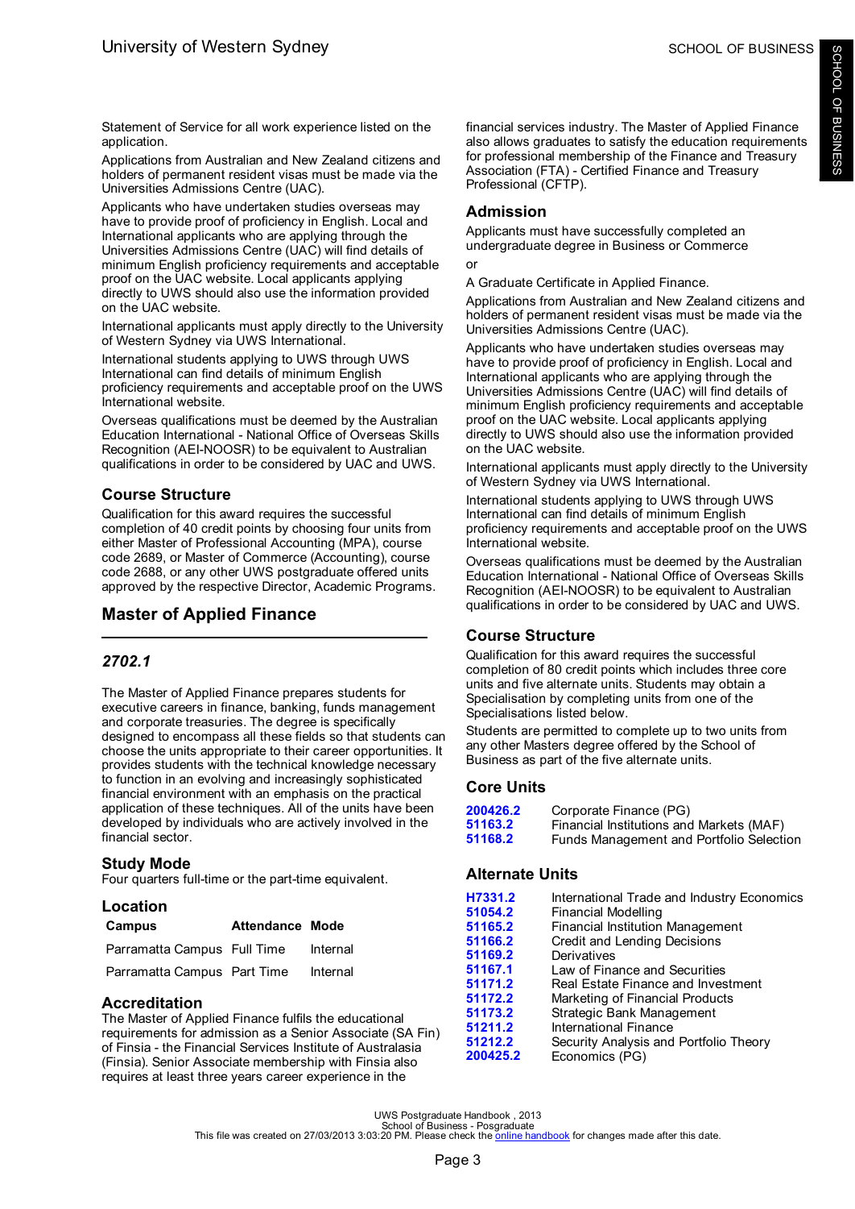Statement of Service for all work experience listed on the application.

Applications from Australian and New Zealand citizens and holders of permanent resident visas must be made via the Universities Admissions Centre (UAC).

Applicants who have undertaken studies overseas may have to provide proof of proficiency in English. Local and International applicants who are applying through the Universities Admissions Centre (UAC) will find details of minimum English proficiency requirements and acceptable proof on the UAC website. Local applicants applying directly to UWS should also use the information provided on the UAC website.

International applicants must apply directly to the University of Western Sydney via UWS International.

International students applying to UWS through UWS International can find details of minimum English proficiency requirements and acceptable proof on the UWS International website.

Overseas qualifications must be deemed by the Australian Education International - National Office of Overseas Skills Recognition (AEI-NOOSR) to be equivalent to Australian qualifications in order to be considered by UAC and UWS.

### Course Structure

Qualification for this award requires the successful completion of 40 credit points by choosing four units from either Master of Professional Accounting (MPA), course code 2689, or Master of Commerce (Accounting), course code 2688, or any other UWS postgraduate offered units approved by the respective Director, Academic Programs.

## Master of Applied Finance

### *2702.1*

The Master of Applied Finance prepares students for executive careers in finance, banking, funds management and corporate treasuries. The degree is specifically designed to encompass all these fields so that students can choose the units appropriate to their career opportunities. It provides students with the technical knowledge necessary to function in an evolving and increasingly sophisticated financial environment with an emphasis on the practical application of these techniques. All of the units have been developed by individuals who are actively involved in the financial sector.

### Study Mode

Four quarters full-time or the part-time equivalent.

### Location

| Campus | Attendance | Mode |
|---|---|---|
| Parramatta Campus | Full Time | Internal |
| Parramatta Campus | Part Time | Internal |

### Accreditation

The Master of Applied Finance fulfils the educational requirements for admission as a Senior Associate (SA Fin) of Finsia - the Financial Services Institute of Australasia (Finsia). Senior Associate membership with Finsia also requires at least three years career experience in the financial services industry. The Master of Applied Finance also allows graduates to satisfy the education requirements for professional membership of the Finance and Treasury Association (FTA) - Certified Finance and Treasury Professional (CFTP).

### Admission

Applicants must have successfully completed an undergraduate degree in Business or Commerce

or

A Graduate Certificate in Applied Finance.

Applications from Australian and New Zealand citizens and holders of permanent resident visas must be made via the Universities Admissions Centre (UAC).

Applicants who have undertaken studies overseas may have to provide proof of proficiency in English. Local and International applicants who are applying through the Universities Admissions Centre (UAC) will find details of minimum English proficiency requirements and acceptable proof on the UAC website. Local applicants applying directly to UWS should also use the information provided on the UAC website.

International applicants must apply directly to the University of Western Sydney via UWS International.

International students applying to UWS through UWS International can find details of minimum English proficiency requirements and acceptable proof on the UWS International website.

Overseas qualifications must be deemed by the Australian Education International - National Office of Overseas Skills Recognition (AEI-NOOSR) to be equivalent to Australian qualifications in order to be considered by UAC and UWS.

### Course Structure

Qualification for this award requires the successful completion of 80 credit points which includes three core units and five alternate units. Students may obtain a Specialisation by completing units from one of the Specialisations listed below.

Students are permitted to complete up to two units from any other Masters degree offered by the School of Business as part of the five alternate units.

### Core Units

| | |
|---|---|
| 200426.2 | Corporate Finance (PG) |
| 51163.2 | Financial Institutions and Markets (MAF) |
| 51168.2 | Funds Management and Portfolio Selection |

### Alternate Units

| | |
|---|---|
| H7331.2 | International Trade and Industry Economics |
| 51054.2 | Financial Modelling |
| 51165.2 | Financial Institution Management |
| 51166.2 | Credit and Lending Decisions |
| 51169.2 | Derivatives |
| 51167.1 | Law of Finance and Securities |
| 51171.2 | Real Estate Finance and Investment |
| 51172.2 | Marketing of Financial Products |
| 51173.2 | Strategic Bank Management |
| 51211.2 | International Finance |
| 51212.2 | Security Analysis and Portfolio Theory |
| 200425.2 | Economics (PG) |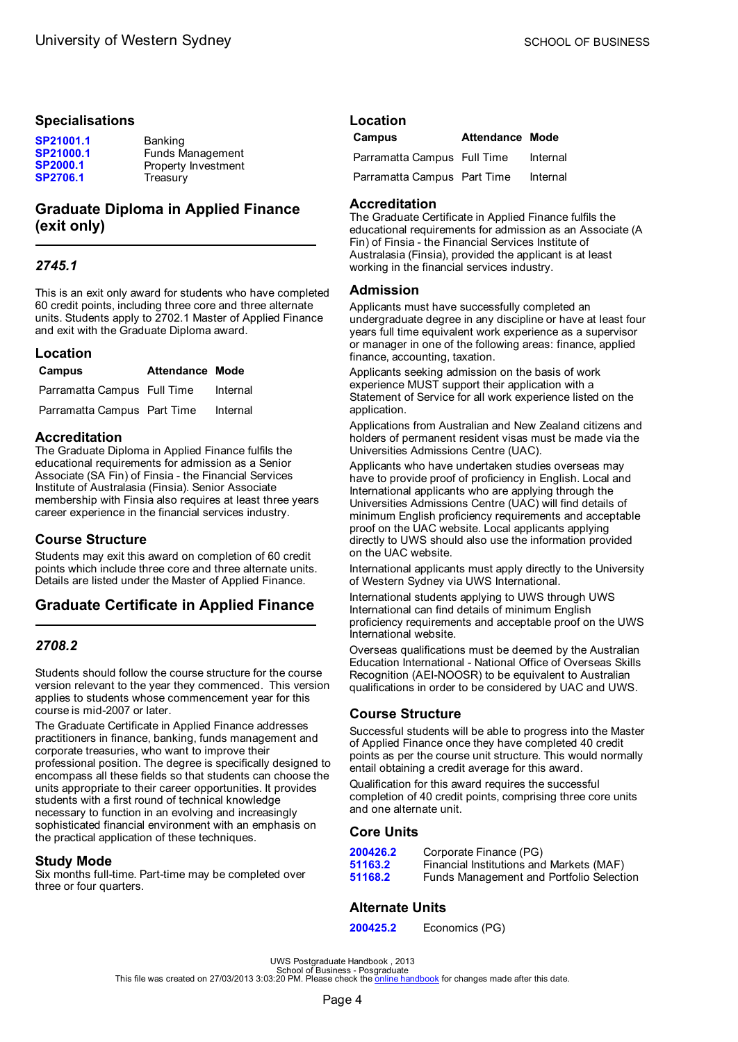## Specialisations

| | |
|---|---|
| **SP21001.1** | Banking |
| **SP21000.1** | Funds Management |
| **SP2000.1** | Property Investment |
| **SP2706.1** | Treasury |

## Graduate Diploma in Applied Finance (exit only)

### *2745.1*

This is an exit only award for students who have completed 60 credit points, including three core and three alternate units. Students apply to 2702.1 Master of Applied Finance and exit with the Graduate Diploma award.

### Location

| Campus | Attendance | Mode |
|---|---|---|
| Parramatta Campus | Full Time | Internal |
| Parramatta Campus | Part Time | Internal |

### Accreditation

The Graduate Diploma in Applied Finance fulfils the educational requirements for admission as a Senior Associate (SA Fin) of Finsia - the Financial Services Institute of Australasia (Finsia). Senior Associate membership with Finsia also requires at least three years career experience in the financial services industry.

### Course Structure

Students may exit this award on completion of 60 credit points which include three core and three alternate units. Details are listed under the Master of Applied Finance.

## Graduate Certificate in Applied Finance

### *2708.2*

Students should follow the course structure for the course version relevant to the year they commenced. This version applies to students whose commencement year for this course is mid-2007 or later.

The Graduate Certificate in Applied Finance addresses practitioners in finance, banking, funds management and corporate treasuries, who want to improve their professional position. The degree is specifically designed to encompass all these fields so that students can choose the units appropriate to their career opportunities. It provides students with a first round of technical knowledge necessary to function in an evolving and increasingly sophisticated financial environment with an emphasis on the practical application of these techniques.

### Study Mode

Six months full-time. Part-time may be completed over three or four quarters.

### Location

| Campus | Attendance | Mode |
|---|---|---|
| Parramatta Campus | Full Time | Internal |
| Parramatta Campus | Part Time | Internal |

### Accreditation

The Graduate Certificate in Applied Finance fulfils the educational requirements for admission as an Associate (A Fin) of Finsia - the Financial Services Institute of Australasia (Finsia), provided the applicant is at least working in the financial services industry.

### Admission

Applicants must have successfully completed an undergraduate degree in any discipline or have at least four years full time equivalent work experience as a supervisor or manager in one of the following areas: finance, applied finance, accounting, taxation.

Applicants seeking admission on the basis of work experience MUST support their application with a Statement of Service for all work experience listed on the application.

Applications from Australian and New Zealand citizens and holders of permanent resident visas must be made via the Universities Admissions Centre (UAC).

Applicants who have undertaken studies overseas may have to provide proof of proficiency in English. Local and International applicants who are applying through the Universities Admissions Centre (UAC) will find details of minimum English proficiency requirements and acceptable proof on the UAC website. Local applicants applying directly to UWS should also use the information provided on the UAC website.

International applicants must apply directly to the University of Western Sydney via UWS International.

International students applying to UWS through UWS International can find details of minimum English proficiency requirements and acceptable proof on the UWS International website.

Overseas qualifications must be deemed by the Australian Education International - National Office of Overseas Skills Recognition (AEI-NOOSR) to be equivalent to Australian qualifications in order to be considered by UAC and UWS.

### Course Structure

Successful students will be able to progress into the Master of Applied Finance once they have completed 40 credit points as per the course unit structure. This would normally entail obtaining a credit average for this award.

Qualification for this award requires the successful completion of 40 credit points, comprising three core units and one alternate unit.

### Core Units

| | |
|---|---|
| **200426.2** | Corporate Finance (PG) |
| **51163.2** | Financial Institutions and Markets (MAF) |
| **51168.2** | Funds Management and Portfolio Selection |

### Alternate Units

| | |
|---|---|
| **200425.2** | Economics (PG) |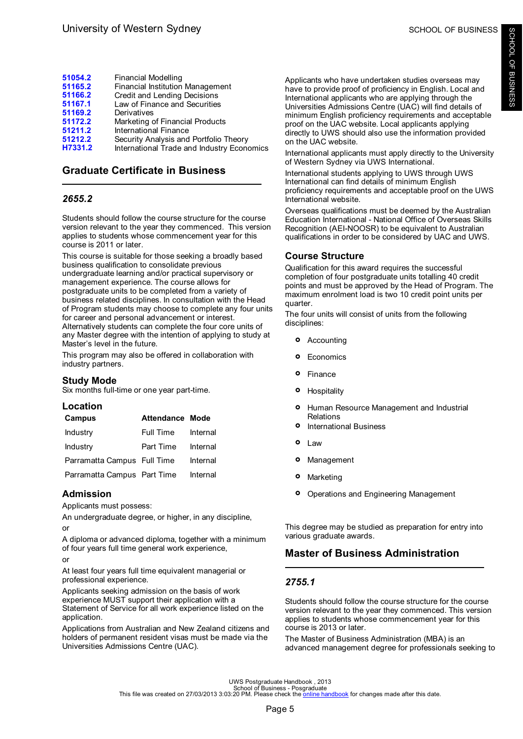| | |
|---|---|
| 51054.2 | Financial Modelling |
| 51165.2 | Financial Institution Management |
| 51166.2 | Credit and Lending Decisions |
| 51167.1 | Law of Finance and Securities |
| 51169.2 | Derivatives |
| 51172.2 | Marketing of Financial Products |
| 51211.2 | International Finance |
| 51212.2 | Security Analysis and Portfolio Theory |
| H7331.2 | International Trade and Industry Economics |

## Graduate Certificate in Business

### *2655.2*

Students should follow the course structure for the course version relevant to the year they commenced. This version applies to students whose commencement year for this course is 2011 or later.

This course is suitable for those seeking a broadly based business qualification to consolidate previous undergraduate learning and/or practical supervisory or management experience. The course allows for postgraduate units to be completed from a variety of business related disciplines. In consultation with the Head of Program students may choose to complete any four units for career and personal advancement or interest. Alternatively students can complete the four core units of any Master degree with the intention of applying to study at Master's level in the future.

This program may also be offered in collaboration with industry partners.

### Study Mode

Six months full-time or one year part-time.

### Location

| Campus | Attendance | Mode |
|---|---|---|
| Industry | Full Time | Internal |
| Industry | Part Time | Internal |
| Parramatta Campus | Full Time | Internal |
| Parramatta Campus | Part Time | Internal |

### Admission

Applicants must possess:

An undergraduate degree, or higher, in any discipline,

or

A diploma or advanced diploma, together with a minimum of four years full time general work experience,

or

At least four years full time equivalent managerial or professional experience.

Applicants seeking admission on the basis of work experience MUST support their application with a Statement of Service for all work experience listed on the application.

Applications from Australian and New Zealand citizens and holders of permanent resident visas must be made via the Universities Admissions Centre (UAC).

Applicants who have undertaken studies overseas may have to provide proof of proficiency in English. Local and International applicants who are applying through the Universities Admissions Centre (UAC) will find details of minimum English proficiency requirements and acceptable proof on the UAC website. Local applicants applying directly to UWS should also use the information provided on the UAC website.

International applicants must apply directly to the University of Western Sydney via UWS International.

International students applying to UWS through UWS International can find details of minimum English proficiency requirements and acceptable proof on the UWS International website.

Overseas qualifications must be deemed by the Australian Education International - National Office of Overseas Skills Recognition (AEI-NOOSR) to be equivalent to Australian qualifications in order to be considered by UAC and UWS.

### Course Structure

Qualification for this award requires the successful completion of four postgraduate units totalling 40 credit points and must be approved by the Head of Program. The maximum enrolment load is two 10 credit point units per quarter.

The four units will consist of units from the following disciplines:

- Accounting
- Economics
- Finance
- Hospitality
- Human Resource Management and Industrial Relations
- International Business
- Law
- Management
- Marketing
- Operations and Engineering Management

This degree may be studied as preparation for entry into various graduate awards.

## Master of Business Administration

### *2755.1*

Students should follow the course structure for the course version relevant to the year they commenced. This version applies to students whose commencement year for this course is 2013 or later.

The Master of Business Administration (MBA) is an advanced management degree for professionals seeking to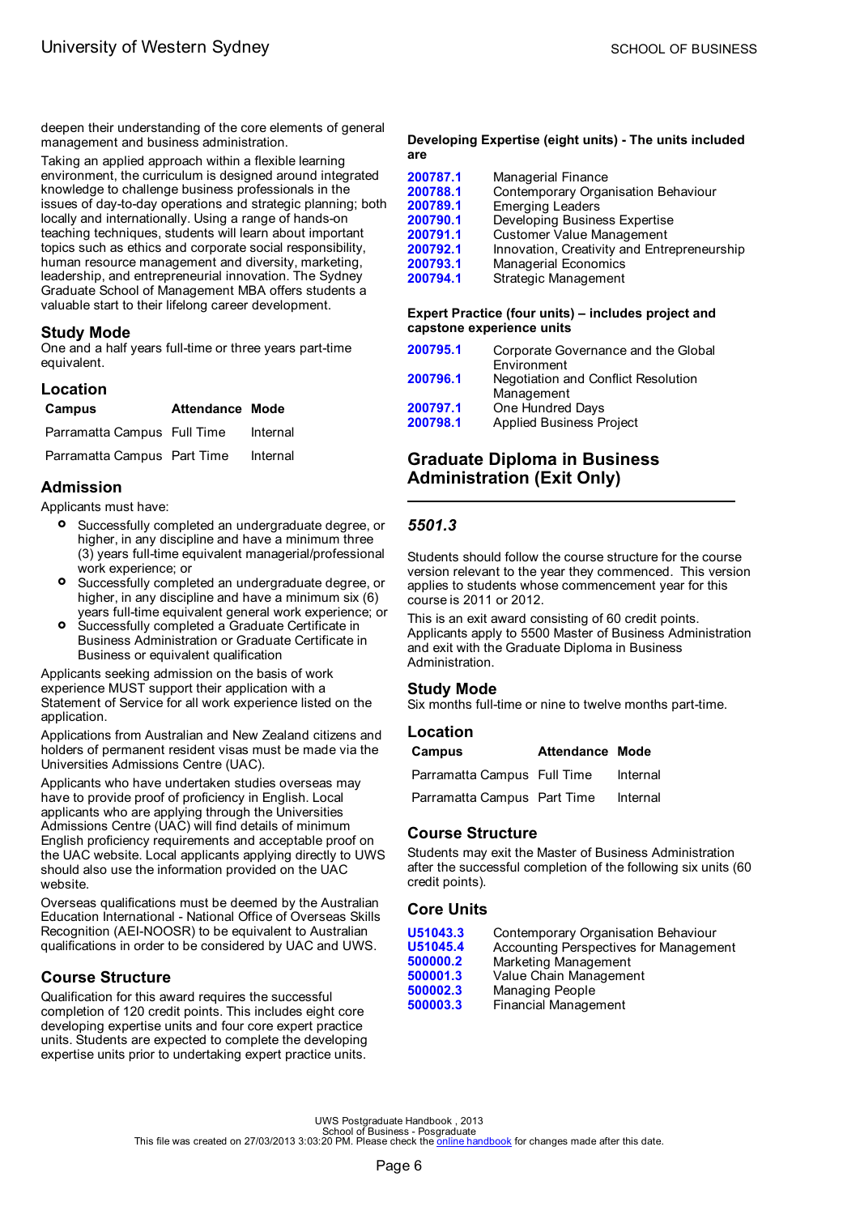deepen their understanding of the core elements of general management and business administration.

Taking an applied approach within a flexible learning environment, the curriculum is designed around integrated knowledge to challenge business professionals in the issues of day-to-day operations and strategic planning; both locally and internationally. Using a range of hands-on teaching techniques, students will learn about important topics such as ethics and corporate social responsibility, human resource management and diversity, marketing, leadership, and entrepreneurial innovation. The Sydney Graduate School of Management MBA offers students a valuable start to their lifelong career development.

### Study Mode

One and a half years full-time or three years part-time equivalent.

### Location

| Campus | Attendance | Mode |
|---|---|---|
| Parramatta Campus | Full Time | Internal |
| Parramatta Campus | Part Time | Internal |

### Admission

Applicants must have:

- Successfully completed an undergraduate degree, or higher, in any discipline and have a minimum three (3) years full-time equivalent managerial/professional work experience; or
- Successfully completed an undergraduate degree, or higher, in any discipline and have a minimum six (6) years full-time equivalent general work experience; or
- Successfully completed a Graduate Certificate in Business Administration or Graduate Certificate in Business or equivalent qualification

Applicants seeking admission on the basis of work experience MUST support their application with a Statement of Service for all work experience listed on the application.

Applications from Australian and New Zealand citizens and holders of permanent resident visas must be made via the Universities Admissions Centre (UAC).

Applicants who have undertaken studies overseas may have to provide proof of proficiency in English. Local applicants who are applying through the Universities Admissions Centre (UAC) will find details of minimum English proficiency requirements and acceptable proof on the UAC website. Local applicants applying directly to UWS should also use the information provided on the UAC website.

Overseas qualifications must be deemed by the Australian Education International - National Office of Overseas Skills Recognition (AEI-NOOSR) to be equivalent to Australian qualifications in order to be considered by UAC and UWS.

### Course Structure

Qualification for this award requires the successful completion of 120 credit points. This includes eight core developing expertise units and four core expert practice units. Students are expected to complete the developing expertise units prior to undertaking expert practice units.

**Developing Expertise (eight units) - The units included are**

| | |
|---|---|
| 200787.1 | Managerial Finance |
| 200788.1 | Contemporary Organisation Behaviour |
| 200789.1 | Emerging Leaders |
| 200790.1 | Developing Business Expertise |
| 200791.1 | Customer Value Management |
| 200792.1 | Innovation, Creativity and Entrepreneurship |
| 200793.1 | Managerial Economics |
| 200794.1 | Strategic Management |

**Expert Practice (four units) – includes project and capstone experience units**

| | |
|---|---|
| 200795.1 | Corporate Governance and the Global Environment |
| 200796.1 | Negotiation and Conflict Resolution Management |
| 200797.1 | One Hundred Days |
| 200798.1 | Applied Business Project |

## Graduate Diploma in Business Administration (Exit Only)

### *5501.3*

Students should follow the course structure for the course version relevant to the year they commenced. This version applies to students whose commencement year for this course is 2011 or 2012.

This is an exit award consisting of 60 credit points. Applicants apply to 5500 Master of Business Administration and exit with the Graduate Diploma in Business Administration.

### Study Mode

Six months full-time or nine to twelve months part-time.

### Location

| Campus | Attendance | Mode |
|---|---|---|
| Parramatta Campus | Full Time | Internal |
| Parramatta Campus | Part Time | Internal |

### Course Structure

Students may exit the Master of Business Administration after the successful completion of the following six units (60 credit points).

### Core Units

| | |
|---|---|
| U51043.3 | Contemporary Organisation Behaviour |
| U51045.4 | Accounting Perspectives for Management |
| 500000.2 | Marketing Management |
| 500001.3 | Value Chain Management |
| 500002.3 | Managing People |
| 500003.3 | Financial Management |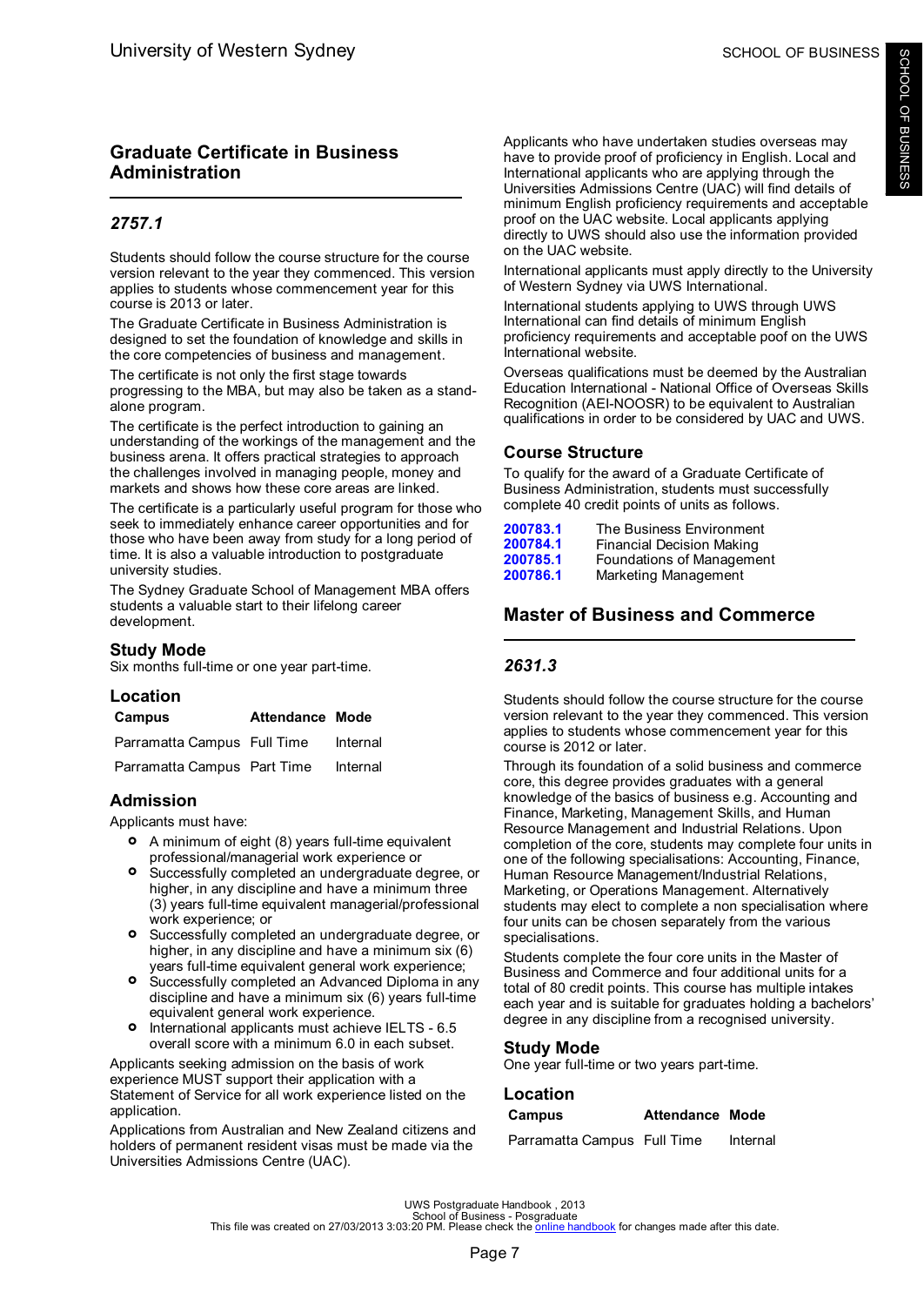## Graduate Certificate in Business Administration

### *2757.1*

Students should follow the course structure for the course version relevant to the year they commenced. This version applies to students whose commencement year for this course is 2013 or later.

The Graduate Certificate in Business Administration is designed to set the foundation of knowledge and skills in the core competencies of business and management.

The certificate is not only the first stage towards progressing to the MBA, but may also be taken as a stand-alone program.

The certificate is the perfect introduction to gaining an understanding of the workings of the management and the business arena. It offers practical strategies to approach the challenges involved in managing people, money and markets and shows how these core areas are linked.

The certificate is a particularly useful program for those who seek to immediately enhance career opportunities and for those who have been away from study for a long period of time. It is also a valuable introduction to postgraduate university studies.

The Sydney Graduate School of Management MBA offers students a valuable start to their lifelong career development.

### Study Mode

Six months full-time or one year part-time.

### Location

| Campus | Attendance | Mode |
|---|---|---|
| Parramatta Campus | Full Time | Internal |
| Parramatta Campus | Part Time | Internal |

### Admission

Applicants must have:

- A minimum of eight (8) years full-time equivalent professional/managerial work experience or
- Successfully completed an undergraduate degree, or higher, in any discipline and have a minimum three (3) years full-time equivalent managerial/professional work experience; or
- Successfully completed an undergraduate degree, or higher, in any discipline and have a minimum six (6) years full-time equivalent general work experience;
- Successfully completed an Advanced Diploma in any discipline and have a minimum six (6) years full-time equivalent general work experience.
- International applicants must achieve IELTS - 6.5 overall score with a minimum 6.0 in each subset.

Applicants seeking admission on the basis of work experience MUST support their application with a Statement of Service for all work experience listed on the application.

Applications from Australian and New Zealand citizens and holders of permanent resident visas must be made via the Universities Admissions Centre (UAC).

Applicants who have undertaken studies overseas may have to provide proof of proficiency in English. Local and International applicants who are applying through the Universities Admissions Centre (UAC) will find details of minimum English proficiency requirements and acceptable proof on the UAC website. Local applicants applying directly to UWS should also use the information provided on the UAC website.

International applicants must apply directly to the University of Western Sydney via UWS International.

International students applying to UWS through UWS International can find details of minimum English proficiency requirements and acceptable poof on the UWS International website.

Overseas qualifications must be deemed by the Australian Education International - National Office of Overseas Skills Recognition (AEI-NOOSR) to be equivalent to Australian qualifications in order to be considered by UAC and UWS.

### Course Structure

To qualify for the award of a Graduate Certificate of Business Administration, students must successfully complete 40 credit points of units as follows.

| | |
|---|---|
| 200783.1 | The Business Environment |
| 200784.1 | Financial Decision Making |
| 200785.1 | Foundations of Management |
| 200786.1 | Marketing Management |

## Master of Business and Commerce

### *2631.3*

Students should follow the course structure for the course version relevant to the year they commenced. This version applies to students whose commencement year for this course is 2012 or later.

Through its foundation of a solid business and commerce core, this degree provides graduates with a general knowledge of the basics of business e.g. Accounting and Finance, Marketing, Management Skills, and Human Resource Management and Industrial Relations. Upon completion of the core, students may complete four units in one of the following specialisations: Accounting, Finance, Human Resource Management/Industrial Relations, Marketing, or Operations Management. Alternatively students may elect to complete a non specialisation where four units can be chosen separately from the various specialisations.

Students complete the four core units in the Master of Business and Commerce and four additional units for a total of 80 credit points. This course has multiple intakes each year and is suitable for graduates holding a bachelors' degree in any discipline from a recognised university.

### Study Mode

One year full-time or two years part-time.

### Location

| Campus | Attendance | Mode |
|---|---|---|
| Parramatta Campus | Full Time | Internal |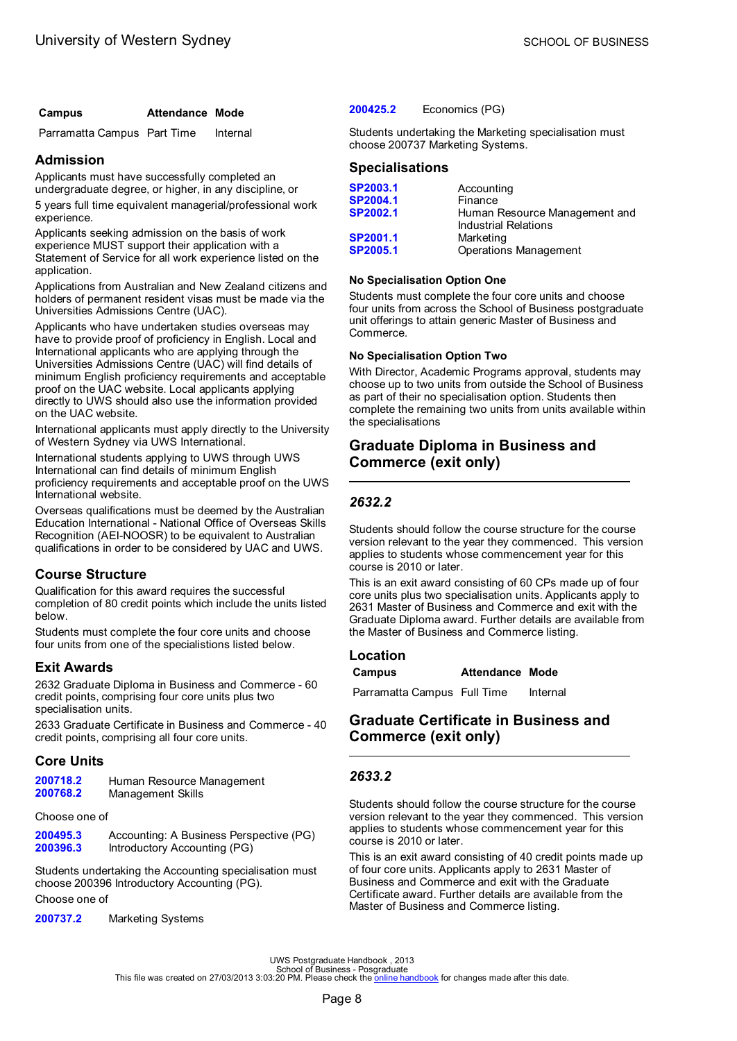| Campus | Attendance | Mode |
|---|---|---|
| Parramatta Campus | Part Time | Internal |

### Admission

Applicants must have successfully completed an undergraduate degree, or higher, in any discipline, or

5 years full time equivalent managerial/professional work experience.

Applicants seeking admission on the basis of work experience MUST support their application with a Statement of Service for all work experience listed on the application.

Applications from Australian and New Zealand citizens and holders of permanent resident visas must be made via the Universities Admissions Centre (UAC).

Applicants who have undertaken studies overseas may have to provide proof of proficiency in English. Local and International applicants who are applying through the Universities Admissions Centre (UAC) will find details of minimum English proficiency requirements and acceptable proof on the UAC website. Local applicants applying directly to UWS should also use the information provided on the UAC website.

International applicants must apply directly to the University of Western Sydney via UWS International.

International students applying to UWS through UWS International can find details of minimum English proficiency requirements and acceptable proof on the UWS International website.

Overseas qualifications must be deemed by the Australian Education International - National Office of Overseas Skills Recognition (AEI-NOOSR) to be equivalent to Australian qualifications in order to be considered by UAC and UWS.

### Course Structure

Qualification for this award requires the successful completion of 80 credit points which include the units listed below.

Students must complete the four core units and choose four units from one of the specialistions listed below.

### Exit Awards

2632 Graduate Diploma in Business and Commerce - 60 credit points, comprising four core units plus two specialisation units.

2633 Graduate Certificate in Business and Commerce - 40 credit points, comprising all four core units.

### Core Units

| | |
|---|---|
| 200718.2 | Human Resource Management |
| 200768.2 | Management Skills |

Choose one of

| | |
|---|---|
| 200495.3 | Accounting: A Business Perspective (PG) |
| 200396.3 | Introductory Accounting (PG) |

Students undertaking the Accounting specialisation must choose 200396 Introductory Accounting (PG).

Choose one of

| | |
|---|---|
| 200737.2 | Marketing Systems |
| 200425.2 | Economics (PG) |

Students undertaking the Marketing specialisation must choose 200737 Marketing Systems.

### Specialisations

| | |
|---|---|
| SP2003.1 | Accounting |
| SP2004.1 | Finance |
| SP2002.1 | Human Resource Management and Industrial Relations |
| SP2001.1 | Marketing |
| SP2005.1 | Operations Management |

#### No Specialisation Option One

Students must complete the four core units and choose four units from across the School of Business postgraduate unit offerings to attain generic Master of Business and Commerce.

#### No Specialisation Option Two

With Director, Academic Programs approval, students may choose up to two units from outside the School of Business as part of their no specialisation option. Students then complete the remaining two units from units available within the specialisations

## Graduate Diploma in Business and Commerce (exit only)

### *2632.2*

Students should follow the course structure for the course version relevant to the year they commenced. This version applies to students whose commencement year for this course is 2010 or later.

This is an exit award consisting of 60 CPs made up of four core units plus two specialisation units. Applicants apply to 2631 Master of Business and Commerce and exit with the Graduate Diploma award. Further details are available from the Master of Business and Commerce listing.

### Location

| Campus | Attendance | Mode |
|---|---|---|
| Parramatta Campus | Full Time | Internal |

## Graduate Certificate in Business and Commerce (exit only)

### *2633.2*

Students should follow the course structure for the course version relevant to the year they commenced. This version applies to students whose commencement year for this course is 2010 or later.

This is an exit award consisting of 40 credit points made up of four core units. Applicants apply to 2631 Master of Business and Commerce and exit with the Graduate Certificate award. Further details are available from the Master of Business and Commerce listing.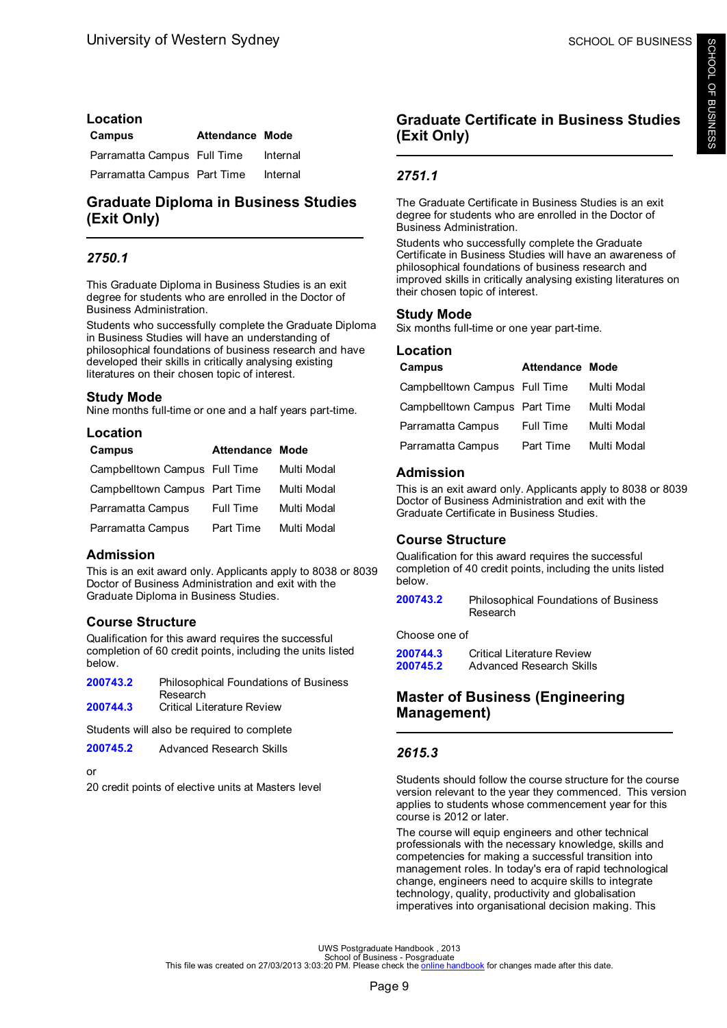### Location

| Campus | Attendance | Mode |
|---|---|---|
| Parramatta Campus | Full Time | Internal |
| Parramatta Campus | Part Time | Internal |

## Graduate Diploma in Business Studies (Exit Only)

### *2750.1*

This Graduate Diploma in Business Studies is an exit degree for students who are enrolled in the Doctor of Business Administration.

Students who successfully complete the Graduate Diploma in Business Studies will have an understanding of philosophical foundations of business research and have developed their skills in critically analysing existing literatures on their chosen topic of interest.

### Study Mode

Nine months full-time or one and a half years part-time.

### Location

| Campus | Attendance | Mode |
|---|---|---|
| Campbelltown Campus | Full Time | Multi Modal |
| Campbelltown Campus | Part Time | Multi Modal |
| Parramatta Campus | Full Time | Multi Modal |
| Parramatta Campus | Part Time | Multi Modal |

### Admission

This is an exit award only. Applicants apply to 8038 or 8039 Doctor of Business Administration and exit with the Graduate Diploma in Business Studies.

### Course Structure

Qualification for this award requires the successful completion of 60 credit points, including the units listed below.

**200743.2** Philosophical Foundations of Business Research
**200744.3** Critical Literature Review

Students will also be required to complete

**200745.2** Advanced Research Skills

or

20 credit points of elective units at Masters level

## Graduate Certificate in Business Studies (Exit Only)

### *2751.1*

The Graduate Certificate in Business Studies is an exit degree for students who are enrolled in the Doctor of Business Administration.

Students who successfully complete the Graduate Certificate in Business Studies will have an awareness of philosophical foundations of business research and improved skills in critically analysing existing literatures on their chosen topic of interest.

### Study Mode

Six months full-time or one year part-time.

### Location

| Campus | Attendance | Mode |
|---|---|---|
| Campbelltown Campus | Full Time | Multi Modal |
| Campbelltown Campus | Part Time | Multi Modal |
| Parramatta Campus | Full Time | Multi Modal |
| Parramatta Campus | Part Time | Multi Modal |

### Admission

This is an exit award only. Applicants apply to 8038 or 8039 Doctor of Business Administration and exit with the Graduate Certificate in Business Studies.

### Course Structure

Qualification for this award requires the successful completion of 40 credit points, including the units listed below.

**200743.2** Philosophical Foundations of Business Research

Choose one of

**200744.3** Critical Literature Review
**200745.2** Advanced Research Skills

## Master of Business (Engineering Management)

### *2615.3*

Students should follow the course structure for the course version relevant to the year they commenced. This version applies to students whose commencement year for this course is 2012 or later.

The course will equip engineers and other technical professionals with the necessary knowledge, skills and competencies for making a successful transition into management roles. In today's era of rapid technological change, engineers need to acquire skills to integrate technology, quality, productivity and globalisation imperatives into organisational decision making. This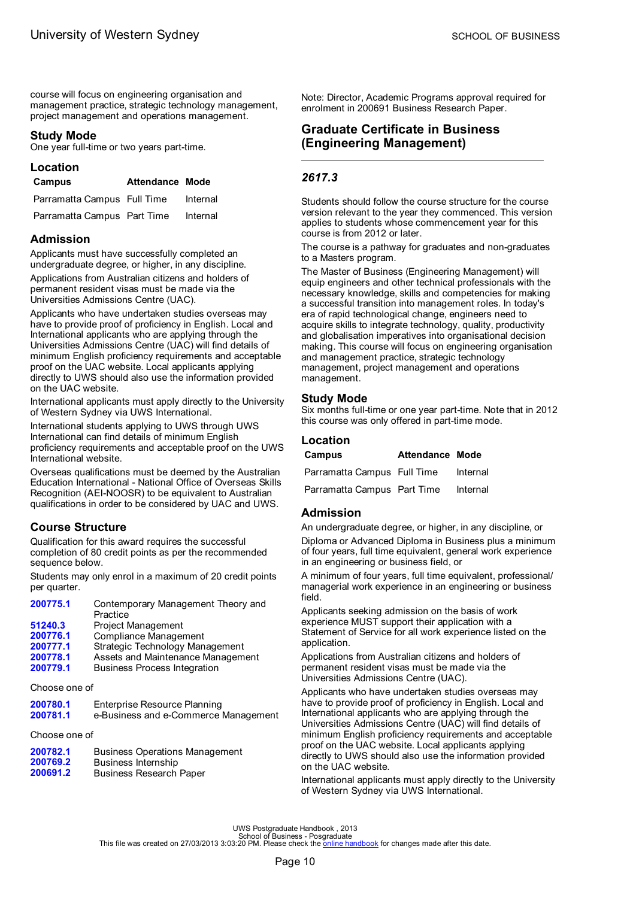course will focus on engineering organisation and management practice, strategic technology management, project management and operations management.

### Study Mode

One year full-time or two years part-time.

### Location

| Campus | Attendance | Mode |
| --- | --- | --- |
| Parramatta Campus | Full Time | Internal |
| Parramatta Campus | Part Time | Internal |

### Admission

Applicants must have successfully completed an undergraduate degree, or higher, in any discipline.

Applications from Australian citizens and holders of permanent resident visas must be made via the Universities Admissions Centre (UAC).

Applicants who have undertaken studies overseas may have to provide proof of proficiency in English. Local and International applicants who are applying through the Universities Admissions Centre (UAC) will find details of minimum English proficiency requirements and acceptable proof on the UAC website. Local applicants applying directly to UWS should also use the information provided on the UAC website.

International applicants must apply directly to the University of Western Sydney via UWS International.

International students applying to UWS through UWS International can find details of minimum English proficiency requirements and acceptable proof on the UWS International website.

Overseas qualifications must be deemed by the Australian Education International - National Office of Overseas Skills Recognition (AEI-NOOSR) to be equivalent to Australian qualifications in order to be considered by UAC and UWS.

### Course Structure

Qualification for this award requires the successful completion of 80 credit points as per the recommended sequence below.

Students may only enrol in a maximum of 20 credit points per quarter.

| | |
| --- | --- |
| **200775.1** | Contemporary Management Theory and Practice |
| **51240.3** | Project Management |
| **200776.1** | Compliance Management |
| **200777.1** | Strategic Technology Management |
| **200778.1** | Assets and Maintenance Management |
| **200779.1** | Business Process Integration |

Choose one of

| | |
| --- | --- |
| **200780.1** | Enterprise Resource Planning |
| **200781.1** | e-Business and e-Commerce Management |

Choose one of

| | |
| --- | --- |
| **200782.1** | Business Operations Management |
| **200769.2** | Business Internship |
| **200691.2** | Business Research Paper |

Note: Director, Academic Programs approval required for enrolment in 200691 Business Research Paper.

## Graduate Certificate in Business (Engineering Management)

### *2617.3*

Students should follow the course structure for the course version relevant to the year they commenced. This version applies to students whose commencement year for this course is from 2012 or later.

The course is a pathway for graduates and non-graduates to a Masters program.

The Master of Business (Engineering Management) will equip engineers and other technical professionals with the necessary knowledge, skills and competencies for making a successful transition into management roles. In today's era of rapid technological change, engineers need to acquire skills to integrate technology, quality, productivity and globalisation imperatives into organisational decision making. This course will focus on engineering organisation and management practice, strategic technology management, project management and operations management.

### Study Mode

Six months full-time or one year part-time. Note that in 2012 this course was only offered in part-time mode.

### Location

| Campus | Attendance | Mode |
| --- | --- | --- |
| Parramatta Campus | Full Time | Internal |
| Parramatta Campus | Part Time | Internal |

### Admission

An undergraduate degree, or higher, in any discipline, or

Diploma or Advanced Diploma in Business plus a minimum of four years, full time equivalent, general work experience in an engineering or business field, or

A minimum of four years, full time equivalent, professional/managerial work experience in an engineering or business field.

Applicants seeking admission on the basis of work experience MUST support their application with a Statement of Service for all work experience listed on the application.

Applications from Australian citizens and holders of permanent resident visas must be made via the Universities Admissions Centre (UAC).

Applicants who have undertaken studies overseas may have to provide proof of proficiency in English. Local and International applicants who are applying through the Universities Admissions Centre (UAC) will find details of minimum English proficiency requirements and acceptable proof on the UAC website. Local applicants applying directly to UWS should also use the information provided on the UAC website.

International applicants must apply directly to the University of Western Sydney via UWS International.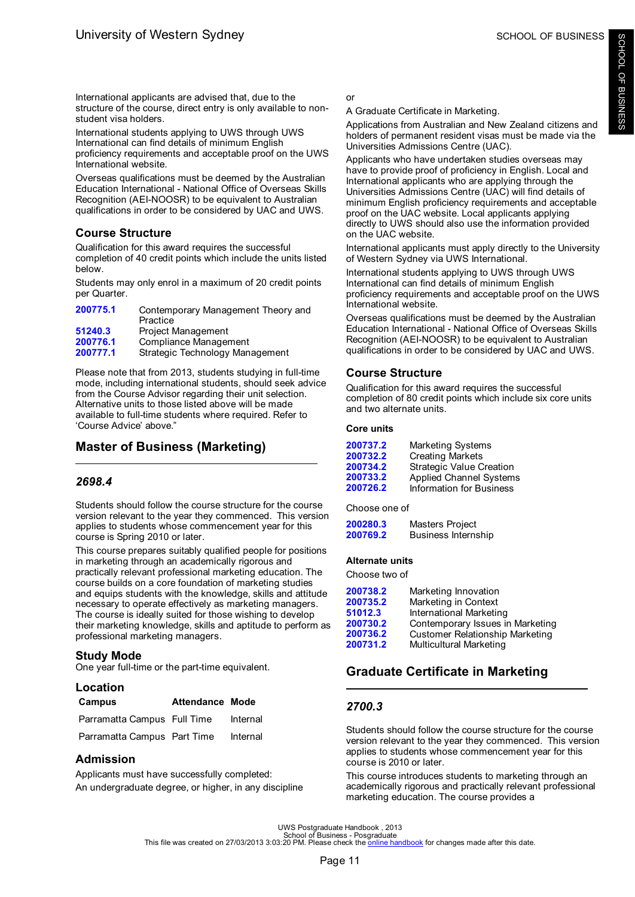International applicants are advised that, due to the structure of the course, direct entry is only available to non-student visa holders.

International students applying to UWS through UWS International can find details of minimum English proficiency requirements and acceptable proof on the UWS International website.

Overseas qualifications must be deemed by the Australian Education International - National Office of Overseas Skills Recognition (AEI-NOOSR) to be equivalent to Australian qualifications in order to be considered by UAC and UWS.

### Course Structure

Qualification for this award requires the successful completion of 40 credit points which include the units listed below.

Students may only enrol in a maximum of 20 credit points per Quarter.

| | |
|---|---|
| 200775.1 | Contemporary Management Theory and Practice |
| 51240.3 | Project Management |
| 200776.1 | Compliance Management |
| 200777.1 | Strategic Technology Management |

Please note that from 2013, students studying in full-time mode, including international students, should seek advice from the Course Advisor regarding their unit selection. Alternative units to those listed above will be made available to full-time students where required. Refer to 'Course Advice' above."

## Master of Business (Marketing)

### *2698.4*

Students should follow the course structure for the course version relevant to the year they commenced. This version applies to students whose commencement year for this course is Spring 2010 or later.

This course prepares suitably qualified people for positions in marketing through an academically rigorous and practically relevant professional marketing education. The course builds on a core foundation of marketing studies and equips students with the knowledge, skills and attitude necessary to operate effectively as marketing managers. The course is ideally suited for those wishing to develop their marketing knowledge, skills and aptitude to perform as professional marketing managers.

### Study Mode

One year full-time or the part-time equivalent.

### Location

| Campus | Attendance | Mode |
|---|---|---|
| Parramatta Campus | Full Time | Internal |
| Parramatta Campus | Part Time | Internal |

### Admission

Applicants must have successfully completed:

An undergraduate degree, or higher, in any discipline

or

A Graduate Certificate in Marketing.

Applications from Australian and New Zealand citizens and holders of permanent resident visas must be made via the Universities Admissions Centre (UAC).

Applicants who have undertaken studies overseas may have to provide proof of proficiency in English. Local and International applicants who are applying through the Universities Admissions Centre (UAC) will find details of minimum English proficiency requirements and acceptable proof on the UAC website. Local applicants applying directly to UWS should also use the information provided on the UAC website.

International applicants must apply directly to the University of Western Sydney via UWS International.

International students applying to UWS through UWS International can find details of minimum English proficiency requirements and acceptable proof on the UWS International website.

Overseas qualifications must be deemed by the Australian Education International - National Office of Overseas Skills Recognition (AEI-NOOSR) to be equivalent to Australian qualifications in order to be considered by UAC and UWS.

### Course Structure

Qualification for this award requires the successful completion of 80 credit points which include six core units and two alternate units.

#### Core units

| | |
|---|---|
| 200737.2 | Marketing Systems |
| 200732.2 | Creating Markets |
| 200734.2 | Strategic Value Creation |
| 200733.2 | Applied Channel Systems |
| 200726.2 | Information for Business |

Choose one of

| | |
|---|---|
| 200280.3 | Masters Project |
| 200769.2 | Business Internship |

#### Alternate units

Choose two of

| | |
|---|---|
| 200738.2 | Marketing Innovation |
| 200735.2 | Marketing in Context |
| 51012.3 | International Marketing |
| 200730.2 | Contemporary Issues in Marketing |
| 200736.2 | Customer Relationship Marketing |
| 200731.2 | Multicultural Marketing |

## Graduate Certificate in Marketing

### *2700.3*

Students should follow the course structure for the course version relevant to the year they commenced. This version applies to students whose commencement year for this course is 2010 or later.

This course introduces students to marketing through an academically rigorous and practically relevant professional marketing education. The course provides a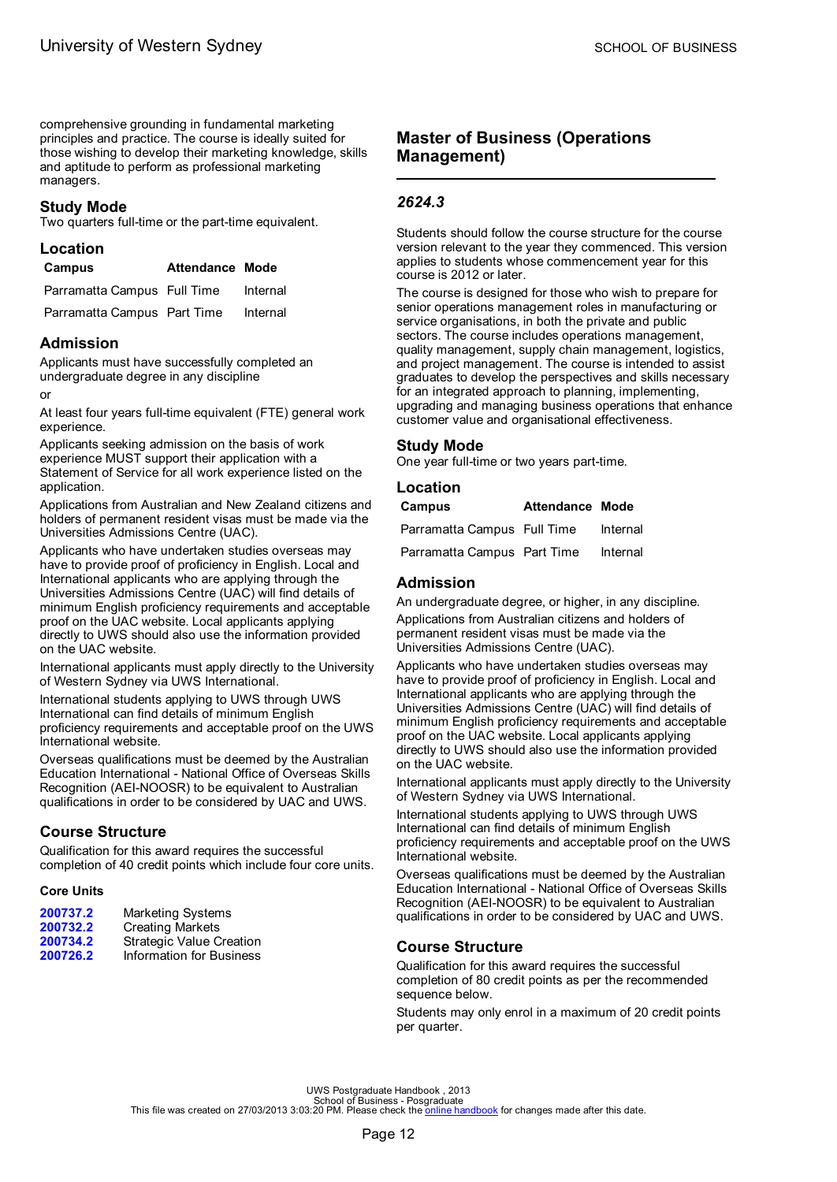comprehensive grounding in fundamental marketing principles and practice. The course is ideally suited for those wishing to develop their marketing knowledge, skills and aptitude to perform as professional marketing managers.

### Study Mode

Two quarters full-time or the part-time equivalent.

### Location

| Campus | Attendance | Mode |
|---|---|---|
| Parramatta Campus | Full Time | Internal |
| Parramatta Campus | Part Time | Internal |

### Admission

Applicants must have successfully completed an undergraduate degree in any discipline

or

At least four years full-time equivalent (FTE) general work experience.

Applicants seeking admission on the basis of work experience MUST support their application with a Statement of Service for all work experience listed on the application.

Applications from Australian and New Zealand citizens and holders of permanent resident visas must be made via the Universities Admissions Centre (UAC).

Applicants who have undertaken studies overseas may have to provide proof of proficiency in English. Local and International applicants who are applying through the Universities Admissions Centre (UAC) will find details of minimum English proficiency requirements and acceptable proof on the UAC website. Local applicants applying directly to UWS should also use the information provided on the UAC website.

International applicants must apply directly to the University of Western Sydney via UWS International.

International students applying to UWS through UWS International can find details of minimum English proficiency requirements and acceptable proof on the UWS International website.

Overseas qualifications must be deemed by the Australian Education International - National Office of Overseas Skills Recognition (AEI-NOOSR) to be equivalent to Australian qualifications in order to be considered by UAC and UWS.

### Course Structure

Qualification for this award requires the successful completion of 40 credit points which include four core units.

#### Core Units

| | |
|---|---|
| **200737.2** | Marketing Systems |
| **200732.2** | Creating Markets |
| **200734.2** | Strategic Value Creation |
| **200726.2** | Information for Business |

## Master of Business (Operations Management)

### *2624.3*

Students should follow the course structure for the course version relevant to the year they commenced. This version applies to students whose commencement year for this course is 2012 or later.

The course is designed for those who wish to prepare for senior operations management roles in manufacturing or service organisations, in both the private and public sectors. The course includes operations management, quality management, supply chain management, logistics, and project management. The course is intended to assist graduates to develop the perspectives and skills necessary for an integrated approach to planning, implementing, upgrading and managing business operations that enhance customer value and organisational effectiveness.

### Study Mode

One year full-time or two years part-time.

### Location

| Campus | Attendance | Mode |
|---|---|---|
| Parramatta Campus | Full Time | Internal |
| Parramatta Campus | Part Time | Internal |

### Admission

An undergraduate degree, or higher, in any discipline.

Applications from Australian citizens and holders of permanent resident visas must be made via the Universities Admissions Centre (UAC).

Applicants who have undertaken studies overseas may have to provide proof of proficiency in English. Local and International applicants who are applying through the Universities Admissions Centre (UAC) will find details of minimum English proficiency requirements and acceptable proof on the UAC website. Local applicants applying directly to UWS should also use the information provided on the UAC website.

International applicants must apply directly to the University of Western Sydney via UWS International.

International students applying to UWS through UWS International can find details of minimum English proficiency requirements and acceptable proof on the UWS International website.

Overseas qualifications must be deemed by the Australian Education International - National Office of Overseas Skills Recognition (AEI-NOOSR) to be equivalent to Australian qualifications in order to be considered by UAC and UWS.

### Course Structure

Qualification for this award requires the successful completion of 80 credit points as per the recommended sequence below.

Students may only enrol in a maximum of 20 credit points per quarter.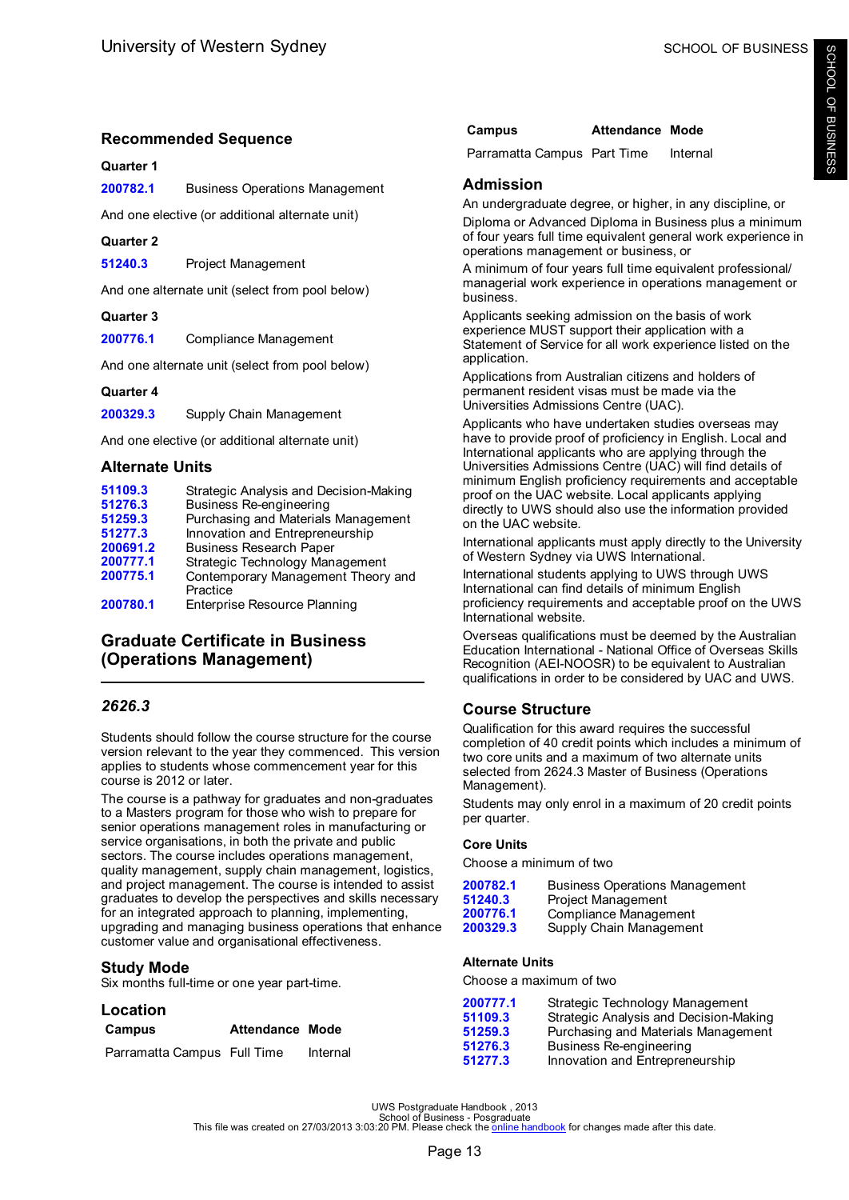## Recommended Sequence

**Quarter 1**

| | |
|---|---|
| 200782.1 | Business Operations Management |

And one elective (or additional alternate unit)

**Quarter 2**

| | |
|---|---|
| 51240.3 | Project Management |

And one alternate unit (select from pool below)

**Quarter 3**

| | |
|---|---|
| 200776.1 | Compliance Management |

And one alternate unit (select from pool below)

**Quarter 4**

| | |
|---|---|
| 200329.3 | Supply Chain Management |

And one elective (or additional alternate unit)

## Alternate Units

| | |
|---|---|
| 51109.3 | Strategic Analysis and Decision-Making |
| 51276.3 | Business Re-engineering |
| 51259.3 | Purchasing and Materials Management |
| 51277.3 | Innovation and Entrepreneurship |
| 200691.2 | Business Research Paper |
| 200777.1 | Strategic Technology Management |
| 200775.1 | Contemporary Management Theory and Practice |
| 200780.1 | Enterprise Resource Planning |

# Graduate Certificate in Business (Operations Management)

## *2626.3*

Students should follow the course structure for the course version relevant to the year they commenced. This version applies to students whose commencement year for this course is 2012 or later.

The course is a pathway for graduates and non-graduates to a Masters program for those who wish to prepare for senior operations management roles in manufacturing or service organisations, in both the private and public sectors. The course includes operations management, quality management, supply chain management, logistics, and project management. The course is intended to assist graduates to develop the perspectives and skills necessary for an integrated approach to planning, implementing, upgrading and managing business operations that enhance customer value and organisational effectiveness.

## Study Mode

Six months full-time or one year part-time.

## Location

| Campus | Attendance | Mode |
|---|---|---|
| Parramatta Campus | Full Time | Internal |
| Parramatta Campus | Part Time | Internal |

## Admission

An undergraduate degree, or higher, in any discipline, or

Diploma or Advanced Diploma in Business plus a minimum of four years full time equivalent general work experience in operations management or business, or

A minimum of four years full time equivalent professional/managerial work experience in operations management or business.

Applicants seeking admission on the basis of work experience MUST support their application with a Statement of Service for all work experience listed on the application.

Applications from Australian citizens and holders of permanent resident visas must be made via the Universities Admissions Centre (UAC).

Applicants who have undertaken studies overseas may have to provide proof of proficiency in English. Local and International applicants who are applying through the Universities Admissions Centre (UAC) will find details of minimum English proficiency requirements and acceptable proof on the UAC website. Local applicants applying directly to UWS should also use the information provided on the UAC website.

International applicants must apply directly to the University of Western Sydney via UWS International.

International students applying to UWS through UWS International can find details of minimum English proficiency requirements and acceptable proof on the UWS International website.

Overseas qualifications must be deemed by the Australian Education International - National Office of Overseas Skills Recognition (AEI-NOOSR) to be equivalent to Australian qualifications in order to be considered by UAC and UWS.

## Course Structure

Qualification for this award requires the successful completion of 40 credit points which includes a minimum of two core units and a maximum of two alternate units selected from 2624.3 Master of Business (Operations Management).

Students may only enrol in a maximum of 20 credit points per quarter.

### Core Units

Choose a minimum of two

| | |
|---|---|
| 200782.1 | Business Operations Management |
| 51240.3 | Project Management |
| 200776.1 | Compliance Management |
| 200329.3 | Supply Chain Management |

### Alternate Units

Choose a maximum of two

| | |
|---|---|
| 200777.1 | Strategic Technology Management |
| 51109.3 | Strategic Analysis and Decision-Making |
| 51259.3 | Purchasing and Materials Management |
| 51276.3 | Business Re-engineering |
| 51277.3 | Innovation and Entrepreneurship |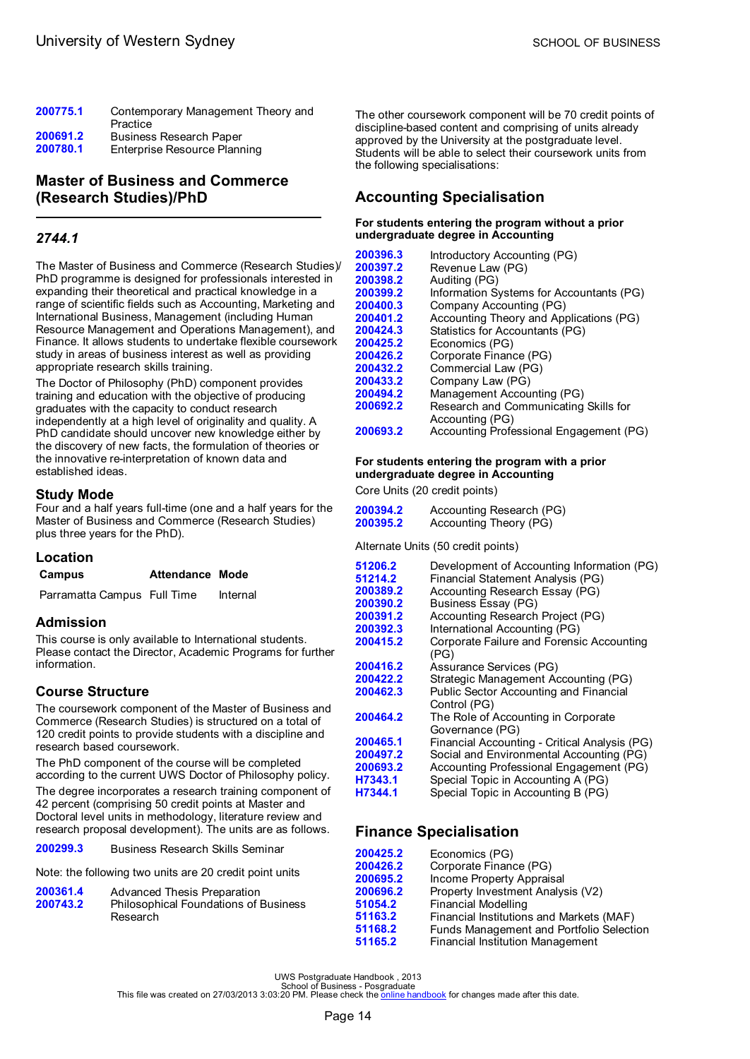| | |
|---|---|
| **200775.1** | Contemporary Management Theory and Practice |
| **200691.2** | Business Research Paper |
| **200780.1** | Enterprise Resource Planning |

## Master of Business and Commerce (Research Studies)/PhD

### *2744.1*

The Master of Business and Commerce (Research Studies)/ PhD programme is designed for professionals interested in expanding their theoretical and practical knowledge in a range of scientific fields such as Accounting, Marketing and International Business, Management (including Human Resource Management and Operations Management), and Finance. It allows students to undertake flexible coursework study in areas of business interest as well as providing appropriate research skills training.

The Doctor of Philosophy (PhD) component provides training and education with the objective of producing graduates with the capacity to conduct research independently at a high level of originality and quality. A PhD candidate should uncover new knowledge either by the discovery of new facts, the formulation of theories or the innovative re-interpretation of known data and established ideas.

### Study Mode

Four and a half years full-time (one and a half years for the Master of Business and Commerce (Research Studies) plus three years for the PhD).

### Location

| Campus | Attendance | Mode |
|---|---|---|
| Parramatta Campus | Full Time | Internal |

### Admission

This course is only available to International students. Please contact the Director, Academic Programs for further information.

### Course Structure

The coursework component of the Master of Business and Commerce (Research Studies) is structured on a total of 120 credit points to provide students with a discipline and research based coursework.

The PhD component of the course will be completed according to the current UWS Doctor of Philosophy policy.

The degree incorporates a research training component of 42 percent (comprising 50 credit points at Master and Doctoral level units in methodology, literature review and research proposal development). The units are as follows.

| | |
|---|---|
| **200299.3** | Business Research Skills Seminar |

Note: the following two units are 20 credit point units

| | |
|---|---|
| **200361.4** | Advanced Thesis Preparation |
| **200743.2** | Philosophical Foundations of Business Research |

The other coursework component will be 70 credit points of discipline-based content and comprising of units already approved by the University at the postgraduate level. Students will be able to select their coursework units from the following specialisations:

## Accounting Specialisation

**For students entering the program without a prior undergraduate degree in Accounting**

| | |
|---|---|
| **200396.3** | Introductory Accounting (PG) |
| **200397.2** | Revenue Law (PG) |
| **200398.2** | Auditing (PG) |
| **200399.2** | Information Systems for Accountants (PG) |
| **200400.3** | Company Accounting (PG) |
| **200401.2** | Accounting Theory and Applications (PG) |
| **200424.3** | Statistics for Accountants (PG) |
| **200425.2** | Economics (PG) |
| **200426.2** | Corporate Finance (PG) |
| **200432.2** | Commercial Law (PG) |
| **200433.2** | Company Law (PG) |
| **200494.2** | Management Accounting (PG) |
| **200692.2** | Research and Communicating Skills for Accounting (PG) |
| **200693.2** | Accounting Professional Engagement (PG) |

**For students entering the program with a prior undergraduate degree in Accounting**

Core Units (20 credit points)

| | |
|---|---|
| **200394.2** | Accounting Research (PG) |
| **200395.2** | Accounting Theory (PG) |

Alternate Units (50 credit points)

| | |
|---|---|
| **51206.2** | Development of Accounting Information (PG) |
| **51214.2** | Financial Statement Analysis (PG) |
| **200389.2** | Accounting Research Essay (PG) |
| **200390.2** | Business Essay (PG) |
| **200391.2** | Accounting Research Project (PG) |
| **200392.3** | International Accounting (PG) |
| **200415.2** | Corporate Failure and Forensic Accounting (PG) |
| **200416.2** | Assurance Services (PG) |
| **200422.2** | Strategic Management Accounting (PG) |
| **200462.3** | Public Sector Accounting and Financial Control (PG) |
| **200464.2** | The Role of Accounting in Corporate Governance (PG) |
| **200465.1** | Financial Accounting - Critical Analysis (PG) |
| **200497.2** | Social and Environmental Accounting (PG) |
| **200693.2** | Accounting Professional Engagement (PG) |
| **H7343.1** | Special Topic in Accounting A (PG) |
| **H7344.1** | Special Topic in Accounting B (PG) |

## Finance Specialisation

| | |
|---|---|
| **200425.2** | Economics (PG) |
| **200426.2** | Corporate Finance (PG) |
| **200695.2** | Income Property Appraisal |
| **200696.2** | Property Investment Analysis (V2) |
| **51054.2** | Financial Modelling |
| **51163.2** | Financial Institutions and Markets (MAF) |
| **51168.2** | Funds Management and Portfolio Selection |
| **51165.2** | Financial Institution Management |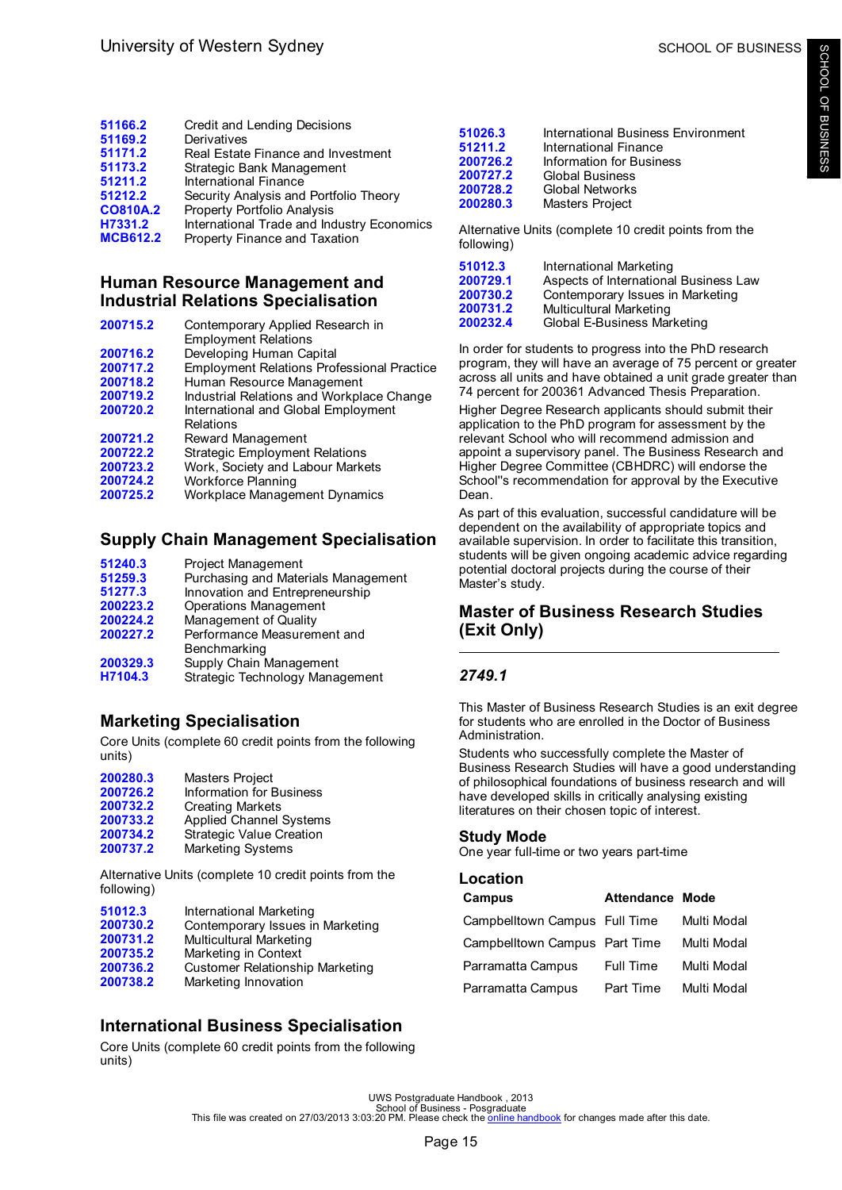| | |
|---|---|
| 51166.2 | Credit and Lending Decisions |
| 51169.2 | Derivatives |
| 51171.2 | Real Estate Finance and Investment |
| 51173.2 | Strategic Bank Management |
| 51211.2 | International Finance |
| 51212.2 | Security Analysis and Portfolio Theory |
| CO810A.2 | Property Portfolio Analysis |
| H7331.2 | International Trade and Industry Economics |
| MCB612.2 | Property Finance and Taxation |

## Human Resource Management and Industrial Relations Specialisation

| | |
|---|---|
| 200715.2 | Contemporary Applied Research in Employment Relations |
| 200716.2 | Developing Human Capital |
| 200717.2 | Employment Relations Professional Practice |
| 200718.2 | Human Resource Management |
| 200719.2 | Industrial Relations and Workplace Change |
| 200720.2 | International and Global Employment Relations |
| 200721.2 | Reward Management |
| 200722.2 | Strategic Employment Relations |
| 200723.2 | Work, Society and Labour Markets |
| 200724.2 | Workforce Planning |
| 200725.2 | Workplace Management Dynamics |

## Supply Chain Management Specialisation

| | |
|---|---|
| 51240.3 | Project Management |
| 51259.3 | Purchasing and Materials Management |
| 51277.3 | Innovation and Entrepreneurship |
| 200223.2 | Operations Management |
| 200224.2 | Management of Quality |
| 200227.2 | Performance Measurement and Benchmarking |
| 200329.3 | Supply Chain Management |
| H7104.3 | Strategic Technology Management |

## Marketing Specialisation

Core Units (complete 60 credit points from the following units)

| | |
|---|---|
| 200280.3 | Masters Project |
| 200726.2 | Information for Business |
| 200732.2 | Creating Markets |
| 200733.2 | Applied Channel Systems |
| 200734.2 | Strategic Value Creation |
| 200737.2 | Marketing Systems |

Alternative Units (complete 10 credit points from the following)

| | |
|---|---|
| 51012.3 | International Marketing |
| 200730.2 | Contemporary Issues in Marketing |
| 200731.2 | Multicultural Marketing |
| 200735.2 | Marketing in Context |
| 200736.2 | Customer Relationship Marketing |
| 200738.2 | Marketing Innovation |

## International Business Specialisation

Core Units (complete 60 credit points from the following units)

| | |
|---|---|
| 51026.3 | International Business Environment |
| 51211.2 | International Finance |
| 200726.2 | Information for Business |
| 200727.2 | Global Business |
| 200728.2 | Global Networks |
| 200280.3 | Masters Project |

Alternative Units (complete 10 credit points from the following)

| | |
|---|---|
| 51012.3 | International Marketing |
| 200729.1 | Aspects of International Business Law |
| 200730.2 | Contemporary Issues in Marketing |
| 200731.2 | Multicultural Marketing |
| 200232.4 | Global E-Business Marketing |

In order for students to progress into the PhD research program, they will have an average of 75 percent or greater across all units and have obtained a unit grade greater than 74 percent for 200361 Advanced Thesis Preparation.

Higher Degree Research applicants should submit their application to the PhD program for assessment by the relevant School who will recommend admission and appoint a supervisory panel. The Business Research and Higher Degree Committee (CBHDRC) will endorse the School''s recommendation for approval by the Executive Dean.

As part of this evaluation, successful candidature will be dependent on the availability of appropriate topics and available supervision. In order to facilitate this transition, students will be given ongoing academic advice regarding potential doctoral projects during the course of their Master's study.

## Master of Business Research Studies (Exit Only)

### *2749.1*

This Master of Business Research Studies is an exit degree for students who are enrolled in the Doctor of Business Administration.

Students who successfully complete the Master of Business Research Studies will have a good understanding of philosophical foundations of business research and will have developed skills in critically analysing existing literatures on their chosen topic of interest.

### Study Mode

One year full-time or two years part-time

### Location

| Campus | Attendance | Mode |
|---|---|---|
| Campbelltown Campus | Full Time | Multi Modal |
| Campbelltown Campus | Part Time | Multi Modal |
| Parramatta Campus | Full Time | Multi Modal |
| Parramatta Campus | Part Time | Multi Modal |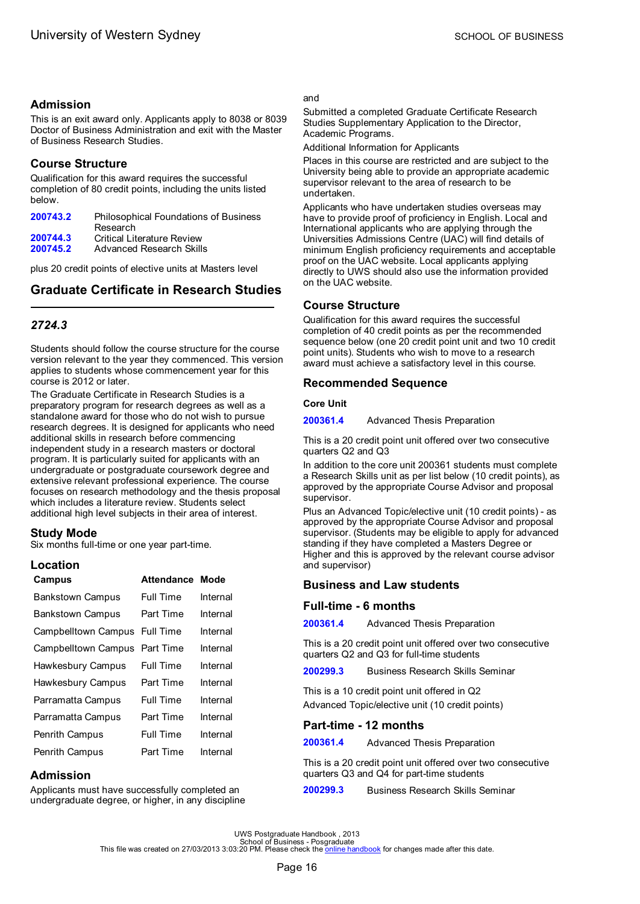## Admission

This is an exit award only. Applicants apply to 8038 or 8039 Doctor of Business Administration and exit with the Master of Business Research Studies.

## Course Structure

Qualification for this award requires the successful completion of 80 credit points, including the units listed below.

| | |
|---|---|
| 200743.2 | Philosophical Foundations of Business Research |
| 200744.3 | Critical Literature Review |
| 200745.2 | Advanced Research Skills |

plus 20 credit points of elective units at Masters level

# Graduate Certificate in Research Studies

### *2724.3*

Students should follow the course structure for the course version relevant to the year they commenced. This version applies to students whose commencement year for this course is 2012 or later.

The Graduate Certificate in Research Studies is a preparatory program for research degrees as well as a standalone award for those who do not wish to pursue research degrees. It is designed for applicants who need additional skills in research before commencing independent study in a research masters or doctoral program. It is particularly suited for applicants with an undergraduate or postgraduate coursework degree and extensive relevant professional experience. The course focuses on research methodology and the thesis proposal which includes a literature review. Students select additional high level subjects in their area of interest.

## Study Mode

Six months full-time or one year part-time.

## Location

| Campus | Attendance | Mode |
|---|---|---|
| Bankstown Campus | Full Time | Internal |
| Bankstown Campus | Part Time | Internal |
| Campbelltown Campus | Full Time | Internal |
| Campbelltown Campus | Part Time | Internal |
| Hawkesbury Campus | Full Time | Internal |
| Hawkesbury Campus | Part Time | Internal |
| Parramatta Campus | Full Time | Internal |
| Parramatta Campus | Part Time | Internal |
| Penrith Campus | Full Time | Internal |
| Penrith Campus | Part Time | Internal |

## Admission

Applicants must have successfully completed an undergraduate degree, or higher, in any discipline

and

Submitted a completed Graduate Certificate Research Studies Supplementary Application to the Director, Academic Programs.

Additional Information for Applicants

Places in this course are restricted and are subject to the University being able to provide an appropriate academic supervisor relevant to the area of research to be undertaken.

Applicants who have undertaken studies overseas may have to provide proof of proficiency in English. Local and International applicants who are applying through the Universities Admissions Centre (UAC) will find details of minimum English proficiency requirements and acceptable proof on the UAC website. Local applicants applying directly to UWS should also use the information provided on the UAC website.

## Course Structure

Qualification for this award requires the successful completion of 40 credit points as per the recommended sequence below (one 20 credit point unit and two 10 credit point units). Students who wish to move to a research award must achieve a satisfactory level in this course.

## Recommended Sequence

**Core Unit**

200361.4 Advanced Thesis Preparation

This is a 20 credit point unit offered over two consecutive quarters Q2 and Q3

In addition to the core unit 200361 students must complete a Research Skills unit as per list below (10 credit points), as approved by the appropriate Course Advisor and proposal supervisor.

Plus an Advanced Topic/elective unit (10 credit points) - as approved by the appropriate Course Advisor and proposal supervisor. (Students may be eligible to apply for advanced standing if they have completed a Masters Degree or Higher and this is approved by the relevant course advisor and supervisor)

## Business and Law students

## Full-time - 6 months

200361.4 Advanced Thesis Preparation

This is a 20 credit point unit offered over two consecutive quarters Q2 and Q3 for full-time students

200299.3 Business Research Skills Seminar

This is a 10 credit point unit offered in Q2

Advanced Topic/elective unit (10 credit points)

## Part-time - 12 months

200361.4 Advanced Thesis Preparation

This is a 20 credit point unit offered over two consecutive quarters Q3 and Q4 for part-time students

200299.3 Business Research Skills Seminar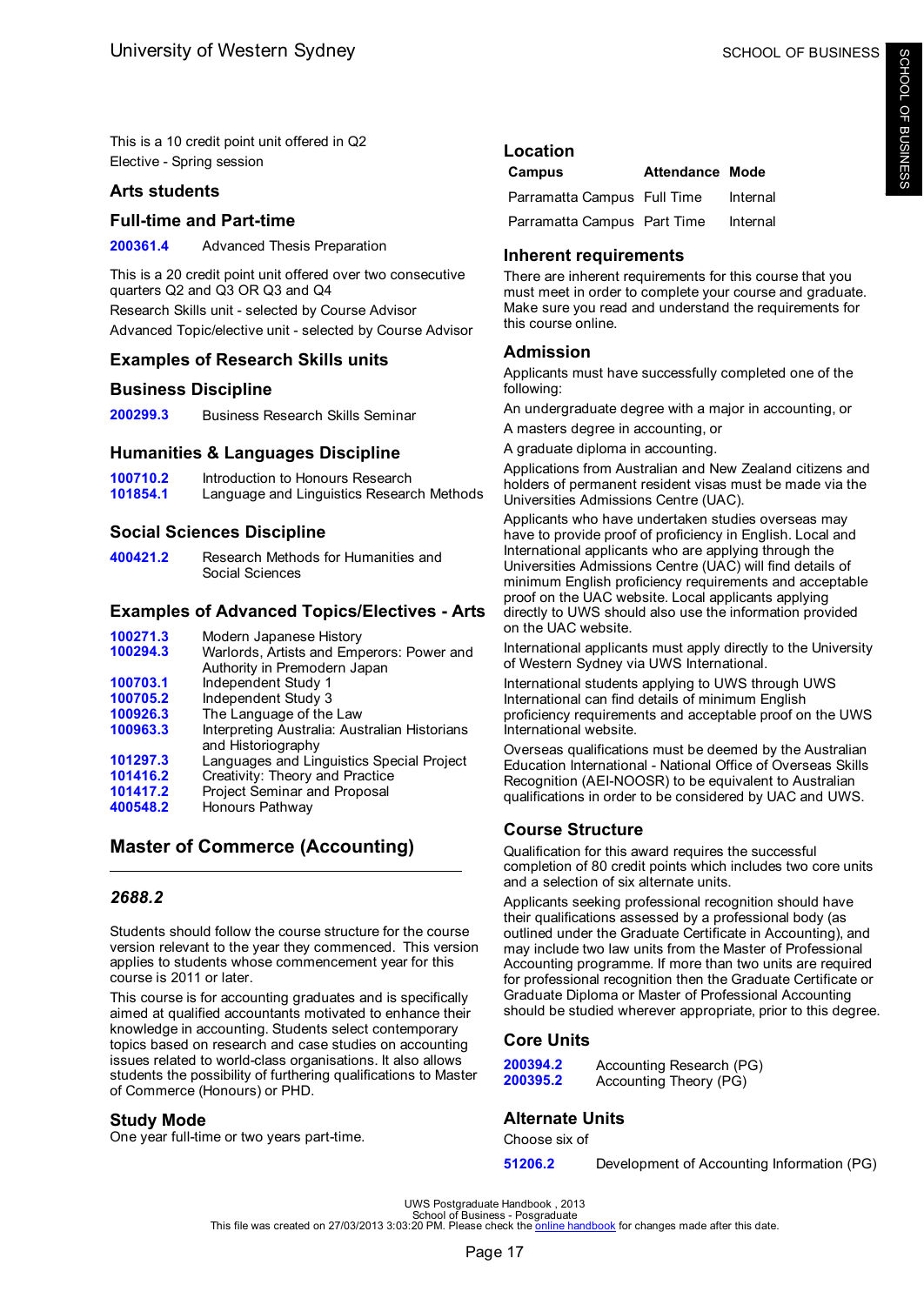This is a 10 credit point unit offered in Q2

Elective - Spring session

### Arts students

### Full-time and Part-time

| | |
|---|---|
| 200361.4 | Advanced Thesis Preparation |

This is a 20 credit point unit offered over two consecutive quarters Q2 and Q3 OR Q3 and Q4

Research Skills unit - selected by Course Advisor

Advanced Topic/elective unit - selected by Course Advisor

### Examples of Research Skills units

### Business Discipline

| | |
|---|---|
| 200299.3 | Business Research Skills Seminar |

### Humanities & Languages Discipline

| | |
|---|---|
| 100710.2 | Introduction to Honours Research |
| 101854.1 | Language and Linguistics Research Methods |

### Social Sciences Discipline

| | |
|---|---|
| 400421.2 | Research Methods for Humanities and Social Sciences |

### Examples of Advanced Topics/Electives - Arts

| | |
|---|---|
| 100271.3 | Modern Japanese History |
| 100294.3 | Warlords, Artists and Emperors: Power and Authority in Premodern Japan |
| 100703.1 | Independent Study 1 |
| 100705.2 | Independent Study 3 |
| 100926.3 | The Language of the Law |
| 100963.3 | Interpreting Australia: Australian Historians and Historiography |
| 101297.3 | Languages and Linguistics Special Project |
| 101416.2 | Creativity: Theory and Practice |
| 101417.2 | Project Seminar and Proposal |
| 400548.2 | Honours Pathway |

## Master of Commerce (Accounting)

### *2688.2*

Students should follow the course structure for the course version relevant to the year they commenced. This version applies to students whose commencement year for this course is 2011 or later.

This course is for accounting graduates and is specifically aimed at qualified accountants motivated to enhance their knowledge in accounting. Students select contemporary topics based on research and case studies on accounting issues related to world-class organisations. It also allows students the possibility of furthering qualifications to Master of Commerce (Honours) or PHD.

### Study Mode

One year full-time or two years part-time.

### Location

| Campus | Attendance | Mode |
|---|---|---|
| Parramatta Campus | Full Time | Internal |
| Parramatta Campus | Part Time | Internal |

### Inherent requirements

There are inherent requirements for this course that you must meet in order to complete your course and graduate. Make sure you read and understand the requirements for this course online.

### Admission

Applicants must have successfully completed one of the following:

An undergraduate degree with a major in accounting, or

A masters degree in accounting, or

A graduate diploma in accounting.

Applications from Australian and New Zealand citizens and holders of permanent resident visas must be made via the Universities Admissions Centre (UAC).

Applicants who have undertaken studies overseas may have to provide proof of proficiency in English. Local and International applicants who are applying through the Universities Admissions Centre (UAC) will find details of minimum English proficiency requirements and acceptable proof on the UAC website. Local applicants applying directly to UWS should also use the information provided on the UAC website.

International applicants must apply directly to the University of Western Sydney via UWS International.

International students applying to UWS through UWS International can find details of minimum English proficiency requirements and acceptable proof on the UWS International website.

Overseas qualifications must be deemed by the Australian Education International - National Office of Overseas Skills Recognition (AEI-NOOSR) to be equivalent to Australian qualifications in order to be considered by UAC and UWS.

### Course Structure

Qualification for this award requires the successful completion of 80 credit points which includes two core units and a selection of six alternate units.

Applicants seeking professional recognition should have their qualifications assessed by a professional body (as outlined under the Graduate Certificate in Accounting), and may include two law units from the Master of Professional Accounting programme. If more than two units are required for professional recognition then the Graduate Certificate or Graduate Diploma or Master of Professional Accounting should be studied wherever appropriate, prior to this degree.

### Core Units

| | |
|---|---|
| 200394.2 | Accounting Research (PG) |
| 200395.2 | Accounting Theory (PG) |

### Alternate Units

Choose six of

| | |
|---|---|
| 51206.2 | Development of Accounting Information (PG) |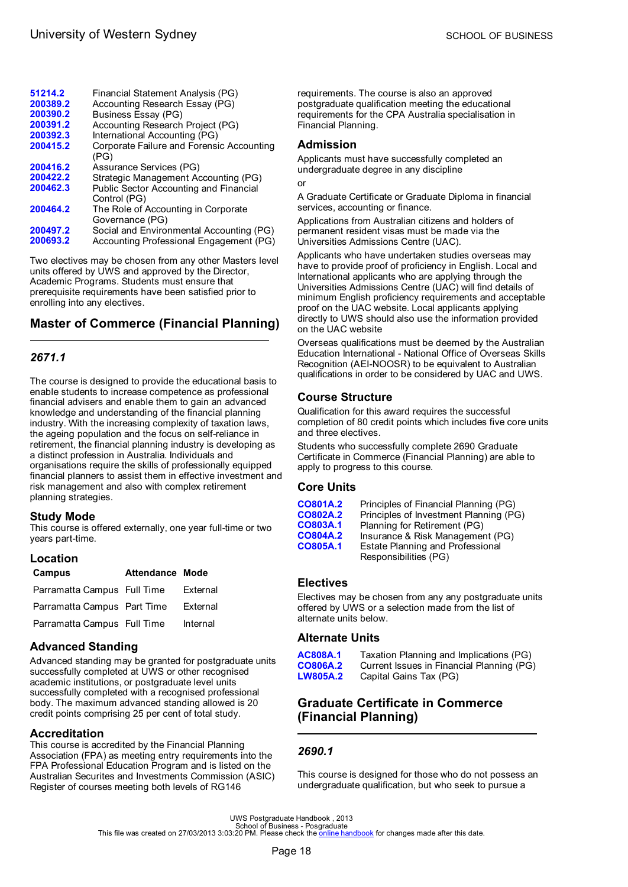| | |
|---|---|
| 51214.2 | Financial Statement Analysis (PG) |
| 200389.2 | Accounting Research Essay (PG) |
| 200390.2 | Business Essay (PG) |
| 200391.2 | Accounting Research Project (PG) |
| 200392.3 | International Accounting (PG) |
| 200415.2 | Corporate Failure and Forensic Accounting (PG) |
| 200416.2 | Assurance Services (PG) |
| 200422.2 | Strategic Management Accounting (PG) |
| 200462.3 | Public Sector Accounting and Financial Control (PG) |
| 200464.2 | The Role of Accounting in Corporate Governance (PG) |
| 200497.2 | Social and Environmental Accounting (PG) |
| 200693.2 | Accounting Professional Engagement (PG) |

Two electives may be chosen from any other Masters level units offered by UWS and approved by the Director, Academic Programs. Students must ensure that prerequisite requirements have been satisfied prior to enrolling into any electives.

## Master of Commerce (Financial Planning)

### *2671.1*

The course is designed to provide the educational basis to enable students to increase competence as professional financial advisers and enable them to gain an advanced knowledge and understanding of the financial planning industry. With the increasing complexity of taxation laws, the ageing population and the focus on self-reliance in retirement, the financial planning industry is developing as a distinct profession in Australia. Individuals and organisations require the skills of professionally equipped financial planners to assist them in effective investment and risk management and also with complex retirement planning strategies.

### Study Mode

This course is offered externally, one year full-time or two years part-time.

### Location

| Campus | Attendance | Mode |
|---|---|---|
| Parramatta Campus | Full Time | External |
| Parramatta Campus | Part Time | External |
| Parramatta Campus | Full Time | Internal |

### Advanced Standing

Advanced standing may be granted for postgraduate units successfully completed at UWS or other recognised academic institutions, or postgraduate level units successfully completed with a recognised professional body. The maximum advanced standing allowed is 20 credit points comprising 25 per cent of total study.

### Accreditation

This course is accredited by the Financial Planning Association (FPA) as meeting entry requirements into the FPA Professional Education Program and is listed on the Australian Securites and Investments Commission (ASIC) Register of courses meeting both levels of RG146 requirements. The course is also an approved postgraduate qualification meeting the educational requirements for the CPA Australia specialisation in Financial Planning.

### Admission

Applicants must have successfully completed an undergraduate degree in any discipline

or

A Graduate Certificate or Graduate Diploma in financial services, accounting or finance.

Applications from Australian citizens and holders of permanent resident visas must be made via the Universities Admissions Centre (UAC).

Applicants who have undertaken studies overseas may have to provide proof of proficiency in English. Local and International applicants who are applying through the Universities Admissions Centre (UAC) will find details of minimum English proficiency requirements and acceptable proof on the UAC website. Local applicants applying directly to UWS should also use the information provided on the UAC website

Overseas qualifications must be deemed by the Australian Education International - National Office of Overseas Skills Recognition (AEI-NOOSR) to be equivalent to Australian qualifications in order to be considered by UAC and UWS.

### Course Structure

Qualification for this award requires the successful completion of 80 credit points which includes five core units and three electives.

Students who successfully complete 2690 Graduate Certificate in Commerce (Financial Planning) are able to apply to progress to this course.

### Core Units

| | |
|---|---|
| CO801A.2 | Principles of Financial Planning (PG) |
| CO802A.2 | Principles of Investment Planning (PG) |
| CO803A.1 | Planning for Retirement (PG) |
| CO804A.2 | Insurance & Risk Management (PG) |
| CO805A.1 | Estate Planning and Professional Responsibilities (PG) |

### Electives

Electives may be chosen from any any postgraduate units offered by UWS or a selection made from the list of alternate units below.

### Alternate Units

| | |
|---|---|
| AC808A.1 | Taxation Planning and Implications (PG) |
| CO806A.2 | Current Issues in Financial Planning (PG) |
| LW805A.2 | Capital Gains Tax (PG) |

## Graduate Certificate in Commerce (Financial Planning)

### *2690.1*

This course is designed for those who do not possess an undergraduate qualification, but who seek to pursue a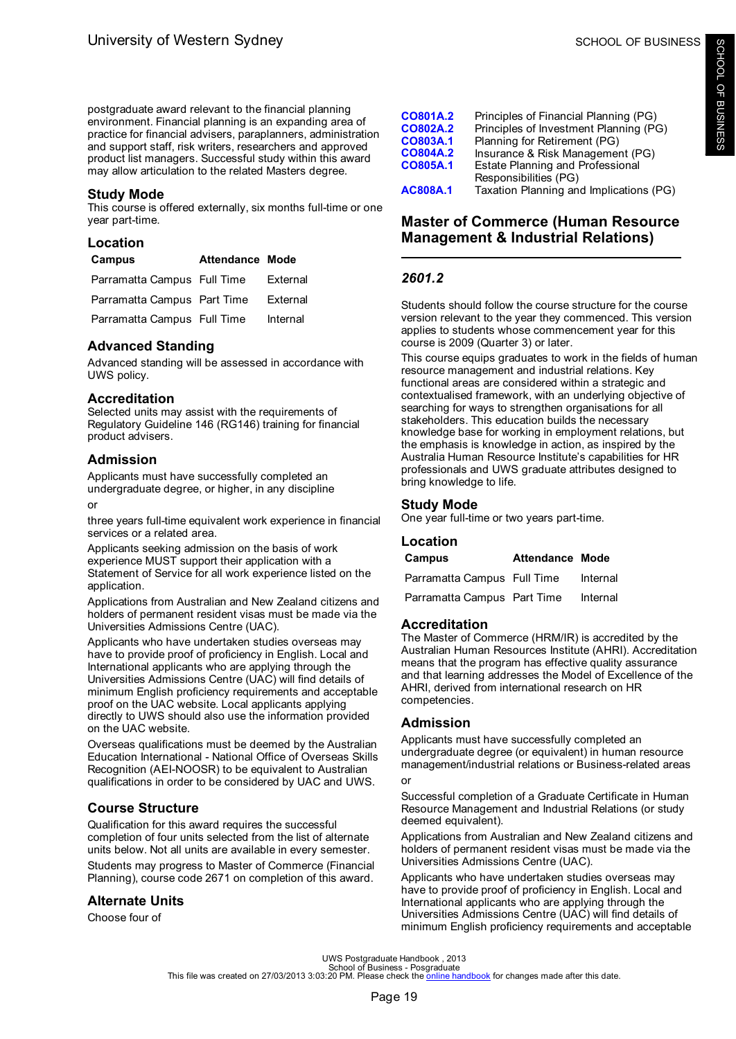postgraduate award relevant to the financial planning environment. Financial planning is an expanding area of practice for financial advisers, paraplanners, administration and support staff, risk writers, researchers and approved product list managers. Successful study within this award may allow articulation to the related Masters degree.

## Study Mode

This course is offered externally, six months full-time or one year part-time.

## Location

| Campus | Attendance | Mode |
|---|---|---|
| Parramatta Campus | Full Time | External |
| Parramatta Campus | Part Time | External |
| Parramatta Campus | Full Time | Internal |

## Advanced Standing

Advanced standing will be assessed in accordance with UWS policy.

## Accreditation

Selected units may assist with the requirements of Regulatory Guideline 146 (RG146) training for financial product advisers.

## Admission

Applicants must have successfully completed an undergraduate degree, or higher, in any discipline

or

three years full-time equivalent work experience in financial services or a related area.

Applicants seeking admission on the basis of work experience MUST support their application with a Statement of Service for all work experience listed on the application.

Applications from Australian and New Zealand citizens and holders of permanent resident visas must be made via the Universities Admissions Centre (UAC).

Applicants who have undertaken studies overseas may have to provide proof of proficiency in English. Local and International applicants who are applying through the Universities Admissions Centre (UAC) will find details of minimum English proficiency requirements and acceptable proof on the UAC website. Local applicants applying directly to UWS should also use the information provided on the UAC website.

Overseas qualifications must be deemed by the Australian Education International - National Office of Overseas Skills Recognition (AEI-NOOSR) to be equivalent to Australian qualifications in order to be considered by UAC and UWS.

## Course Structure

Qualification for this award requires the successful completion of four units selected from the list of alternate units below. Not all units are available in every semester.

Students may progress to Master of Commerce (Financial Planning), course code 2671 on completion of this award.

## Alternate Units

Choose four of

| | |
|---|---|
| CO801A.2 | Principles of Financial Planning (PG) |
| CO802A.2 | Principles of Investment Planning (PG) |
| CO803A.1 | Planning for Retirement (PG) |
| CO804A.2 | Insurance & Risk Management (PG) |
| CO805A.1 | Estate Planning and Professional Responsibilities (PG) |
| AC808A.1 | Taxation Planning and Implications (PG) |

# Master of Commerce (Human Resource Management & Industrial Relations)

### *2601.2*

Students should follow the course structure for the course version relevant to the year they commenced. This version applies to students whose commencement year for this course is 2009 (Quarter 3) or later.

This course equips graduates to work in the fields of human resource management and industrial relations. Key functional areas are considered within a strategic and contextualised framework, with an underlying objective of searching for ways to strengthen organisations for all stakeholders. This education builds the necessary knowledge base for working in employment relations, but the emphasis is knowledge in action, as inspired by the Australia Human Resource Institute's capabilities for HR professionals and UWS graduate attributes designed to bring knowledge to life.

## Study Mode

One year full-time or two years part-time.

## Location

| Campus | Attendance | Mode |
|---|---|---|
| Parramatta Campus | Full Time | Internal |
| Parramatta Campus | Part Time | Internal |

## Accreditation

The Master of Commerce (HRM/IR) is accredited by the Australian Human Resources Institute (AHRI). Accreditation means that the program has effective quality assurance and that learning addresses the Model of Excellence of the AHRI, derived from international research on HR competencies.

## Admission

Applicants must have successfully completed an undergraduate degree (or equivalent) in human resource management/industrial relations or Business-related areas

or

Successful completion of a Graduate Certificate in Human Resource Management and Industrial Relations (or study deemed equivalent).

Applications from Australian and New Zealand citizens and holders of permanent resident visas must be made via the Universities Admissions Centre (UAC).

Applicants who have undertaken studies overseas may have to provide proof of proficiency in English. Local and International applicants who are applying through the Universities Admissions Centre (UAC) will find details of minimum English proficiency requirements and acceptable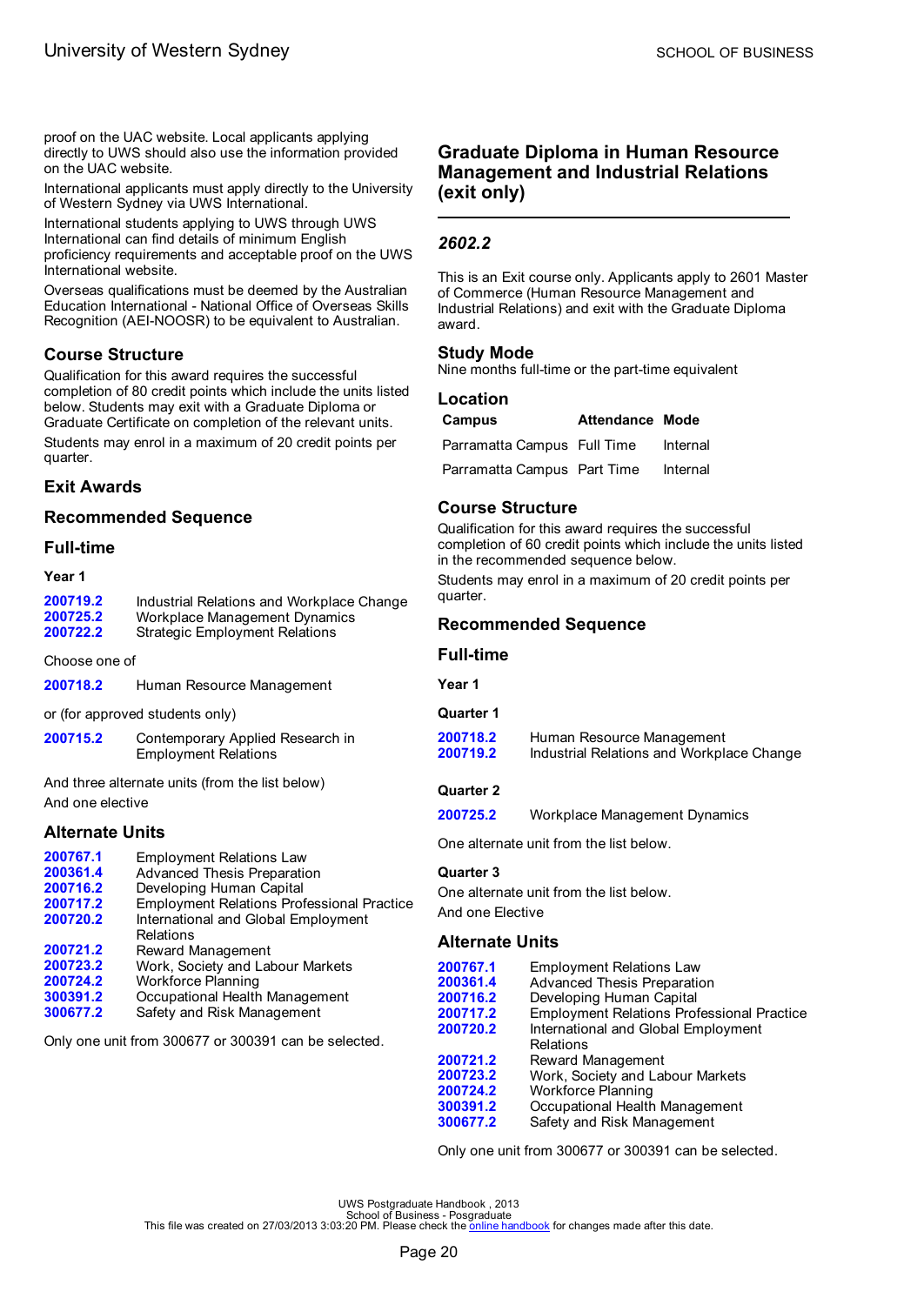proof on the UAC website. Local applicants applying directly to UWS should also use the information provided on the UAC website.

International applicants must apply directly to the University of Western Sydney via UWS International.

International students applying to UWS through UWS International can find details of minimum English proficiency requirements and acceptable proof on the UWS International website.

Overseas qualifications must be deemed by the Australian Education International - National Office of Overseas Skills Recognition (AEI-NOOSR) to be equivalent to Australian.

## Course Structure

Qualification for this award requires the successful completion of 80 credit points which include the units listed below. Students may exit with a Graduate Diploma or Graduate Certificate on completion of the relevant units.

Students may enrol in a maximum of 20 credit points per quarter.

## Exit Awards

## Recommended Sequence

## Full-time

### Year 1

| | |
|---|---|
| **200719.2** | Industrial Relations and Workplace Change |
| **200725.2** | Workplace Management Dynamics |
| **200722.2** | Strategic Employment Relations |

Choose one of

| | |
|---|---|
| **200718.2** | Human Resource Management |

or (for approved students only)

| | |
|---|---|
| **200715.2** | Contemporary Applied Research in Employment Relations |

And three alternate units (from the list below)

And one elective

## Alternate Units

| | |
|---|---|
| **200767.1** | Employment Relations Law |
| **200361.4** | Advanced Thesis Preparation |
| **200716.2** | Developing Human Capital |
| **200717.2** | Employment Relations Professional Practice |
| **200720.2** | International and Global Employment Relations |
| **200721.2** | Reward Management |
| **200723.2** | Work, Society and Labour Markets |
| **200724.2** | Workforce Planning |
| **300391.2** | Occupational Health Management |
| **300677.2** | Safety and Risk Management |

Only one unit from 300677 or 300391 can be selected.

# Graduate Diploma in Human Resource Management and Industrial Relations (exit only)

## *2602.2*

This is an Exit course only. Applicants apply to 2601 Master of Commerce (Human Resource Management and Industrial Relations) and exit with the Graduate Diploma award.

## Study Mode

Nine months full-time or the part-time equivalent

## Location

| Campus | Attendance | Mode |
|---|---|---|
| Parramatta Campus | Full Time | Internal |
| Parramatta Campus | Part Time | Internal |

## Course Structure

Qualification for this award requires the successful completion of 60 credit points which include the units listed in the recommended sequence below.

Students may enrol in a maximum of 20 credit points per quarter.

## Recommended Sequence

## Full-time

### Year 1

#### Quarter 1

| | |
|---|---|
| **200718.2** | Human Resource Management |
| **200719.2** | Industrial Relations and Workplace Change |

#### Quarter 2

| | |
|---|---|
| **200725.2** | Workplace Management Dynamics |

One alternate unit from the list below.

#### Quarter 3

One alternate unit from the list below.

And one Elective

## Alternate Units

| | |
|---|---|
| **200767.1** | Employment Relations Law |
| **200361.4** | Advanced Thesis Preparation |
| **200716.2** | Developing Human Capital |
| **200717.2** | Employment Relations Professional Practice |
| **200720.2** | International and Global Employment Relations |
| **200721.2** | Reward Management |
| **200723.2** | Work, Society and Labour Markets |
| **200724.2** | Workforce Planning |
| **300391.2** | Occupational Health Management |
| **300677.2** | Safety and Risk Management |

Only one unit from 300677 or 300391 can be selected.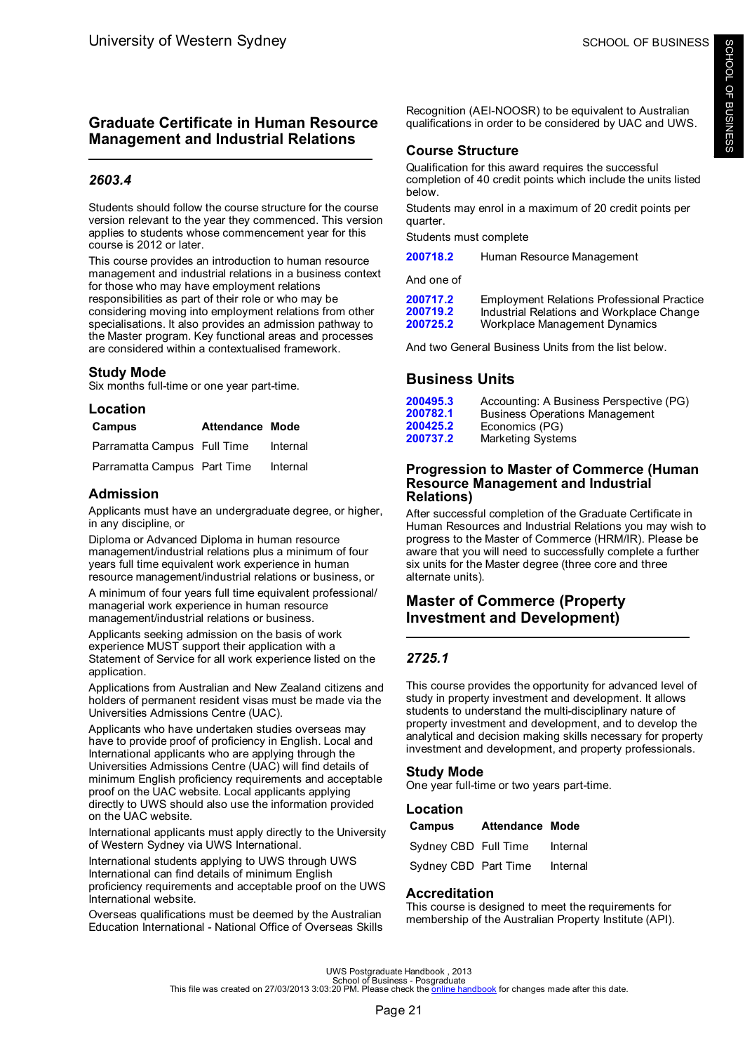## Graduate Certificate in Human Resource Management and Industrial Relations

### *2603.4*

Students should follow the course structure for the course version relevant to the year they commenced. This version applies to students whose commencement year for this course is 2012 or later.

This course provides an introduction to human resource management and industrial relations in a business context for those who may have employment relations responsibilities as part of their role or who may be considering moving into employment relations from other specialisations. It also provides an admission pathway to the Master program. Key functional areas and processes are considered within a contextualised framework.

### Study Mode

Six months full-time or one year part-time.

### Location

| Campus | Attendance | Mode |
|---|---|---|
| Parramatta Campus | Full Time | Internal |
| Parramatta Campus | Part Time | Internal |

### Admission

Applicants must have an undergraduate degree, or higher, in any discipline, or

Diploma or Advanced Diploma in human resource management/industrial relations plus a minimum of four years full time equivalent work experience in human resource management/industrial relations or business, or

A minimum of four years full time equivalent professional/managerial work experience in human resource management/industrial relations or business.

Applicants seeking admission on the basis of work experience MUST support their application with a Statement of Service for all work experience listed on the application.

Applications from Australian and New Zealand citizens and holders of permanent resident visas must be made via the Universities Admissions Centre (UAC).

Applicants who have undertaken studies overseas may have to provide proof of proficiency in English. Local and International applicants who are applying through the Universities Admissions Centre (UAC) will find details of minimum English proficiency requirements and acceptable proof on the UAC website. Local applicants applying directly to UWS should also use the information provided on the UAC website.

International applicants must apply directly to the University of Western Sydney via UWS International.

International students applying to UWS through UWS International can find details of minimum English proficiency requirements and acceptable proof on the UWS International website.

Overseas qualifications must be deemed by the Australian Education International - National Office of Overseas Skills Recognition (AEI-NOOSR) to be equivalent to Australian qualifications in order to be considered by UAC and UWS.

### Course Structure

Qualification for this award requires the successful completion of 40 credit points which include the units listed below.

Students may enrol in a maximum of 20 credit points per quarter.

Students must complete

| | |
|---|---|
| **200718.2** | Human Resource Management |

And one of

| | |
|---|---|
| **200717.2** | Employment Relations Professional Practice |
| **200719.2** | Industrial Relations and Workplace Change |
| **200725.2** | Workplace Management Dynamics |

And two General Business Units from the list below.

### Business Units

| | |
|---|---|
| **200495.3** | Accounting: A Business Perspective (PG) |
| **200782.1** | Business Operations Management |
| **200425.2** | Economics (PG) |
| **200737.2** | Marketing Systems |

### Progression to Master of Commerce (Human Resource Management and Industrial Relations)

After successful completion of the Graduate Certificate in Human Resources and Industrial Relations you may wish to progress to the Master of Commerce (HRM/IR). Please be aware that you will need to successfully complete a further six units for the Master degree (three core and three alternate units).

## Master of Commerce (Property Investment and Development)

### *2725.1*

This course provides the opportunity for advanced level of study in property investment and development. It allows students to understand the multi-disciplinary nature of property investment and development, and to develop the analytical and decision making skills necessary for property investment and development, and property professionals.

### Study Mode

One year full-time or two years part-time.

### Location

| Campus | Attendance | Mode |
|---|---|---|
| Sydney CBD | Full Time | Internal |
| Sydney CBD | Part Time | Internal |

### Accreditation

This course is designed to meet the requirements for membership of the Australian Property Institute (API).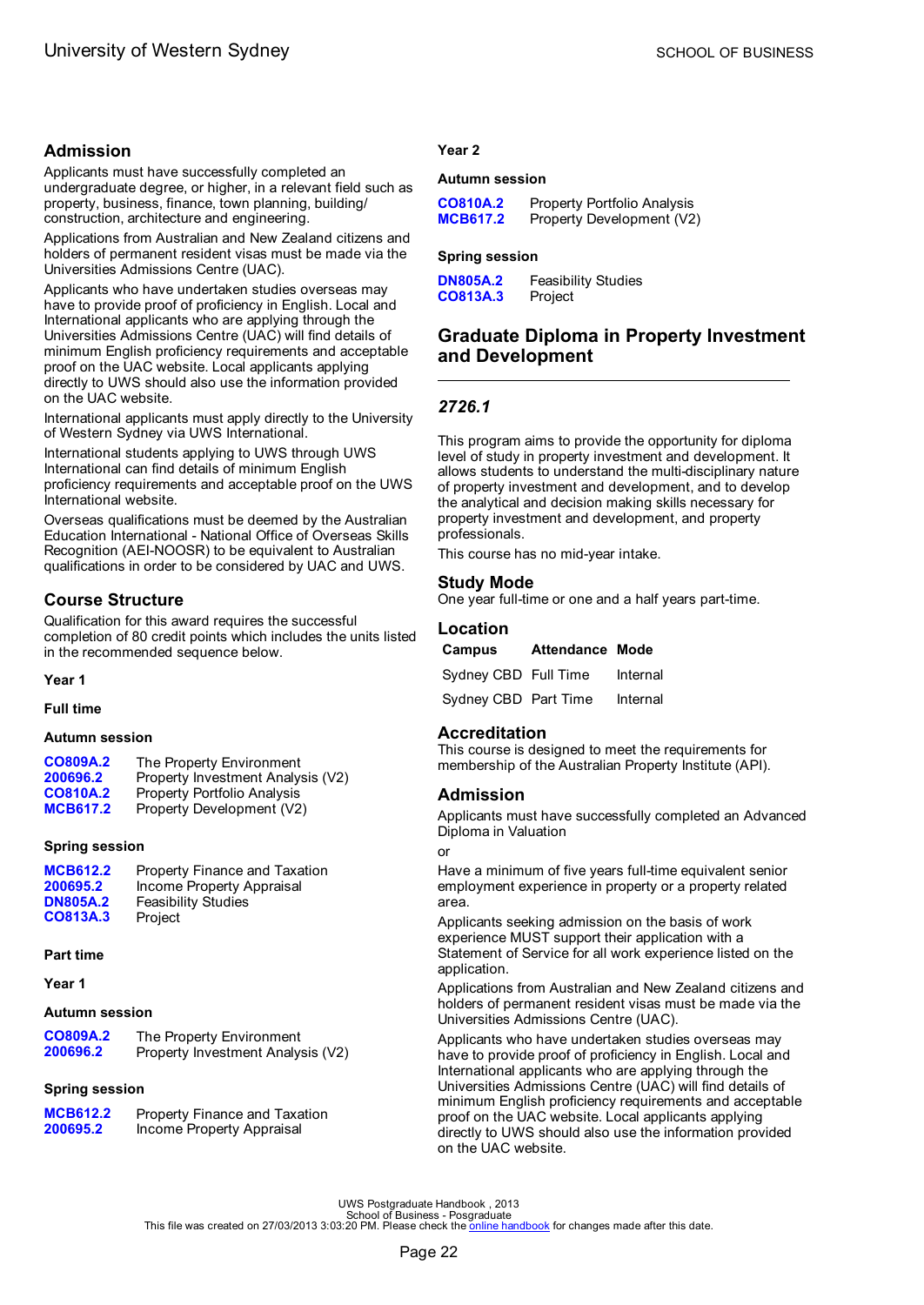## Admission

Applicants must have successfully completed an undergraduate degree, or higher, in a relevant field such as property, business, finance, town planning, building/construction, architecture and engineering.

Applications from Australian and New Zealand citizens and holders of permanent resident visas must be made via the Universities Admissions Centre (UAC).

Applicants who have undertaken studies overseas may have to provide proof of proficiency in English. Local and International applicants who are applying through the Universities Admissions Centre (UAC) will find details of minimum English proficiency requirements and acceptable proof on the UAC website. Local applicants applying directly to UWS should also use the information provided on the UAC website.

International applicants must apply directly to the University of Western Sydney via UWS International.

International students applying to UWS through UWS International can find details of minimum English proficiency requirements and acceptable proof on the UWS International website.

Overseas qualifications must be deemed by the Australian Education International - National Office of Overseas Skills Recognition (AEI-NOOSR) to be equivalent to Australian qualifications in order to be considered by UAC and UWS.

## Course Structure

Qualification for this award requires the successful completion of 80 credit points which includes the units listed in the recommended sequence below.

**Year 1**

**Full time**

**Autumn session**

| | |
|---|---|
| CO809A.2 | The Property Environment |
| 200696.2 | Property Investment Analysis (V2) |
| CO810A.2 | Property Portfolio Analysis |
| MCB617.2 | Property Development (V2) |

**Spring session**

| | |
|---|---|
| MCB612.2 | Property Finance and Taxation |
| 200695.2 | Income Property Appraisal |
| DN805A.2 | Feasibility Studies |
| CO813A.3 | Project |

**Part time**

**Year 1**

**Autumn session**

| | |
|---|---|
| CO809A.2 | The Property Environment |
| 200696.2 | Property Investment Analysis (V2) |

**Spring session**

| | |
|---|---|
| MCB612.2 | Property Finance and Taxation |
| 200695.2 | Income Property Appraisal |

**Year 2**

**Autumn session**

| | |
|---|---|
| CO810A.2 | Property Portfolio Analysis |
| MCB617.2 | Property Development (V2) |

**Spring session**

| | |
|---|---|
| DN805A.2 | Feasibility Studies |
| CO813A.3 | Project |

# Graduate Diploma in Property Investment and Development

### *2726.1*

This program aims to provide the opportunity for diploma level of study in property investment and development. It allows students to understand the multi-disciplinary nature of property investment and development, and to develop the analytical and decision making skills necessary for property investment and development, and property professionals.

This course has no mid-year intake.

## Study Mode

One year full-time or one and a half years part-time.

## Location

| Campus | Attendance | Mode |
|---|---|---|
| Sydney CBD | Full Time | Internal |
| Sydney CBD | Part Time | Internal |

## Accreditation

This course is designed to meet the requirements for membership of the Australian Property Institute (API).

## Admission

Applicants must have successfully completed an Advanced Diploma in Valuation

or

Have a minimum of five years full-time equivalent senior employment experience in property or a property related area.

Applicants seeking admission on the basis of work experience MUST support their application with a Statement of Service for all work experience listed on the application.

Applications from Australian and New Zealand citizens and holders of permanent resident visas must be made via the Universities Admissions Centre (UAC).

Applicants who have undertaken studies overseas may have to provide proof of proficiency in English. Local and International applicants who are applying through the Universities Admissions Centre (UAC) will find details of minimum English proficiency requirements and acceptable proof on the UAC website. Local applicants applying directly to UWS should also use the information provided on the UAC website.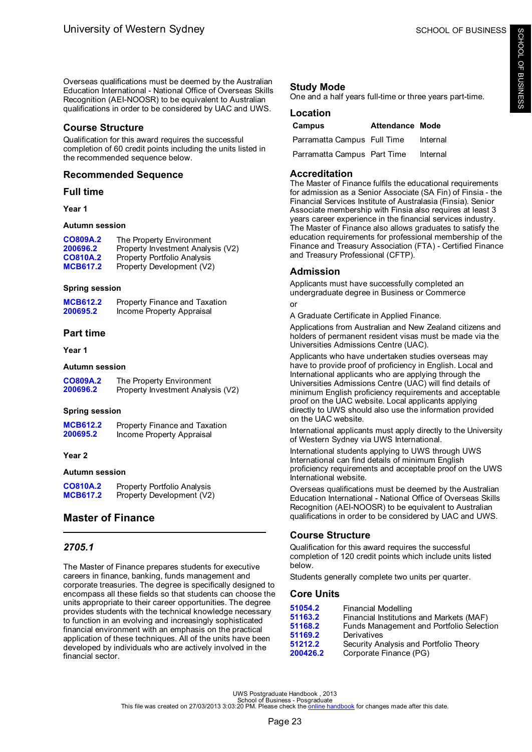Overseas qualifications must be deemed by the Australian Education International - National Office of Overseas Skills Recognition (AEI-NOOSR) to be equivalent to Australian qualifications in order to be considered by UAC and UWS.

## Course Structure

Qualification for this award requires the successful completion of 60 credit points including the units listed in the recommended sequence below.

## Recommended Sequence

### Full time

#### Year 1

##### Autumn session

| | |
|---|---|
| CO809A.2 | The Property Environment |
| 200696.2 | Property Investment Analysis (V2) |
| CO810A.2 | Property Portfolio Analysis |
| MCB617.2 | Property Development (V2) |

##### Spring session

| | |
|---|---|
| MCB612.2 | Property Finance and Taxation |
| 200695.2 | Income Property Appraisal |

### Part time

#### Year 1

##### Autumn session

| | |
|---|---|
| CO809A.2 | The Property Environment |
| 200696.2 | Property Investment Analysis (V2) |

##### Spring session

| | |
|---|---|
| MCB612.2 | Property Finance and Taxation |
| 200695.2 | Income Property Appraisal |

#### Year 2

##### Autumn session

| | |
|---|---|
| CO810A.2 | Property Portfolio Analysis |
| MCB617.2 | Property Development (V2) |

## Master of Finance

### *2705.1*

The Master of Finance prepares students for executive careers in finance, banking, funds management and corporate treasuries. The degree is specifically designed to encompass all these fields so that students can choose the units appropriate to their career opportunities. The degree provides students with the technical knowledge necessary to function in an evolving and increasingly sophisticated financial environment with an emphasis on the practical application of these techniques. All of the units have been developed by individuals who are actively involved in the financial sector.

## Study Mode

One and a half years full-time or three years part-time.

## Location

| Campus | Attendance | Mode |
|---|---|---|
| Parramatta Campus | Full Time | Internal |
| Parramatta Campus | Part Time | Internal |

## Accreditation

The Master of Finance fulfils the educational requirements for admission as a Senior Associate (SA Fin) of Finsia - the Financial Services Institute of Australasia (Finsia). Senior Associate membership with Finsia also requires at least 3 years career experience in the financial services industry. The Master of Finance also allows graduates to satisfy the education requirements for professional membership of the Finance and Treasury Association (FTA) - Certified Finance and Treasury Professional (CFTP).

## Admission

Applicants must have successfully completed an undergraduate degree in Business or Commerce

or

A Graduate Certificate in Applied Finance.

Applications from Australian and New Zealand citizens and holders of permanent resident visas must be made via the Universities Admissions Centre (UAC).

Applicants who have undertaken studies overseas may have to provide proof of proficiency in English. Local and International applicants who are applying through the Universities Admissions Centre (UAC) will find details of minimum English proficiency requirements and acceptable proof on the UAC website. Local applicants applying directly to UWS should also use the information provided on the UAC website.

International applicants must apply directly to the University of Western Sydney via UWS International.

International students applying to UWS through UWS International can find details of minimum English proficiency requirements and acceptable proof on the UWS International website.

Overseas qualifications must be deemed by the Australian Education International - National Office of Overseas Skills Recognition (AEI-NOOSR) to be equivalent to Australian qualifications in order to be considered by UAC and UWS.

## Course Structure

Qualification for this award requires the successful completion of 120 credit points which include units listed below.

Students generally complete two units per quarter.

## Core Units

| | |
|---|---|
| 51054.2 | Financial Modelling |
| 51163.2 | Financial Institutions and Markets (MAF) |
| 51168.2 | Funds Management and Portfolio Selection |
| 51169.2 | Derivatives |
| 51212.2 | Security Analysis and Portfolio Theory |
| 200426.2 | Corporate Finance (PG) |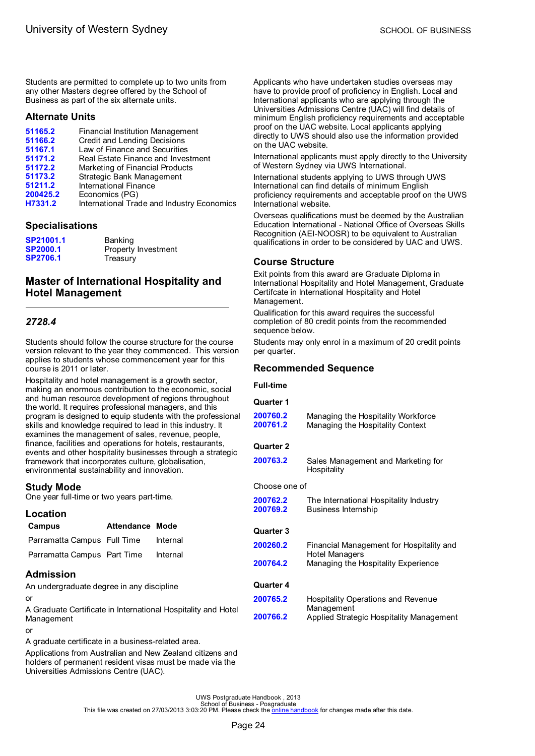Students are permitted to complete up to two units from any other Masters degree offered by the School of Business as part of the six alternate units.

### Alternate Units

| | |
|---|---|
| **51165.2** | Financial Institution Management |
| **51166.2** | Credit and Lending Decisions |
| **51167.1** | Law of Finance and Securities |
| **51171.2** | Real Estate Finance and Investment |
| **51172.2** | Marketing of Financial Products |
| **51173.2** | Strategic Bank Management |
| **51211.2** | International Finance |
| **200425.2** | Economics (PG) |
| **H7331.2** | International Trade and Industry Economics |

### Specialisations

| | |
|---|---|
| **SP21001.1** | Banking |
| **SP2000.1** | Property Investment |
| **SP2706.1** | Treasury |

## Master of International Hospitality and Hotel Management

### *2728.4*

Students should follow the course structure for the course version relevant to the year they commenced. This version applies to students whose commencement year for this course is 2011 or later.

Hospitality and hotel management is a growth sector, making an enormous contribution to the economic, social and human resource development of regions throughout the world. It requires professional managers, and this program is designed to equip students with the professional skills and knowledge required to lead in this industry. It examines the management of sales, revenue, people, finance, facilities and operations for hotels, restaurants, events and other hospitality businesses through a strategic framework that incorporates culture, globalisation, environmental sustainability and innovation.

### Study Mode

One year full-time or two years part-time.

### Location

| Campus | Attendance | Mode |
|---|---|---|
| Parramatta Campus | Full Time | Internal |
| Parramatta Campus | Part Time | Internal |

### Admission

An undergraduate degree in any discipline

or

A Graduate Certificate in International Hospitality and Hotel Management

or

A graduate certificate in a business-related area.

Applications from Australian and New Zealand citizens and holders of permanent resident visas must be made via the Universities Admissions Centre (UAC).

Applicants who have undertaken studies overseas may have to provide proof of proficiency in English. Local and International applicants who are applying through the Universities Admissions Centre (UAC) will find details of minimum English proficiency requirements and acceptable proof on the UAC website. Local applicants applying directly to UWS should also use the information provided on the UAC website.

International applicants must apply directly to the University of Western Sydney via UWS International.

International students applying to UWS through UWS International can find details of minimum English proficiency requirements and acceptable proof on the UWS International website.

Overseas qualifications must be deemed by the Australian Education International - National Office of Overseas Skills Recognition (AEI-NOOSR) to be equivalent to Australian qualifications in order to be considered by UAC and UWS.

### Course Structure

Exit points from this award are Graduate Diploma in International Hospitality and Hotel Management, Graduate Certifcate in International Hospitality and Hotel Management.

Qualification for this award requires the successful completion of 80 credit points from the recommended sequence below.

Students may only enrol in a maximum of 20 credit points per quarter.

### Recommended Sequence

**Full-time**

**Quarter 1**

| | |
|---|---|
| **200760.2** | Managing the Hospitality Workforce |
| **200761.2** | Managing the Hospitality Context |

**Quarter 2**

| | |
|---|---|
| **200763.2** | Sales Management and Marketing for Hospitality |

Choose one of

| | |
|---|---|
| **200762.2** | The International Hospitality Industry |
| **200769.2** | Business Internship |

**Quarter 3**

| | |
|---|---|
| **200260.2** | Financial Management for Hospitality and Hotel Managers |
| **200764.2** | Managing the Hospitality Experience |

**Quarter 4**

| | |
|---|---|
| **200765.2** | Hospitality Operations and Revenue Management |
| **200766.2** | Applied Strategic Hospitality Management |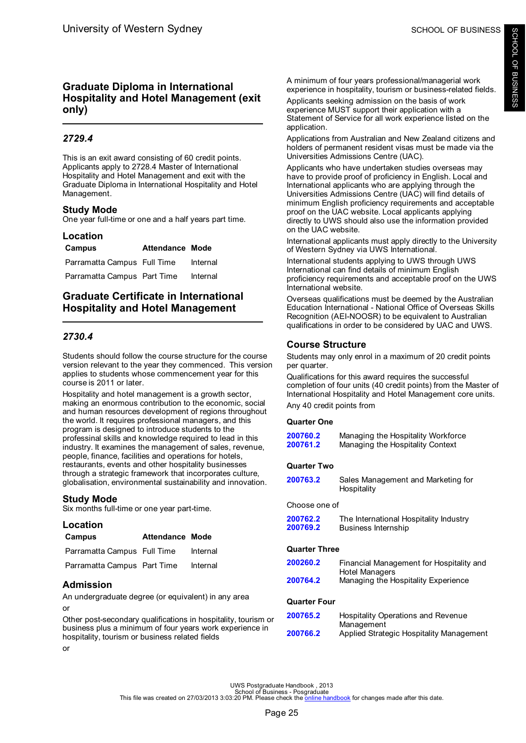## Graduate Diploma in International Hospitality and Hotel Management (exit only)

### *2729.4*

This is an exit award consisting of 60 credit points. Applicants apply to 2728.4 Master of International Hospitality and Hotel Management and exit with the Graduate Diploma in International Hospitality and Hotel Management.

### Study Mode

One year full-time or one and a half years part time.

### Location

| Campus | Attendance | Mode |
|---|---|---|
| Parramatta Campus | Full Time | Internal |
| Parramatta Campus | Part Time | Internal |

## Graduate Certificate in International Hospitality and Hotel Management

### *2730.4*

Students should follow the course structure for the course version relevant to the year they commenced. This version applies to students whose commencement year for this course is 2011 or later.

Hospitality and hotel management is a growth sector, making an enormous contribution to the economic, social and human resources development of regions throughout the world. It requires professional managers, and this program is designed to introduce students to the professional skills and knowledge required to lead in this industry. It examines the management of sales, revenue, people, finance, facilities and operations for hotels, restaurants, events and other hospitality businesses through a strategic framework that incorporates culture, globalisation, environmental sustainability and innovation.

### Study Mode

Six months full-time or one year part-time.

### Location

| Campus | Attendance | Mode |
|---|---|---|
| Parramatta Campus | Full Time | Internal |
| Parramatta Campus | Part Time | Internal |

### Admission

An undergraduate degree (or equivalent) in any area

or

Other post-secondary qualifications in hospitality, tourism or business plus a minimum of four years work experience in hospitality, tourism or business related fields

or

A minimum of four years professional/managerial work experience in hospitality, tourism or business-related fields.

Applicants seeking admission on the basis of work experience MUST support their application with a Statement of Service for all work experience listed on the application.

Applications from Australian and New Zealand citizens and holders of permanent resident visas must be made via the Universities Admissions Centre (UAC).

Applicants who have undertaken studies overseas may have to provide proof of proficiency in English. Local and International applicants who are applying through the Universities Admissions Centre (UAC) will find details of minimum English proficiency requirements and acceptable proof on the UAC website. Local applicants applying directly to UWS should also use the information provided on the UAC website.

International applicants must apply directly to the University of Western Sydney via UWS International.

International students applying to UWS through UWS International can find details of minimum English proficiency requirements and acceptable proof on the UWS International website.

Overseas qualifications must be deemed by the Australian Education International - National Office of Overseas Skills Recognition (AEI-NOOSR) to be equivalent to Australian qualifications in order to be considered by UAC and UWS.

### Course Structure

Students may only enrol in a maximum of 20 credit points per quarter.

Qualifications for this award requires the successful completion of four units (40 credit points) from the Master of International Hospitality and Hotel Management core units.

Any 40 credit points from

**Quarter One**

| | |
|---|---|
| 200760.2 | Managing the Hospitality Workforce |
| 200761.2 | Managing the Hospitality Context |

**Quarter Two**

| | |
|---|---|
| 200763.2 | Sales Management and Marketing for Hospitality |

Choose one of

| | |
|---|---|
| 200762.2 | The International Hospitality Industry |
| 200769.2 | Business Internship |

**Quarter Three**

| | |
|---|---|
| 200260.2 | Financial Management for Hospitality and Hotel Managers |
| 200764.2 | Managing the Hospitality Experience |

**Quarter Four**

| | |
|---|---|
| 200765.2 | Hospitality Operations and Revenue Management |
| 200766.2 | Applied Strategic Hospitality Management |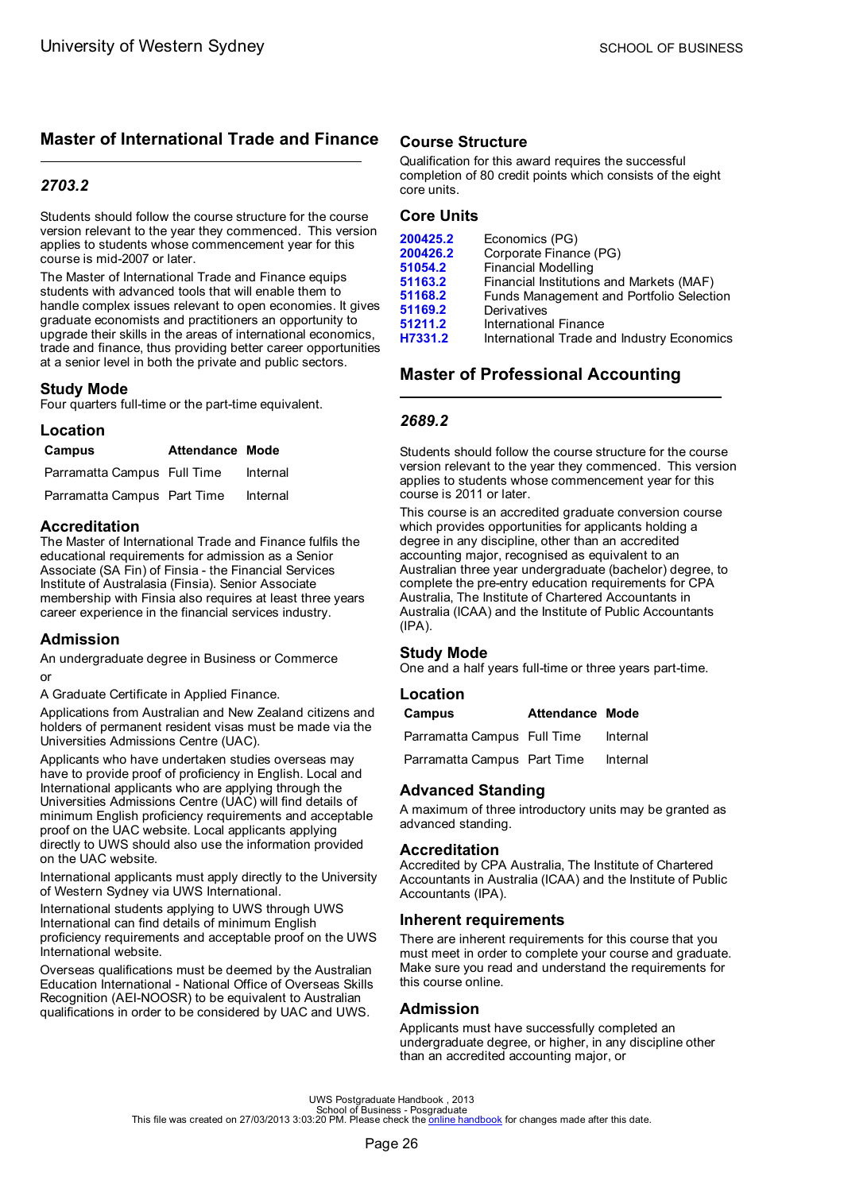## Master of International Trade and Finance

### *2703.2*

Students should follow the course structure for the course version relevant to the year they commenced. This version applies to students whose commencement year for this course is mid-2007 or later.

The Master of International Trade and Finance equips students with advanced tools that will enable them to handle complex issues relevant to open economies. It gives graduate economists and practitioners an opportunity to upgrade their skills in the areas of international economics, trade and finance, thus providing better career opportunities at a senior level in both the private and public sectors.

### Study Mode

Four quarters full-time or the part-time equivalent.

### Location

| Campus | Attendance | Mode |
|---|---|---|
| Parramatta Campus | Full Time | Internal |
| Parramatta Campus | Part Time | Internal |

### Accreditation

The Master of International Trade and Finance fulfils the educational requirements for admission as a Senior Associate (SA Fin) of Finsia - the Financial Services Institute of Australasia (Finsia). Senior Associate membership with Finsia also requires at least three years career experience in the financial services industry.

### Admission

An undergraduate degree in Business or Commerce

or

A Graduate Certificate in Applied Finance.

Applications from Australian and New Zealand citizens and holders of permanent resident visas must be made via the Universities Admissions Centre (UAC).

Applicants who have undertaken studies overseas may have to provide proof of proficiency in English. Local and International applicants who are applying through the Universities Admissions Centre (UAC) will find details of minimum English proficiency requirements and acceptable proof on the UAC website. Local applicants applying directly to UWS should also use the information provided on the UAC website.

International applicants must apply directly to the University of Western Sydney via UWS International.

International students applying to UWS through UWS International can find details of minimum English proficiency requirements and acceptable proof on the UWS International website.

Overseas qualifications must be deemed by the Australian Education International - National Office of Overseas Skills Recognition (AEI-NOOSR) to be equivalent to Australian qualifications in order to be considered by UAC and UWS.

### Course Structure

Qualification for this award requires the successful completion of 80 credit points which consists of the eight core units.

### Core Units

| | |
|---|---|
| 200425.2 | Economics (PG) |
| 200426.2 | Corporate Finance (PG) |
| 51054.2 | Financial Modelling |
| 51163.2 | Financial Institutions and Markets (MAF) |
| 51168.2 | Funds Management and Portfolio Selection |
| 51169.2 | Derivatives |
| 51211.2 | International Finance |
| H7331.2 | International Trade and Industry Economics |

## Master of Professional Accounting

### *2689.2*

Students should follow the course structure for the course version relevant to the year they commenced. This version applies to students whose commencement year for this course is 2011 or later.

This course is an accredited graduate conversion course which provides opportunities for applicants holding a degree in any discipline, other than an accredited accounting major, recognised as equivalent to an Australian three year undergraduate (bachelor) degree, to complete the pre-entry education requirements for CPA Australia, The Institute of Chartered Accountants in Australia (ICAA) and the Institute of Public Accountants (IPA).

### Study Mode

One and a half years full-time or three years part-time.

### Location

| Campus | Attendance | Mode |
|---|---|---|
| Parramatta Campus | Full Time | Internal |
| Parramatta Campus | Part Time | Internal |

### Advanced Standing

A maximum of three introductory units may be granted as advanced standing.

### Accreditation

Accredited by CPA Australia, The Institute of Chartered Accountants in Australia (ICAA) and the Institute of Public Accountants (IPA).

### Inherent requirements

There are inherent requirements for this course that you must meet in order to complete your course and graduate. Make sure you read and understand the requirements for this course online.

### Admission

Applicants must have successfully completed an undergraduate degree, or higher, in any discipline other than an accredited accounting major, or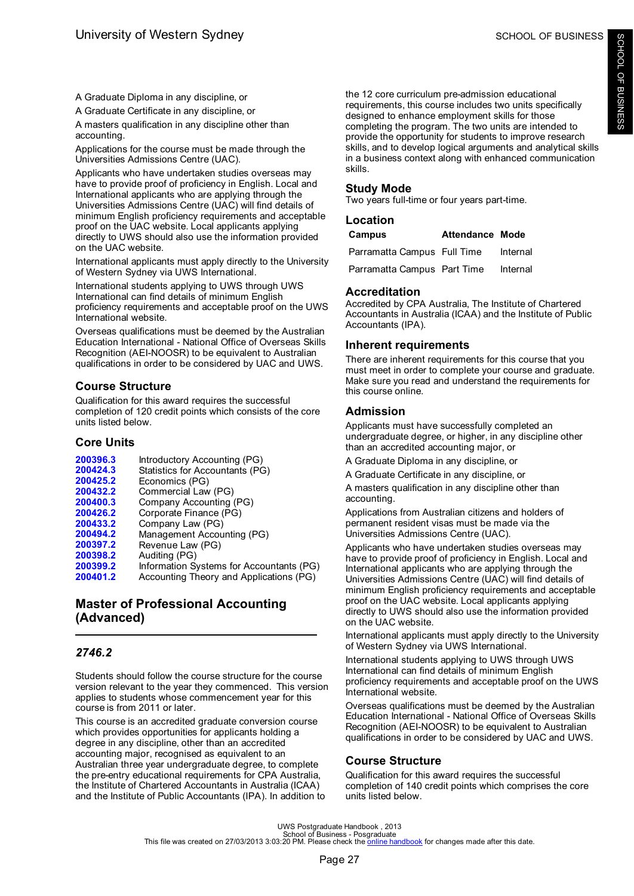A Graduate Diploma in any discipline, or

A Graduate Certificate in any discipline, or

A masters qualification in any discipline other than accounting.

Applications for the course must be made through the Universities Admissions Centre (UAC).

Applicants who have undertaken studies overseas may have to provide proof of proficiency in English. Local and International applicants who are applying through the Universities Admissions Centre (UAC) will find details of minimum English proficiency requirements and acceptable proof on the UAC website. Local applicants applying directly to UWS should also use the information provided on the UAC website.

International applicants must apply directly to the University of Western Sydney via UWS International.

International students applying to UWS through UWS International can find details of minimum English proficiency requirements and acceptable proof on the UWS International website.

Overseas qualifications must be deemed by the Australian Education International - National Office of Overseas Skills Recognition (AEI-NOOSR) to be equivalent to Australian qualifications in order to be considered by UAC and UWS.

### Course Structure

Qualification for this award requires the successful completion of 120 credit points which consists of the core units listed below.

### Core Units

| | |
|---|---|
| **200396.3** | Introductory Accounting (PG) |
| **200424.3** | Statistics for Accountants (PG) |
| **200425.2** | Economics (PG) |
| **200432.2** | Commercial Law (PG) |
| **200400.3** | Company Accounting (PG) |
| **200426.2** | Corporate Finance (PG) |
| **200433.2** | Company Law (PG) |
| **200494.2** | Management Accounting (PG) |
| **200397.2** | Revenue Law (PG) |
| **200398.2** | Auditing (PG) |
| **200399.2** | Information Systems for Accountants (PG) |
| **200401.2** | Accounting Theory and Applications (PG) |

## Master of Professional Accounting (Advanced)

### *2746.2*

Students should follow the course structure for the course version relevant to the year they commenced. This version applies to students whose commencement year for this course is from 2011 or later.

This course is an accredited graduate conversion course which provides opportunities for applicants holding a degree in any discipline, other than an accredited accounting major, recognised as equivalent to an Australian three year undergraduate degree, to complete the pre-entry educational requirements for CPA Australia, the Institute of Chartered Accountants in Australia (ICAA) and the Institute of Public Accountants (IPA). In addition to the 12 core curriculum pre-admission educational requirements, this course includes two units specifically designed to enhance employment skills for those completing the program. The two units are intended to provide the opportunity for students to improve research skills, and to develop logical arguments and analytical skills in a business context along with enhanced communication skills.

### Study Mode

Two years full-time or four years part-time.

### Location

| Campus | Attendance | Mode |
|---|---|---|
| Parramatta Campus | Full Time | Internal |
| Parramatta Campus | Part Time | Internal |

### Accreditation

Accredited by CPA Australia, The Institute of Chartered Accountants in Australia (ICAA) and the Institute of Public Accountants (IPA).

### Inherent requirements

There are inherent requirements for this course that you must meet in order to complete your course and graduate. Make sure you read and understand the requirements for this course online.

### Admission

Applicants must have successfully completed an undergraduate degree, or higher, in any discipline other than an accredited accounting major, or

A Graduate Diploma in any discipline, or

A Graduate Certificate in any discipline, or

A masters qualification in any discipline other than accounting.

Applications from Australian citizens and holders of permanent resident visas must be made via the Universities Admissions Centre (UAC).

Applicants who have undertaken studies overseas may have to provide proof of proficiency in English. Local and International applicants who are applying through the Universities Admissions Centre (UAC) will find details of minimum English proficiency requirements and acceptable proof on the UAC website. Local applicants applying directly to UWS should also use the information provided on the UAC website.

International applicants must apply directly to the University of Western Sydney via UWS International.

International students applying to UWS through UWS International can find details of minimum English proficiency requirements and acceptable proof on the UWS International website.

Overseas qualifications must be deemed by the Australian Education International - National Office of Overseas Skills Recognition (AEI-NOOSR) to be equivalent to Australian qualifications in order to be considered by UAC and UWS.

### Course Structure

Qualification for this award requires the successful completion of 140 credit points which comprises the core units listed below.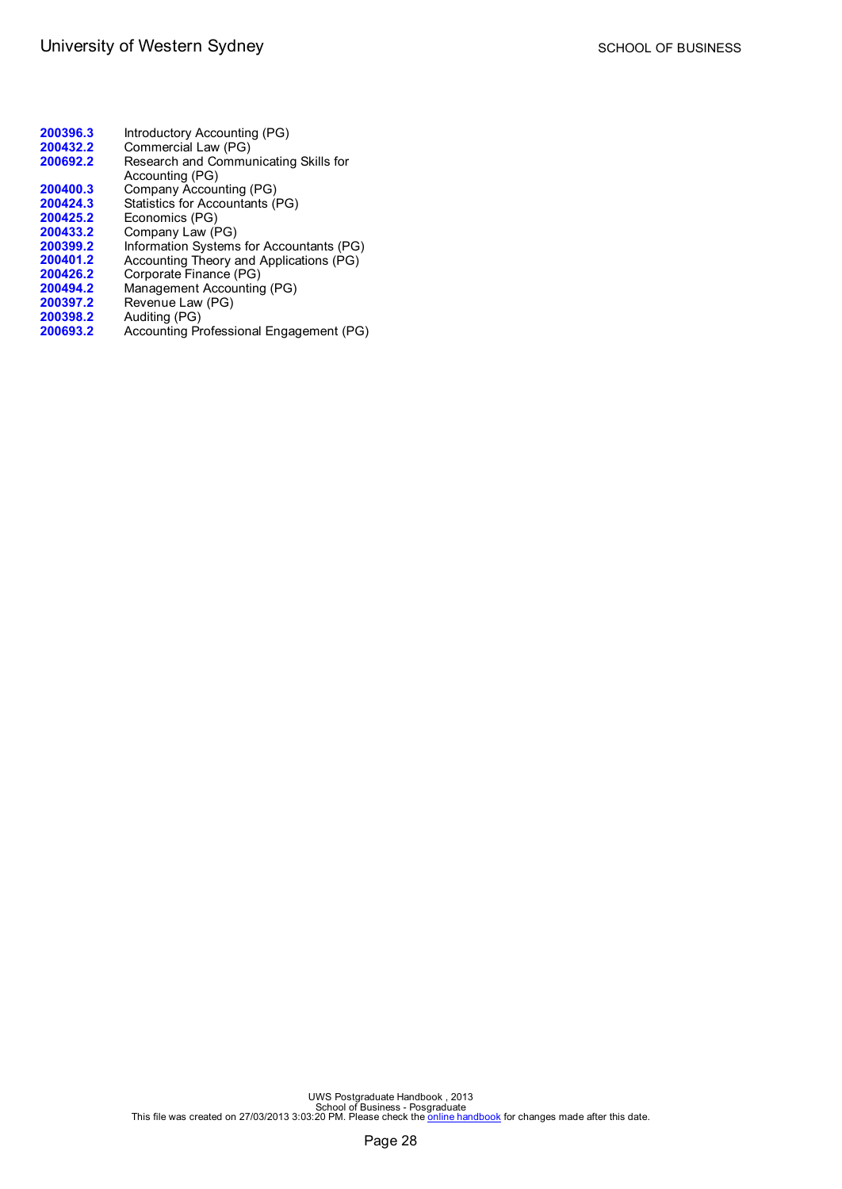**200396.3** Introductory Accounting (PG)
**200432.2** Commercial Law (PG)
**200692.2** Research and Communicating Skills for Accounting (PG)
**200400.3** Company Accounting (PG)
**200424.3** Statistics for Accountants (PG)
**200425.2** Economics (PG)
**200433.2** Company Law (PG)
**200399.2** Information Systems for Accountants (PG)
**200401.2** Accounting Theory and Applications (PG)
**200426.2** Corporate Finance (PG)
**200494.2** Management Accounting (PG)
**200397.2** Revenue Law (PG)
**200398.2** Auditing (PG)
**200693.2** Accounting Professional Engagement (PG)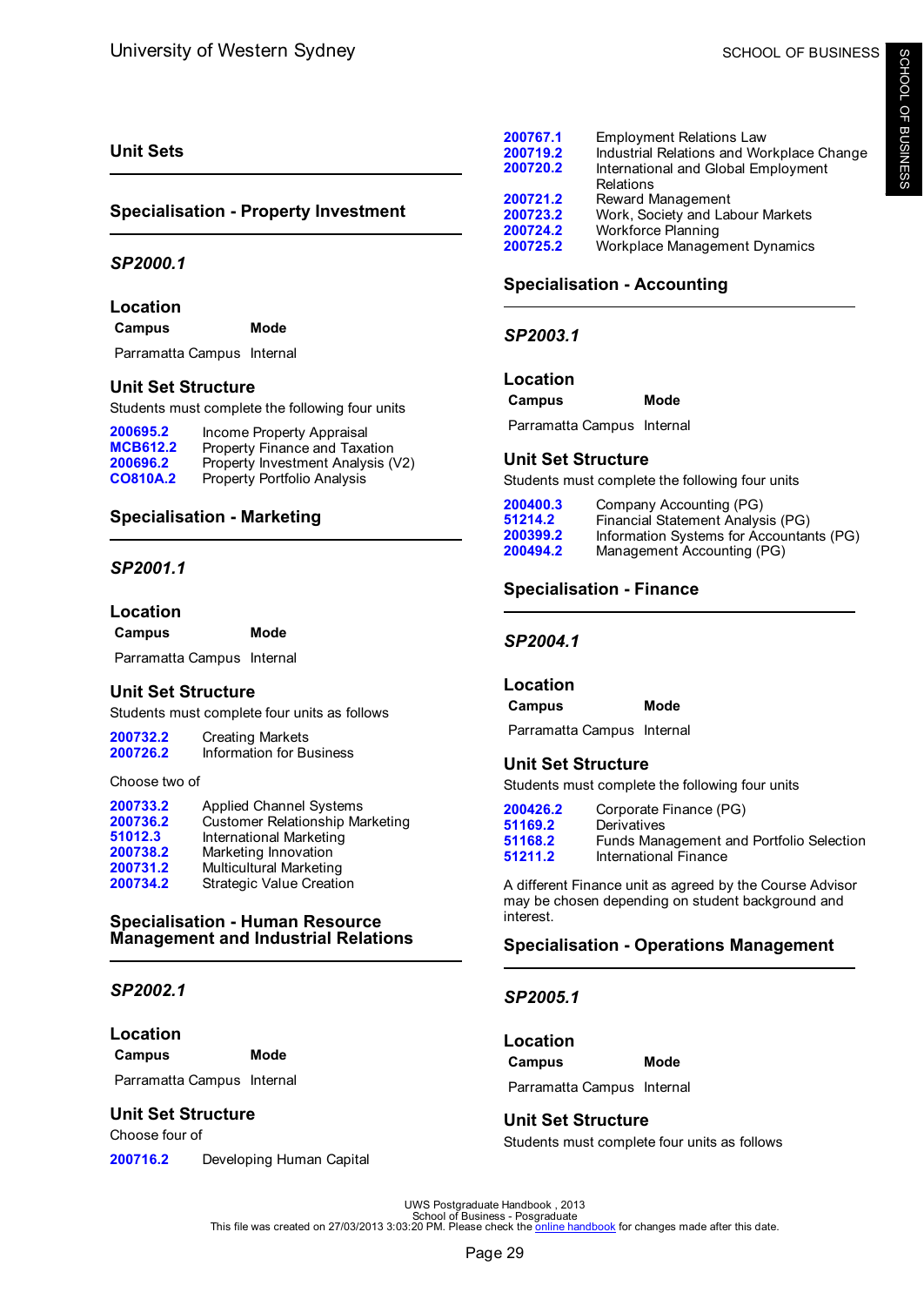## Unit Sets

### Specialisation - Property Investment

#### *SP2000.1*

**Location**

| Campus | Mode |
| --- | --- |
| Parramatta Campus | Internal |

**Unit Set Structure**

Students must complete the following four units

| | |
| --- | --- |
| 200695.2 | Income Property Appraisal |
| MCB612.2 | Property Finance and Taxation |
| 200696.2 | Property Investment Analysis (V2) |
| CO810A.2 | Property Portfolio Analysis |

### Specialisation - Marketing

#### *SP2001.1*

**Location**

| Campus | Mode |
| --- | --- |
| Parramatta Campus | Internal |

**Unit Set Structure**

Students must complete four units as follows

| | |
| --- | --- |
| 200732.2 | Creating Markets |
| 200726.2 | Information for Business |

Choose two of

| | |
| --- | --- |
| 200733.2 | Applied Channel Systems |
| 200736.2 | Customer Relationship Marketing |
| 51012.3 | International Marketing |
| 200738.2 | Marketing Innovation |
| 200731.2 | Multicultural Marketing |
| 200734.2 | Strategic Value Creation |

### Specialisation - Human Resource Management and Industrial Relations

#### *SP2002.1*

**Location**

| Campus | Mode |
| --- | --- |
| Parramatta Campus | Internal |

**Unit Set Structure**

Choose four of

| | |
| --- | --- |
| 200716.2 | Developing Human Capital |
| 200767.1 | Employment Relations Law |
| 200719.2 | Industrial Relations and Workplace Change |
| 200720.2 | International and Global Employment Relations |
| 200721.2 | Reward Management |
| 200723.2 | Work, Society and Labour Markets |
| 200724.2 | Workforce Planning |
| 200725.2 | Workplace Management Dynamics |

### Specialisation - Accounting

#### *SP2003.1*

**Location**

| Campus | Mode |
| --- | --- |
| Parramatta Campus | Internal |

**Unit Set Structure**

Students must complete the following four units

| | |
| --- | --- |
| 200400.3 | Company Accounting (PG) |
| 51214.2 | Financial Statement Analysis (PG) |
| 200399.2 | Information Systems for Accountants (PG) |
| 200494.2 | Management Accounting (PG) |

### Specialisation - Finance

#### *SP2004.1*

**Location**

| Campus | Mode |
| --- | --- |
| Parramatta Campus | Internal |

**Unit Set Structure**

Students must complete the following four units

| | |
| --- | --- |
| 200426.2 | Corporate Finance (PG) |
| 51169.2 | Derivatives |
| 51168.2 | Funds Management and Portfolio Selection |
| 51211.2 | International Finance |

A different Finance unit as agreed by the Course Advisor may be chosen depending on student background and interest.

### Specialisation - Operations Management

#### *SP2005.1*

**Location**

| Campus | Mode |
| --- | --- |
| Parramatta Campus | Internal |

**Unit Set Structure**

Students must complete four units as follows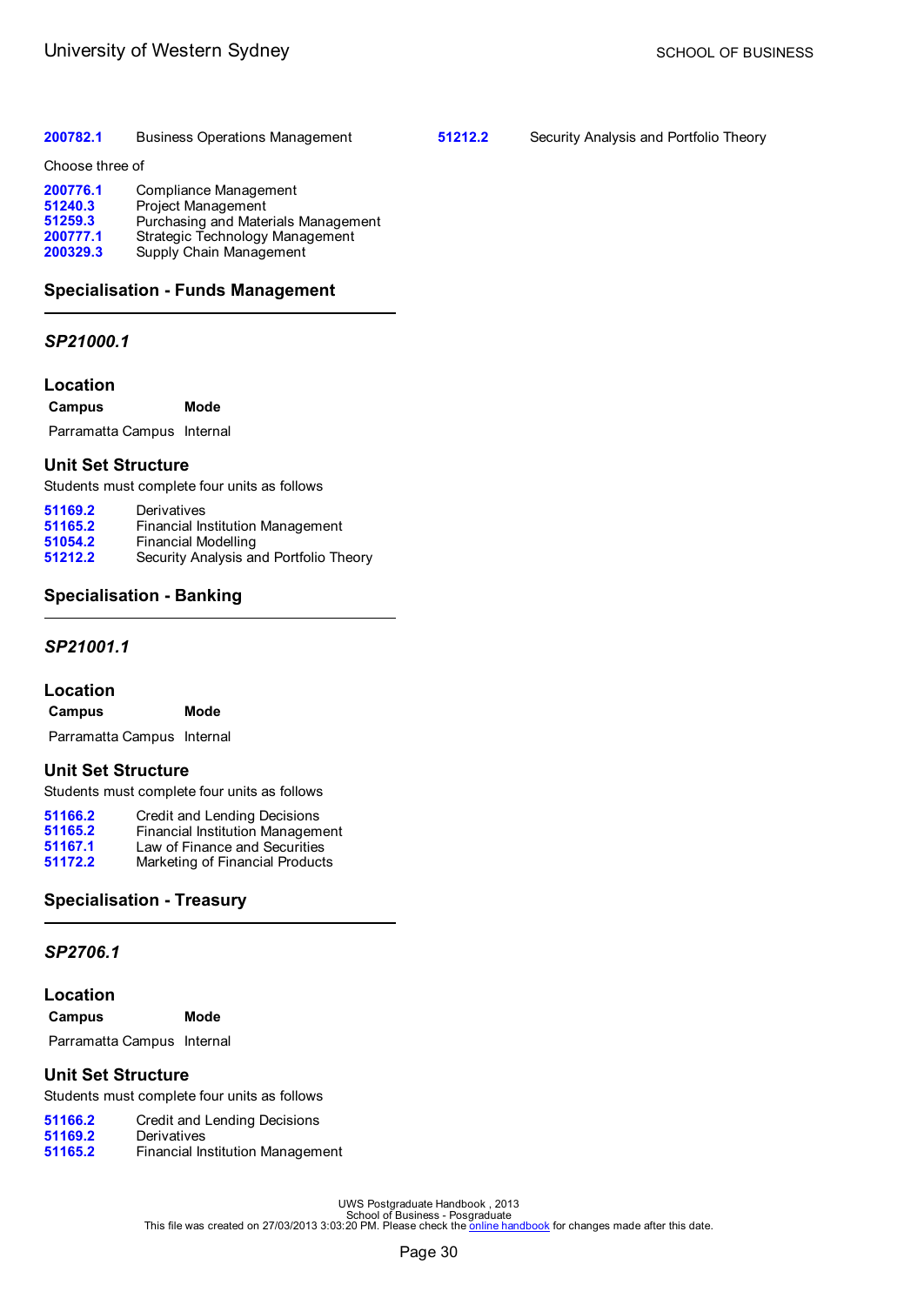200782.1 Business Operations Management

Choose three of

200776.1 Compliance Management
51240.3 Project Management
51259.3 Purchasing and Materials Management
200777.1 Strategic Technology Management
200329.3 Supply Chain Management

## Specialisation - Funds Management

### *SP21000.1*

### Location

| Campus | Mode |
|---|---|
| Parramatta Campus | Internal |

### Unit Set Structure

Students must complete four units as follows

51169.2 Derivatives
51165.2 Financial Institution Management
51054.2 Financial Modelling
51212.2 Security Analysis and Portfolio Theory

## Specialisation - Banking

### *SP21001.1*

### Location

| Campus | Mode |
|---|---|
| Parramatta Campus | Internal |

### Unit Set Structure

Students must complete four units as follows

51166.2 Credit and Lending Decisions
51165.2 Financial Institution Management
51167.1 Law of Finance and Securities
51172.2 Marketing of Financial Products

## Specialisation - Treasury

### *SP2706.1*

### Location

| Campus | Mode |
|---|---|
| Parramatta Campus | Internal |

### Unit Set Structure

Students must complete four units as follows

51166.2 Credit and Lending Decisions
51169.2 Derivatives
51165.2 Financial Institution Management
51212.2 Security Analysis and Portfolio Theory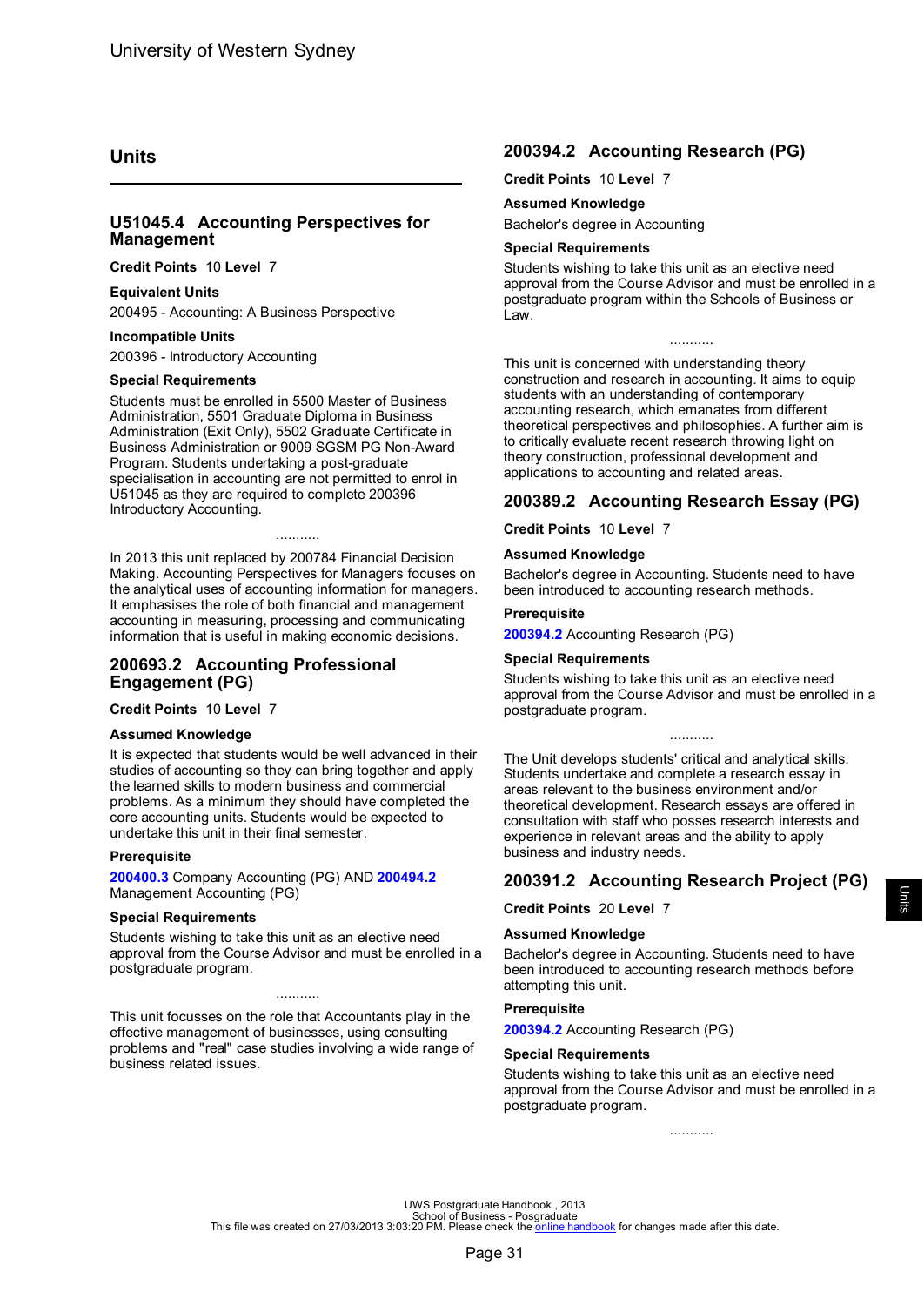## Units

### U51045.4 Accounting Perspectives for Management

**Credit Points** 10 **Level** 7

**Equivalent Units**

200495 - Accounting: A Business Perspective

**Incompatible Units**

200396 - Introductory Accounting

**Special Requirements**

Students must be enrolled in 5500 Master of Business Administration, 5501 Graduate Diploma in Business Administration (Exit Only), 5502 Graduate Certificate in Business Administration or 9009 SGSM PG Non-Award Program. Students undertaking a post-graduate specialisation in accounting are not permitted to enrol in U51045 as they are required to complete 200396 Introductory Accounting.

...........

In 2013 this unit replaced by 200784 Financial Decision Making. Accounting Perspectives for Managers focuses on the analytical uses of accounting information for managers. It emphasises the role of both financial and management accounting in measuring, processing and communicating information that is useful in making economic decisions.

### 200693.2 Accounting Professional Engagement (PG)

**Credit Points** 10 **Level** 7

**Assumed Knowledge**

It is expected that students would be well advanced in their studies of accounting so they can bring together and apply the learned skills to modern business and commercial problems. As a minimum they should have completed the core accounting units. Students would be expected to undertake this unit in their final semester.

**Prerequisite**

**200400.3** Company Accounting (PG) AND **200494.2** Management Accounting (PG)

**Special Requirements**

Students wishing to take this unit as an elective need approval from the Course Advisor and must be enrolled in a postgraduate program.

...........

This unit focusses on the role that Accountants play in the effective management of businesses, using consulting problems and "real" case studies involving a wide range of business related issues.

### 200394.2 Accounting Research (PG)

**Credit Points** 10 **Level** 7

**Assumed Knowledge**

Bachelor's degree in Accounting

**Special Requirements**

Students wishing to take this unit as an elective need approval from the Course Advisor and must be enrolled in a postgraduate program within the Schools of Business or Law.

...........

This unit is concerned with understanding theory construction and research in accounting. It aims to equip students with an understanding of contemporary accounting research, which emanates from different theoretical perspectives and philosophies. A further aim is to critically evaluate recent research throwing light on theory construction, professional development and applications to accounting and related areas.

### 200389.2 Accounting Research Essay (PG)

**Credit Points** 10 **Level** 7

**Assumed Knowledge**

Bachelor's degree in Accounting. Students need to have been introduced to accounting research methods.

**Prerequisite**

**200394.2** Accounting Research (PG)

**Special Requirements**

Students wishing to take this unit as an elective need approval from the Course Advisor and must be enrolled in a postgraduate program.

...........

The Unit develops students' critical and analytical skills. Students undertake and complete a research essay in areas relevant to the business environment and/or theoretical development. Research essays are offered in consultation with staff who posses research interests and experience in relevant areas and the ability to apply business and industry needs.

### 200391.2 Accounting Research Project (PG)

**Credit Points** 20 **Level** 7

**Assumed Knowledge**

Bachelor's degree in Accounting. Students need to have been introduced to accounting research methods before attempting this unit.

**Prerequisite**

**200394.2** Accounting Research (PG)

**Special Requirements**

Students wishing to take this unit as an elective need approval from the Course Advisor and must be enrolled in a postgraduate program.

...........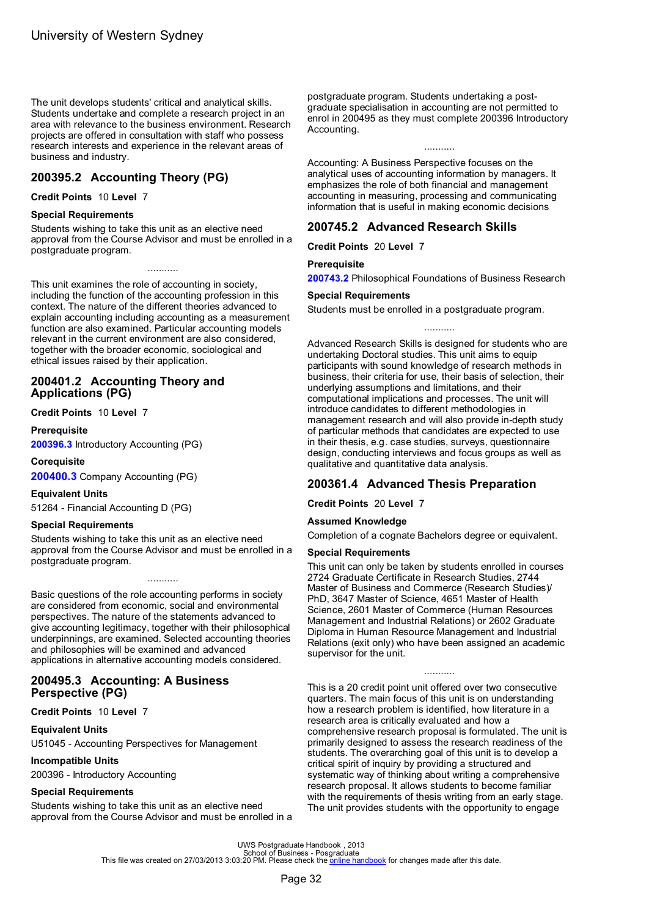The unit develops students' critical and analytical skills. Students undertake and complete a research project in an area with relevance to the business environment. Research projects are offered in consultation with staff who possess research interests and experience in the relevant areas of business and industry.

## 200395.2 Accounting Theory (PG)

**Credit Points** 10 **Level** 7

**Special Requirements**

Students wishing to take this unit as an elective need approval from the Course Advisor and must be enrolled in a postgraduate program.

...........

This unit examines the role of accounting in society, including the function of the accounting profession in this context. The nature of the different theories advanced to explain accounting including accounting as a measurement function are also examined. Particular accounting models relevant in the current environment are also considered, together with the broader economic, sociological and ethical issues raised by their application.

## 200401.2 Accounting Theory and Applications (PG)

**Credit Points** 10 **Level** 7

**Prerequisite**

**200396.3** Introductory Accounting (PG)

**Corequisite**

**200400.3** Company Accounting (PG)

**Equivalent Units**

51264 - Financial Accounting D (PG)

**Special Requirements**

Students wishing to take this unit as an elective need approval from the Course Advisor and must be enrolled in a postgraduate program.

...........

Basic questions of the role accounting performs in society are considered from economic, social and environmental perspectives. The nature of the statements advanced to give accounting legitimacy, together with their philosophical underpinnings, are examined. Selected accounting theories and philosophies will be examined and advanced applications in alternative accounting models considered.

## 200495.3 Accounting: A Business Perspective (PG)

**Credit Points** 10 **Level** 7

**Equivalent Units**

U51045 - Accounting Perspectives for Management

**Incompatible Units**

200396 - Introductory Accounting

**Special Requirements**

Students wishing to take this unit as an elective need approval from the Course Advisor and must be enrolled in a postgraduate program. Students undertaking a post-graduate specialisation in accounting are not permitted to enrol in 200495 as they must complete 200396 Introductory Accounting.

...........

Accounting: A Business Perspective focuses on the analytical uses of accounting information by managers. It emphasizes the role of both financial and management accounting in measuring, processing and communicating information that is useful in making economic decisions

## 200745.2 Advanced Research Skills

**Credit Points** 20 **Level** 7

**Prerequisite**

**200743.2** Philosophical Foundations of Business Research

**Special Requirements**

Students must be enrolled in a postgraduate program.

...........

Advanced Research Skills is designed for students who are undertaking Doctoral studies. This unit aims to equip participants with sound knowledge of research methods in business, their criteria for use, their basis of selection, their underlying assumptions and limitations, and their computational implications and processes. The unit will introduce candidates to different methodologies in management research and will also provide in-depth study of particular methods that candidates are expected to use in their thesis, e.g. case studies, surveys, questionnaire design, conducting interviews and focus groups as well as qualitative and quantitative data analysis.

## 200361.4 Advanced Thesis Preparation

**Credit Points** 20 **Level** 7

**Assumed Knowledge**

Completion of a cognate Bachelors degree or equivalent.

**Special Requirements**

This unit can only be taken by students enrolled in courses 2724 Graduate Certificate in Research Studies, 2744 Master of Business and Commerce (Research Studies)/ PhD, 3647 Master of Science, 4651 Master of Health Science, 2601 Master of Commerce (Human Resources Management and Industrial Relations) or 2602 Graduate Diploma in Human Resource Management and Industrial Relations (exit only) who have been assigned an academic supervisor for the unit.

...........

This is a 20 credit point unit offered over two consecutive quarters. The main focus of this unit is on understanding how a research problem is identified, how literature in a research area is critically evaluated and how a comprehensive research proposal is formulated. The unit is primarily designed to assess the research readiness of the students. The overarching goal of this unit is to develop a critical spirit of inquiry by providing a structured and systematic way of thinking about writing a comprehensive research proposal. It allows students to become familiar with the requirements of thesis writing from an early stage. The unit provides students with the opportunity to engage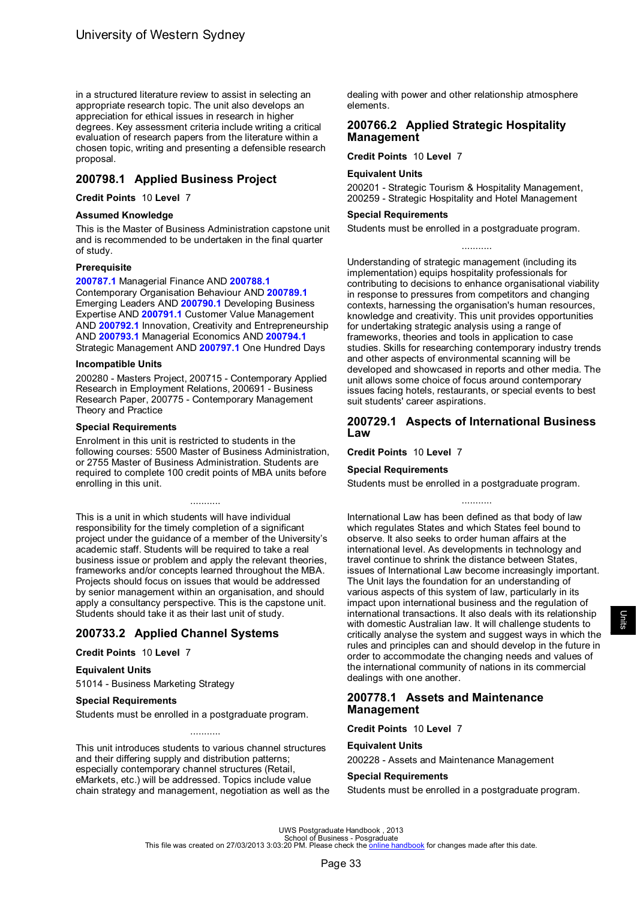in a structured literature review to assist in selecting an appropriate research topic. The unit also develops an appreciation for ethical issues in research in higher degrees. Key assessment criteria include writing a critical evaluation of research papers from the literature within a chosen topic, writing and presenting a defensible research proposal.

## 200798.1 Applied Business Project

**Credit Points** 10 **Level** 7

### Assumed Knowledge

This is the Master of Business Administration capstone unit and is recommended to be undertaken in the final quarter of study.

### Prerequisite

**200787.1** Managerial Finance AND **200788.1** Contemporary Organisation Behaviour AND **200789.1** Emerging Leaders AND **200790.1** Developing Business Expertise AND **200791.1** Customer Value Management AND **200792.1** Innovation, Creativity and Entrepreneurship AND **200793.1** Managerial Economics AND **200794.1** Strategic Management AND **200797.1** One Hundred Days

### Incompatible Units

200280 - Masters Project, 200715 - Contemporary Applied Research in Employment Relations, 200691 - Business Research Paper, 200775 - Contemporary Management Theory and Practice

### Special Requirements

Enrolment in this unit is restricted to students in the following courses: 5500 Master of Business Administration, or 2755 Master of Business Administration. Students are required to complete 100 credit points of MBA units before enrolling in this unit.

...........

This is a unit in which students will have individual responsibility for the timely completion of a significant project under the guidance of a member of the University's academic staff. Students will be required to take a real business issue or problem and apply the relevant theories, frameworks and/or concepts learned throughout the MBA. Projects should focus on issues that would be addressed by senior management within an organisation, and should apply a consultancy perspective. This is the capstone unit. Students should take it as their last unit of study.

## 200733.2 Applied Channel Systems

**Credit Points** 10 **Level** 7

### Equivalent Units

51014 - Business Marketing Strategy

### Special Requirements

Students must be enrolled in a postgraduate program.

...........

This unit introduces students to various channel structures and their differing supply and distribution patterns; especially contemporary channel structures (Retail, eMarkets, etc.) will be addressed. Topics include value chain strategy and management, negotiation as well as the dealing with power and other relationship atmosphere elements.

## 200766.2 Applied Strategic Hospitality Management

**Credit Points** 10 **Level** 7

### Equivalent Units

200201 - Strategic Tourism & Hospitality Management, 200259 - Strategic Hospitality and Hotel Management

### Special Requirements

Students must be enrolled in a postgraduate program.

...........

Understanding of strategic management (including its implementation) equips hospitality professionals for contributing to decisions to enhance organisational viability in response to pressures from competitors and changing contexts, harnessing the organisation's human resources, knowledge and creativity. This unit provides opportunities for undertaking strategic analysis using a range of frameworks, theories and tools in application to case studies. Skills for researching contemporary industry trends and other aspects of environmental scanning will be developed and showcased in reports and other media. The unit allows some choice of focus around contemporary issues facing hotels, restaurants, or special events to best suit students' career aspirations.

## 200729.1 Aspects of International Business Law

**Credit Points** 10 **Level** 7

### Special Requirements

Students must be enrolled in a postgraduate program.

...........

International Law has been defined as that body of law which regulates States and which States feel bound to observe. It also seeks to order human affairs at the international level. As developments in technology and travel continue to shrink the distance between States, issues of International Law become increasingly important. The Unit lays the foundation for an understanding of various aspects of this system of law, particularly in its impact upon international business and the regulation of international transactions. It also deals with its relationship with domestic Australian law. It will challenge students to critically analyse the system and suggest ways in which the rules and principles can and should develop in the future in order to accommodate the changing needs and values of the international community of nations in its commercial dealings with one another.

## 200778.1 Assets and Maintenance Management

**Credit Points** 10 **Level** 7

### Equivalent Units

200228 - Assets and Maintenance Management

### Special Requirements

Students must be enrolled in a postgraduate program.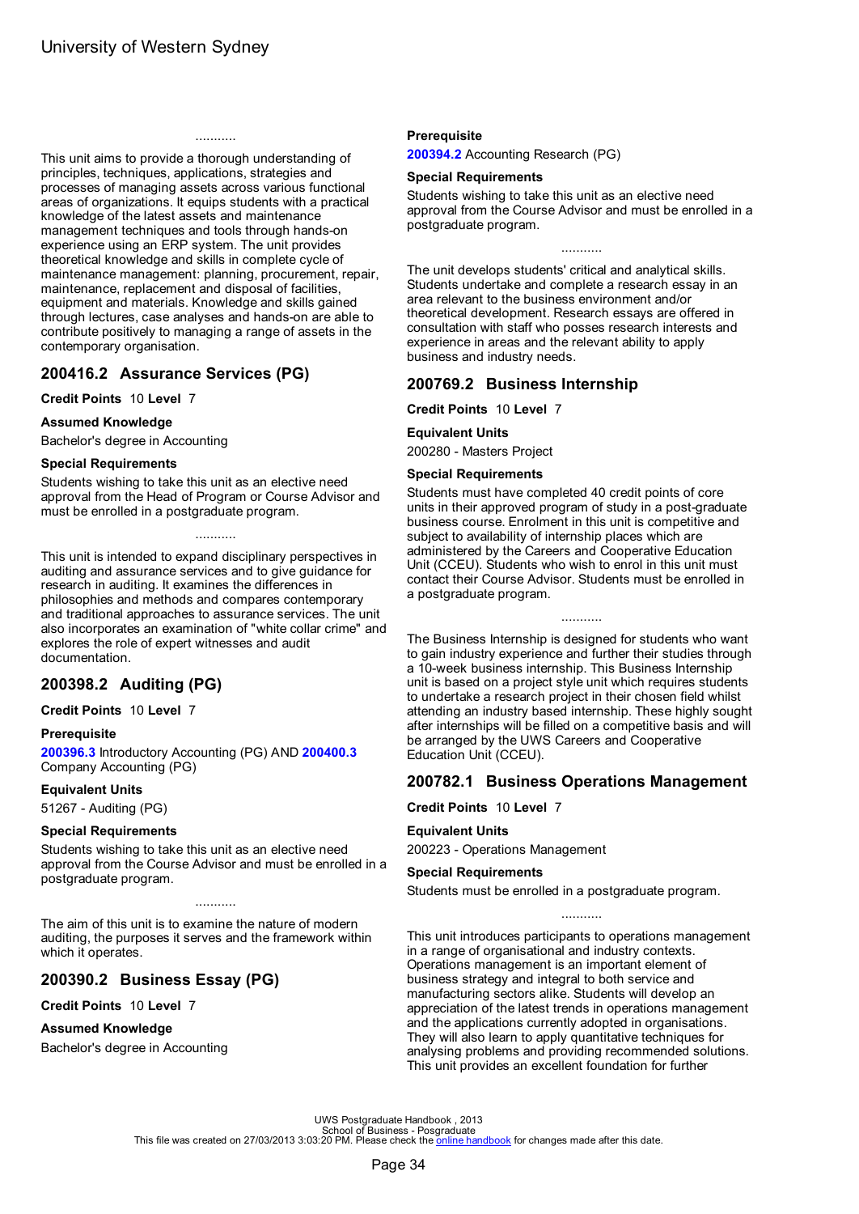...........

This unit aims to provide a thorough understanding of principles, techniques, applications, strategies and processes of managing assets across various functional areas of organizations. It equips students with a practical knowledge of the latest assets and maintenance management techniques and tools through hands-on experience using an ERP system. The unit provides theoretical knowledge and skills in complete cycle of maintenance management: planning, procurement, repair, maintenance, replacement and disposal of facilities, equipment and materials. Knowledge and skills gained through lectures, case analyses and hands-on are able to contribute positively to managing a range of assets in the contemporary organisation.

## 200416.2 Assurance Services (PG)

**Credit Points** 10 **Level** 7

### Assumed Knowledge

Bachelor's degree in Accounting

### Special Requirements

Students wishing to take this unit as an elective need approval from the Head of Program or Course Advisor and must be enrolled in a postgraduate program.

...........

This unit is intended to expand disciplinary perspectives in auditing and assurance services and to give guidance for research in auditing. It examines the differences in philosophies and methods and compares contemporary and traditional approaches to assurance services. The unit also incorporates an examination of "white collar crime" and explores the role of expert witnesses and audit documentation.

## 200398.2 Auditing (PG)

**Credit Points** 10 **Level** 7

### Prerequisite

**200396.3** Introductory Accounting (PG) AND **200400.3** Company Accounting (PG)

### Equivalent Units

51267 - Auditing (PG)

### Special Requirements

Students wishing to take this unit as an elective need approval from the Course Advisor and must be enrolled in a postgraduate program.

...........

The aim of this unit is to examine the nature of modern auditing, the purposes it serves and the framework within which it operates.

## 200390.2 Business Essay (PG)

**Credit Points** 10 **Level** 7

### Assumed Knowledge

Bachelor's degree in Accounting

### Prerequisite

**200394.2** Accounting Research (PG)

### Special Requirements

Students wishing to take this unit as an elective need approval from the Course Advisor and must be enrolled in a postgraduate program.

...........

The unit develops students' critical and analytical skills. Students undertake and complete a research essay in an area relevant to the business environment and/or theoretical development. Research essays are offered in consultation with staff who posses research interests and experience in areas and the relevant ability to apply business and industry needs.

## 200769.2 Business Internship

**Credit Points** 10 **Level** 7

### Equivalent Units

200280 - Masters Project

### Special Requirements

Students must have completed 40 credit points of core units in their approved program of study in a post-graduate business course. Enrolment in this unit is competitive and subject to availability of internship places which are administered by the Careers and Cooperative Education Unit (CCEU). Students who wish to enrol in this unit must contact their Course Advisor. Students must be enrolled in a postgraduate program.

...........

The Business Internship is designed for students who want to gain industry experience and further their studies through a 10-week business internship. This Business Internship unit is based on a project style unit which requires students to undertake a research project in their chosen field whilst attending an industry based internship. These highly sought after internships will be filled on a competitive basis and will be arranged by the UWS Careers and Cooperative Education Unit (CCEU).

## 200782.1 Business Operations Management

**Credit Points** 10 **Level** 7

### Equivalent Units

200223 - Operations Management

### Special Requirements

Students must be enrolled in a postgraduate program.

...........

This unit introduces participants to operations management in a range of organisational and industry contexts. Operations management is an important element of business strategy and integral to both service and manufacturing sectors alike. Students will develop an appreciation of the latest trends in operations management and the applications currently adopted in organisations. They will also learn to apply quantitative techniques for analysing problems and providing recommended solutions. This unit provides an excellent foundation for further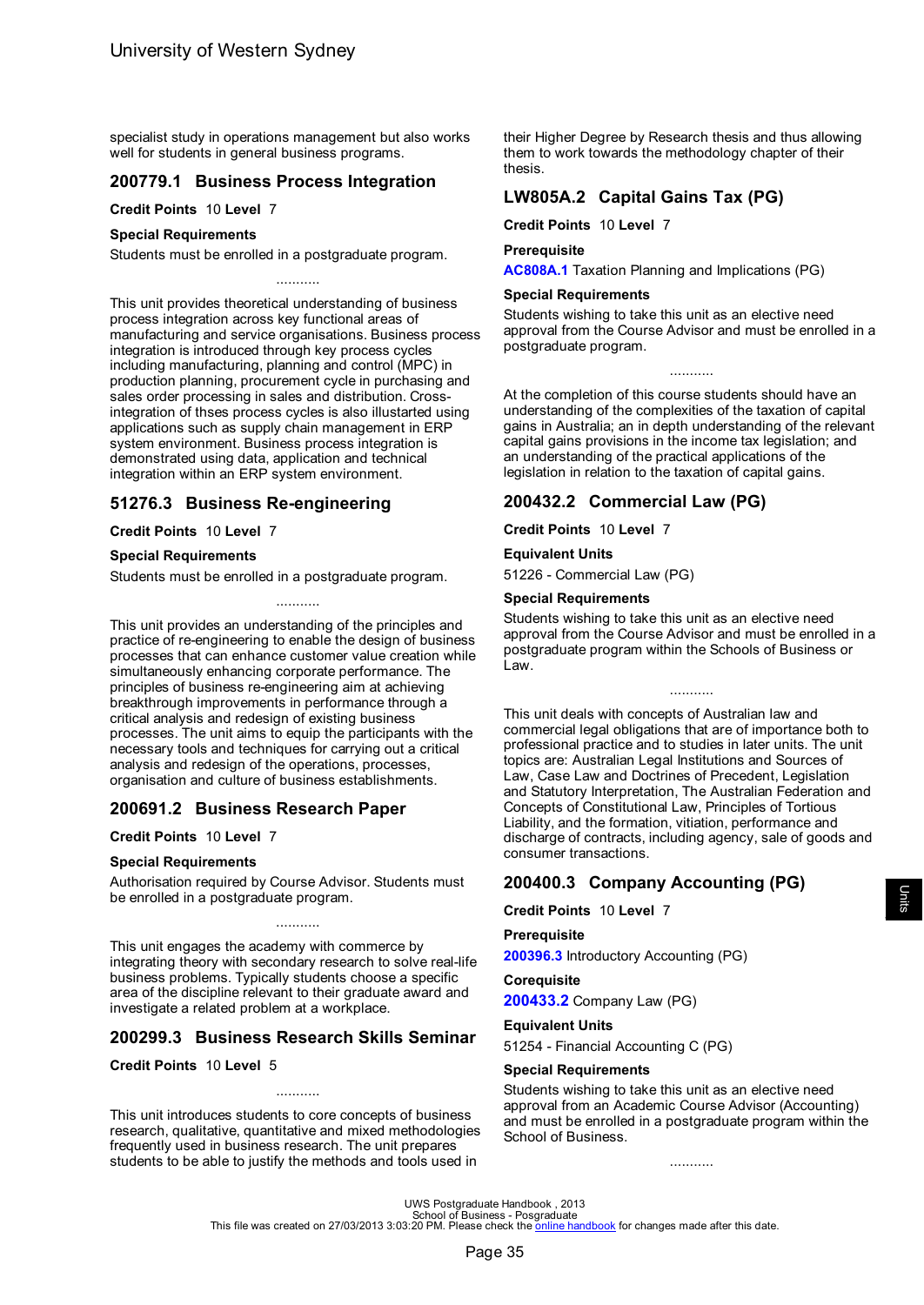specialist study in operations management but also works well for students in general business programs.

## 200779.1 Business Process Integration

**Credit Points** 10 **Level** 7

### Special Requirements

Students must be enrolled in a postgraduate program.

...........

This unit provides theoretical understanding of business process integration across key functional areas of manufacturing and service organisations. Business process integration is introduced through key process cycles including manufacturing, planning and control (MPC) in production planning, procurement cycle in purchasing and sales order processing in sales and distribution. Cross-integration of thses process cycles is also illustarted using applications such as supply chain management in ERP system environment. Business process integration is demonstrated using data, application and technical integration within an ERP system environment.

## 51276.3 Business Re-engineering

**Credit Points** 10 **Level** 7

### Special Requirements

Students must be enrolled in a postgraduate program.

...........

This unit provides an understanding of the principles and practice of re-engineering to enable the design of business processes that can enhance customer value creation while simultaneously enhancing corporate performance. The principles of business re-engineering aim at achieving breakthrough improvements in performance through a critical analysis and redesign of existing business processes. The unit aims to equip the participants with the necessary tools and techniques for carrying out a critical analysis and redesign of the operations, processes, organisation and culture of business establishments.

## 200691.2 Business Research Paper

**Credit Points** 10 **Level** 7

### Special Requirements

Authorisation required by Course Advisor. Students must be enrolled in a postgraduate program.

...........

This unit engages the academy with commerce by integrating theory with secondary research to solve real-life business problems. Typically students choose a specific area of the discipline relevant to their graduate award and investigate a related problem at a workplace.

## 200299.3 Business Research Skills Seminar

**Credit Points** 10 **Level** 5

...........

This unit introduces students to core concepts of business research, qualitative, quantitative and mixed methodologies frequently used in business research. The unit prepares students to be able to justify the methods and tools used in their Higher Degree by Research thesis and thus allowing them to work towards the methodology chapter of their thesis.

## LW805A.2 Capital Gains Tax (PG)

**Credit Points** 10 **Level** 7

### Prerequisite

**AC808A.1** Taxation Planning and Implications (PG)

### Special Requirements

Students wishing to take this unit as an elective need approval from the Course Advisor and must be enrolled in a postgraduate program.

...........

At the completion of this course students should have an understanding of the complexities of the taxation of capital gains in Australia; an in depth understanding of the relevant capital gains provisions in the income tax legislation; and an understanding of the practical applications of the legislation in relation to the taxation of capital gains.

## 200432.2 Commercial Law (PG)

**Credit Points** 10 **Level** 7

### Equivalent Units

51226 - Commercial Law (PG)

### Special Requirements

Students wishing to take this unit as an elective need approval from the Course Advisor and must be enrolled in a postgraduate program within the Schools of Business or Law.

...........

This unit deals with concepts of Australian law and commercial legal obligations that are of importance both to professional practice and to studies in later units. The unit topics are: Australian Legal Institutions and Sources of Law, Case Law and Doctrines of Precedent, Legislation and Statutory Interpretation, The Australian Federation and Concepts of Constitutional Law, Principles of Tortious Liability, and the formation, vitiation, performance and discharge of contracts, including agency, sale of goods and consumer transactions.

## 200400.3 Company Accounting (PG)

**Credit Points** 10 **Level** 7

### Prerequisite

**200396.3** Introductory Accounting (PG)

### Corequisite

**200433.2** Company Law (PG)

### Equivalent Units

51254 - Financial Accounting C (PG)

### Special Requirements

Students wishing to take this unit as an elective need approval from an Academic Course Advisor (Accounting) and must be enrolled in a postgraduate program within the School of Business.

...........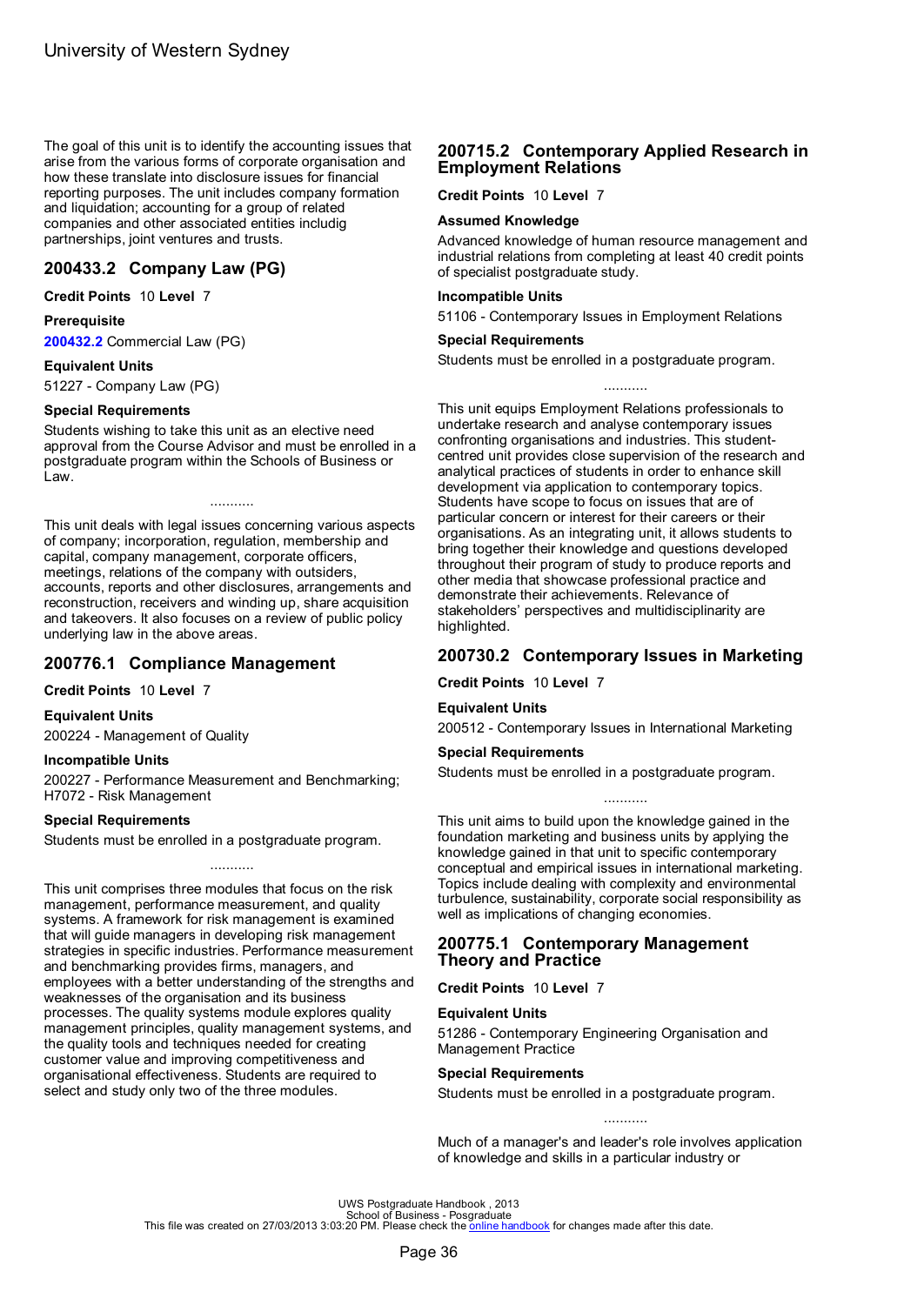The goal of this unit is to identify the accounting issues that arise from the various forms of corporate organisation and how these translate into disclosure issues for financial reporting purposes. The unit includes company formation and liquidation; accounting for a group of related companies and other associated entities includig partnerships, joint ventures and trusts.

## 200433.2 Company Law (PG)

**Credit Points** 10 **Level** 7

**Prerequisite**

**200432.2** Commercial Law (PG)

**Equivalent Units**

51227 - Company Law (PG)

**Special Requirements**

Students wishing to take this unit as an elective need approval from the Course Advisor and must be enrolled in a postgraduate program within the Schools of Business or Law.

...........

This unit deals with legal issues concerning various aspects of company; incorporation, regulation, membership and capital, company management, corporate officers, meetings, relations of the company with outsiders, accounts, reports and other disclosures, arrangements and reconstruction, receivers and winding up, share acquisition and takeovers. It also focuses on a review of public policy underlying law in the above areas.

## 200776.1 Compliance Management

**Credit Points** 10 **Level** 7

**Equivalent Units**

200224 - Management of Quality

**Incompatible Units**

200227 - Performance Measurement and Benchmarking; H7072 - Risk Management

**Special Requirements**

Students must be enrolled in a postgraduate program.

...........

This unit comprises three modules that focus on the risk management, performance measurement, and quality systems. A framework for risk management is examined that will guide managers in developing risk management strategies in specific industries. Performance measurement and benchmarking provides firms, managers, and employees with a better understanding of the strengths and weaknesses of the organisation and its business processes. The quality systems module explores quality management principles, quality management systems, and the quality tools and techniques needed for creating customer value and improving competitiveness and organisational effectiveness. Students are required to select and study only two of the three modules.

## 200715.2 Contemporary Applied Research in Employment Relations

**Credit Points** 10 **Level** 7

**Assumed Knowledge**

Advanced knowledge of human resource management and industrial relations from completing at least 40 credit points of specialist postgraduate study.

**Incompatible Units**

51106 - Contemporary Issues in Employment Relations

**Special Requirements**

Students must be enrolled in a postgraduate program.

...........

This unit equips Employment Relations professionals to undertake research and analyse contemporary issues confronting organisations and industries. This student-centred unit provides close supervision of the research and analytical practices of students in order to enhance skill development via application to contemporary topics. Students have scope to focus on issues that are of particular concern or interest for their careers or their organisations. As an integrating unit, it allows students to bring together their knowledge and questions developed throughout their program of study to produce reports and other media that showcase professional practice and demonstrate their achievements. Relevance of stakeholders' perspectives and multidisciplinarity are highlighted.

## 200730.2 Contemporary Issues in Marketing

**Credit Points** 10 **Level** 7

**Equivalent Units**

200512 - Contemporary Issues in International Marketing

**Special Requirements**

Students must be enrolled in a postgraduate program.

...........

This unit aims to build upon the knowledge gained in the foundation marketing and business units by applying the knowledge gained in that unit to specific contemporary conceptual and empirical issues in international marketing. Topics include dealing with complexity and environmental turbulence, sustainability, corporate social responsibility as well as implications of changing economies.

## 200775.1 Contemporary Management Theory and Practice

**Credit Points** 10 **Level** 7

**Equivalent Units**

51286 - Contemporary Engineering Organisation and Management Practice

**Special Requirements**

Students must be enrolled in a postgraduate program.

...........

Much of a manager's and leader's role involves application of knowledge and skills in a particular industry or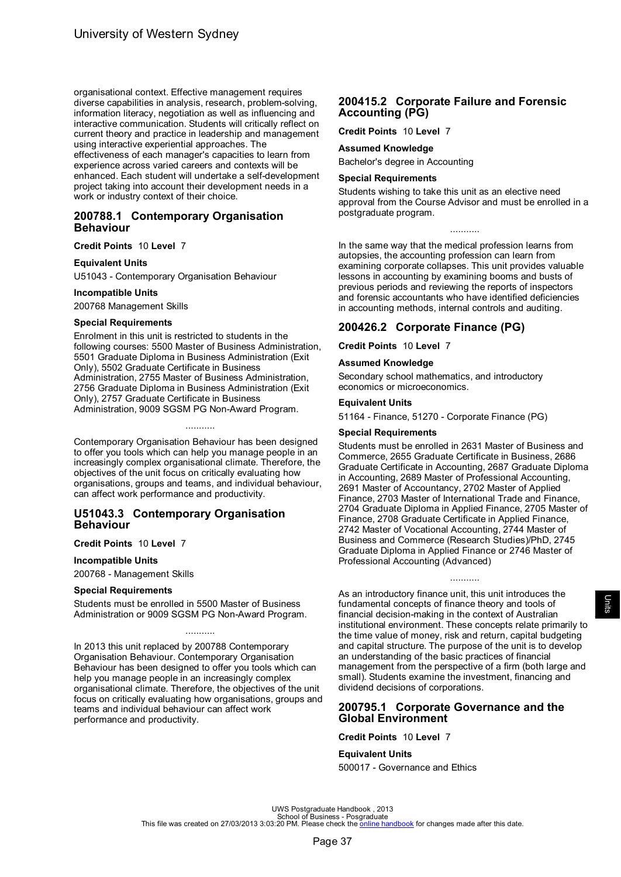organisational context. Effective management requires diverse capabilities in analysis, research, problem-solving, information literacy, negotiation as well as influencing and interactive communication. Students will critically reflect on current theory and practice in leadership and management using interactive experiential approaches. The effectiveness of each manager's capacities to learn from experience across varied careers and contexts will be enhanced. Each student will undertake a self-development project taking into account their development needs in a work or industry context of their choice.

## 200788.1 Contemporary Organisation Behaviour

**Credit Points** 10 **Level** 7

**Equivalent Units**

U51043 - Contemporary Organisation Behaviour

**Incompatible Units**

200768 Management Skills

**Special Requirements**

Enrolment in this unit is restricted to students in the following courses: 5500 Master of Business Administration, 5501 Graduate Diploma in Business Administration (Exit Only), 5502 Graduate Certificate in Business Administration, 2755 Master of Business Administration, 2756 Graduate Diploma in Business Administration (Exit Only), 2757 Graduate Certificate in Business Administration, 9009 SGSM PG Non-Award Program.

...........

Contemporary Organisation Behaviour has been designed to offer you tools which can help you manage people in an increasingly complex organisational climate. Therefore, the objectives of the unit focus on critically evaluating how organisations, groups and teams, and individual behaviour, can affect work performance and productivity.

## U51043.3 Contemporary Organisation Behaviour

**Credit Points** 10 **Level** 7

**Incompatible Units**

200768 - Management Skills

**Special Requirements**

Students must be enrolled in 5500 Master of Business Administration or 9009 SGSM PG Non-Award Program.

...........

In 2013 this unit replaced by 200788 Contemporary Organisation Behaviour. Contemporary Organisation Behaviour has been designed to offer you tools which can help you manage people in an increasingly complex organisational climate. Therefore, the objectives of the unit focus on critically evaluating how organisations, groups and teams and individual behaviour can affect work performance and productivity.

## 200415.2 Corporate Failure and Forensic Accounting (PG)

**Credit Points** 10 **Level** 7

**Assumed Knowledge**

Bachelor's degree in Accounting

**Special Requirements**

Students wishing to take this unit as an elective need approval from the Course Advisor and must be enrolled in a postgraduate program.

...........

In the same way that the medical profession learns from autopsies, the accounting profession can learn from examining corporate collapses. This unit provides valuable lessons in accounting by examining booms and busts of previous periods and reviewing the reports of inspectors and forensic accountants who have identified deficiencies in accounting methods, internal controls and auditing.

## 200426.2 Corporate Finance (PG)

**Credit Points** 10 **Level** 7

**Assumed Knowledge**

Secondary school mathematics, and introductory economics or microeconomics.

**Equivalent Units**

51164 - Finance, 51270 - Corporate Finance (PG)

**Special Requirements**

Students must be enrolled in 2631 Master of Business and Commerce, 2655 Graduate Certificate in Business, 2686 Graduate Certificate in Accounting, 2687 Graduate Diploma in Accounting, 2689 Master of Professional Accounting, 2691 Master of Accountancy, 2702 Master of Applied Finance, 2703 Master of International Trade and Finance, 2704 Graduate Diploma in Applied Finance, 2705 Master of Finance, 2708 Graduate Certificate in Applied Finance, 2742 Master of Vocational Accounting, 2744 Master of Business and Commerce (Research Studies)/PhD, 2745 Graduate Diploma in Applied Finance or 2746 Master of Professional Accounting (Advanced)

...........

As an introductory finance unit, this unit introduces the fundamental concepts of finance theory and tools of financial decision-making in the context of Australian institutional environment. These concepts relate primarily to the time value of money, risk and return, capital budgeting and capital structure. The purpose of the unit is to develop an understanding of the basic practices of financial management from the perspective of a firm (both large and small). Students examine the investment, financing and dividend decisions of corporations.

## 200795.1 Corporate Governance and the Global Environment

**Credit Points** 10 **Level** 7

**Equivalent Units**

500017 - Governance and Ethics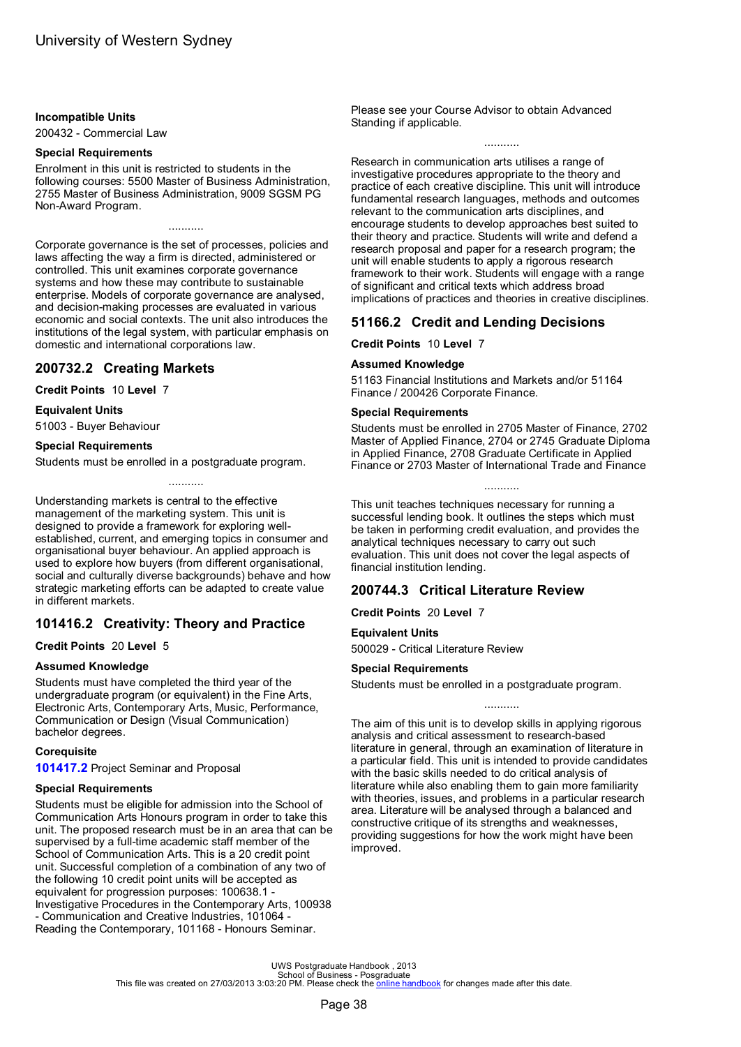### Incompatible Units

200432 - Commercial Law

### Special Requirements

Enrolment in this unit is restricted to students in the following courses: 5500 Master of Business Administration, 2755 Master of Business Administration, 9009 SGSM PG Non-Award Program.

...........

Corporate governance is the set of processes, policies and laws affecting the way a firm is directed, administered or controlled. This unit examines corporate governance systems and how these may contribute to sustainable enterprise. Models of corporate governance are analysed, and decision-making processes are evaluated in various economic and social contexts. The unit also introduces the institutions of the legal system, with particular emphasis on domestic and international corporations law.

## 200732.2 Creating Markets

**Credit Points** 10 **Level** 7

### Equivalent Units

51003 - Buyer Behaviour

### Special Requirements

Students must be enrolled in a postgraduate program.

...........

Understanding markets is central to the effective management of the marketing system. This unit is designed to provide a framework for exploring well-established, current, and emerging topics in consumer and organisational buyer behaviour. An applied approach is used to explore how buyers (from different organisational, social and culturally diverse backgrounds) behave and how strategic marketing efforts can be adapted to create value in different markets.

## 101416.2 Creativity: Theory and Practice

**Credit Points** 20 **Level** 5

### Assumed Knowledge

Students must have completed the third year of the undergraduate program (or equivalent) in the Fine Arts, Electronic Arts, Contemporary Arts, Music, Performance, Communication or Design (Visual Communication) bachelor degrees.

### Corequisite

**101417.2** Project Seminar and Proposal

### Special Requirements

Students must be eligible for admission into the School of Communication Arts Honours program in order to take this unit. The proposed research must be in an area that can be supervised by a full-time academic staff member of the School of Communication Arts. This is a 20 credit point unit. Successful completion of a combination of any two of the following 10 credit point units will be accepted as equivalent for progression purposes: 100638.1 - Investigative Procedures in the Contemporary Arts, 100938 - Communication and Creative Industries, 101064 - Reading the Contemporary, 101168 - Honours Seminar.

Please see your Course Advisor to obtain Advanced Standing if applicable.

...........

Research in communication arts utilises a range of investigative procedures appropriate to the theory and practice of each creative discipline. This unit will introduce fundamental research languages, methods and outcomes relevant to the communication arts disciplines, and encourage students to develop approaches best suited to their theory and practice. Students will write and defend a research proposal and paper for a research program; the unit will enable students to apply a rigorous research framework to their work. Students will engage with a range of significant and critical texts which address broad implications of practices and theories in creative disciplines.

## 51166.2 Credit and Lending Decisions

**Credit Points** 10 **Level** 7

### Assumed Knowledge

51163 Financial Institutions and Markets and/or 51164 Finance / 200426 Corporate Finance.

### Special Requirements

Students must be enrolled in 2705 Master of Finance, 2702 Master of Applied Finance, 2704 or 2745 Graduate Diploma in Applied Finance, 2708 Graduate Certificate in Applied Finance or 2703 Master of International Trade and Finance

...........

This unit teaches techniques necessary for running a successful lending book. It outlines the steps which must be taken in performing credit evaluation, and provides the analytical techniques necessary to carry out such evaluation. This unit does not cover the legal aspects of financial institution lending.

## 200744.3 Critical Literature Review

**Credit Points** 20 **Level** 7

### Equivalent Units

500029 - Critical Literature Review

### Special Requirements

Students must be enrolled in a postgraduate program.

...........

The aim of this unit is to develop skills in applying rigorous analysis and critical assessment to research-based literature in general, through an examination of literature in a particular field. This unit is intended to provide candidates with the basic skills needed to do critical analysis of literature while also enabling them to gain more familiarity with theories, issues, and problems in a particular research area. Literature will be analysed through a balanced and constructive critique of its strengths and weaknesses, providing suggestions for how the work might have been improved.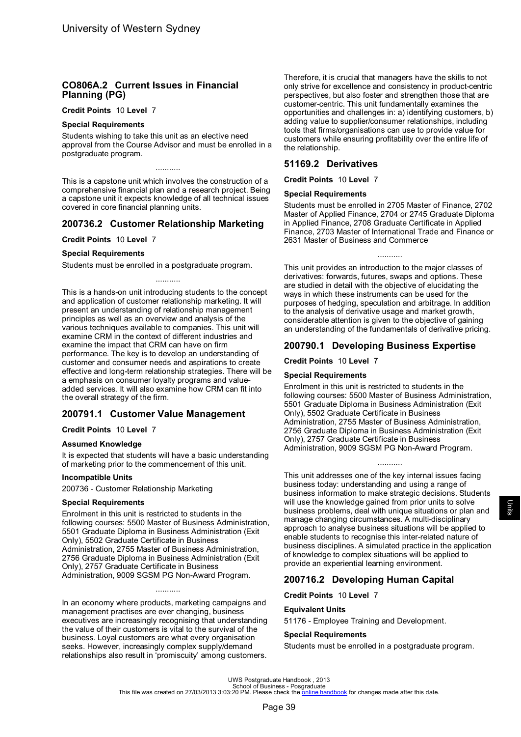## CO806A.2 Current Issues in Financial Planning (PG)

**Credit Points** 10 **Level** 7

### Special Requirements

Students wishing to take this unit as an elective need approval from the Course Advisor and must be enrolled in a postgraduate program.

...........

This is a capstone unit which involves the construction of a comprehensive financial plan and a research project. Being a capstone unit it expects knowledge of all technical issues covered in core financial planning units.

## 200736.2 Customer Relationship Marketing

**Credit Points** 10 **Level** 7

### Special Requirements

Students must be enrolled in a postgraduate program.

...........

This is a hands-on unit introducing students to the concept and application of customer relationship marketing. It will present an understanding of relationship management principles as well as an overview and analysis of the various techniques available to companies. This unit will examine CRM in the context of different industries and examine the impact that CRM can have on firm performance. The key is to develop an understanding of customer and consumer needs and aspirations to create effective and long-term relationship strategies. There will be a emphasis on consumer loyalty programs and value-added services. It will also examine how CRM can fit into the overall strategy of the firm.

## 200791.1 Customer Value Management

**Credit Points** 10 **Level** 7

### Assumed Knowledge

It is expected that students will have a basic understanding of marketing prior to the commencement of this unit.

### Incompatible Units

200736 - Customer Relationship Marketing

### Special Requirements

Enrolment in this unit is restricted to students in the following courses: 5500 Master of Business Administration, 5501 Graduate Diploma in Business Administration (Exit Only), 5502 Graduate Certificate in Business Administration, 2755 Master of Business Administration, 2756 Graduate Diploma in Business Administration (Exit Only), 2757 Graduate Certificate in Business Administration, 9009 SGSM PG Non-Award Program.

...........

In an economy where products, marketing campaigns and management practises are ever changing, business executives are increasingly recognising that understanding the value of their customers is vital to the survival of the business. Loyal customers are what every organisation seeks. However, increasingly complex supply/demand relationships also result in 'promiscuity' among customers. Therefore, it is crucial that managers have the skills to not only strive for excellence and consistency in product-centric perspectives, but also foster and strengthen those that are customer-centric. This unit fundamentally examines the opportunities and challenges in: a) identifying customers, b) adding value to supplier/consumer relationships, including tools that firms/organisations can use to provide value for customers while ensuring profitability over the entire life of the relationship.

## 51169.2 Derivatives

**Credit Points** 10 **Level** 7

### Special Requirements

Students must be enrolled in 2705 Master of Finance, 2702 Master of Applied Finance, 2704 or 2745 Graduate Diploma in Applied Finance, 2708 Graduate Certificate in Applied Finance, 2703 Master of International Trade and Finance or 2631 Master of Business and Commerce

...........

This unit provides an introduction to the major classes of derivatives: forwards, futures, swaps and options. These are studied in detail with the objective of elucidating the ways in which these instruments can be used for the purposes of hedging, speculation and arbitrage. In addition to the analysis of derivative usage and market growth, considerable attention is given to the objective of gaining an understanding of the fundamentals of derivative pricing.

## 200790.1 Developing Business Expertise

**Credit Points** 10 **Level** 7

### Special Requirements

Enrolment in this unit is restricted to students in the following courses: 5500 Master of Business Administration, 5501 Graduate Diploma in Business Administration (Exit Only), 5502 Graduate Certificate in Business Administration, 2755 Master of Business Administration, 2756 Graduate Diploma in Business Administration (Exit Only), 2757 Graduate Certificate in Business Administration, 9009 SGSM PG Non-Award Program.

...........

This unit addresses one of the key internal issues facing business today: understanding and using a range of business information to make strategic decisions. Students will use the knowledge gained from prior units to solve business problems, deal with unique situations or plan and manage changing circumstances. A multi-disciplinary approach to analyse business situations will be applied to enable students to recognise this inter-related nature of business disciplines. A simulated practice in the application of knowledge to complex situations will be applied to provide an experiential learning environment.

## 200716.2 Developing Human Capital

**Credit Points** 10 **Level** 7

### Equivalent Units

51176 - Employee Training and Development.

### Special Requirements

Students must be enrolled in a postgraduate program.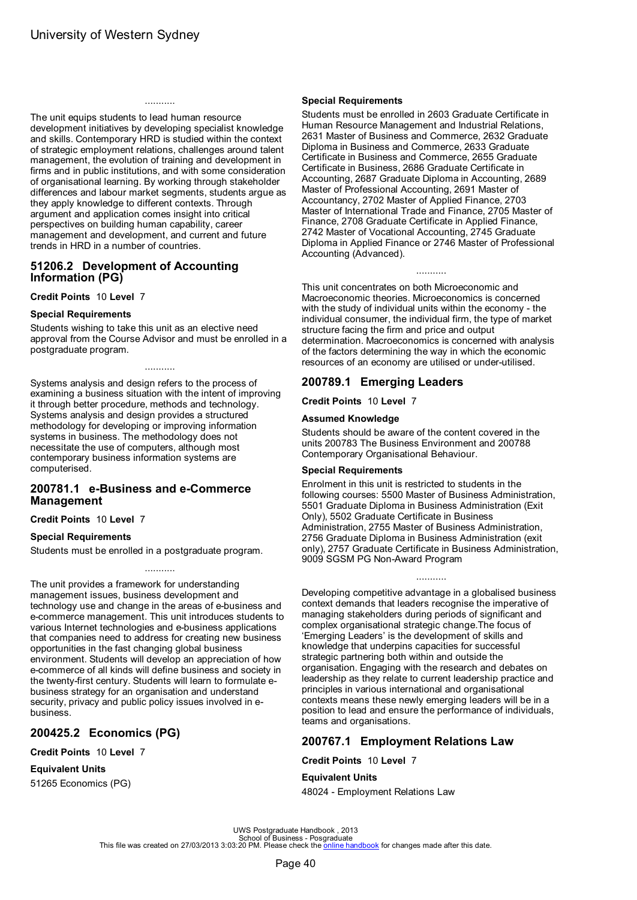...........

The unit equips students to lead human resource development initiatives by developing specialist knowledge and skills. Contemporary HRD is studied within the context of strategic employment relations, challenges around talent management, the evolution of training and development in firms and in public institutions, and with some consideration of organisational learning. By working through stakeholder differences and labour market segments, students argue as they apply knowledge to different contexts. Through argument and application comes insight into critical perspectives on building human capability, career management and development, and current and future trends in HRD in a number of countries.

## 51206.2 Development of Accounting Information (PG)

**Credit Points** 10 **Level** 7

### Special Requirements

Students wishing to take this unit as an elective need approval from the Course Advisor and must be enrolled in a postgraduate program.

...........

Systems analysis and design refers to the process of examining a business situation with the intent of improving it through better procedure, methods and technology. Systems analysis and design provides a structured methodology for developing or improving information systems in business. The methodology does not necessitate the use of computers, although most contemporary business information systems are computerised.

## 200781.1 e-Business and e-Commerce Management

**Credit Points** 10 **Level** 7

### Special Requirements

Students must be enrolled in a postgraduate program.

...........

The unit provides a framework for understanding management issues, business development and technology use and change in the areas of e-business and e-commerce management. This unit introduces students to various Internet technologies and e-business applications that companies need to address for creating new business opportunities in the fast changing global business environment. Students will develop an appreciation of how e-commerce of all kinds will define business and society in the twenty-first century. Students will learn to formulate e-business strategy for an organisation and understand security, privacy and public policy issues involved in e-business.

## 200425.2 Economics (PG)

**Credit Points** 10 **Level** 7

### Equivalent Units

51265 Economics (PG)

### Special Requirements

Students must be enrolled in 2603 Graduate Certificate in Human Resource Management and Industrial Relations, 2631 Master of Business and Commerce, 2632 Graduate Diploma in Business and Commerce, 2633 Graduate Certificate in Business and Commerce, 2655 Graduate Certificate in Business, 2686 Graduate Certificate in Accounting, 2687 Graduate Diploma in Accounting, 2689 Master of Professional Accounting, 2691 Master of Accountancy, 2702 Master of Applied Finance, 2703 Master of International Trade and Finance, 2705 Master of Finance, 2708 Graduate Certificate in Applied Finance, 2742 Master of Vocational Accounting, 2745 Graduate Diploma in Applied Finance or 2746 Master of Professional Accounting (Advanced).

...........

This unit concentrates on both Microeconomic and Macroeconomic theories. Microeconomics is concerned with the study of individual units within the economy - the individual consumer, the individual firm, the type of market structure facing the firm and price and output determination. Macroeconomics is concerned with analysis of the factors determining the way in which the economic resources of an economy are utilised or under-utilised.

## 200789.1 Emerging Leaders

**Credit Points** 10 **Level** 7

### Assumed Knowledge

Students should be aware of the content covered in the units 200783 The Business Environment and 200788 Contemporary Organisational Behaviour.

### Special Requirements

Enrolment in this unit is restricted to students in the following courses: 5500 Master of Business Administration, 5501 Graduate Diploma in Business Administration (Exit Only), 5502 Graduate Certificate in Business Administration, 2755 Master of Business Administration, 2756 Graduate Diploma in Business Administration (exit only), 2757 Graduate Certificate in Business Administration, 9009 SGSM PG Non-Award Program

...........

Developing competitive advantage in a globalised business context demands that leaders recognise the imperative of managing stakeholders during periods of significant and complex organisational strategic change.The focus of 'Emerging Leaders' is the development of skills and knowledge that underpins capacities for successful strategic partnering both within and outside the organisation. Engaging with the research and debates on leadership as they relate to current leadership practice and principles in various international and organisational contexts means these newly emerging leaders will be in a position to lead and ensure the performance of individuals, teams and organisations.

## 200767.1 Employment Relations Law

**Credit Points** 10 **Level** 7

### Equivalent Units

48024 - Employment Relations Law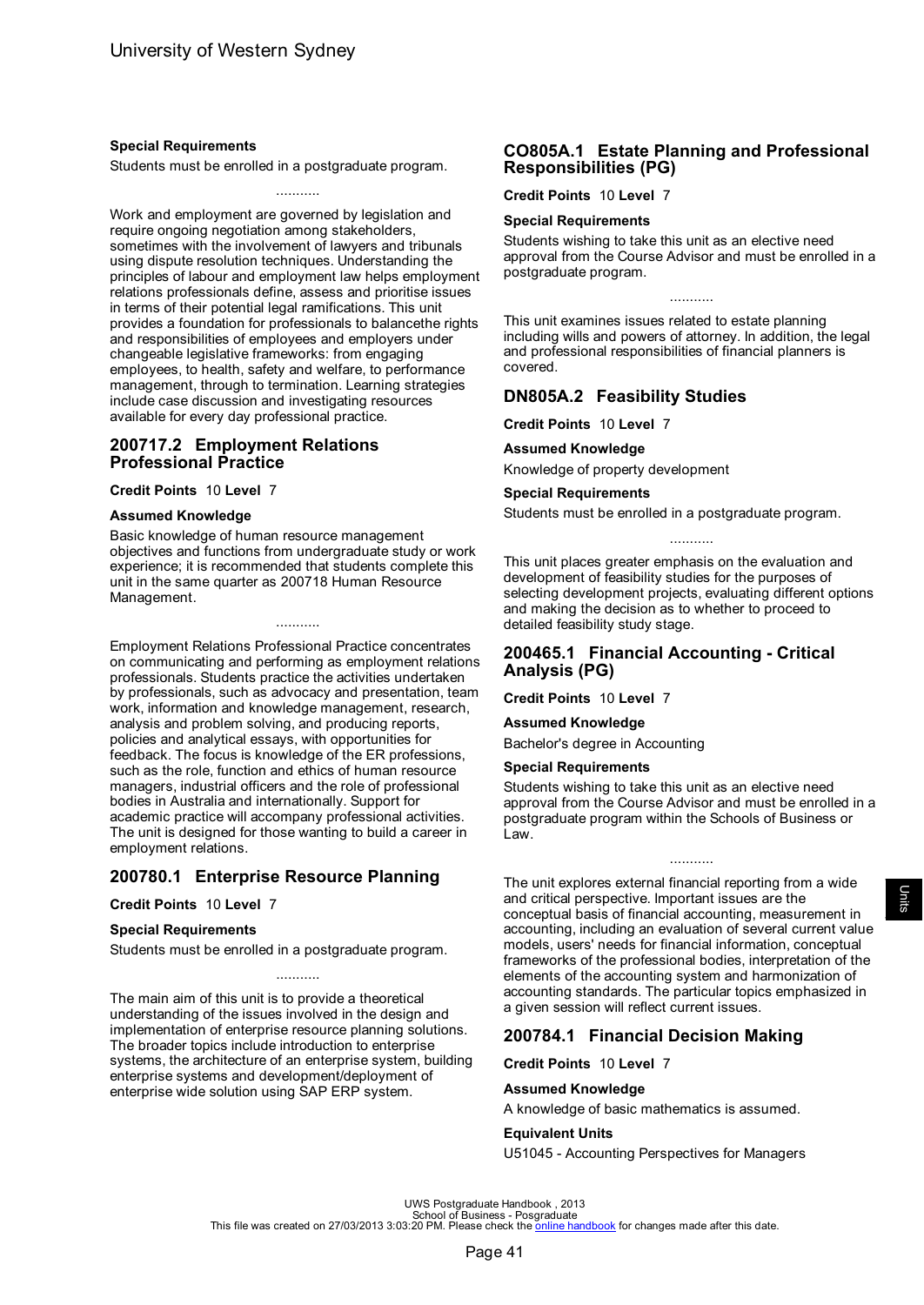**Special Requirements**

Students must be enrolled in a postgraduate program.

...........

Work and employment are governed by legislation and require ongoing negotiation among stakeholders, sometimes with the involvement of lawyers and tribunals using dispute resolution techniques. Understanding the principles of labour and employment law helps employment relations professionals define, assess and prioritise issues in terms of their potential legal ramifications. This unit provides a foundation for professionals to balancethe rights and responsibilities of employees and employers under changeable legislative frameworks: from engaging employees, to health, safety and welfare, to performance management, through to termination. Learning strategies include case discussion and investigating resources available for every day professional practice.

## 200717.2 Employment Relations Professional Practice

**Credit Points** 10 **Level** 7

**Assumed Knowledge**

Basic knowledge of human resource management objectives and functions from undergraduate study or work experience; it is recommended that students complete this unit in the same quarter as 200718 Human Resource Management.

...........

Employment Relations Professional Practice concentrates on communicating and performing as employment relations professionals. Students practice the activities undertaken by professionals, such as advocacy and presentation, team work, information and knowledge management, research, analysis and problem solving, and producing reports, policies and analytical essays, with opportunities for feedback. The focus is knowledge of the ER professions, such as the role, function and ethics of human resource managers, industrial officers and the role of professional bodies in Australia and internationally. Support for academic practice will accompany professional activities. The unit is designed for those wanting to build a career in employment relations.

## 200780.1 Enterprise Resource Planning

**Credit Points** 10 **Level** 7

**Special Requirements**

Students must be enrolled in a postgraduate program.

...........

The main aim of this unit is to provide a theoretical understanding of the issues involved in the design and implementation of enterprise resource planning solutions. The broader topics include introduction to enterprise systems, the architecture of an enterprise system, building enterprise systems and development/deployment of enterprise wide solution using SAP ERP system.

## CO805A.1 Estate Planning and Professional Responsibilities (PG)

**Credit Points** 10 **Level** 7

**Special Requirements**

Students wishing to take this unit as an elective need approval from the Course Advisor and must be enrolled in a postgraduate program.

...........

This unit examines issues related to estate planning including wills and powers of attorney. In addition, the legal and professional responsibilities of financial planners is covered.

## DN805A.2 Feasibility Studies

**Credit Points** 10 **Level** 7

**Assumed Knowledge**

Knowledge of property development

**Special Requirements**

Students must be enrolled in a postgraduate program.

...........

This unit places greater emphasis on the evaluation and development of feasibility studies for the purposes of selecting development projects, evaluating different options and making the decision as to whether to proceed to detailed feasibility study stage.

## 200465.1 Financial Accounting - Critical Analysis (PG)

**Credit Points** 10 **Level** 7

**Assumed Knowledge**

Bachelor's degree in Accounting

**Special Requirements**

Students wishing to take this unit as an elective need approval from the Course Advisor and must be enrolled in a postgraduate program within the Schools of Business or Law.

...........

The unit explores external financial reporting from a wide and critical perspective. Important issues are the conceptual basis of financial accounting, measurement in accounting, including an evaluation of several current value models, users' needs for financial information, conceptual frameworks of the professional bodies, interpretation of the elements of the accounting system and harmonization of accounting standards. The particular topics emphasized in a given session will reflect current issues.

## 200784.1 Financial Decision Making

**Credit Points** 10 **Level** 7

**Assumed Knowledge**

A knowledge of basic mathematics is assumed.

**Equivalent Units**

U51045 - Accounting Perspectives for Managers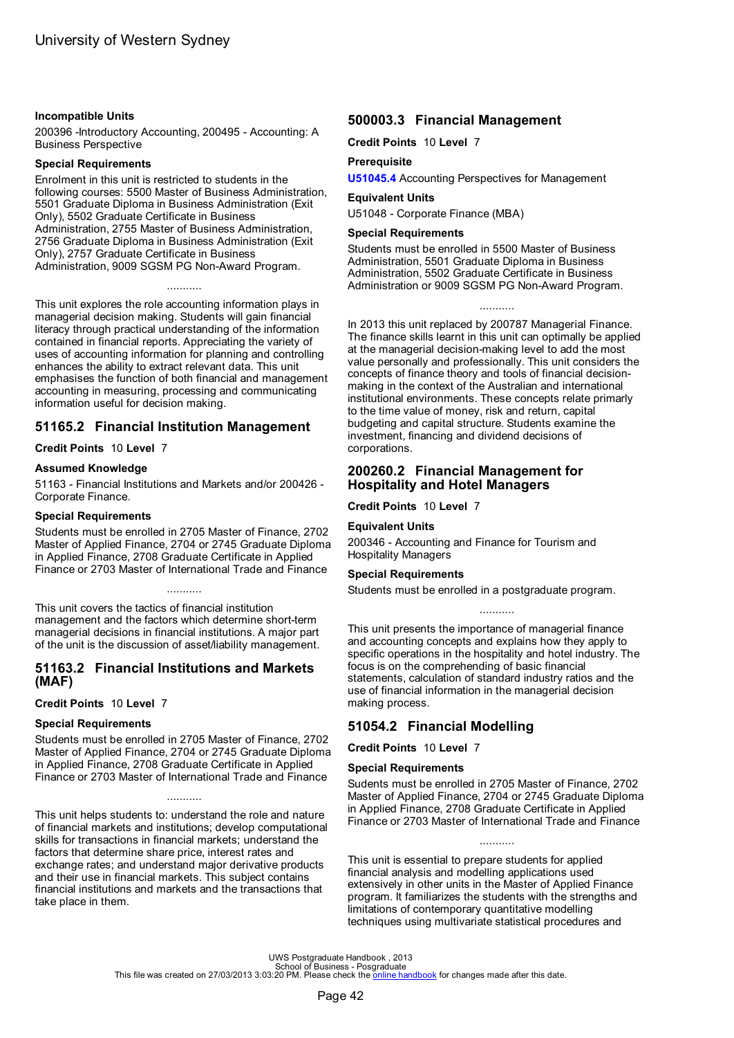**Incompatible Units**

200396 -Introductory Accounting, 200495 - Accounting: A Business Perspective

**Special Requirements**

Enrolment in this unit is restricted to students in the following courses: 5500 Master of Business Administration, 5501 Graduate Diploma in Business Administration (Exit Only), 5502 Graduate Certificate in Business Administration, 2755 Master of Business Administration, 2756 Graduate Diploma in Business Administration (Exit Only), 2757 Graduate Certificate in Business Administration, 9009 SGSM PG Non-Award Program.

...........

This unit explores the role accounting information plays in managerial decision making. Students will gain financial literacy through practical understanding of the information contained in financial reports. Appreciating the variety of uses of accounting information for planning and controlling enhances the ability to extract relevant data. This unit emphasises the function of both financial and management accounting in measuring, processing and communicating information useful for decision making.

## 51165.2 Financial Institution Management

**Credit Points** 10 **Level** 7

**Assumed Knowledge**

51163 - Financial Institutions and Markets and/or 200426 - Corporate Finance.

**Special Requirements**

Students must be enrolled in 2705 Master of Finance, 2702 Master of Applied Finance, 2704 or 2745 Graduate Diploma in Applied Finance, 2708 Graduate Certificate in Applied Finance or 2703 Master of International Trade and Finance

...........

This unit covers the tactics of financial institution management and the factors which determine short-term managerial decisions in financial institutions. A major part of the unit is the discussion of asset/liability management.

## 51163.2 Financial Institutions and Markets (MAF)

**Credit Points** 10 **Level** 7

**Special Requirements**

Students must be enrolled in 2705 Master of Finance, 2702 Master of Applied Finance, 2704 or 2745 Graduate Diploma in Applied Finance, 2708 Graduate Certificate in Applied Finance or 2703 Master of International Trade and Finance

...........

This unit helps students to: understand the role and nature of financial markets and institutions; develop computational skills for transactions in financial markets; understand the factors that determine share price, interest rates and exchange rates; and understand major derivative products and their use in financial markets. This subject contains financial institutions and markets and the transactions that take place in them.

## 500003.3 Financial Management

**Credit Points** 10 **Level** 7

**Prerequisite**

**U51045.4** Accounting Perspectives for Management

**Equivalent Units**

U51048 - Corporate Finance (MBA)

**Special Requirements**

Students must be enrolled in 5500 Master of Business Administration, 5501 Graduate Diploma in Business Administration, 5502 Graduate Certificate in Business Administration or 9009 SGSM PG Non-Award Program.

...........

In 2013 this unit replaced by 200787 Managerial Finance. The finance skills learnt in this unit can optimally be applied at the managerial decision-making level to add the most value personally and professionally. This unit considers the concepts of finance theory and tools of financial decision-making in the context of the Australian and international institutional environments. These concepts relate primarly to the time value of money, risk and return, capital budgeting and capital structure. Students examine the investment, financing and dividend decisions of corporations.

## 200260.2 Financial Management for Hospitality and Hotel Managers

**Credit Points** 10 **Level** 7

**Equivalent Units**

200346 - Accounting and Finance for Tourism and Hospitality Managers

**Special Requirements**

Students must be enrolled in a postgraduate program.

...........

This unit presents the importance of managerial finance and accounting concepts and explains how they apply to specific operations in the hospitality and hotel industry. The focus is on the comprehending of basic financial statements, calculation of standard industry ratios and the use of financial information in the managerial decision making process.

## 51054.2 Financial Modelling

**Credit Points** 10 **Level** 7

**Special Requirements**

Sudents must be enrolled in 2705 Master of Finance, 2702 Master of Applied Finance, 2704 or 2745 Graduate Diploma in Applied Finance, 2708 Graduate Certificate in Applied Finance or 2703 Master of International Trade and Finance

...........

This unit is essential to prepare students for applied financial analysis and modelling applications used extensively in other units in the Master of Applied Finance program. It familiarizes the students with the strengths and limitations of contemporary quantitative modelling techniques using multivariate statistical procedures and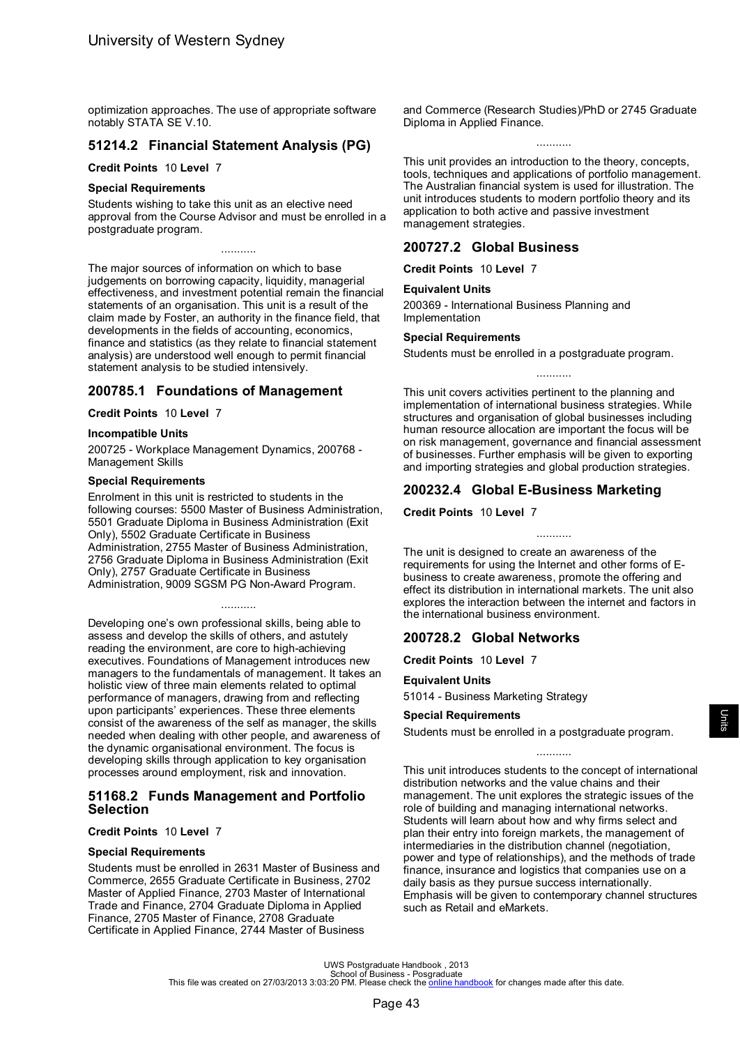optimization approaches. The use of appropriate software notably STATA SE V.10.

## 51214.2 Financial Statement Analysis (PG)

**Credit Points** 10 **Level** 7

**Special Requirements**

Students wishing to take this unit as an elective need approval from the Course Advisor and must be enrolled in a postgraduate program.

...........

The major sources of information on which to base judgements on borrowing capacity, liquidity, managerial effectiveness, and investment potential remain the financial statements of an organisation. This unit is a result of the claim made by Foster, an authority in the finance field, that developments in the fields of accounting, economics, finance and statistics (as they relate to financial statement analysis) are understood well enough to permit financial statement analysis to be studied intensively.

## 200785.1 Foundations of Management

**Credit Points** 10 **Level** 7

**Incompatible Units**

200725 - Workplace Management Dynamics, 200768 - Management Skills

**Special Requirements**

Enrolment in this unit is restricted to students in the following courses: 5500 Master of Business Administration, 5501 Graduate Diploma in Business Administration (Exit Only), 5502 Graduate Certificate in Business Administration, 2755 Master of Business Administration, 2756 Graduate Diploma in Business Administration (Exit Only), 2757 Graduate Certificate in Business Administration, 9009 SGSM PG Non-Award Program.

...........

Developing one's own professional skills, being able to assess and develop the skills of others, and astutely reading the environment, are core to high-achieving executives. Foundations of Management introduces new managers to the fundamentals of management. It takes an holistic view of three main elements related to optimal performance of managers, drawing from and reflecting upon participants' experiences. These three elements consist of the awareness of the self as manager, the skills needed when dealing with other people, and awareness of the dynamic organisational environment. The focus is developing skills through application to key organisation processes around employment, risk and innovation.

## 51168.2 Funds Management and Portfolio Selection

**Credit Points** 10 **Level** 7

**Special Requirements**

Students must be enrolled in 2631 Master of Business and Commerce, 2655 Graduate Certificate in Business, 2702 Master of Applied Finance, 2703 Master of International Trade and Finance, 2704 Graduate Diploma in Applied Finance, 2705 Master of Finance, 2708 Graduate Certificate in Applied Finance, 2744 Master of Business and Commerce (Research Studies)/PhD or 2745 Graduate Diploma in Applied Finance.

...........

This unit provides an introduction to the theory, concepts, tools, techniques and applications of portfolio management. The Australian financial system is used for illustration. The unit introduces students to modern portfolio theory and its application to both active and passive investment management strategies.

## 200727.2 Global Business

**Credit Points** 10 **Level** 7

**Equivalent Units**

200369 - International Business Planning and Implementation

**Special Requirements**

Students must be enrolled in a postgraduate program.

...........

This unit covers activities pertinent to the planning and implementation of international business strategies. While structures and organisation of global businesses including human resource allocation are important the focus will be on risk management, governance and financial assessment of businesses. Further emphasis will be given to exporting and importing strategies and global production strategies.

## 200232.4 Global E-Business Marketing

**Credit Points** 10 **Level** 7

...........

The unit is designed to create an awareness of the requirements for using the Internet and other forms of E-business to create awareness, promote the offering and effect its distribution in international markets. The unit also explores the interaction between the internet and factors in the international business environment.

## 200728.2 Global Networks

**Credit Points** 10 **Level** 7

**Equivalent Units**

51014 - Business Marketing Strategy

**Special Requirements**

Students must be enrolled in a postgraduate program.

...........

This unit introduces students to the concept of international distribution networks and the value chains and their management. The unit explores the strategic issues of the role of building and managing international networks. Students will learn about how and why firms select and plan their entry into foreign markets, the management of intermediaries in the distribution channel (negotiation, power and type of relationships), and the methods of trade finance, insurance and logistics that companies use on a daily basis as they pursue success internationally. Emphasis will be given to contemporary channel structures such as Retail and eMarkets.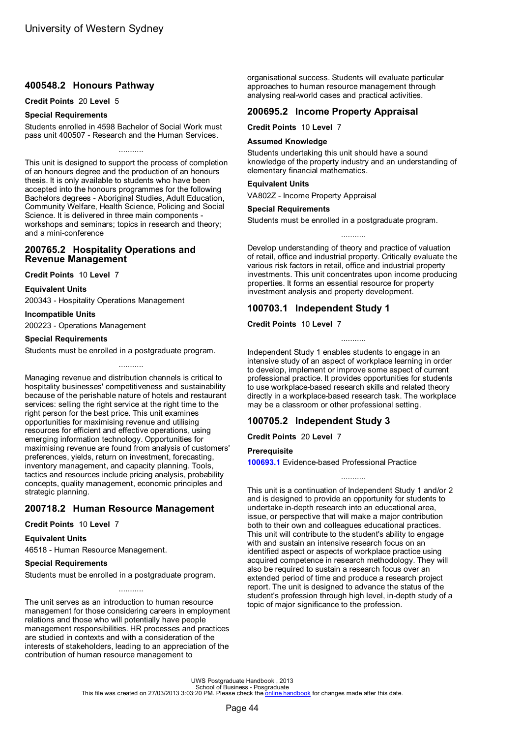## 400548.2 Honours Pathway

**Credit Points** 20 **Level** 5

**Special Requirements**

Students enrolled in 4598 Bachelor of Social Work must pass unit 400507 - Research and the Human Services.

...........

This unit is designed to support the process of completion of an honours degree and the production of an honours thesis. It is only available to students who have been accepted into the honours programmes for the following Bachelors degrees - Aboriginal Studies, Adult Education, Community Welfare, Health Science, Policing and Social Science. It is delivered in three main components - workshops and seminars; topics in research and theory; and a mini-conference

## 200765.2 Hospitality Operations and Revenue Management

**Credit Points** 10 **Level** 7

**Equivalent Units**

200343 - Hospitality Operations Management

**Incompatible Units**

200223 - Operations Management

**Special Requirements**

Students must be enrolled in a postgraduate program.

...........

Managing revenue and distribution channels is critical to hospitality businesses' competitiveness and sustainability because of the perishable nature of hotels and restaurant services: selling the right service at the right time to the right person for the best price. This unit examines opportunities for maximising revenue and utilising resources for efficient and effective operations, using emerging information technology. Opportunities for maximising revenue are found from analysis of customers' preferences, yields, return on investment, forecasting, inventory management, and capacity planning. Tools, tactics and resources include pricing analysis, probability concepts, quality management, economic principles and strategic planning.

## 200718.2 Human Resource Management

**Credit Points** 10 **Level** 7

**Equivalent Units**

46518 - Human Resource Management.

**Special Requirements**

Students must be enrolled in a postgraduate program.

...........

The unit serves as an introduction to human resource management for those considering careers in employment relations and those who will potentially have people management responsibilities. HR processes and practices are studied in contexts and with a consideration of the interests of stakeholders, leading to an appreciation of the contribution of human resource management to organisational success. Students will evaluate particular approaches to human resource management through analysing real-world cases and practical activities.

## 200695.2 Income Property Appraisal

**Credit Points** 10 **Level** 7

**Assumed Knowledge**

Students undertaking this unit should have a sound knowledge of the property industry and an understanding of elementary financial mathematics.

**Equivalent Units**

VA802Z - Income Property Appraisal

**Special Requirements**

Students must be enrolled in a postgraduate program.

...........

Develop understanding of theory and practice of valuation of retail, office and industrial property. Critically evaluate the various risk factors in retail, office and industrial property investments. This unit concentrates upon income producing properties. It forms an essential resource for property investment analysis and property development.

## 100703.1 Independent Study 1

**Credit Points** 10 **Level** 7

...........

Independent Study 1 enables students to engage in an intensive study of an aspect of workplace learning in order to develop, implement or improve some aspect of current professional practice. It provides opportunities for students to use workplace-based research skills and related theory directly in a workplace-based research task. The workplace may be a classroom or other professional setting.

## 100705.2 Independent Study 3

**Credit Points** 20 **Level** 7

**Prerequisite**

**100693.1** Evidence-based Professional Practice

...........

This unit is a continuation of Independent Study 1 and/or 2 and is designed to provide an opportunity for students to undertake in-depth research into an educational area, issue, or perspective that will make a major contribution both to their own and colleagues educational practices. This unit will contribute to the student's ability to engage with and sustain an intensive research focus on an identified aspect or aspects of workplace practice using acquired competence in research methodology. They will also be required to sustain a research focus over an extended period of time and produce a research project report. The unit is designed to advance the status of the student's profession through high level, in-depth study of a topic of major significance to the profession.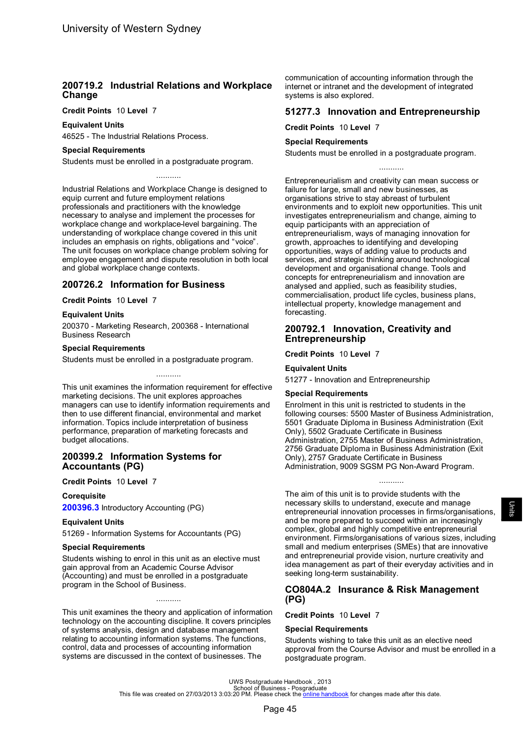## 200719.2 Industrial Relations and Workplace Change

**Credit Points** 10 **Level** 7

**Equivalent Units**

46525 - The Industrial Relations Process.

**Special Requirements**

Students must be enrolled in a postgraduate program.

...........

Industrial Relations and Workplace Change is designed to equip current and future employment relations professionals and practitioners with the knowledge necessary to analyse and implement the processes for workplace change and workplace-level bargaining. The understanding of workplace change covered in this unit includes an emphasis on rights, obligations and "voice". The unit focuses on workplace change problem solving for employee engagement and dispute resolution in both local and global workplace change contexts.

## 200726.2 Information for Business

**Credit Points** 10 **Level** 7

**Equivalent Units**

200370 - Marketing Research, 200368 - International Business Research

**Special Requirements**

Students must be enrolled in a postgraduate program.

...........

This unit examines the information requirement for effective marketing decisions. The unit explores approaches managers can use to identify information requirements and then to use different financial, environmental and market information. Topics include interpretation of business performance, preparation of marketing forecasts and budget allocations.

## 200399.2 Information Systems for Accountants (PG)

**Credit Points** 10 **Level** 7

**Corequisite**

**200396.3** Introductory Accounting (PG)

**Equivalent Units**

51269 - Information Systems for Accountants (PG)

**Special Requirements**

Students wishing to enrol in this unit as an elective must gain approval from an Academic Course Advisor (Accounting) and must be enrolled in a postgraduate program in the School of Business.

...........

This unit examines the theory and application of information technology on the accounting discipline. It covers principles of systems analysis, design and database management relating to accounting information systems. The functions, control, data and processes of accounting information systems are discussed in the context of businesses. The communication of accounting information through the internet or intranet and the development of integrated systems is also explored.

## 51277.3 Innovation and Entrepreneurship

**Credit Points** 10 **Level** 7

**Special Requirements**

Students must be enrolled in a postgraduate program.

...........

Entrepreneurialism and creativity can mean success or failure for large, small and new businesses, as organisations strive to stay abreast of turbulent environments and to exploit new opportunities. This unit investigates entrepreneurialism and change, aiming to equip participants with an appreciation of entrepreneurialism, ways of managing innovation for growth, approaches to identifying and developing opportunities, ways of adding value to products and services, and strategic thinking around technological development and organisational change. Tools and concepts for entrepreneurialism and innovation are analysed and applied, such as feasibility studies, commercialisation, product life cycles, business plans, intellectual property, knowledge management and forecasting.

## 200792.1 Innovation, Creativity and Entrepreneurship

**Credit Points** 10 **Level** 7

**Equivalent Units**

51277 - Innovation and Entrepreneurship

**Special Requirements**

Enrolment in this unit is restricted to students in the following courses: 5500 Master of Business Administration, 5501 Graduate Diploma in Business Administration (Exit Only), 5502 Graduate Certificate in Business Administration, 2755 Master of Business Administration, 2756 Graduate Diploma in Business Administration (Exit Only), 2757 Graduate Certificate in Business Administration, 9009 SGSM PG Non-Award Program.

...........

The aim of this unit is to provide students with the necessary skills to understand, execute and manage entrepreneurial innovation processes in firms/organisations, and be more prepared to succeed within an increasingly complex, global and highly competitive entrepreneurial environment. Firms/organisations of various sizes, including small and medium enterprises (SMEs) that are innovative and entrepreneurial provide vision, nurture creativity and idea management as part of their everyday activities and in seeking long-term sustainability.

## CO804A.2 Insurance & Risk Management (PG)

**Credit Points** 10 **Level** 7

**Special Requirements**

Students wishing to take this unit as an elective need approval from the Course Advisor and must be enrolled in a postgraduate program.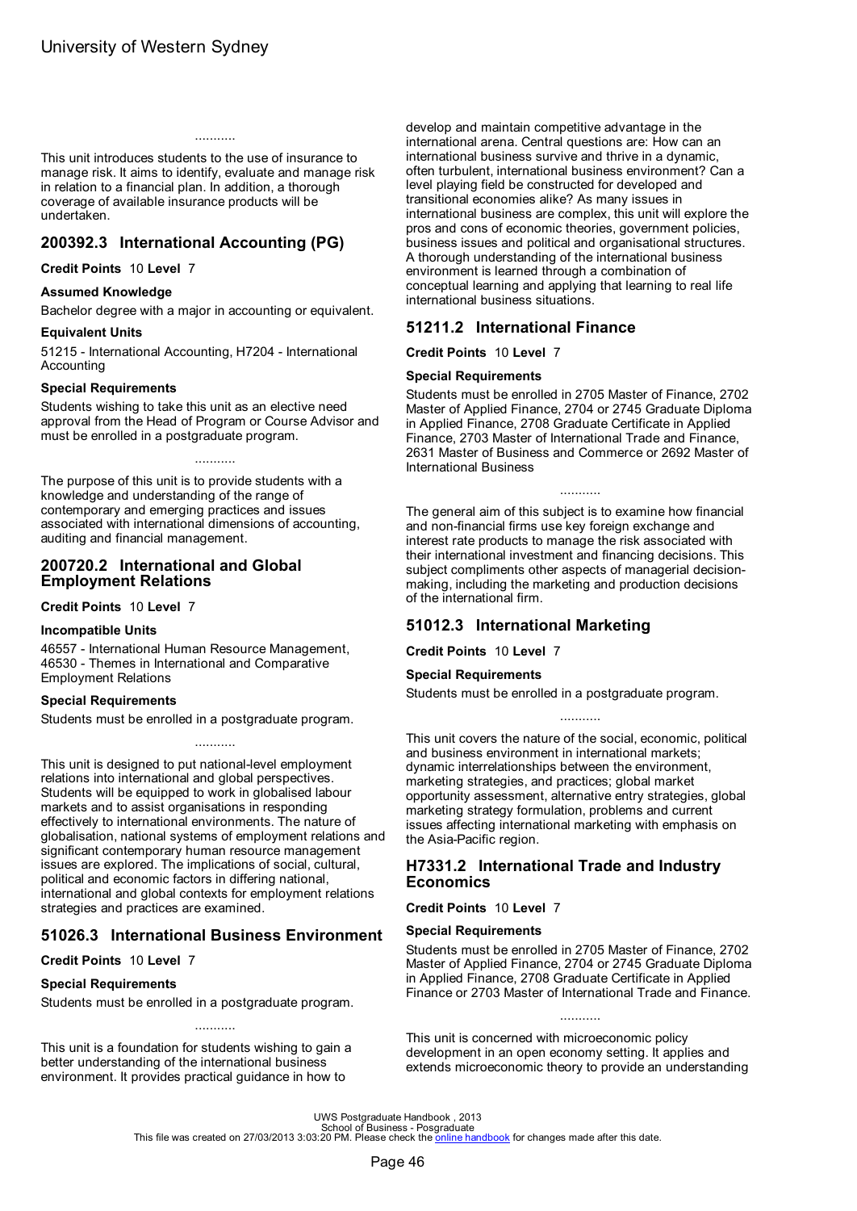...........

This unit introduces students to the use of insurance to manage risk. It aims to identify, evaluate and manage risk in relation to a financial plan. In addition, a thorough coverage of available insurance products will be undertaken.

## 200392.3 International Accounting (PG)

**Credit Points** 10 **Level** 7

### Assumed Knowledge

Bachelor degree with a major in accounting or equivalent.

### Equivalent Units

51215 - International Accounting, H7204 - International Accounting

### Special Requirements

Students wishing to take this unit as an elective need approval from the Head of Program or Course Advisor and must be enrolled in a postgraduate program.

...........

The purpose of this unit is to provide students with a knowledge and understanding of the range of contemporary and emerging practices and issues associated with international dimensions of accounting, auditing and financial management.

## 200720.2 International and Global Employment Relations

**Credit Points** 10 **Level** 7

### Incompatible Units

46557 - International Human Resource Management, 46530 - Themes in International and Comparative Employment Relations

### Special Requirements

Students must be enrolled in a postgraduate program.

...........

This unit is designed to put national-level employment relations into international and global perspectives. Students will be equipped to work in globalised labour markets and to assist organisations in responding effectively to international environments. The nature of globalisation, national systems of employment relations and significant contemporary human resource management issues are explored. The implications of social, cultural, political and economic factors in differing national, international and global contexts for employment relations strategies and practices are examined.

## 51026.3 International Business Environment

**Credit Points** 10 **Level** 7

### Special Requirements

Students must be enrolled in a postgraduate program.

...........

This unit is a foundation for students wishing to gain a better understanding of the international business environment. It provides practical guidance in how to develop and maintain competitive advantage in the international arena. Central questions are: How can an international business survive and thrive in a dynamic, often turbulent, international business environment? Can a level playing field be constructed for developed and transitional economies alike? As many issues in international business are complex, this unit will explore the pros and cons of economic theories, government policies, business issues and political and organisational structures. A thorough understanding of the international business environment is learned through a combination of conceptual learning and applying that learning to real life international business situations.

## 51211.2 International Finance

**Credit Points** 10 **Level** 7

### Special Requirements

Students must be enrolled in 2705 Master of Finance, 2702 Master of Applied Finance, 2704 or 2745 Graduate Diploma in Applied Finance, 2708 Graduate Certificate in Applied Finance, 2703 Master of International Trade and Finance, 2631 Master of Business and Commerce or 2692 Master of International Business

...........

The general aim of this subject is to examine how financial and non-financial firms use key foreign exchange and interest rate products to manage the risk associated with their international investment and financing decisions. This subject compliments other aspects of managerial decision-making, including the marketing and production decisions of the international firm.

## 51012.3 International Marketing

**Credit Points** 10 **Level** 7

### Special Requirements

Students must be enrolled in a postgraduate program.

...........

This unit covers the nature of the social, economic, political and business environment in international markets; dynamic interrelationships between the environment, marketing strategies, and practices; global market opportunity assessment, alternative entry strategies, global marketing strategy formulation, problems and current issues affecting international marketing with emphasis on the Asia-Pacific region.

## H7331.2 International Trade and Industry Economics

**Credit Points** 10 **Level** 7

### Special Requirements

Students must be enrolled in 2705 Master of Finance, 2702 Master of Applied Finance, 2704 or 2745 Graduate Diploma in Applied Finance, 2708 Graduate Certificate in Applied Finance or 2703 Master of International Trade and Finance.

...........

This unit is concerned with microeconomic policy development in an open economy setting. It applies and extends microeconomic theory to provide an understanding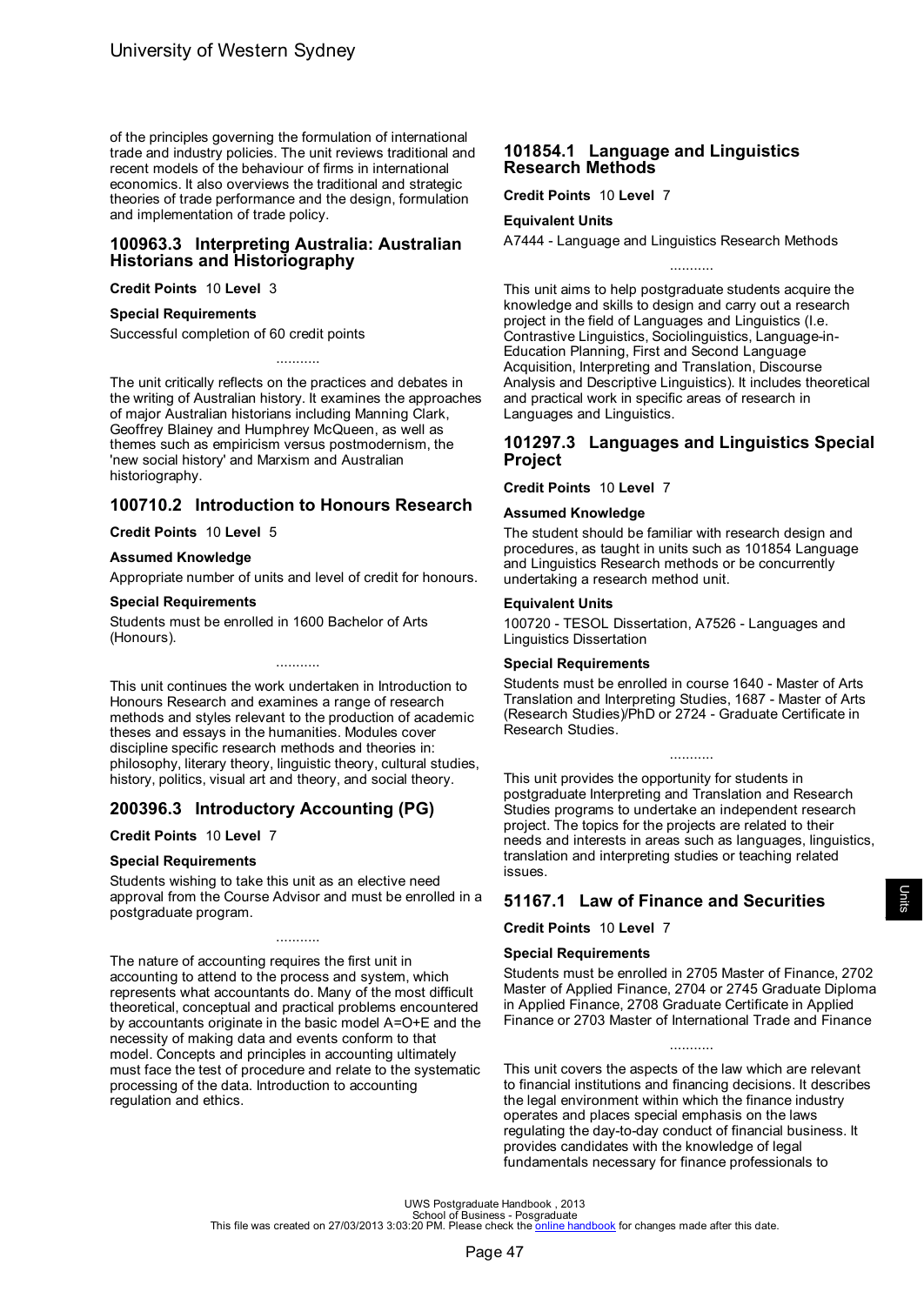of the principles governing the formulation of international trade and industry policies. The unit reviews traditional and recent models of the behaviour of firms in international economics. It also overviews the traditional and strategic theories of trade performance and the design, formulation and implementation of trade policy.

## 100963.3 Interpreting Australia: Australian Historians and Historiography

**Credit Points** 10 **Level** 3

### Special Requirements

Successful completion of 60 credit points

...........

The unit critically reflects on the practices and debates in the writing of Australian history. It examines the approaches of major Australian historians including Manning Clark, Geoffrey Blainey and Humphrey McQueen, as well as themes such as empiricism versus postmodernism, the 'new social history' and Marxism and Australian historiography.

## 100710.2 Introduction to Honours Research

**Credit Points** 10 **Level** 5

### Assumed Knowledge

Appropriate number of units and level of credit for honours.

### Special Requirements

Students must be enrolled in 1600 Bachelor of Arts (Honours).

...........

This unit continues the work undertaken in Introduction to Honours Research and examines a range of research methods and styles relevant to the production of academic theses and essays in the humanities. Modules cover discipline specific research methods and theories in: philosophy, literary theory, linguistic theory, cultural studies, history, politics, visual art and theory, and social theory.

## 200396.3 Introductory Accounting (PG)

**Credit Points** 10 **Level** 7

### Special Requirements

Students wishing to take this unit as an elective need approval from the Course Advisor and must be enrolled in a postgraduate program.

...........

The nature of accounting requires the first unit in accounting to attend to the process and system, which represents what accountants do. Many of the most difficult theoretical, conceptual and practical problems encountered by accountants originate in the basic model A=O+E and the necessity of making data and events conform to that model. Concepts and principles in accounting ultimately must face the test of procedure and relate to the systematic processing of the data. Introduction to accounting regulation and ethics.

## 101854.1 Language and Linguistics Research Methods

**Credit Points** 10 **Level** 7

### Equivalent Units

A7444 - Language and Linguistics Research Methods

...........

This unit aims to help postgraduate students acquire the knowledge and skills to design and carry out a research project in the field of Languages and Linguistics (I.e. Contrastive Linguistics, Sociolinguistics, Language-in-Education Planning, First and Second Language Acquisition, Interpreting and Translation, Discourse Analysis and Descriptive Linguistics). It includes theoretical and practical work in specific areas of research in Languages and Linguistics.

## 101297.3 Languages and Linguistics Special Project

**Credit Points** 10 **Level** 7

### Assumed Knowledge

The student should be familiar with research design and procedures, as taught in units such as 101854 Language and Linguistics Research methods or be concurrently undertaking a research method unit.

### Equivalent Units

100720 - TESOL Dissertation, A7526 - Languages and Linguistics Dissertation

### Special Requirements

Students must be enrolled in course 1640 - Master of Arts Translation and Interpreting Studies, 1687 - Master of Arts (Research Studies)/PhD or 2724 - Graduate Certificate in Research Studies.

...........

This unit provides the opportunity for students in postgraduate Interpreting and Translation and Research Studies programs to undertake an independent research project. The topics for the projects are related to their needs and interests in areas such as languages, linguistics, translation and interpreting studies or teaching related issues.

## 51167.1 Law of Finance and Securities

**Credit Points** 10 **Level** 7

### Special Requirements

Students must be enrolled in 2705 Master of Finance, 2702 Master of Applied Finance, 2704 or 2745 Graduate Diploma in Applied Finance, 2708 Graduate Certificate in Applied Finance or 2703 Master of International Trade and Finance

...........

This unit covers the aspects of the law which are relevant to financial institutions and financing decisions. It describes the legal environment within which the finance industry operates and places special emphasis on the laws regulating the day-to-day conduct of financial business. It provides candidates with the knowledge of legal fundamentals necessary for finance professionals to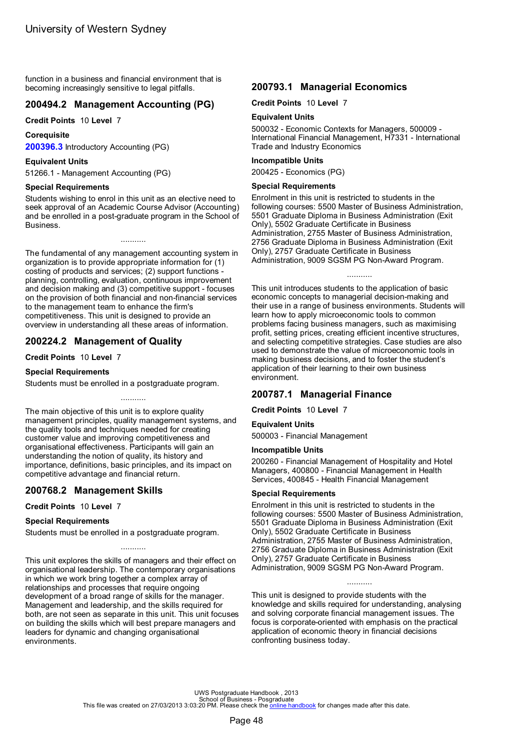function in a business and financial environment that is becoming increasingly sensitive to legal pitfalls.

## 200494.2 Management Accounting (PG)

**Credit Points** 10 **Level** 7

**Corequisite**

**200396.3** Introductory Accounting (PG)

**Equivalent Units**

51266.1 - Management Accounting (PG)

**Special Requirements**

Students wishing to enrol in this unit as an elective need to seek approval of an Academic Course Advisor (Accounting) and be enrolled in a post-graduate program in the School of Business.

...........

The fundamental of any management accounting system in organization is to provide appropriate information for (1) costing of products and services; (2) support functions - planning, controlling, evaluation, continuous improvement and decision making and (3) competitive support - focuses on the provision of both financial and non-financial services to the management team to enhance the firm's competitiveness. This unit is designed to provide an overview in understanding all these areas of information.

## 200224.2 Management of Quality

**Credit Points** 10 **Level** 7

**Special Requirements**

Students must be enrolled in a postgraduate program.

...........

The main objective of this unit is to explore quality management principles, quality management systems, and the quality tools and techniques needed for creating customer value and improving competitiveness and organisational effectiveness. Participants will gain an understanding the notion of quality, its history and importance, definitions, basic principles, and its impact on competitive advantage and financial return.

## 200768.2 Management Skills

**Credit Points** 10 **Level** 7

**Special Requirements**

Students must be enrolled in a postgraduate program.

...........

This unit explores the skills of managers and their effect on organisational leadership. The contemporary organisations in which we work bring together a complex array of relationships and processes that require ongoing development of a broad range of skills for the manager. Management and leadership, and the skills required for both, are not seen as separate in this unit. This unit focuses on building the skills which will best prepare managers and leaders for dynamic and changing organisational environments.

## 200793.1 Managerial Economics

**Credit Points** 10 **Level** 7

**Equivalent Units**

500032 - Economic Contexts for Managers, 500009 - International Financial Management, H7331 - International Trade and Industry Economics

**Incompatible Units**

200425 - Economics (PG)

**Special Requirements**

Enrolment in this unit is restricted to students in the following courses: 5500 Master of Business Administration, 5501 Graduate Diploma in Business Administration (Exit Only), 5502 Graduate Certificate in Business Administration, 2755 Master of Business Administration, 2756 Graduate Diploma in Business Administration (Exit Only), 2757 Graduate Certificate in Business Administration, 9009 SGSM PG Non-Award Program.

...........

This unit introduces students to the application of basic economic concepts to managerial decision-making and their use in a range of business environments. Students will learn how to apply microeconomic tools to common problems facing business managers, such as maximising profit, setting prices, creating efficient incentive structures, and selecting competitive strategies. Case studies are also used to demonstrate the value of microeconomic tools in making business decisions, and to foster the student's application of their learning to their own business environment.

## 200787.1 Managerial Finance

**Credit Points** 10 **Level** 7

**Equivalent Units**

500003 - Financial Management

**Incompatible Units**

200260 - Financial Management of Hospitality and Hotel Managers, 400800 - Financial Management in Health Services, 400845 - Health Financial Management

**Special Requirements**

Enrolment in this unit is restricted to students in the following courses: 5500 Master of Business Administration, 5501 Graduate Diploma in Business Administration (Exit Only), 5502 Graduate Certificate in Business Administration, 2755 Master of Business Administration, 2756 Graduate Diploma in Business Administration (Exit Only), 2757 Graduate Certificate in Business Administration, 9009 SGSM PG Non-Award Program.

...........

This unit is designed to provide students with the knowledge and skills required for understanding, analysing and solving corporate financial management issues. The focus is corporate-oriented with emphasis on the practical application of economic theory in financial decisions confronting business today.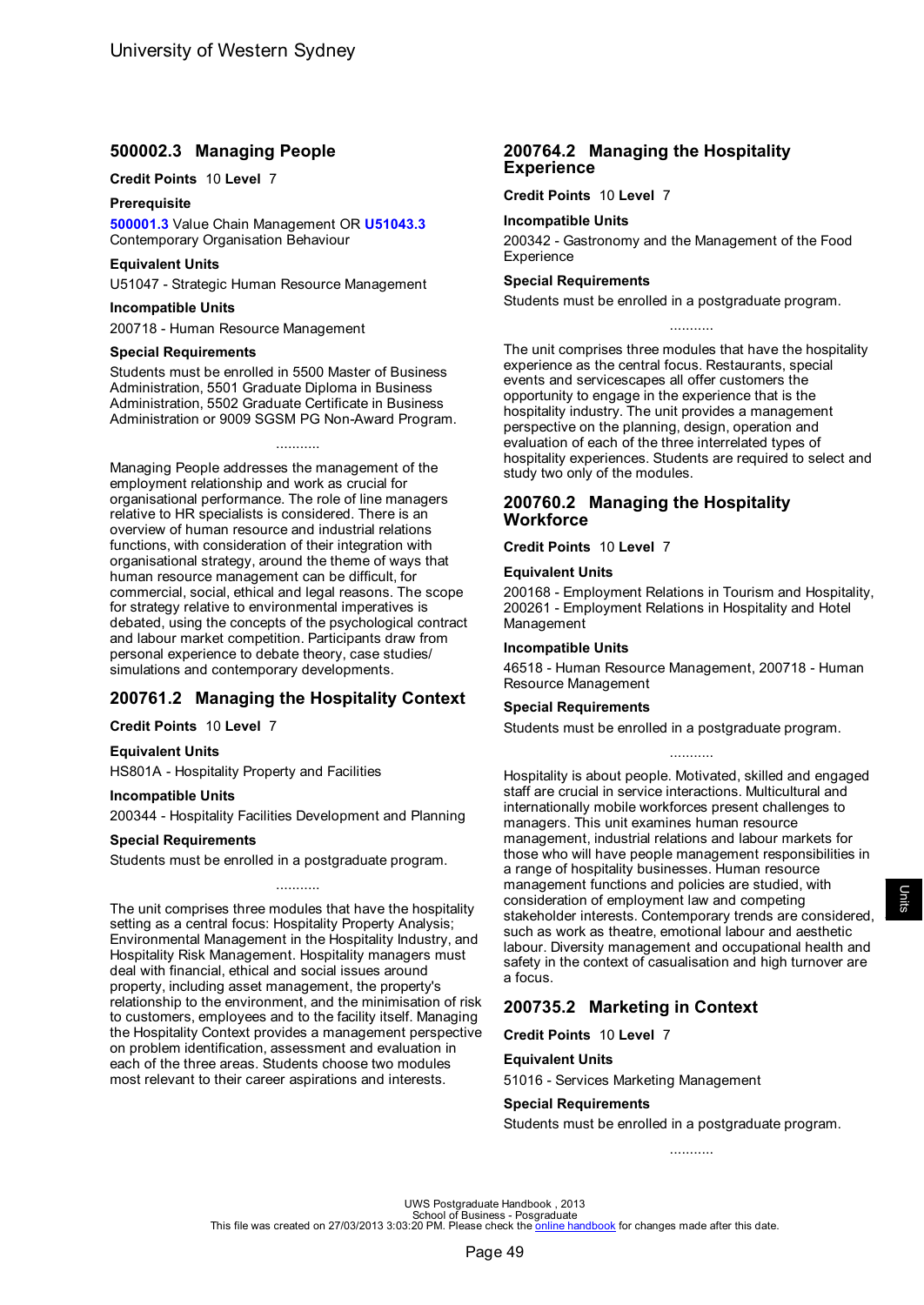## 500002.3 Managing People

**Credit Points** 10 **Level** 7

**Prerequisite**

**500001.3** Value Chain Management OR **U51043.3** Contemporary Organisation Behaviour

**Equivalent Units**

U51047 - Strategic Human Resource Management

**Incompatible Units**

200718 - Human Resource Management

**Special Requirements**

Students must be enrolled in 5500 Master of Business Administration, 5501 Graduate Diploma in Business Administration, 5502 Graduate Certificate in Business Administration or 9009 SGSM PG Non-Award Program.

...........

Managing People addresses the management of the employment relationship and work as crucial for organisational performance. The role of line managers relative to HR specialists is considered. There is an overview of human resource and industrial relations functions, with consideration of their integration with organisational strategy, around the theme of ways that human resource management can be difficult, for commercial, social, ethical and legal reasons. The scope for strategy relative to environmental imperatives is debated, using the concepts of the psychological contract and labour market competition. Participants draw from personal experience to debate theory, case studies/ simulations and contemporary developments.

## 200761.2 Managing the Hospitality Context

**Credit Points** 10 **Level** 7

**Equivalent Units**

HS801A - Hospitality Property and Facilities

**Incompatible Units**

200344 - Hospitality Facilities Development and Planning

**Special Requirements**

Students must be enrolled in a postgraduate program.

...........

The unit comprises three modules that have the hospitality setting as a central focus: Hospitality Property Analysis; Environmental Management in the Hospitality Industry, and Hospitality Risk Management. Hospitality managers must deal with financial, ethical and social issues around property, including asset management, the property's relationship to the environment, and the minimisation of risk to customers, employees and to the facility itself. Managing the Hospitality Context provides a management perspective on problem identification, assessment and evaluation in each of the three areas. Students choose two modules most relevant to their career aspirations and interests.

## 200764.2 Managing the Hospitality Experience

**Credit Points** 10 **Level** 7

**Incompatible Units**

200342 - Gastronomy and the Management of the Food Experience

**Special Requirements**

Students must be enrolled in a postgraduate program.

...........

The unit comprises three modules that have the hospitality experience as the central focus. Restaurants, special events and servicescapes all offer customers the opportunity to engage in the experience that is the hospitality industry. The unit provides a management perspective on the planning, design, operation and evaluation of each of the three interrelated types of hospitality experiences. Students are required to select and study two only of the modules.

## 200760.2 Managing the Hospitality Workforce

**Credit Points** 10 **Level** 7

**Equivalent Units**

200168 - Employment Relations in Tourism and Hospitality, 200261 - Employment Relations in Hospitality and Hotel Management

**Incompatible Units**

46518 - Human Resource Management, 200718 - Human Resource Management

**Special Requirements**

Students must be enrolled in a postgraduate program.

...........

Hospitality is about people. Motivated, skilled and engaged staff are crucial in service interactions. Multicultural and internationally mobile workforces present challenges to managers. This unit examines human resource management, industrial relations and labour markets for those who will have people management responsibilities in a range of hospitality businesses. Human resource management functions and policies are studied, with consideration of employment law and competing stakeholder interests. Contemporary trends are considered, such as work as theatre, emotional labour and aesthetic labour. Diversity management and occupational health and safety in the context of casualisation and high turnover are a focus.

## 200735.2 Marketing in Context

**Credit Points** 10 **Level** 7

**Equivalent Units**

51016 - Services Marketing Management

**Special Requirements**

Students must be enrolled in a postgraduate program.

...........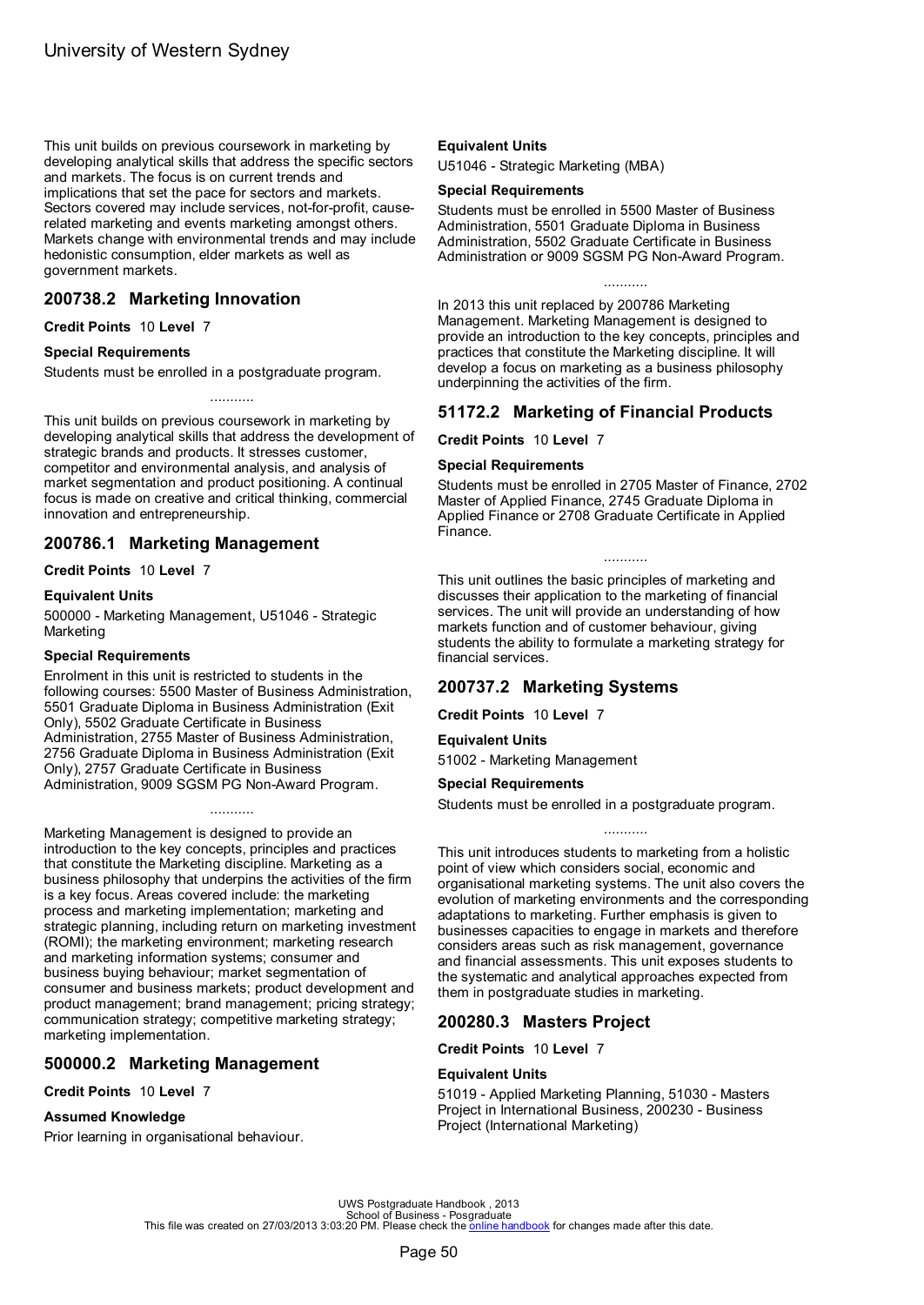This unit builds on previous coursework in marketing by developing analytical skills that address the specific sectors and markets. The focus is on current trends and implications that set the pace for sectors and markets. Sectors covered may include services, not-for-profit, cause-related marketing and events marketing amongst others. Markets change with environmental trends and may include hedonistic consumption, elder markets as well as government markets.

## 200738.2 Marketing Innovation

**Credit Points** 10 **Level** 7

### Special Requirements

Students must be enrolled in a postgraduate program.

...........

This unit builds on previous coursework in marketing by developing analytical skills that address the development of strategic brands and products. It stresses customer, competitor and environmental analysis, and analysis of market segmentation and product positioning. A continual focus is made on creative and critical thinking, commercial innovation and entrepreneurship.

## 200786.1 Marketing Management

**Credit Points** 10 **Level** 7

### Equivalent Units

500000 - Marketing Management, U51046 - Strategic Marketing

### Special Requirements

Enrolment in this unit is restricted to students in the following courses: 5500 Master of Business Administration, 5501 Graduate Diploma in Business Administration (Exit Only), 5502 Graduate Certificate in Business Administration, 2755 Master of Business Administration, 2756 Graduate Diploma in Business Administration (Exit Only), 2757 Graduate Certificate in Business Administration, 9009 SGSM PG Non-Award Program.

...........

Marketing Management is designed to provide an introduction to the key concepts, principles and practices that constitute the Marketing discipline. Marketing as a business philosophy that underpins the activities of the firm is a key focus. Areas covered include: the marketing process and marketing implementation; marketing and strategic planning, including return on marketing investment (ROMI); the marketing environment; marketing research and marketing information systems; consumer and business buying behaviour; market segmentation of consumer and business markets; product development and product management; brand management; pricing strategy; communication strategy; competitive marketing strategy; marketing implementation.

## 500000.2 Marketing Management

**Credit Points** 10 **Level** 7

### Assumed Knowledge

Prior learning in organisational behaviour.

### Equivalent Units

U51046 - Strategic Marketing (MBA)

### Special Requirements

Students must be enrolled in 5500 Master of Business Administration, 5501 Graduate Diploma in Business Administration, 5502 Graduate Certificate in Business Administration or 9009 SGSM PG Non-Award Program.

...........

In 2013 this unit replaced by 200786 Marketing Management. Marketing Management is designed to provide an introduction to the key concepts, principles and practices that constitute the Marketing discipline. It will develop a focus on marketing as a business philosophy underpinning the activities of the firm.

## 51172.2 Marketing of Financial Products

**Credit Points** 10 **Level** 7

### Special Requirements

Students must be enrolled in 2705 Master of Finance, 2702 Master of Applied Finance, 2745 Graduate Diploma in Applied Finance or 2708 Graduate Certificate in Applied Finance.

...........

This unit outlines the basic principles of marketing and discusses their application to the marketing of financial services. The unit will provide an understanding of how markets function and of customer behaviour, giving students the ability to formulate a marketing strategy for financial services.

## 200737.2 Marketing Systems

**Credit Points** 10 **Level** 7

### Equivalent Units

51002 - Marketing Management

### Special Requirements

Students must be enrolled in a postgraduate program.

...........

This unit introduces students to marketing from a holistic point of view which considers social, economic and organisational marketing systems. The unit also covers the evolution of marketing environments and the corresponding adaptations to marketing. Further emphasis is given to businesses capacities to engage in markets and therefore considers areas such as risk management, governance and financial assessments. This unit exposes students to the systematic and analytical approaches expected from them in postgraduate studies in marketing.

## 200280.3 Masters Project

**Credit Points** 10 **Level** 7

### Equivalent Units

51019 - Applied Marketing Planning, 51030 - Masters Project in International Business, 200230 - Business Project (International Marketing)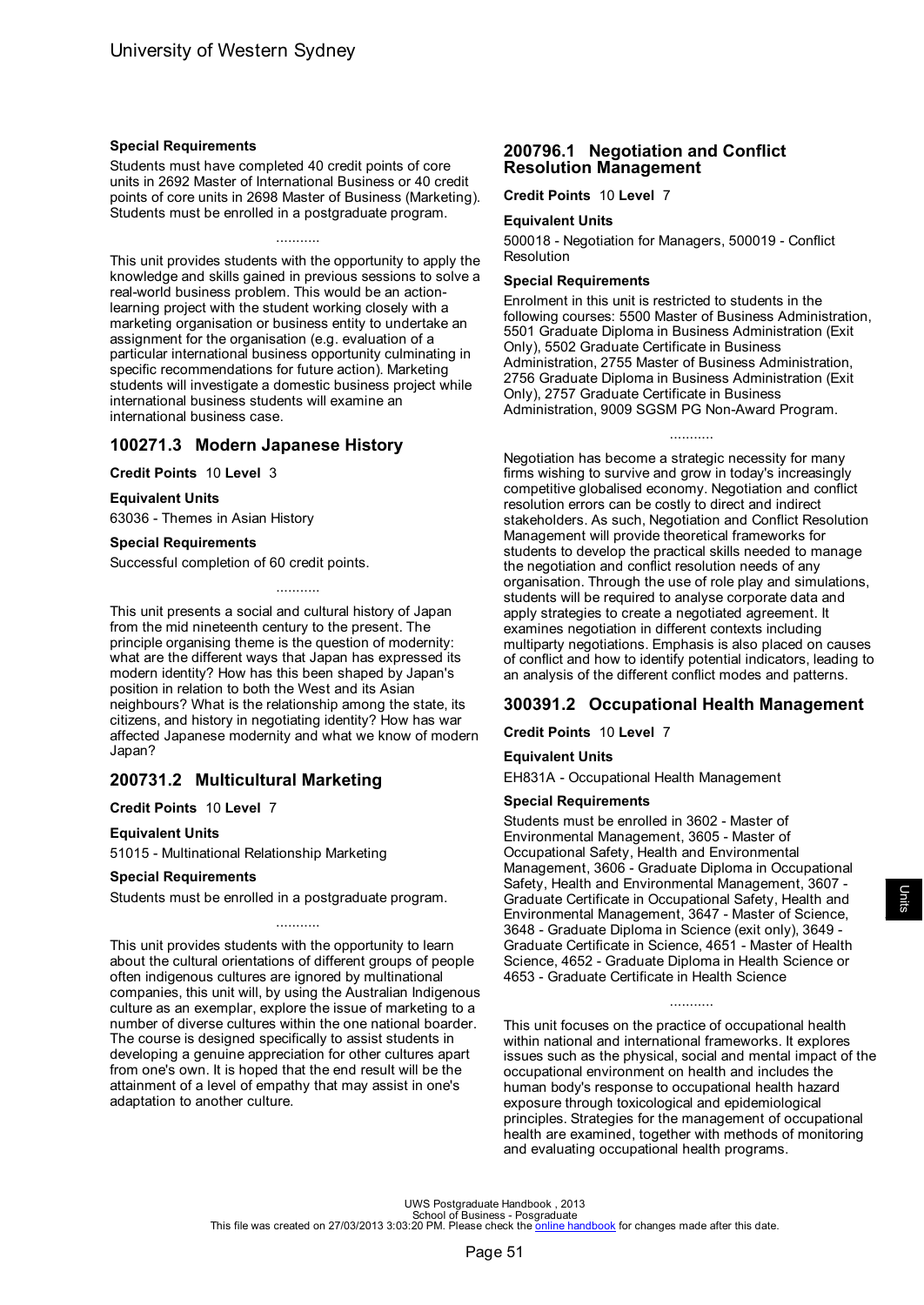#### Special Requirements

Students must have completed 40 credit points of core units in 2692 Master of International Business or 40 credit points of core units in 2698 Master of Business (Marketing). Students must be enrolled in a postgraduate program.

...........

This unit provides students with the opportunity to apply the knowledge and skills gained in previous sessions to solve a real-world business problem. This would be an action-learning project with the student working closely with a marketing organisation or business entity to undertake an assignment for the organisation (e.g. evaluation of a particular international business opportunity culminating in specific recommendations for future action). Marketing students will investigate a domestic business project while international business students will examine an international business case.

### 100271.3 Modern Japanese History

**Credit Points** 10 **Level** 3

#### Equivalent Units

63036 - Themes in Asian History

#### Special Requirements

Successful completion of 60 credit points.

...........

This unit presents a social and cultural history of Japan from the mid nineteenth century to the present. The principle organising theme is the question of modernity: what are the different ways that Japan has expressed its modern identity? How has this been shaped by Japan's position in relation to both the West and its Asian neighbours? What is the relationship among the state, its citizens, and history in negotiating identity? How has war affected Japanese modernity and what we know of modern Japan?

### 200731.2 Multicultural Marketing

**Credit Points** 10 **Level** 7

#### Equivalent Units

51015 - Multinational Relationship Marketing

#### Special Requirements

Students must be enrolled in a postgraduate program.

...........

This unit provides students with the opportunity to learn about the cultural orientations of different groups of people often indigenous cultures are ignored by multinational companies, this unit will, by using the Australian Indigenous culture as an exemplar, explore the issue of marketing to a number of diverse cultures within the one national boarder. The course is designed specifically to assist students in developing a genuine appreciation for other cultures apart from one's own. It is hoped that the end result will be the attainment of a level of empathy that may assist in one's adaptation to another culture.

### 200796.1 Negotiation and Conflict Resolution Management

**Credit Points** 10 **Level** 7

#### Equivalent Units

500018 - Negotiation for Managers, 500019 - Conflict Resolution

#### Special Requirements

Enrolment in this unit is restricted to students in the following courses: 5500 Master of Business Administration, 5501 Graduate Diploma in Business Administration (Exit Only), 5502 Graduate Certificate in Business Administration, 2755 Master of Business Administration, 2756 Graduate Diploma in Business Administration (Exit Only), 2757 Graduate Certificate in Business Administration, 9009 SGSM PG Non-Award Program.

...........

Negotiation has become a strategic necessity for many firms wishing to survive and grow in today's increasingly competitive globalised economy. Negotiation and conflict resolution errors can be costly to direct and indirect stakeholders. As such, Negotiation and Conflict Resolution Management will provide theoretical frameworks for students to develop the practical skills needed to manage the negotiation and conflict resolution needs of any organisation. Through the use of role play and simulations, students will be required to analyse corporate data and apply strategies to create a negotiated agreement. It examines negotiation in different contexts including multiparty negotiations. Emphasis is also placed on causes of conflict and how to identify potential indicators, leading to an analysis of the different conflict modes and patterns.

### 300391.2 Occupational Health Management

**Credit Points** 10 **Level** 7

#### Equivalent Units

EH831A - Occupational Health Management

#### Special Requirements

Students must be enrolled in 3602 - Master of Environmental Management, 3605 - Master of Occupational Safety, Health and Environmental Management, 3606 - Graduate Diploma in Occupational Safety, Health and Environmental Management, 3607 - Graduate Certificate in Occupational Safety, Health and Environmental Management, 3647 - Master of Science, 3648 - Graduate Diploma in Science (exit only), 3649 - Graduate Certificate in Science, 4651 - Master of Health Science, 4652 - Graduate Diploma in Health Science or 4653 - Graduate Certificate in Health Science

...........

This unit focuses on the practice of occupational health within national and international frameworks. It explores issues such as the physical, social and mental impact of the occupational environment on health and includes the human body's response to occupational health hazard exposure through toxicological and epidemiological principles. Strategies for the management of occupational health are examined, together with methods of monitoring and evaluating occupational health programs.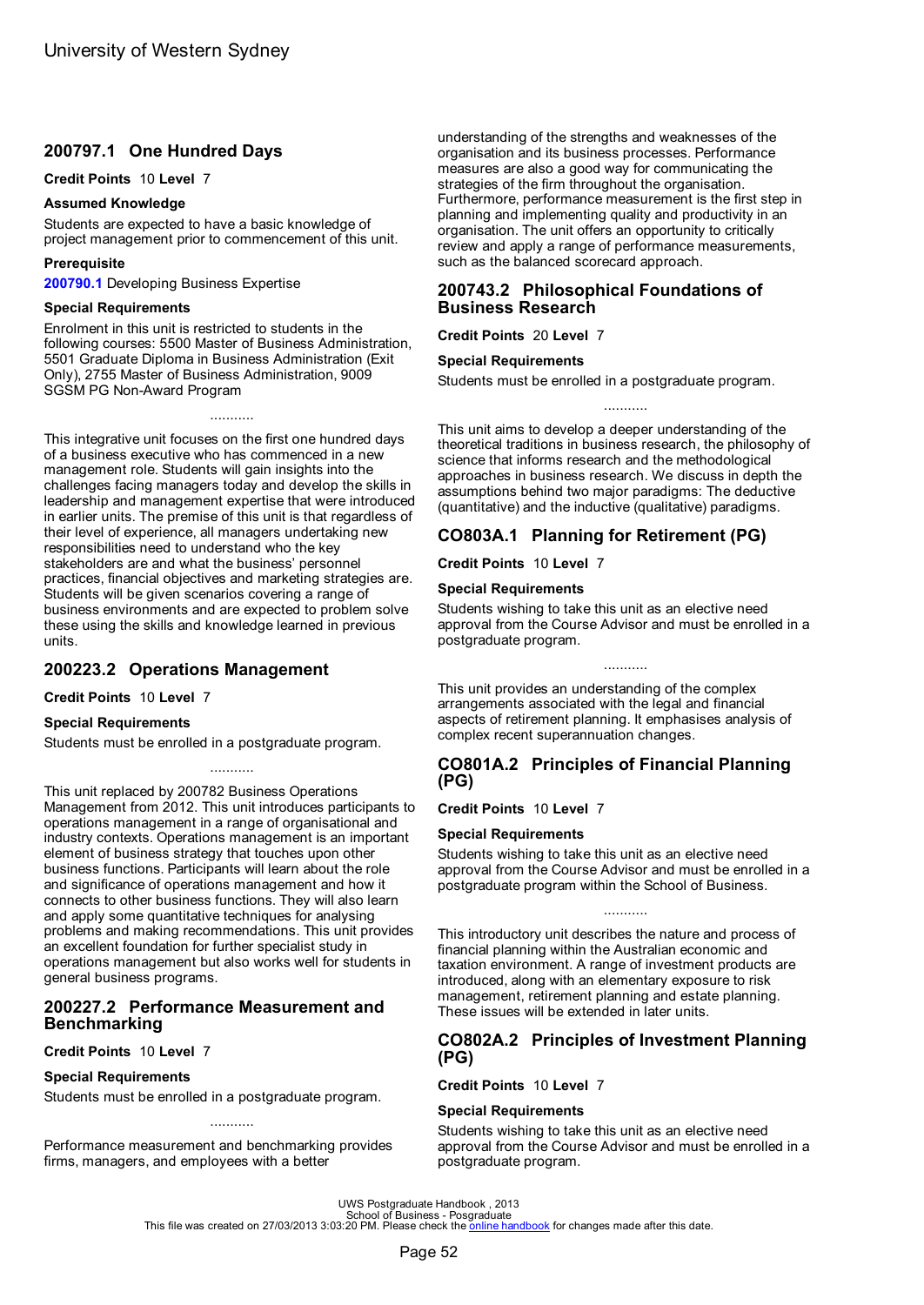## 200797.1 One Hundred Days

**Credit Points** 10 **Level** 7

### Assumed Knowledge

Students are expected to have a basic knowledge of project management prior to commencement of this unit.

### Prerequisite

**200790.1** Developing Business Expertise

### Special Requirements

Enrolment in this unit is restricted to students in the following courses: 5500 Master of Business Administration, 5501 Graduate Diploma in Business Administration (Exit Only), 2755 Master of Business Administration, 9009 SGSM PG Non-Award Program

...........

This integrative unit focuses on the first one hundred days of a business executive who has commenced in a new management role. Students will gain insights into the challenges facing managers today and develop the skills in leadership and management expertise that were introduced in earlier units. The premise of this unit is that regardless of their level of experience, all managers undertaking new responsibilities need to understand who the key stakeholders are and what the business' personnel practices, financial objectives and marketing strategies are. Students will be given scenarios covering a range of business environments and are expected to problem solve these using the skills and knowledge learned in previous units.

## 200223.2 Operations Management

**Credit Points** 10 **Level** 7

### Special Requirements

Students must be enrolled in a postgraduate program.

...........

This unit replaced by 200782 Business Operations Management from 2012. This unit introduces participants to operations management in a range of organisational and industry contexts. Operations management is an important element of business strategy that touches upon other business functions. Participants will learn about the role and significance of operations management and how it connects to other business functions. They will also learn and apply some quantitative techniques for analysing problems and making recommendations. This unit provides an excellent foundation for further specialist study in operations management but also works well for students in general business programs.

## 200227.2 Performance Measurement and Benchmarking

**Credit Points** 10 **Level** 7

### Special Requirements

Students must be enrolled in a postgraduate program.

...........

Performance measurement and benchmarking provides firms, managers, and employees with a better understanding of the strengths and weaknesses of the organisation and its business processes. Performance measures are also a good way for communicating the strategies of the firm throughout the organisation. Furthermore, performance measurement is the first step in planning and implementing quality and productivity in an organisation. The unit offers an opportunity to critically review and apply a range of performance measurements, such as the balanced scorecard approach.

## 200743.2 Philosophical Foundations of Business Research

**Credit Points** 20 **Level** 7

### Special Requirements

Students must be enrolled in a postgraduate program.

...........

This unit aims to develop a deeper understanding of the theoretical traditions in business research, the philosophy of science that informs research and the methodological approaches in business research. We discuss in depth the assumptions behind two major paradigms: The deductive (quantitative) and the inductive (qualitative) paradigms.

## CO803A.1 Planning for Retirement (PG)

**Credit Points** 10 **Level** 7

### Special Requirements

Students wishing to take this unit as an elective need approval from the Course Advisor and must be enrolled in a postgraduate program.

...........

This unit provides an understanding of the complex arrangements associated with the legal and financial aspects of retirement planning. It emphasises analysis of complex recent superannuation changes.

## CO801A.2 Principles of Financial Planning (PG)

**Credit Points** 10 **Level** 7

### Special Requirements

Students wishing to take this unit as an elective need approval from the Course Advisor and must be enrolled in a postgraduate program within the School of Business.

...........

This introductory unit describes the nature and process of financial planning within the Australian economic and taxation environment. A range of investment products are introduced, along with an elementary exposure to risk management, retirement planning and estate planning. These issues will be extended in later units.

## CO802A.2 Principles of Investment Planning (PG)

**Credit Points** 10 **Level** 7

### Special Requirements

Students wishing to take this unit as an elective need approval from the Course Advisor and must be enrolled in a postgraduate program.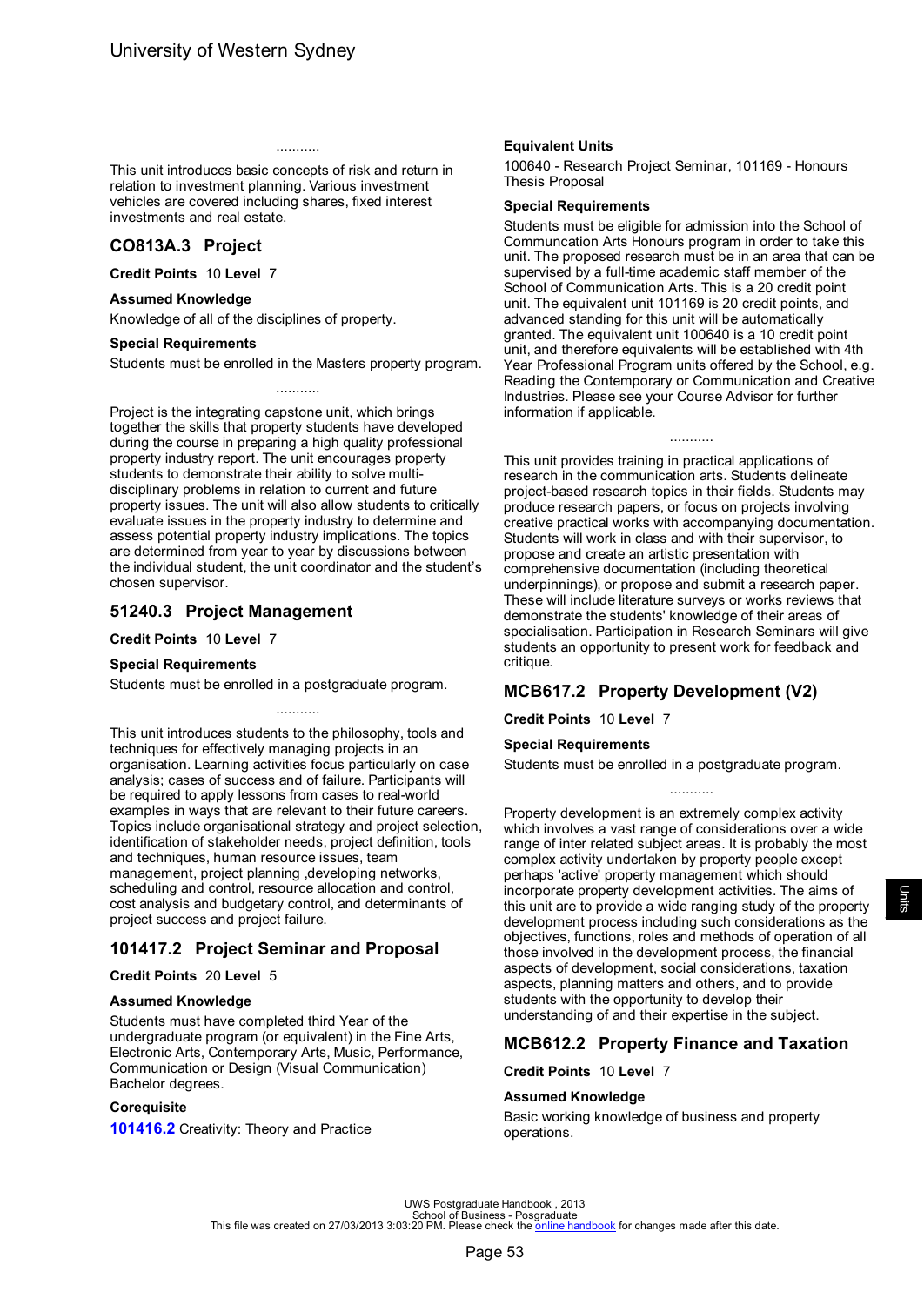...........

This unit introduces basic concepts of risk and return in relation to investment planning. Various investment vehicles are covered including shares, fixed interest investments and real estate.

## CO813A.3 Project

**Credit Points** 10 **Level** 7

**Assumed Knowledge**

Knowledge of all of the disciplines of property.

**Special Requirements**

Students must be enrolled in the Masters property program.

...........

Project is the integrating capstone unit, which brings together the skills that property students have developed during the course in preparing a high quality professional property industry report. The unit encourages property students to demonstrate their ability to solve multi-disciplinary problems in relation to current and future property issues. The unit will also allow students to critically evaluate issues in the property industry to determine and assess potential property industry implications. The topics are determined from year to year by discussions between the individual student, the unit coordinator and the student's chosen supervisor.

## 51240.3 Project Management

**Credit Points** 10 **Level** 7

**Special Requirements**

Students must be enrolled in a postgraduate program.

...........

This unit introduces students to the philosophy, tools and techniques for effectively managing projects in an organisation. Learning activities focus particularly on case analysis; cases of success and of failure. Participants will be required to apply lessons from cases to real-world examples in ways that are relevant to their future careers. Topics include organisational strategy and project selection, identification of stakeholder needs, project definition, tools and techniques, human resource issues, team management, project planning ,developing networks, scheduling and control, resource allocation and control, cost analysis and budgetary control, and determinants of project success and project failure.

## 101417.2 Project Seminar and Proposal

**Credit Points** 20 **Level** 5

**Assumed Knowledge**

Students must have completed third Year of the undergraduate program (or equivalent) in the Fine Arts, Electronic Arts, Contemporary Arts, Music, Performance, Communication or Design (Visual Communication) Bachelor degrees.

**Corequisite**

**101416.2** Creativity: Theory and Practice

**Equivalent Units**

100640 - Research Project Seminar, 101169 - Honours Thesis Proposal

**Special Requirements**

Students must be eligible for admission into the School of Communcation Arts Honours program in order to take this unit. The proposed research must be in an area that can be supervised by a full-time academic staff member of the School of Communication Arts. This is a 20 credit point unit. The equivalent unit 101169 is 20 credit points, and advanced standing for this unit will be automatically granted. The equivalent unit 100640 is a 10 credit point unit, and therefore equivalents will be established with 4th Year Professional Program units offered by the School, e.g. Reading the Contemporary or Communication and Creative Industries. Please see your Course Advisor for further information if applicable.

...........

This unit provides training in practical applications of research in the communication arts. Students delineate project-based research topics in their fields. Students may produce research papers, or focus on projects involving creative practical works with accompanying documentation. Students will work in class and with their supervisor, to propose and create an artistic presentation with comprehensive documentation (including theoretical underpinnings), or propose and submit a research paper. These will include literature surveys or works reviews that demonstrate the students' knowledge of their areas of specialisation. Participation in Research Seminars will give students an opportunity to present work for feedback and critique.

## MCB617.2 Property Development (V2)

**Credit Points** 10 **Level** 7

**Special Requirements**

Students must be enrolled in a postgraduate program.

...........

Property development is an extremely complex activity which involves a vast range of considerations over a wide range of inter related subject areas. It is probably the most complex activity undertaken by property people except perhaps 'active' property management which should incorporate property development activities. The aims of this unit are to provide a wide ranging study of the property development process including such considerations as the objectives, functions, roles and methods of operation of all those involved in the development process, the financial aspects of development, social considerations, taxation aspects, planning matters and others, and to provide students with the opportunity to develop their understanding of and their expertise in the subject.

## MCB612.2 Property Finance and Taxation

**Credit Points** 10 **Level** 7

**Assumed Knowledge**

Basic working knowledge of business and property operations.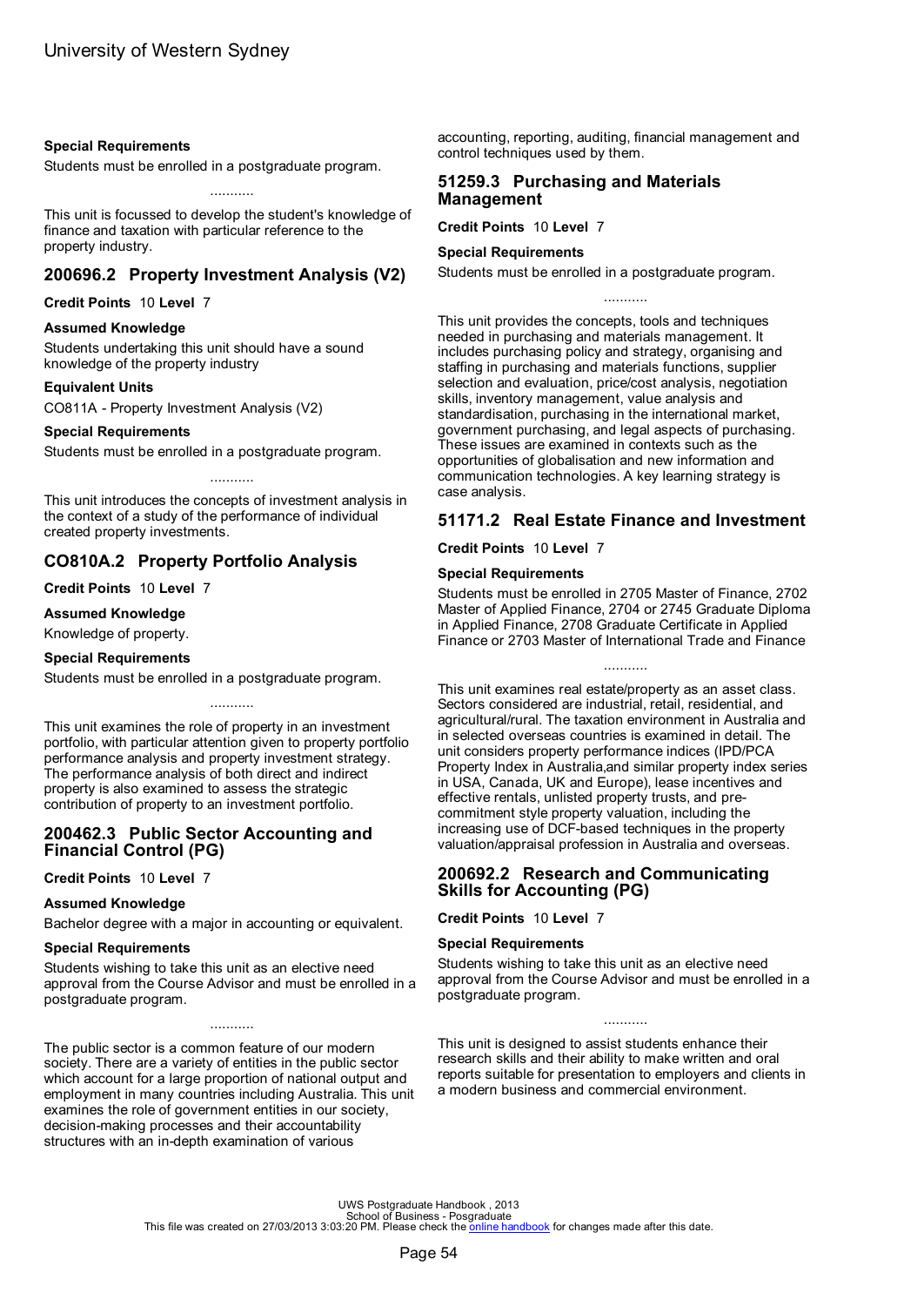### Special Requirements

Students must be enrolled in a postgraduate program.

...........

This unit is focussed to develop the student's knowledge of finance and taxation with particular reference to the property industry.

## 200696.2 Property Investment Analysis (V2)

**Credit Points** 10 **Level** 7

### Assumed Knowledge

Students undertaking this unit should have a sound knowledge of the property industry

### Equivalent Units

CO811A - Property Investment Analysis (V2)

### Special Requirements

Students must be enrolled in a postgraduate program.

...........

This unit introduces the concepts of investment analysis in the context of a study of the performance of individual created property investments.

## CO810A.2 Property Portfolio Analysis

**Credit Points** 10 **Level** 7

### Assumed Knowledge

Knowledge of property.

### Special Requirements

Students must be enrolled in a postgraduate program.

...........

This unit examines the role of property in an investment portfolio, with particular attention given to property portfolio performance analysis and property investment strategy. The performance analysis of both direct and indirect property is also examined to assess the strategic contribution of property to an investment portfolio.

## 200462.3 Public Sector Accounting and Financial Control (PG)

**Credit Points** 10 **Level** 7

### Assumed Knowledge

Bachelor degree with a major in accounting or equivalent.

### Special Requirements

Students wishing to take this unit as an elective need approval from the Course Advisor and must be enrolled in a postgraduate program.

...........

The public sector is a common feature of our modern society. There are a variety of entities in the public sector which account for a large proportion of national output and employment in many countries including Australia. This unit examines the role of government entities in our society, decision-making processes and their accountability structures with an in-depth examination of various accounting, reporting, auditing, financial management and control techniques used by them.

## 51259.3 Purchasing and Materials Management

**Credit Points** 10 **Level** 7

### Special Requirements

Students must be enrolled in a postgraduate program.

...........

This unit provides the concepts, tools and techniques needed in purchasing and materials management. It includes purchasing policy and strategy, organising and staffing in purchasing and materials functions, supplier selection and evaluation, price/cost analysis, negotiation skills, inventory management, value analysis and standardisation, purchasing in the international market, government purchasing, and legal aspects of purchasing. These issues are examined in contexts such as the opportunities of globalisation and new information and communication technologies. A key learning strategy is case analysis.

## 51171.2 Real Estate Finance and Investment

**Credit Points** 10 **Level** 7

### Special Requirements

Students must be enrolled in 2705 Master of Finance, 2702 Master of Applied Finance, 2704 or 2745 Graduate Diploma in Applied Finance, 2708 Graduate Certificate in Applied Finance or 2703 Master of International Trade and Finance

...........

This unit examines real estate/property as an asset class. Sectors considered are industrial, retail, residential, and agricultural/rural. The taxation environment in Australia and in selected overseas countries is examined in detail. The unit considers property performance indices (IPD/PCA Property Index in Australia,and similar property index series in USA, Canada, UK and Europe), lease incentives and effective rentals, unlisted property trusts, and pre-commitment style property valuation, including the increasing use of DCF-based techniques in the property valuation/appraisal profession in Australia and overseas.

## 200692.2 Research and Communicating Skills for Accounting (PG)

**Credit Points** 10 **Level** 7

### Special Requirements

Students wishing to take this unit as an elective need approval from the Course Advisor and must be enrolled in a postgraduate program.

...........

This unit is designed to assist students enhance their research skills and their ability to make written and oral reports suitable for presentation to employers and clients in a modern business and commercial environment.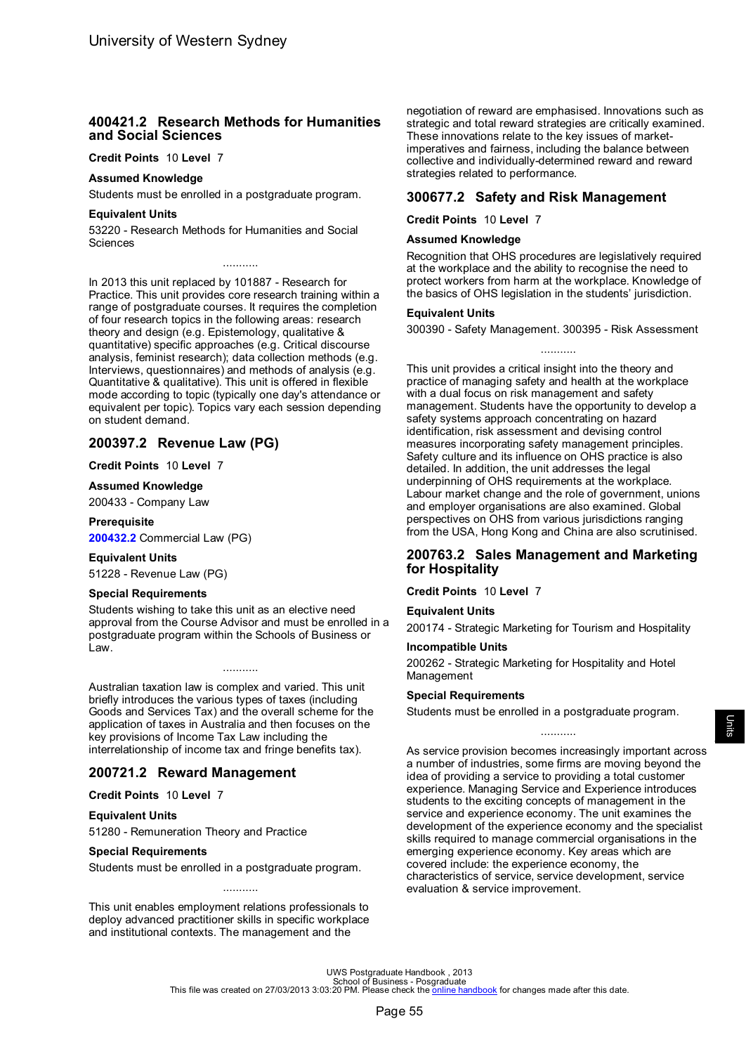## 400421.2 Research Methods for Humanities and Social Sciences

**Credit Points** 10 **Level** 7

**Assumed Knowledge**

Students must be enrolled in a postgraduate program.

**Equivalent Units**

53220 - Research Methods for Humanities and Social Sciences

...........

In 2013 this unit replaced by 101887 - Research for Practice. This unit provides core research training within a range of postgraduate courses. It requires the completion of four research topics in the following areas: research theory and design (e.g. Epistemology, qualitative & quantitative) specific approaches (e.g. Critical discourse analysis, feminist research); data collection methods (e.g. Interviews, questionnaires) and methods of analysis (e.g. Quantitative & qualitative). This unit is offered in flexible mode according to topic (typically one day's attendance or equivalent per topic). Topics vary each session depending on student demand.

## 200397.2 Revenue Law (PG)

**Credit Points** 10 **Level** 7

**Assumed Knowledge**

200433 - Company Law

**Prerequisite**

**200432.2** Commercial Law (PG)

**Equivalent Units**

51228 - Revenue Law (PG)

**Special Requirements**

Students wishing to take this unit as an elective need approval from the Course Advisor and must be enrolled in a postgraduate program within the Schools of Business or Law.

...........

Australian taxation law is complex and varied. This unit briefly introduces the various types of taxes (including Goods and Services Tax) and the overall scheme for the application of taxes in Australia and then focuses on the key provisions of Income Tax Law including the interrelationship of income tax and fringe benefits tax).

## 200721.2 Reward Management

**Credit Points** 10 **Level** 7

**Equivalent Units**

51280 - Remuneration Theory and Practice

**Special Requirements**

Students must be enrolled in a postgraduate program.

...........

This unit enables employment relations professionals to deploy advanced practitioner skills in specific workplace and institutional contexts. The management and the negotiation of reward are emphasised. Innovations such as strategic and total reward strategies are critically examined. These innovations relate to the key issues of market-imperatives and fairness, including the balance between collective and individually-determined reward and reward strategies related to performance.

## 300677.2 Safety and Risk Management

**Credit Points** 10 **Level** 7

**Assumed Knowledge**

Recognition that OHS procedures are legislatively required at the workplace and the ability to recognise the need to protect workers from harm at the workplace. Knowledge of the basics of OHS legislation in the students' jurisdiction.

**Equivalent Units**

300390 - Safety Management. 300395 - Risk Assessment

...........

This unit provides a critical insight into the theory and practice of managing safety and health at the workplace with a dual focus on risk management and safety management. Students have the opportunity to develop a safety systems approach concentrating on hazard identification, risk assessment and devising control measures incorporating safety management principles. Safety culture and its influence on OHS practice is also detailed. In addition, the unit addresses the legal underpinning of OHS requirements at the workplace. Labour market change and the role of government, unions and employer organisations are also examined. Global perspectives on OHS from various jurisdictions ranging from the USA, Hong Kong and China are also scrutinised.

## 200763.2 Sales Management and Marketing for Hospitality

**Credit Points** 10 **Level** 7

**Equivalent Units**

200174 - Strategic Marketing for Tourism and Hospitality

**Incompatible Units**

200262 - Strategic Marketing for Hospitality and Hotel Management

**Special Requirements**

Students must be enrolled in a postgraduate program.

...........

As service provision becomes increasingly important across a number of industries, some firms are moving beyond the idea of providing a service to providing a total customer experience. Managing Service and Experience introduces students to the exciting concepts of management in the service and experience economy. The unit examines the development of the experience economy and the specialist skills required to manage commercial organisations in the emerging experience economy. Key areas which are covered include: the experience economy, the characteristics of service, service development, service evaluation & service improvement.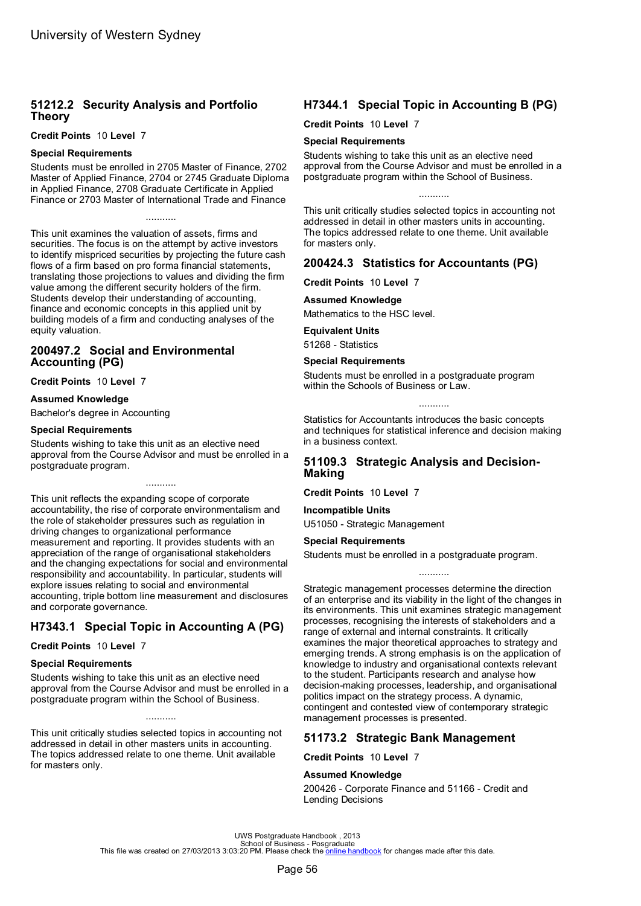## 51212.2 Security Analysis and Portfolio Theory

**Credit Points** 10 **Level** 7

**Special Requirements**

Students must be enrolled in 2705 Master of Finance, 2702 Master of Applied Finance, 2704 or 2745 Graduate Diploma in Applied Finance, 2708 Graduate Certificate in Applied Finance or 2703 Master of International Trade and Finance

...........

This unit examines the valuation of assets, firms and securities. The focus is on the attempt by active investors to identify mispriced securities by projecting the future cash flows of a firm based on pro forma financial statements, translating those projections to values and dividing the firm value among the different security holders of the firm. Students develop their understanding of accounting, finance and economic concepts in this applied unit by building models of a firm and conducting analyses of the equity valuation.

## 200497.2 Social and Environmental Accounting (PG)

**Credit Points** 10 **Level** 7

**Assumed Knowledge**

Bachelor's degree in Accounting

**Special Requirements**

Students wishing to take this unit as an elective need approval from the Course Advisor and must be enrolled in a postgraduate program.

...........

This unit reflects the expanding scope of corporate accountability, the rise of corporate environmentalism and the role of stakeholder pressures such as regulation in driving changes to organizational performance measurement and reporting. It provides students with an appreciation of the range of organisational stakeholders and the changing expectations for social and environmental responsibility and accountability. In particular, students will explore issues relating to social and environmental accounting, triple bottom line measurement and disclosures and corporate governance.

## H7343.1 Special Topic in Accounting A (PG)

**Credit Points** 10 **Level** 7

**Special Requirements**

Students wishing to take this unit as an elective need approval from the Course Advisor and must be enrolled in a postgraduate program within the School of Business.

...........

This unit critically studies selected topics in accounting not addressed in detail in other masters units in accounting. The topics addressed relate to one theme. Unit available for masters only.

## H7344.1 Special Topic in Accounting B (PG)

**Credit Points** 10 **Level** 7

**Special Requirements**

Students wishing to take this unit as an elective need approval from the Course Advisor and must be enrolled in a postgraduate program within the School of Business.

...........

This unit critically studies selected topics in accounting not addressed in detail in other masters units in accounting. The topics addressed relate to one theme. Unit available for masters only.

## 200424.3 Statistics for Accountants (PG)

**Credit Points** 10 **Level** 7

**Assumed Knowledge**

Mathematics to the HSC level.

**Equivalent Units**

51268 - Statistics

**Special Requirements**

Students must be enrolled in a postgraduate program within the Schools of Business or Law.

...........

Statistics for Accountants introduces the basic concepts and techniques for statistical inference and decision making in a business context.

## 51109.3 Strategic Analysis and Decision-Making

**Credit Points** 10 **Level** 7

**Incompatible Units**

U51050 - Strategic Management

**Special Requirements**

Students must be enrolled in a postgraduate program.

...........

Strategic management processes determine the direction of an enterprise and its viability in the light of the changes in its environments. This unit examines strategic management processes, recognising the interests of stakeholders and a range of external and internal constraints. It critically examines the major theoretical approaches to strategy and emerging trends. A strong emphasis is on the application of knowledge to industry and organisational contexts relevant to the student. Participants research and analyse how decision-making processes, leadership, and organisational politics impact on the strategy process. A dynamic, contingent and contested view of contemporary strategic management processes is presented.

## 51173.2 Strategic Bank Management

**Credit Points** 10 **Level** 7

**Assumed Knowledge**

200426 - Corporate Finance and 51166 - Credit and Lending Decisions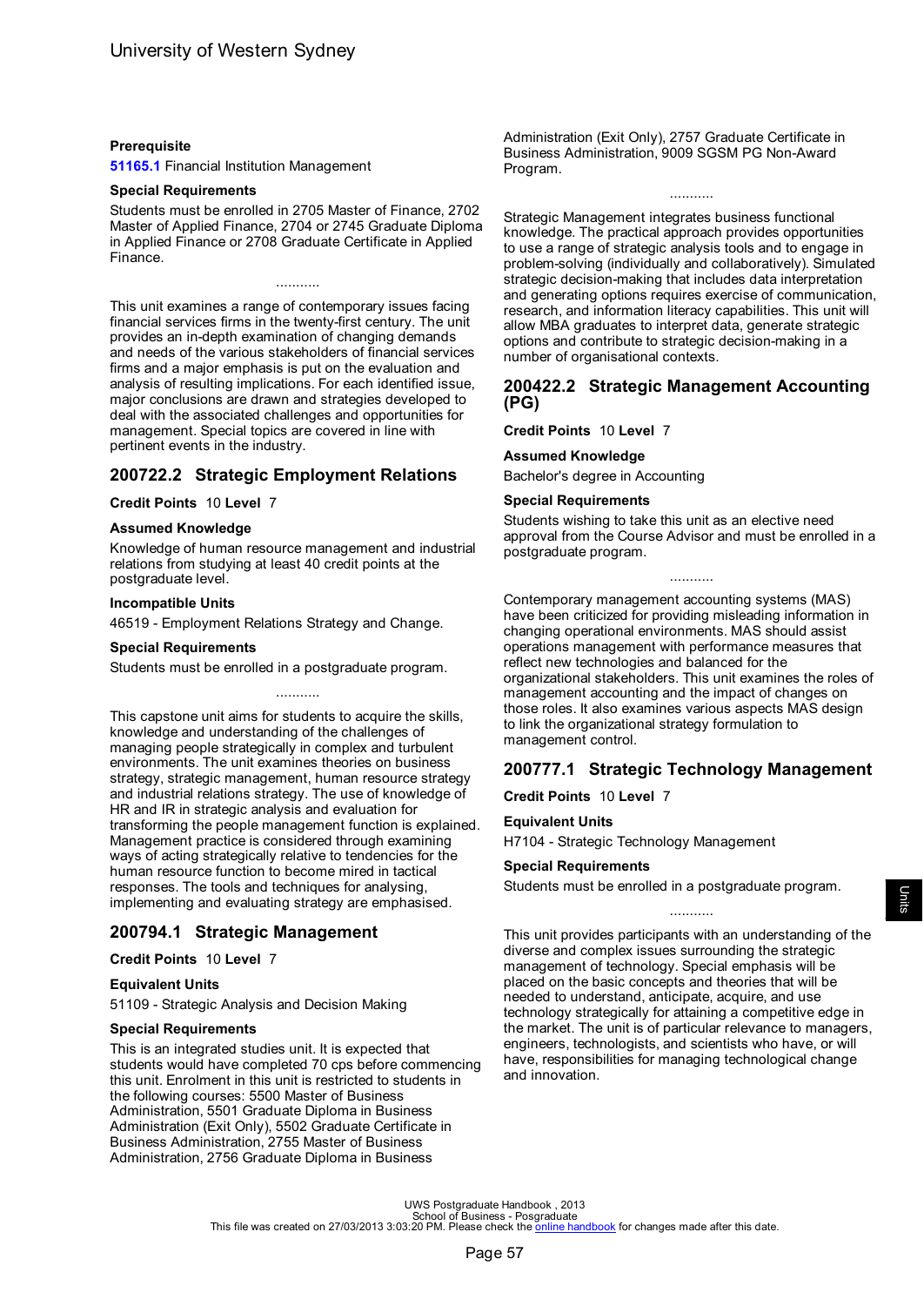**Prerequisite**

**51165.1** Financial Institution Management

**Special Requirements**

Students must be enrolled in 2705 Master of Finance, 2702 Master of Applied Finance, 2704 or 2745 Graduate Diploma in Applied Finance or 2708 Graduate Certificate in Applied Finance.

...........

This unit examines a range of contemporary issues facing financial services firms in the twenty-first century. The unit provides an in-depth examination of changing demands and needs of the various stakeholders of financial services firms and a major emphasis is put on the evaluation and analysis of resulting implications. For each identified issue, major conclusions are drawn and strategies developed to deal with the associated challenges and opportunities for management. Special topics are covered in line with pertinent events in the industry.

## 200722.2 Strategic Employment Relations

**Credit Points** 10 **Level** 7

**Assumed Knowledge**

Knowledge of human resource management and industrial relations from studying at least 40 credit points at the postgraduate level.

**Incompatible Units**

46519 - Employment Relations Strategy and Change.

**Special Requirements**

Students must be enrolled in a postgraduate program.

...........

This capstone unit aims for students to acquire the skills, knowledge and understanding of the challenges of managing people strategically in complex and turbulent environments. The unit examines theories on business strategy, strategic management, human resource strategy and industrial relations strategy. The use of knowledge of HR and IR in strategic analysis and evaluation for transforming the people management function is explained. Management practice is considered through examining ways of acting strategically relative to tendencies for the human resource function to become mired in tactical responses. The tools and techniques for analysing, implementing and evaluating strategy are emphasised.

## 200794.1 Strategic Management

**Credit Points** 10 **Level** 7

**Equivalent Units**

51109 - Strategic Analysis and Decision Making

**Special Requirements**

This is an integrated studies unit. It is expected that students would have completed 70 cps before commencing this unit. Enrolment in this unit is restricted to students in the following courses: 5500 Master of Business Administration, 5501 Graduate Diploma in Business Administration (Exit Only), 5502 Graduate Certificate in Business Administration, 2755 Master of Business Administration, 2756 Graduate Diploma in Business Administration (Exit Only), 2757 Graduate Certificate in Business Administration, 9009 SGSM PG Non-Award Program.

...........

Strategic Management integrates business functional knowledge. The practical approach provides opportunities to use a range of strategic analysis tools and to engage in problem-solving (individually and collaboratively). Simulated strategic decision-making that includes data interpretation and generating options requires exercise of communication, research, and information literacy capabilities. This unit will allow MBA graduates to interpret data, generate strategic options and contribute to strategic decision-making in a number of organisational contexts.

## 200422.2 Strategic Management Accounting (PG)

**Credit Points** 10 **Level** 7

**Assumed Knowledge**

Bachelor's degree in Accounting

**Special Requirements**

Students wishing to take this unit as an elective need approval from the Course Advisor and must be enrolled in a postgraduate program.

...........

Contemporary management accounting systems (MAS) have been criticized for providing misleading information in changing operational environments. MAS should assist operations management with performance measures that reflect new technologies and balanced for the organizational stakeholders. This unit examines the roles of management accounting and the impact of changes on those roles. It also examines various aspects MAS design to link the organizational strategy formulation to management control.

## 200777.1 Strategic Technology Management

**Credit Points** 10 **Level** 7

**Equivalent Units**

H7104 - Strategic Technology Management

**Special Requirements**

Students must be enrolled in a postgraduate program.

...........

This unit provides participants with an understanding of the diverse and complex issues surrounding the strategic management of technology. Special emphasis will be placed on the basic concepts and theories that will be needed to understand, anticipate, acquire, and use technology strategically for attaining a competitive edge in the market. The unit is of particular relevance to managers, engineers, technologists, and scientists who have, or will have, responsibilities for managing technological change and innovation.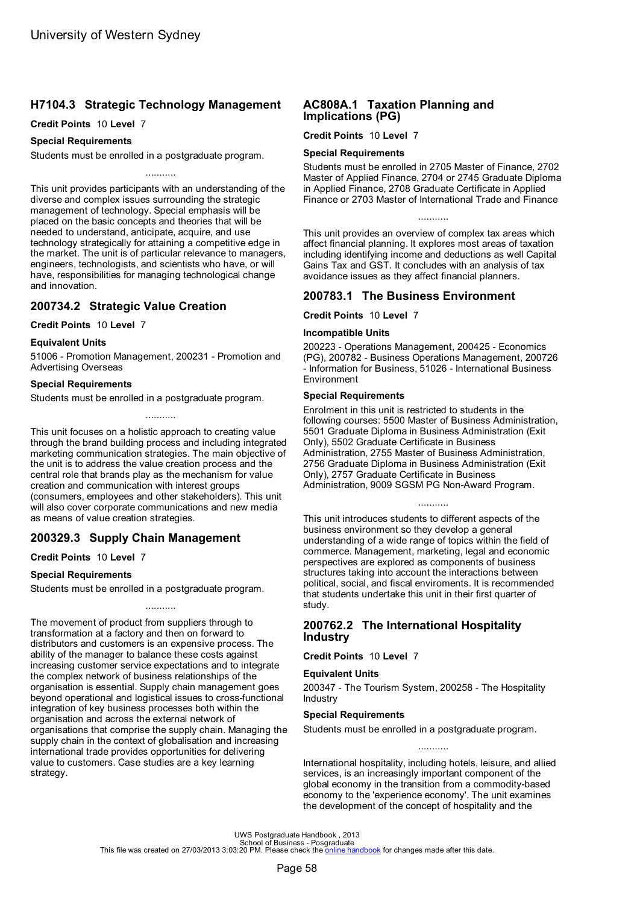## H7104.3 Strategic Technology Management

**Credit Points** 10 **Level** 7

**Special Requirements**

Students must be enrolled in a postgraduate program.

...........

This unit provides participants with an understanding of the diverse and complex issues surrounding the strategic management of technology. Special emphasis will be placed on the basic concepts and theories that will be needed to understand, anticipate, acquire, and use technology strategically for attaining a competitive edge in the market. The unit is of particular relevance to managers, engineers, technologists, and scientists who have, or will have, responsibilities for managing technological change and innovation.

## 200734.2 Strategic Value Creation

**Credit Points** 10 **Level** 7

**Equivalent Units**

51006 - Promotion Management, 200231 - Promotion and Advertising Overseas

**Special Requirements**

Students must be enrolled in a postgraduate program.

...........

This unit focuses on a holistic approach to creating value through the brand building process and including integrated marketing communication strategies. The main objective of the unit is to address the value creation process and the central role that brands play as the mechanism for value creation and communication with interest groups (consumers, employees and other stakeholders). This unit will also cover corporate communications and new media as means of value creation strategies.

## 200329.3 Supply Chain Management

**Credit Points** 10 **Level** 7

**Special Requirements**

Students must be enrolled in a postgraduate program.

...........

The movement of product from suppliers through to transformation at a factory and then on forward to distributors and customers is an expensive process. The ability of the manager to balance these costs against increasing customer service expectations and to integrate the complex network of business relationships of the organisation is essential. Supply chain management goes beyond operational and logistical issues to cross-functional integration of key business processes both within the organisation and across the external network of organisations that comprise the supply chain. Managing the supply chain in the context of globalisation and increasing international trade provides opportunities for delivering value to customers. Case studies are a key learning strategy.

## AC808A.1 Taxation Planning and Implications (PG)

**Credit Points** 10 **Level** 7

**Special Requirements**

Students must be enrolled in 2705 Master of Finance, 2702 Master of Applied Finance, 2704 or 2745 Graduate Diploma in Applied Finance, 2708 Graduate Certificate in Applied Finance or 2703 Master of International Trade and Finance

...........

This unit provides an overview of complex tax areas which affect financial planning. It explores most areas of taxation including identifying income and deductions as well Capital Gains Tax and GST. It concludes with an analysis of tax avoidance issues as they affect financial planners.

## 200783.1 The Business Environment

**Credit Points** 10 **Level** 7

**Incompatible Units**

200223 - Operations Management, 200425 - Economics (PG), 200782 - Business Operations Management, 200726 - Information for Business, 51026 - International Business Environment

**Special Requirements**

Enrolment in this unit is restricted to students in the following courses: 5500 Master of Business Administration, 5501 Graduate Diploma in Business Administration (Exit Only), 5502 Graduate Certificate in Business Administration, 2755 Master of Business Administration, 2756 Graduate Diploma in Business Administration (Exit Only), 2757 Graduate Certificate in Business Administration, 9009 SGSM PG Non-Award Program.

...........

This unit introduces students to different aspects of the business environment so they develop a general understanding of a wide range of topics within the field of commerce. Management, marketing, legal and economic perspectives are explored as components of business structures taking into account the interactions between political, social, and fiscal enviroments. It is recommended that students undertake this unit in their first quarter of study.

## 200762.2 The International Hospitality Industry

**Credit Points** 10 **Level** 7

**Equivalent Units**

200347 - The Tourism System, 200258 - The Hospitality Industry

**Special Requirements**

Students must be enrolled in a postgraduate program.

...........

International hospitality, including hotels, leisure, and allied services, is an increasingly important component of the global economy in the transition from a commodity-based economy to the 'experience economy'. The unit examines the development of the concept of hospitality and the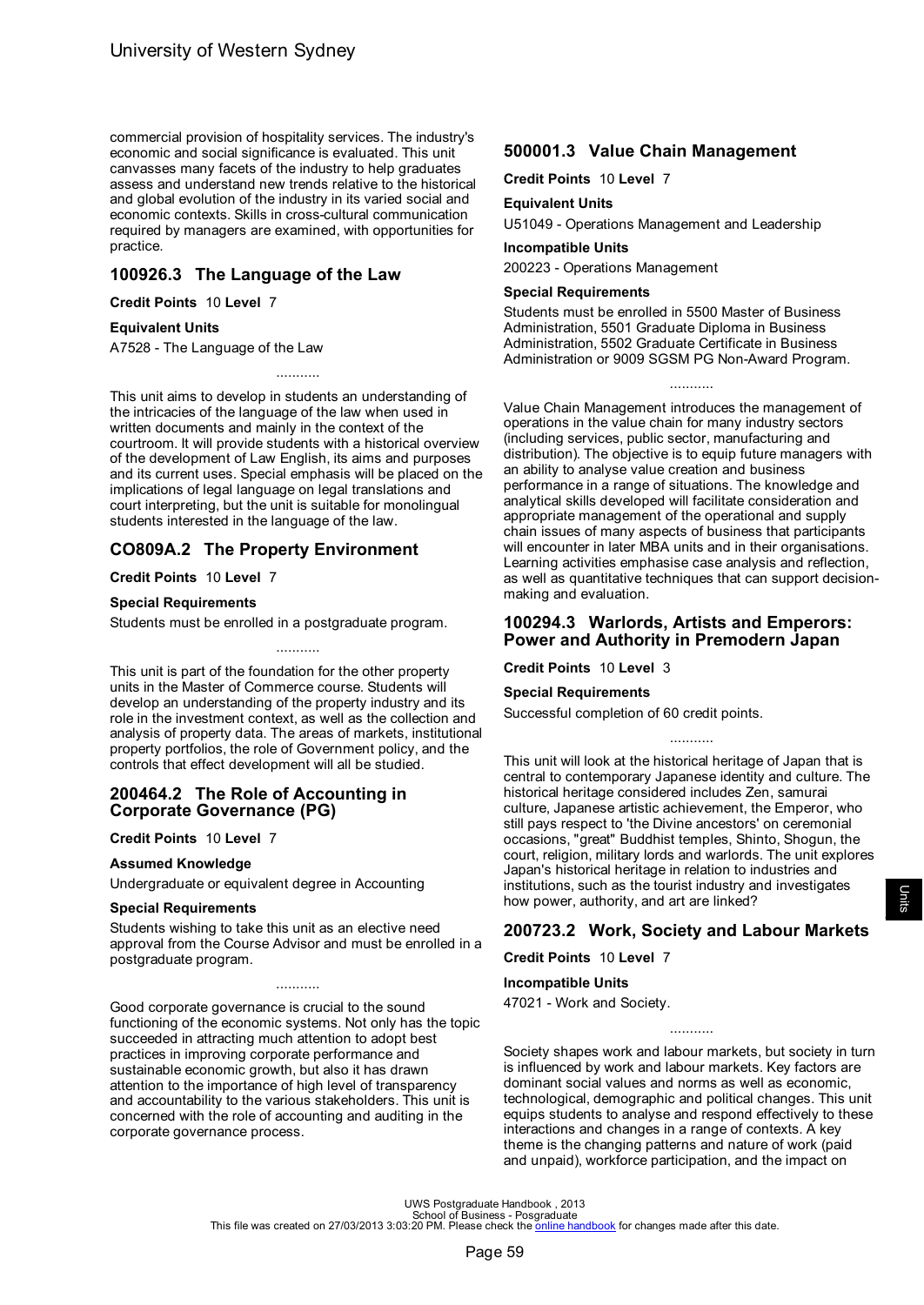commercial provision of hospitality services. The industry's economic and social significance is evaluated. This unit canvasses many facets of the industry to help graduates assess and understand new trends relative to the historical and global evolution of the industry in its varied social and economic contexts. Skills in cross-cultural communication required by managers are examined, with opportunities for practice.

## 100926.3 The Language of the Law

**Credit Points** 10 **Level** 7

**Equivalent Units**

A7528 - The Language of the Law

...........

This unit aims to develop in students an understanding of the intricacies of the language of the law when used in written documents and mainly in the context of the courtroom. It will provide students with a historical overview of the development of Law English, its aims and purposes and its current uses. Special emphasis will be placed on the implications of legal language on legal translations and court interpreting, but the unit is suitable for monolingual students interested in the language of the law.

## CO809A.2 The Property Environment

**Credit Points** 10 **Level** 7

**Special Requirements**

Students must be enrolled in a postgraduate program.

...........

This unit is part of the foundation for the other property units in the Master of Commerce course. Students will develop an understanding of the property industry and its role in the investment context, as well as the collection and analysis of property data. The areas of markets, institutional property portfolios, the role of Government policy, and the controls that effect development will all be studied.

## 200464.2 The Role of Accounting in Corporate Governance (PG)

**Credit Points** 10 **Level** 7

**Assumed Knowledge**

Undergraduate or equivalent degree in Accounting

**Special Requirements**

Students wishing to take this unit as an elective need approval from the Course Advisor and must be enrolled in a postgraduate program.

...........

Good corporate governance is crucial to the sound functioning of the economic systems. Not only has the topic succeeded in attracting much attention to adopt best practices in improving corporate performance and sustainable economic growth, but also it has drawn attention to the importance of high level of transparency and accountability to the various stakeholders. This unit is concerned with the role of accounting and auditing in the corporate governance process.

## 500001.3 Value Chain Management

**Credit Points** 10 **Level** 7

**Equivalent Units**

U51049 - Operations Management and Leadership

**Incompatible Units**

200223 - Operations Management

**Special Requirements**

Students must be enrolled in 5500 Master of Business Administration, 5501 Graduate Diploma in Business Administration, 5502 Graduate Certificate in Business Administration or 9009 SGSM PG Non-Award Program.

...........

Value Chain Management introduces the management of operations in the value chain for many industry sectors (including services, public sector, manufacturing and distribution). The objective is to equip future managers with an ability to analyse value creation and business performance in a range of situations. The knowledge and analytical skills developed will facilitate consideration and appropriate management of the operational and supply chain issues of many aspects of business that participants will encounter in later MBA units and in their organisations. Learning activities emphasise case analysis and reflection, as well as quantitative techniques that can support decision-making and evaluation.

## 100294.3 Warlords, Artists and Emperors: Power and Authority in Premodern Japan

**Credit Points** 10 **Level** 3

**Special Requirements**

Successful completion of 60 credit points.

...........

This unit will look at the historical heritage of Japan that is central to contemporary Japanese identity and culture. The historical heritage considered includes Zen, samurai culture, Japanese artistic achievement, the Emperor, who still pays respect to 'the Divine ancestors' on ceremonial occasions, "great" Buddhist temples, Shinto, Shogun, the court, religion, military lords and warlords. The unit explores Japan's historical heritage in relation to industries and institutions, such as the tourist industry and investigates how power, authority, and art are linked?

## 200723.2 Work, Society and Labour Markets

**Credit Points** 10 **Level** 7

**Incompatible Units**

47021 - Work and Society.

...........

Society shapes work and labour markets, but society in turn is influenced by work and labour markets. Key factors are dominant social values and norms as well as economic, technological, demographic and political changes. This unit equips students to analyse and respond effectively to these interactions and changes in a range of contexts. A key theme is the changing patterns and nature of work (paid and unpaid), workforce participation, and the impact on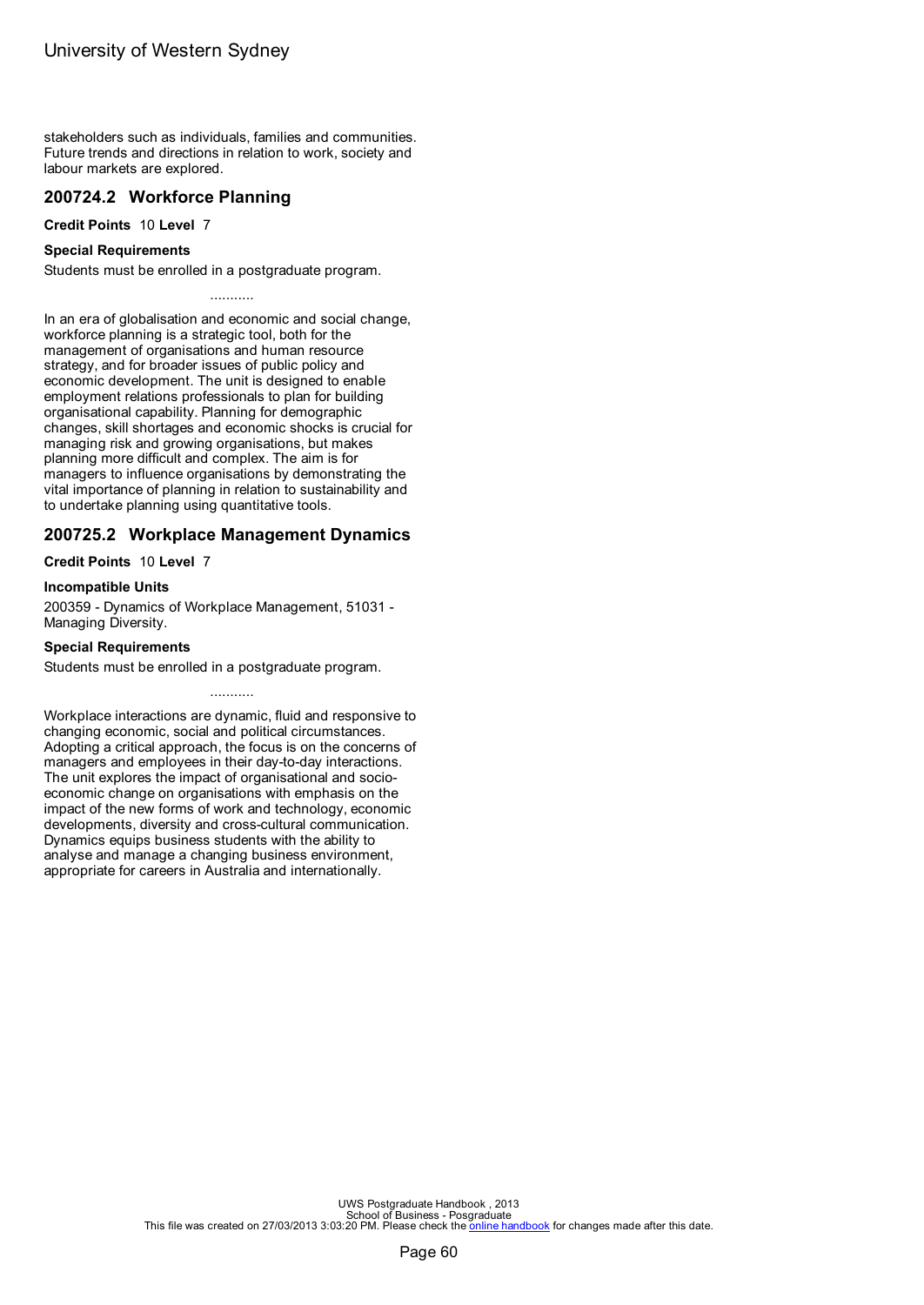stakeholders such as individuals, families and communities. Future trends and directions in relation to work, society and labour markets are explored.

## 200724.2 Workforce Planning

**Credit Points** 10 **Level** 7

**Special Requirements**

Students must be enrolled in a postgraduate program.

...........

In an era of globalisation and economic and social change, workforce planning is a strategic tool, both for the management of organisations and human resource strategy, and for broader issues of public policy and economic development. The unit is designed to enable employment relations professionals to plan for building organisational capability. Planning for demographic changes, skill shortages and economic shocks is crucial for managing risk and growing organisations, but makes planning more difficult and complex. The aim is for managers to influence organisations by demonstrating the vital importance of planning in relation to sustainability and to undertake planning using quantitative tools.

## 200725.2 Workplace Management Dynamics

**Credit Points** 10 **Level** 7

**Incompatible Units**

200359 - Dynamics of Workplace Management, 51031 - Managing Diversity.

**Special Requirements**

Students must be enrolled in a postgraduate program.

...........

Workplace interactions are dynamic, fluid and responsive to changing economic, social and political circumstances. Adopting a critical approach, the focus is on the concerns of managers and employees in their day-to-day interactions. The unit explores the impact of organisational and socio-economic change on organisations with emphasis on the impact of the new forms of work and technology, economic developments, diversity and cross-cultural communication. Dynamics equips business students with the ability to analyse and manage a changing business environment, appropriate for careers in Australia and internationally.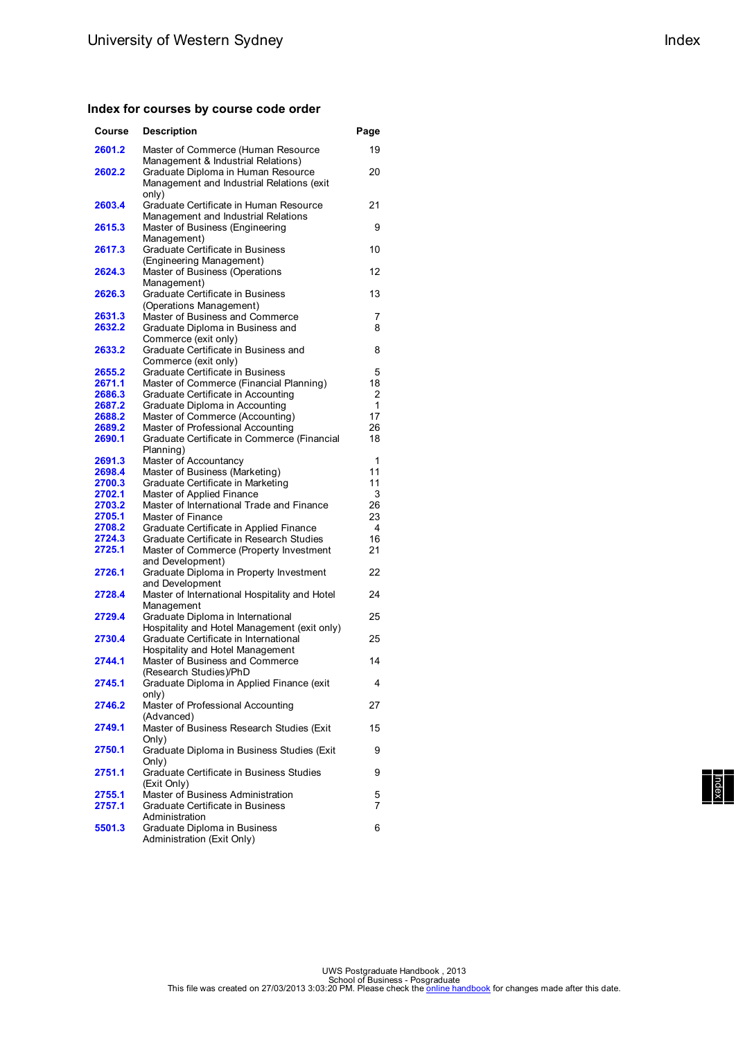## Index for courses by course code order

| Course | Description | Page |
|---|---|---|
| 2601.2 | Master of Commerce (Human Resource Management & Industrial Relations) | 19 |
| 2602.2 | Graduate Diploma in Human Resource Management and Industrial Relations (exit only) | 20 |
| 2603.4 | Graduate Certificate in Human Resource Management and Industrial Relations | 21 |
| 2615.3 | Master of Business (Engineering Management) | 9 |
| 2617.3 | Graduate Certificate in Business (Engineering Management) | 10 |
| 2624.3 | Master of Business (Operations Management) | 12 |
| 2626.3 | Graduate Certificate in Business (Operations Management) | 13 |
| 2631.3 | Master of Business and Commerce | 7 |
| 2632.2 | Graduate Diploma in Business and Commerce (exit only) | 8 |
| 2633.2 | Graduate Certificate in Business and Commerce (exit only) | 8 |
| 2655.2 | Graduate Certificate in Business | 5 |
| 2671.1 | Master of Commerce (Financial Planning) | 18 |
| 2686.3 | Graduate Certificate in Accounting | 2 |
| 2687.2 | Graduate Diploma in Accounting | 1 |
| 2688.2 | Master of Commerce (Accounting) | 17 |
| 2689.2 | Master of Professional Accounting | 26 |
| 2690.1 | Graduate Certificate in Commerce (Financial Planning) | 18 |
| 2691.3 | Master of Accountancy | 1 |
| 2698.4 | Master of Business (Marketing) | 11 |
| 2700.3 | Graduate Certificate in Marketing | 11 |
| 2702.1 | Master of Applied Finance | 3 |
| 2703.2 | Master of International Trade and Finance | 26 |
| 2705.1 | Master of Finance | 23 |
| 2708.2 | Graduate Certificate in Applied Finance | 4 |
| 2724.3 | Graduate Certificate in Research Studies | 16 |
| 2725.1 | Master of Commerce (Property Investment and Development) | 21 |
| 2726.1 | Graduate Diploma in Property Investment and Development | 22 |
| 2728.4 | Master of International Hospitality and Hotel Management | 24 |
| 2729.4 | Graduate Diploma in International Hospitality and Hotel Management (exit only) | 25 |
| 2730.4 | Graduate Certificate in International Hospitality and Hotel Management | 25 |
| 2744.1 | Master of Business and Commerce (Research Studies)/PhD | 14 |
| 2745.1 | Graduate Diploma in Applied Finance (exit only) | 4 |
| 2746.2 | Master of Professional Accounting (Advanced) | 27 |
| 2749.1 | Master of Business Research Studies (Exit Only) | 15 |
| 2750.1 | Graduate Diploma in Business Studies (Exit Only) | 9 |
| 2751.1 | Graduate Certificate in Business Studies (Exit Only) | 9 |
| 2755.1 | Master of Business Administration | 5 |
| 2757.1 | Graduate Certificate in Business Administration | 7 |
| 5501.3 | Graduate Diploma in Business Administration (Exit Only) | 6 |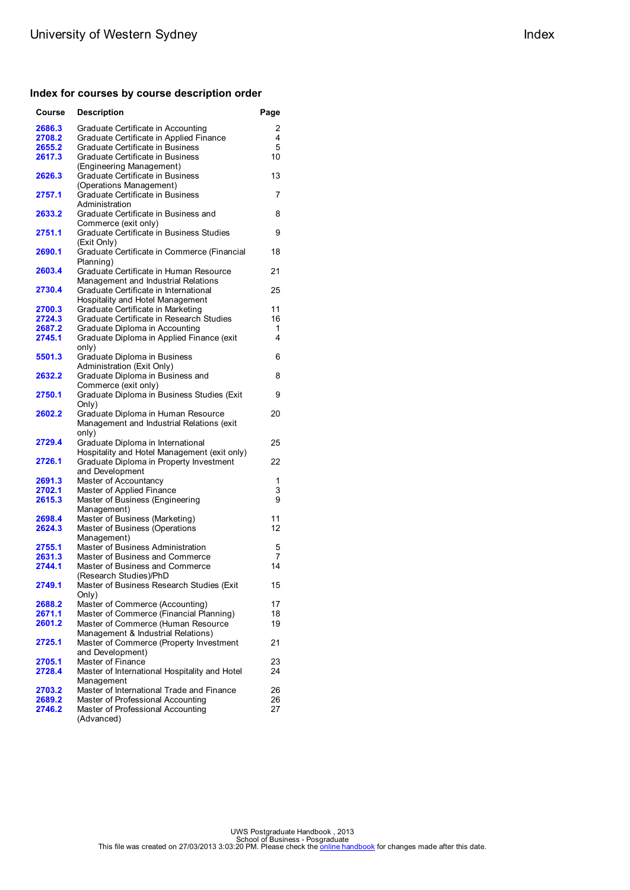## Index for courses by course description order

| Course | Description | Page |
|---|---|---|
| **2686.3** | Graduate Certificate in Accounting | 2 |
| **2708.2** | Graduate Certificate in Applied Finance | 4 |
| **2655.2** | Graduate Certificate in Business | 5 |
| **2617.3** | Graduate Certificate in Business (Engineering Management) | 10 |
| **2626.3** | Graduate Certificate in Business (Operations Management) | 13 |
| **2757.1** | Graduate Certificate in Business Administration | 7 |
| **2633.2** | Graduate Certificate in Business and Commerce (exit only) | 8 |
| **2751.1** | Graduate Certificate in Business Studies (Exit Only) | 9 |
| **2690.1** | Graduate Certificate in Commerce (Financial Planning) | 18 |
| **2603.4** | Graduate Certificate in Human Resource Management and Industrial Relations | 21 |
| **2730.4** | Graduate Certificate in International Hospitality and Hotel Management | 25 |
| **2700.3** | Graduate Certificate in Marketing | 11 |
| **2724.3** | Graduate Certificate in Research Studies | 16 |
| **2687.2** | Graduate Diploma in Accounting | 1 |
| **2745.1** | Graduate Diploma in Applied Finance (exit only) | 4 |
| **5501.3** | Graduate Diploma in Business Administration (Exit Only) | 6 |
| **2632.2** | Graduate Diploma in Business and Commerce (exit only) | 8 |
| **2750.1** | Graduate Diploma in Business Studies (Exit Only) | 9 |
| **2602.2** | Graduate Diploma in Human Resource Management and Industrial Relations (exit only) | 20 |
| **2729.4** | Graduate Diploma in International Hospitality and Hotel Management (exit only) | 25 |
| **2726.1** | Graduate Diploma in Property Investment and Development | 22 |
| **2691.3** | Master of Accountancy | 1 |
| **2702.1** | Master of Applied Finance | 3 |
| **2615.3** | Master of Business (Engineering Management) | 9 |
| **2698.4** | Master of Business (Marketing) | 11 |
| **2624.3** | Master of Business (Operations Management) | 12 |
| **2755.1** | Master of Business Administration | 5 |
| **2631.3** | Master of Business and Commerce | 7 |
| **2744.1** | Master of Business and Commerce (Research Studies)/PhD | 14 |
| **2749.1** | Master of Business Research Studies (Exit Only) | 15 |
| **2688.2** | Master of Commerce (Accounting) | 17 |
| **2671.1** | Master of Commerce (Financial Planning) | 18 |
| **2601.2** | Master of Commerce (Human Resource Management & Industrial Relations) | 19 |
| **2725.1** | Master of Commerce (Property Investment and Development) | 21 |
| **2705.1** | Master of Finance | 23 |
| **2728.4** | Master of International Hospitality and Hotel Management | 24 |
| **2703.2** | Master of International Trade and Finance | 26 |
| **2689.2** | Master of Professional Accounting | 26 |
| **2746.2** | Master of Professional Accounting (Advanced) | 27 |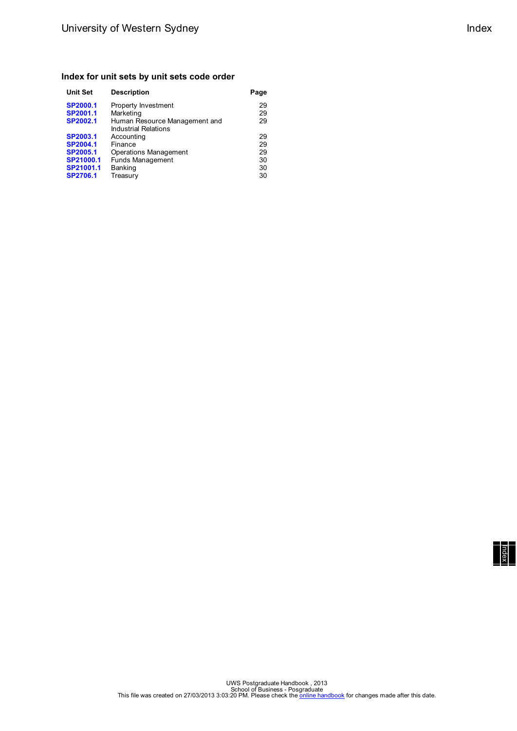## Index for unit sets by unit sets code order

| Unit Set | Description | Page |
|---|---|---|
| **SP2000.1** | Property Investment | 29 |
| **SP2001.1** | Marketing | 29 |
| **SP2002.1** | Human Resource Management and Industrial Relations | 29 |
| **SP2003.1** | Accounting | 29 |
| **SP2004.1** | Finance | 29 |
| **SP2005.1** | Operations Management | 29 |
| **SP21000.1** | Funds Management | 30 |
| **SP21001.1** | Banking | 30 |
| **SP2706.1** | Treasury | 30 |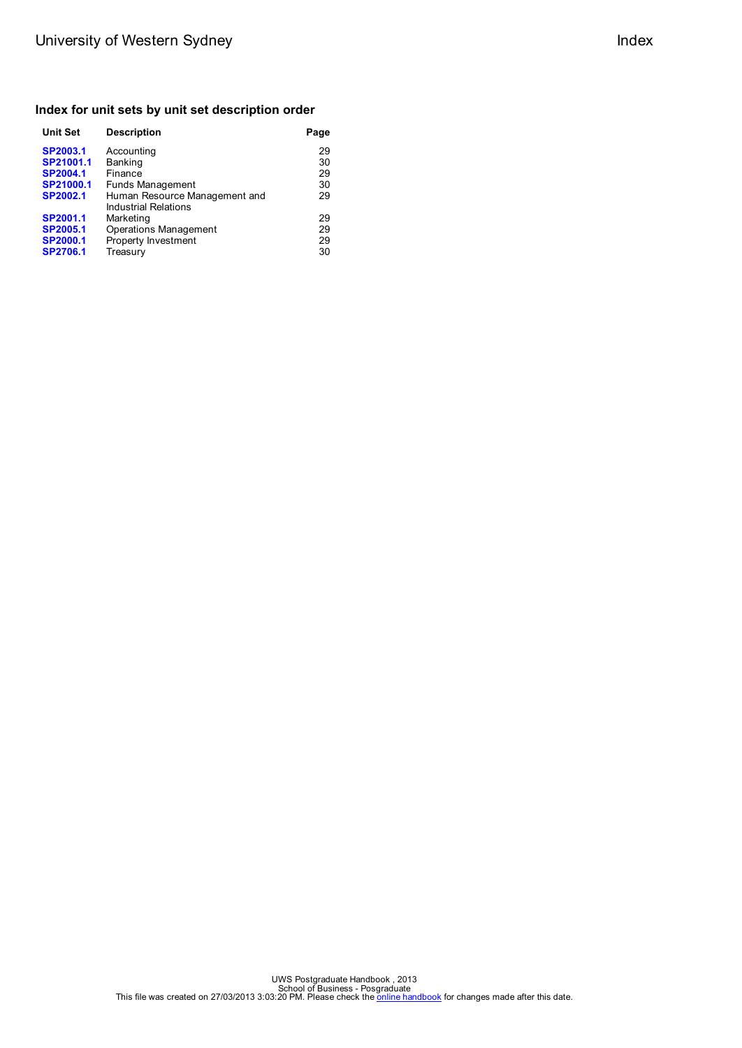## Index for unit sets by unit set description order

| Unit Set | Description | Page |
|---|---|---|
| **SP2003.1** | Accounting | 29 |
| **SP21001.1** | Banking | 30 |
| **SP2004.1** | Finance | 29 |
| **SP21000.1** | Funds Management | 30 |
| **SP2002.1** | Human Resource Management and Industrial Relations | 29 |
| **SP2001.1** | Marketing | 29 |
| **SP2005.1** | Operations Management | 29 |
| **SP2000.1** | Property Investment | 29 |
| **SP2706.1** | Treasury | 30 |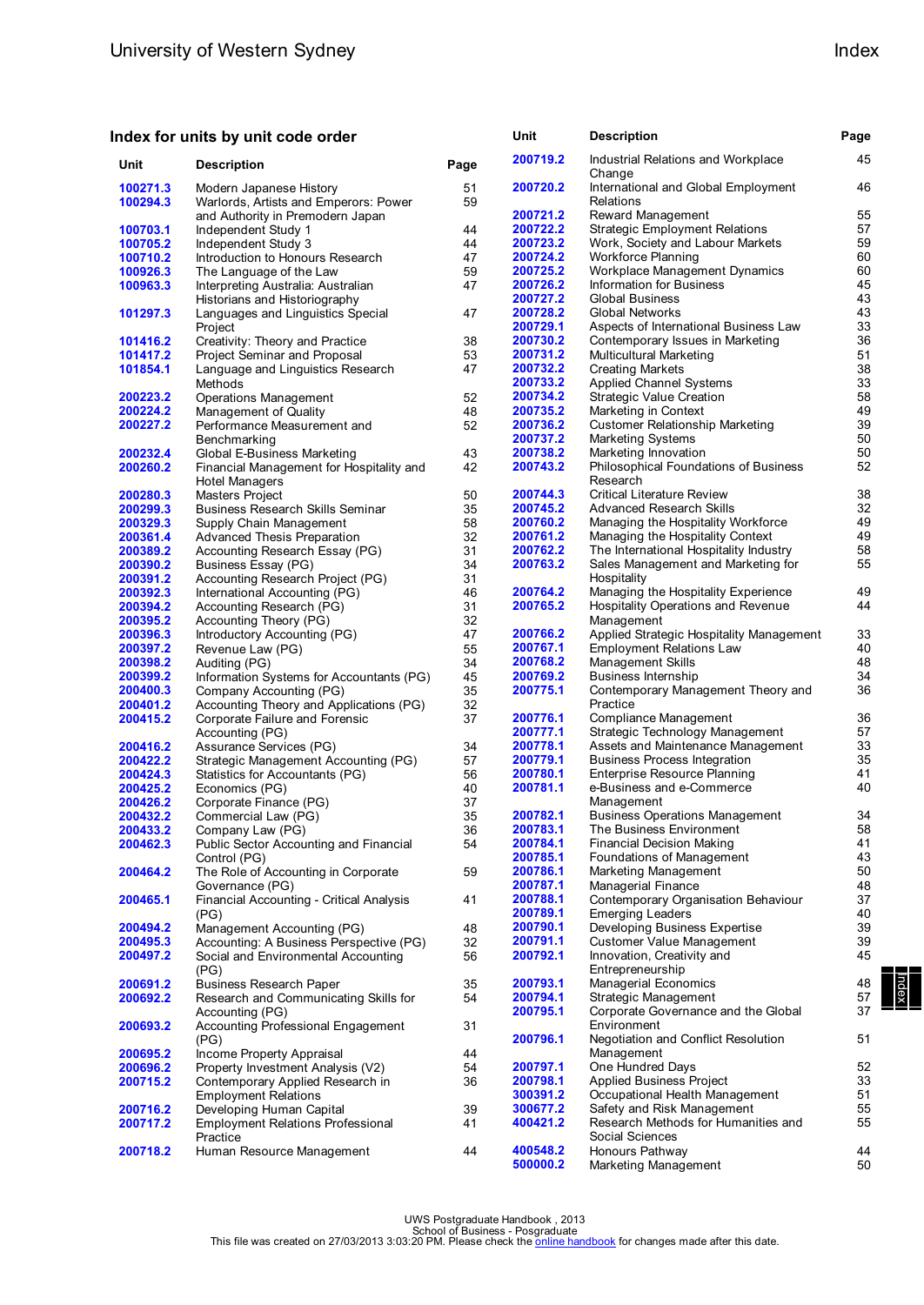## Index for units by unit code order

| Unit | Description | Page |
|---|---|---|
| 100271.3 | Modern Japanese History | 51 |
| 100294.3 | Warlords, Artists and Emperors: Power and Authority in Premodern Japan | 59 |
| 100703.1 | Independent Study 1 | 44 |
| 100705.2 | Independent Study 3 | 44 |
| 100710.2 | Introduction to Honours Research | 47 |
| 100926.3 | The Language of the Law | 59 |
| 100963.3 | Interpreting Australia: Australian Historians and Historiography | 47 |
| 101297.3 | Languages and Linguistics Special Project | 47 |
| 101416.2 | Creativity: Theory and Practice | 38 |
| 101417.2 | Project Seminar and Proposal | 53 |
| 101854.1 | Language and Linguistics Research Methods | 47 |
| 200223.2 | Operations Management | 52 |
| 200224.2 | Management of Quality | 48 |
| 200227.2 | Performance Measurement and Benchmarking | 52 |
| 200232.4 | Global E-Business Marketing | 43 |
| 200260.2 | Financial Management for Hospitality and Hotel Managers | 42 |
| 200280.3 | Masters Project | 50 |
| 200299.3 | Business Research Skills Seminar | 35 |
| 200329.3 | Supply Chain Management | 58 |
| 200361.4 | Advanced Thesis Preparation | 32 |
| 200389.2 | Accounting Research Essay (PG) | 31 |
| 200390.2 | Business Essay (PG) | 34 |
| 200391.2 | Accounting Research Project (PG) | 31 |
| 200392.3 | International Accounting (PG) | 46 |
| 200394.2 | Accounting Research (PG) | 31 |
| 200395.2 | Accounting Theory (PG) | 32 |
| 200396.3 | Introductory Accounting (PG) | 47 |
| 200397.2 | Revenue Law (PG) | 55 |
| 200398.2 | Auditing (PG) | 34 |
| 200399.2 | Information Systems for Accountants (PG) | 45 |
| 200400.3 | Company Accounting (PG) | 35 |
| 200401.2 | Accounting Theory and Applications (PG) | 32 |
| 200415.2 | Corporate Failure and Forensic Accounting (PG) | 37 |
| 200416.2 | Assurance Services (PG) | 34 |
| 200422.2 | Strategic Management Accounting (PG) | 57 |
| 200424.3 | Statistics for Accountants (PG) | 56 |
| 200425.2 | Economics (PG) | 40 |
| 200426.2 | Corporate Finance (PG) | 37 |
| 200432.2 | Commercial Law (PG) | 35 |
| 200433.2 | Company Law (PG) | 36 |
| 200462.3 | Public Sector Accounting and Financial Control (PG) | 54 |
| 200464.2 | The Role of Accounting in Corporate Governance (PG) | 59 |
| 200465.1 | Financial Accounting - Critical Analysis (PG) | 41 |
| 200494.2 | Management Accounting (PG) | 48 |
| 200495.3 | Accounting: A Business Perspective (PG) | 32 |
| 200497.2 | Social and Environmental Accounting (PG) | 56 |
| 200691.2 | Business Research Paper | 35 |
| 200692.2 | Research and Communicating Skills for Accounting (PG) | 54 |
| 200693.2 | Accounting Professional Engagement (PG) | 31 |
| 200695.2 | Income Property Appraisal | 44 |
| 200696.2 | Property Investment Analysis (V2) | 54 |
| 200715.2 | Contemporary Applied Research in Employment Relations | 36 |
| 200716.2 | Developing Human Capital | 39 |
| 200717.2 | Employment Relations Professional Practice | 41 |
| 200718.2 | Human Resource Management | 44 |
| 200719.2 | Industrial Relations and Workplace Change | 45 |
| 200720.2 | International and Global Employment Relations | 46 |
| 200721.2 | Reward Management | 55 |
| 200722.2 | Strategic Employment Relations | 57 |
| 200723.2 | Work, Society and Labour Markets | 59 |
| 200724.2 | Workforce Planning | 60 |
| 200725.2 | Workplace Management Dynamics | 60 |
| 200726.2 | Information for Business | 45 |
| 200727.2 | Global Business | 43 |
| 200728.2 | Global Networks | 43 |
| 200729.1 | Aspects of International Business Law | 33 |
| 200730.2 | Contemporary Issues in Marketing | 36 |
| 200731.2 | Multicultural Marketing | 51 |
| 200732.2 | Creating Markets | 38 |
| 200733.2 | Applied Channel Systems | 33 |
| 200734.2 | Strategic Value Creation | 58 |
| 200735.2 | Marketing in Context | 49 |
| 200736.2 | Customer Relationship Marketing | 39 |
| 200737.2 | Marketing Systems | 50 |
| 200738.2 | Marketing Innovation | 50 |
| 200743.2 | Philosophical Foundations of Business Research | 52 |
| 200744.3 | Critical Literature Review | 38 |
| 200745.2 | Advanced Research Skills | 32 |
| 200760.2 | Managing the Hospitality Workforce | 49 |
| 200761.2 | Managing the Hospitality Context | 49 |
| 200762.2 | The International Hospitality Industry | 58 |
| 200763.2 | Sales Management and Marketing for Hospitality | 55 |
| 200764.2 | Managing the Hospitality Experience | 49 |
| 200765.2 | Hospitality Operations and Revenue Management | 44 |
| 200766.2 | Applied Strategic Hospitality Management | 33 |
| 200767.1 | Employment Relations Law | 40 |
| 200768.2 | Management Skills | 48 |
| 200769.2 | Business Internship | 34 |
| 200775.1 | Contemporary Management Theory and Practice | 36 |
| 200776.1 | Compliance Management | 36 |
| 200777.1 | Strategic Technology Management | 57 |
| 200778.1 | Assets and Maintenance Management | 33 |
| 200779.1 | Business Process Integration | 35 |
| 200780.1 | Enterprise Resource Planning | 41 |
| 200781.1 | e-Business and e-Commerce Management | 40 |
| 200782.1 | Business Operations Management | 34 |
| 200783.1 | The Business Environment | 58 |
| 200784.1 | Financial Decision Making | 41 |
| 200785.1 | Foundations of Management | 43 |
| 200786.1 | Marketing Management | 50 |
| 200787.1 | Managerial Finance | 48 |
| 200788.1 | Contemporary Organisation Behaviour | 37 |
| 200789.1 | Emerging Leaders | 40 |
| 200790.1 | Developing Business Expertise | 39 |
| 200791.1 | Customer Value Management | 39 |
| 200792.1 | Innovation, Creativity and Entrepreneurship | 45 |
| 200793.1 | Managerial Economics | 48 |
| 200794.1 | Strategic Management | 57 |
| 200795.1 | Corporate Governance and the Global Environment | 37 |
| 200796.1 | Negotiation and Conflict Resolution Management | 51 |
| 200797.1 | One Hundred Days | 52 |
| 200798.1 | Applied Business Project | 33 |
| 300391.2 | Occupational Health Management | 51 |
| 300677.2 | Safety and Risk Management | 55 |
| 400421.2 | Research Methods for Humanities and Social Sciences | 55 |
| 400548.2 | Honours Pathway | 44 |
| 500000.2 | Marketing Management | 50 |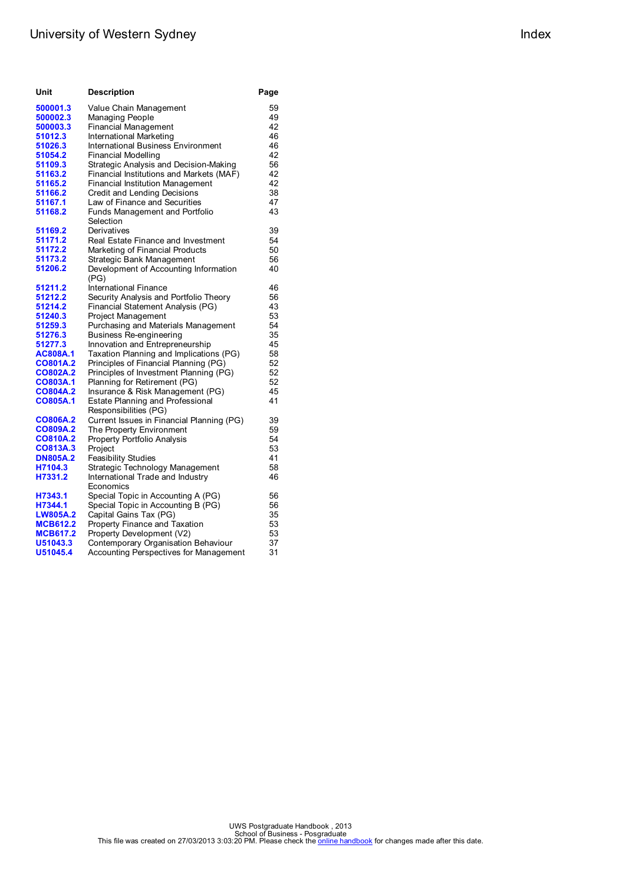# Index

| Unit | Description | Page |
| --- | --- | --- |
| **500001.3** | Value Chain Management | 59 |
| **500002.3** | Managing People | 49 |
| **500003.3** | Financial Management | 42 |
| **51012.3** | International Marketing | 46 |
| **51026.3** | International Business Environment | 46 |
| **51054.2** | Financial Modelling | 42 |
| **51109.3** | Strategic Analysis and Decision-Making | 56 |
| **51163.2** | Financial Institutions and Markets (MAF) | 42 |
| **51165.2** | Financial Institution Management | 42 |
| **51166.2** | Credit and Lending Decisions | 38 |
| **51167.1** | Law of Finance and Securities | 47 |
| **51168.2** | Funds Management and Portfolio Selection | 43 |
| **51169.2** | Derivatives | 39 |
| **51171.2** | Real Estate Finance and Investment | 54 |
| **51172.2** | Marketing of Financial Products | 50 |
| **51173.2** | Strategic Bank Management | 56 |
| **51206.2** | Development of Accounting Information (PG) | 40 |
| **51211.2** | International Finance | 46 |
| **51212.2** | Security Analysis and Portfolio Theory | 56 |
| **51214.2** | Financial Statement Analysis (PG) | 43 |
| **51240.3** | Project Management | 53 |
| **51259.3** | Purchasing and Materials Management | 54 |
| **51276.3** | Business Re-engineering | 35 |
| **51277.3** | Innovation and Entrepreneurship | 45 |
| **AC808A.1** | Taxation Planning and Implications (PG) | 58 |
| **CO801A.2** | Principles of Financial Planning (PG) | 52 |
| **CO802A.2** | Principles of Investment Planning (PG) | 52 |
| **CO803A.1** | Planning for Retirement (PG) | 52 |
| **CO804A.2** | Insurance & Risk Management (PG) | 45 |
| **CO805A.1** | Estate Planning and Professional Responsibilities (PG) | 41 |
| **CO806A.2** | Current Issues in Financial Planning (PG) | 39 |
| **CO809A.2** | The Property Environment | 59 |
| **CO810A.2** | Property Portfolio Analysis | 54 |
| **CO813A.3** | Project | 53 |
| **DN805A.2** | Feasibility Studies | 41 |
| **H7104.3** | Strategic Technology Management | 58 |
| **H7331.2** | International Trade and Industry Economics | 46 |
| **H7343.1** | Special Topic in Accounting A (PG) | 56 |
| **H7344.1** | Special Topic in Accounting B (PG) | 56 |
| **LW805A.2** | Capital Gains Tax (PG) | 35 |
| **MCB612.2** | Property Finance and Taxation | 53 |
| **MCB617.2** | Property Development (V2) | 53 |
| **U51043.3** | Contemporary Organisation Behaviour | 37 |
| **U51045.4** | Accounting Perspectives for Management | 31 |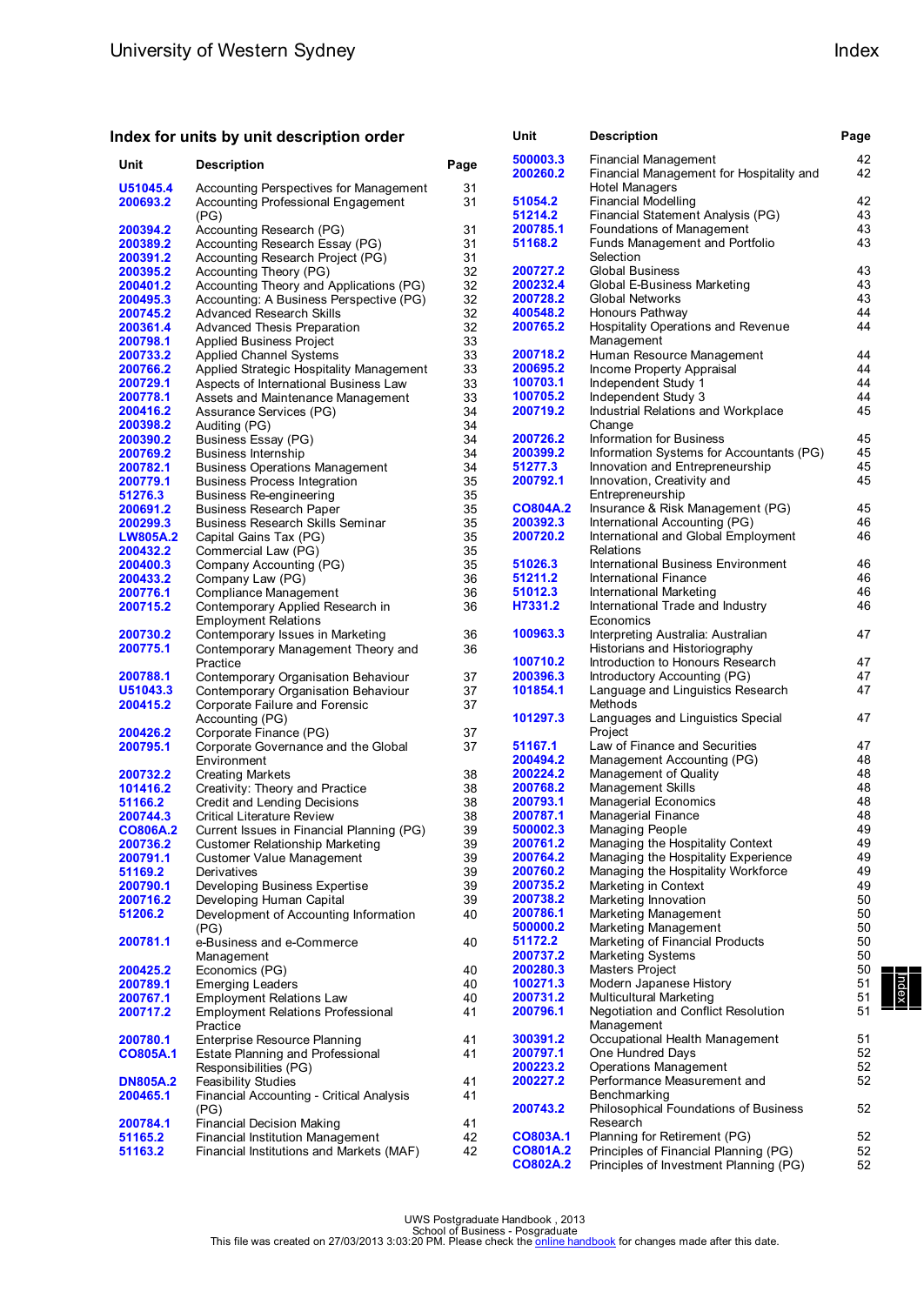## Index for units by unit description order

| Unit | Description | Page |
|---|---|---|
| U51045.4 | Accounting Perspectives for Management | 31 |
| 200693.2 | Accounting Professional Engagement (PG) | 31 |
| 200394.2 | Accounting Research (PG) | 31 |
| 200389.2 | Accounting Research Essay (PG) | 31 |
| 200391.2 | Accounting Research Project (PG) | 31 |
| 200395.2 | Accounting Theory (PG) | 32 |
| 200401.2 | Accounting Theory and Applications (PG) | 32 |
| 200495.3 | Accounting: A Business Perspective (PG) | 32 |
| 200745.2 | Advanced Research Skills | 32 |
| 200361.4 | Advanced Thesis Preparation | 32 |
| 200798.1 | Applied Business Project | 33 |
| 200733.2 | Applied Channel Systems | 33 |
| 200766.2 | Applied Strategic Hospitality Management | 33 |
| 200729.1 | Aspects of International Business Law | 33 |
| 200778.1 | Assets and Maintenance Management | 33 |
| 200416.2 | Assurance Services (PG) | 34 |
| 200398.2 | Auditing (PG) | 34 |
| 200390.2 | Business Essay (PG) | 34 |
| 200769.2 | Business Internship | 34 |
| 200782.1 | Business Operations Management | 34 |
| 200779.1 | Business Process Integration | 35 |
| 51276.3 | Business Re-engineering | 35 |
| 200691.2 | Business Research Paper | 35 |
| 200299.3 | Business Research Skills Seminar | 35 |
| LW805A.2 | Capital Gains Tax (PG) | 35 |
| 200432.2 | Commercial Law (PG) | 35 |
| 200400.3 | Company Accounting (PG) | 35 |
| 200433.2 | Company Law (PG) | 36 |
| 200776.1 | Compliance Management | 36 |
| 200715.2 | Contemporary Applied Research in Employment Relations | 36 |
| 200730.2 | Contemporary Issues in Marketing | 36 |
| 200775.1 | Contemporary Management Theory and Practice | 36 |
| 200788.1 | Contemporary Organisation Behaviour | 37 |
| U51043.3 | Contemporary Organisation Behaviour | 37 |
| 200415.2 | Corporate Failure and Forensic Accounting (PG) | 37 |
| 200426.2 | Corporate Finance (PG) | 37 |
| 200795.1 | Corporate Governance and the Global Environment | 37 |
| 200732.2 | Creating Markets | 38 |
| 101416.2 | Creativity: Theory and Practice | 38 |
| 51166.2 | Credit and Lending Decisions | 38 |
| 200744.3 | Critical Literature Review | 38 |
| CO806A.2 | Current Issues in Financial Planning (PG) | 39 |
| 200736.2 | Customer Relationship Marketing | 39 |
| 200791.1 | Customer Value Management | 39 |
| 51169.2 | Derivatives | 39 |
| 200790.1 | Developing Business Expertise | 39 |
| 200716.2 | Developing Human Capital | 39 |
| 51206.2 | Development of Accounting Information (PG) | 40 |
| 200781.1 | e-Business and e-Commerce Management | 40 |
| 200425.2 | Economics (PG) | 40 |
| 200789.1 | Emerging Leaders | 40 |
| 200767.1 | Employment Relations Law | 40 |
| 200717.2 | Employment Relations Professional Practice | 41 |
| 200780.1 | Enterprise Resource Planning | 41 |
| CO805A.1 | Estate Planning and Professional Responsibilities (PG) | 41 |
| DN805A.2 | Feasibility Studies | 41 |
| 200465.1 | Financial Accounting - Critical Analysis (PG) | 41 |
| 200784.1 | Financial Decision Making | 41 |
| 51165.2 | Financial Institution Management | 42 |
| 51163.2 | Financial Institutions and Markets (MAF) | 42 |
| 500003.3 | Financial Management | 42 |
| 200260.2 | Financial Management for Hospitality and Hotel Managers | 42 |
| 51054.2 | Financial Modelling | 42 |
| 51214.2 | Financial Statement Analysis (PG) | 43 |
| 200785.1 | Foundations of Management | 43 |
| 51168.2 | Funds Management and Portfolio Selection | 43 |
| 200727.2 | Global Business | 43 |
| 200232.4 | Global E-Business Marketing | 43 |
| 200728.2 | Global Networks | 43 |
| 400548.2 | Honours Pathway | 44 |
| 200765.2 | Hospitality Operations and Revenue Management | 44 |
| 200718.2 | Human Resource Management | 44 |
| 200695.2 | Income Property Appraisal | 44 |
| 100703.1 | Independent Study 1 | 44 |
| 100705.2 | Independent Study 3 | 44 |
| 200719.2 | Industrial Relations and Workplace Change | 45 |
| 200726.2 | Information for Business | 45 |
| 200399.2 | Information Systems for Accountants (PG) | 45 |
| 51277.3 | Innovation and Entrepreneurship | 45 |
| 200792.1 | Innovation, Creativity and Entrepreneurship | 45 |
| CO804A.2 | Insurance & Risk Management (PG) | 45 |
| 200392.3 | International Accounting (PG) | 46 |
| 200720.2 | International and Global Employment Relations | 46 |
| 51026.3 | International Business Environment | 46 |
| 51211.2 | International Finance | 46 |
| 51012.3 | International Marketing | 46 |
| H7331.2 | International Trade and Industry Economics | 46 |
| 100963.3 | Interpreting Australia: Australian Historians and Historiography | 47 |
| 100710.2 | Introduction to Honours Research | 47 |
| 200396.3 | Introductory Accounting (PG) | 47 |
| 101854.1 | Language and Linguistics Research Methods | 47 |
| 101297.3 | Languages and Linguistics Special Project | 47 |
| 51167.1 | Law of Finance and Securities | 47 |
| 200494.2 | Management Accounting (PG) | 48 |
| 200224.2 | Management of Quality | 48 |
| 200768.2 | Management Skills | 48 |
| 200793.1 | Managerial Economics | 48 |
| 200787.1 | Managerial Finance | 48 |
| 500002.3 | Managing People | 49 |
| 200761.2 | Managing the Hospitality Context | 49 |
| 200764.2 | Managing the Hospitality Experience | 49 |
| 200760.2 | Managing the Hospitality Workforce | 49 |
| 200735.2 | Marketing in Context | 49 |
| 200738.2 | Marketing Innovation | 50 |
| 200786.1 | Marketing Management | 50 |
| 500000.2 | Marketing Management | 50 |
| 51172.2 | Marketing of Financial Products | 50 |
| 200737.2 | Marketing Systems | 50 |
| 200280.3 | Masters Project | 50 |
| 100271.3 | Modern Japanese History | 51 |
| 200731.2 | Multicultural Marketing | 51 |
| 200796.1 | Negotiation and Conflict Resolution Management | 51 |
| 300391.2 | Occupational Health Management | 51 |
| 200797.1 | One Hundred Days | 52 |
| 200223.2 | Operations Management | 52 |
| 200227.2 | Performance Measurement and Benchmarking | 52 |
| 200743.2 | Philosophical Foundations of Business Research | 52 |
| CO803A.1 | Planning for Retirement (PG) | 52 |
| CO801A.2 | Principles of Financial Planning (PG) | 52 |
| CO802A.2 | Principles of Investment Planning (PG) | 52 |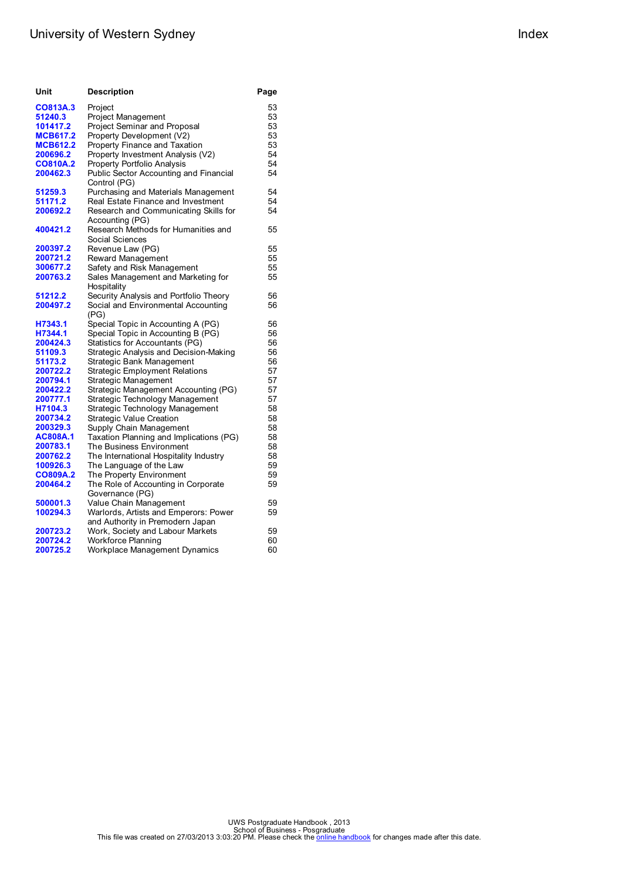| Unit | Description | Page |
| --- | --- | --- |
| CO813A.3 | Project | 53 |
| 51240.3 | Project Management | 53 |
| 101417.2 | Project Seminar and Proposal | 53 |
| MCB617.2 | Property Development (V2) | 53 |
| MCB612.2 | Property Finance and Taxation | 53 |
| 200696.2 | Property Investment Analysis (V2) | 54 |
| CO810A.2 | Property Portfolio Analysis | 54 |
| 200462.3 | Public Sector Accounting and Financial Control (PG) | 54 |
| 51259.3 | Purchasing and Materials Management | 54 |
| 51171.2 | Real Estate Finance and Investment | 54 |
| 200692.2 | Research and Communicating Skills for Accounting (PG) | 54 |
| 400421.2 | Research Methods for Humanities and Social Sciences | 55 |
| 200397.2 | Revenue Law (PG) | 55 |
| 200721.2 | Reward Management | 55 |
| 300677.2 | Safety and Risk Management | 55 |
| 200763.2 | Sales Management and Marketing for Hospitality | 55 |
| 51212.2 | Security Analysis and Portfolio Theory | 56 |
| 200497.2 | Social and Environmental Accounting (PG) | 56 |
| H7343.1 | Special Topic in Accounting A (PG) | 56 |
| H7344.1 | Special Topic in Accounting B (PG) | 56 |
| 200424.3 | Statistics for Accountants (PG) | 56 |
| 51109.3 | Strategic Analysis and Decision-Making | 56 |
| 51173.2 | Strategic Bank Management | 56 |
| 200722.2 | Strategic Employment Relations | 57 |
| 200794.1 | Strategic Management | 57 |
| 200422.2 | Strategic Management Accounting (PG) | 57 |
| 200777.1 | Strategic Technology Management | 57 |
| H7104.3 | Strategic Technology Management | 58 |
| 200734.2 | Strategic Value Creation | 58 |
| 200329.3 | Supply Chain Management | 58 |
| AC808A.1 | Taxation Planning and Implications (PG) | 58 |
| 200783.1 | The Business Environment | 58 |
| 200762.2 | The International Hospitality Industry | 58 |
| 100926.3 | The Language of the Law | 59 |
| CO809A.2 | The Property Environment | 59 |
| 200464.2 | The Role of Accounting in Corporate Governance (PG) | 59 |
| 500001.3 | Value Chain Management | 59 |
| 100294.3 | Warlords, Artists and Emperors: Power and Authority in Premodern Japan | 59 |
| 200723.2 | Work, Society and Labour Markets | 59 |
| 200724.2 | Workforce Planning | 60 |
| 200725.2 | Workplace Management Dynamics | 60 |